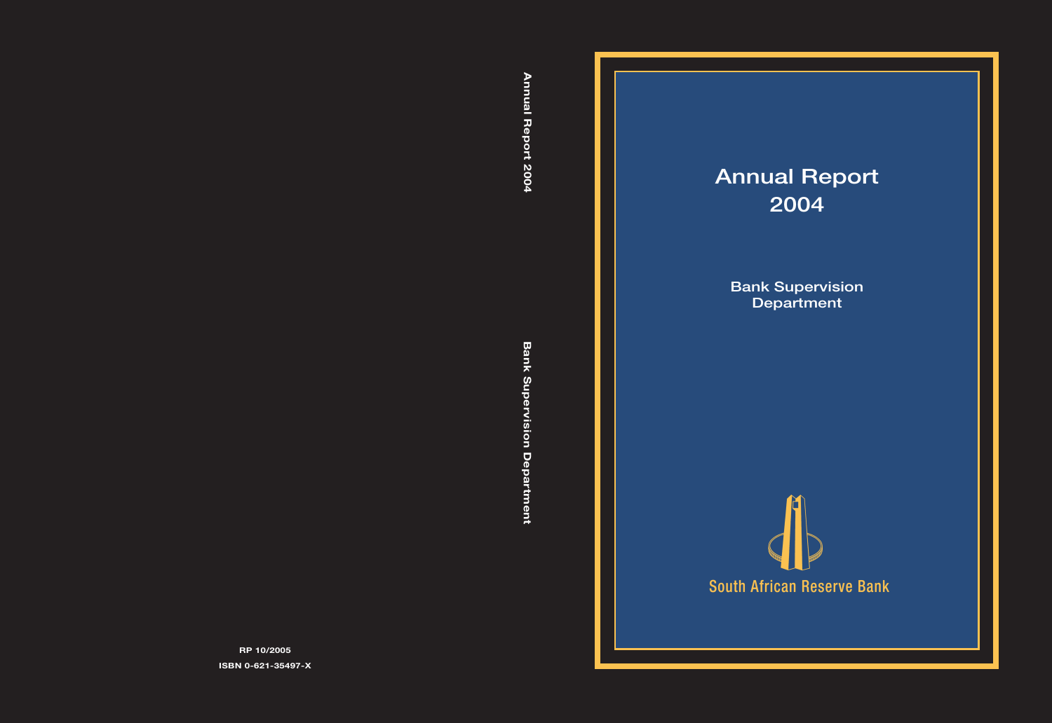# Annual Report 2004

## Bank Supervision Department

South African Reserve Bank

Annual Report 2004

Bank Supervision Department

RP 10/2005

ISBN 0-621-35497-X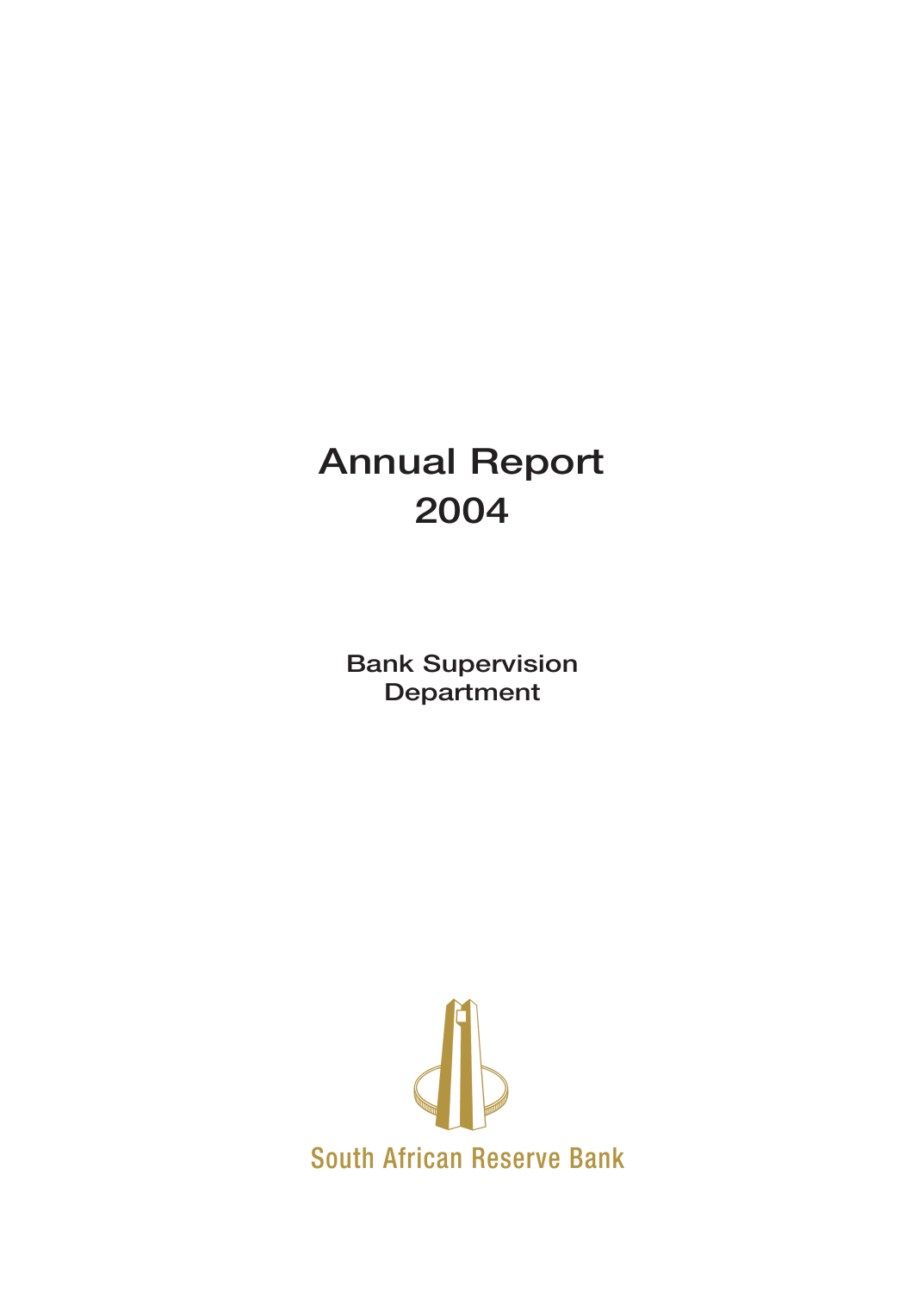# Annual Report 2004

## Bank Supervision Department

South African Reserve Bank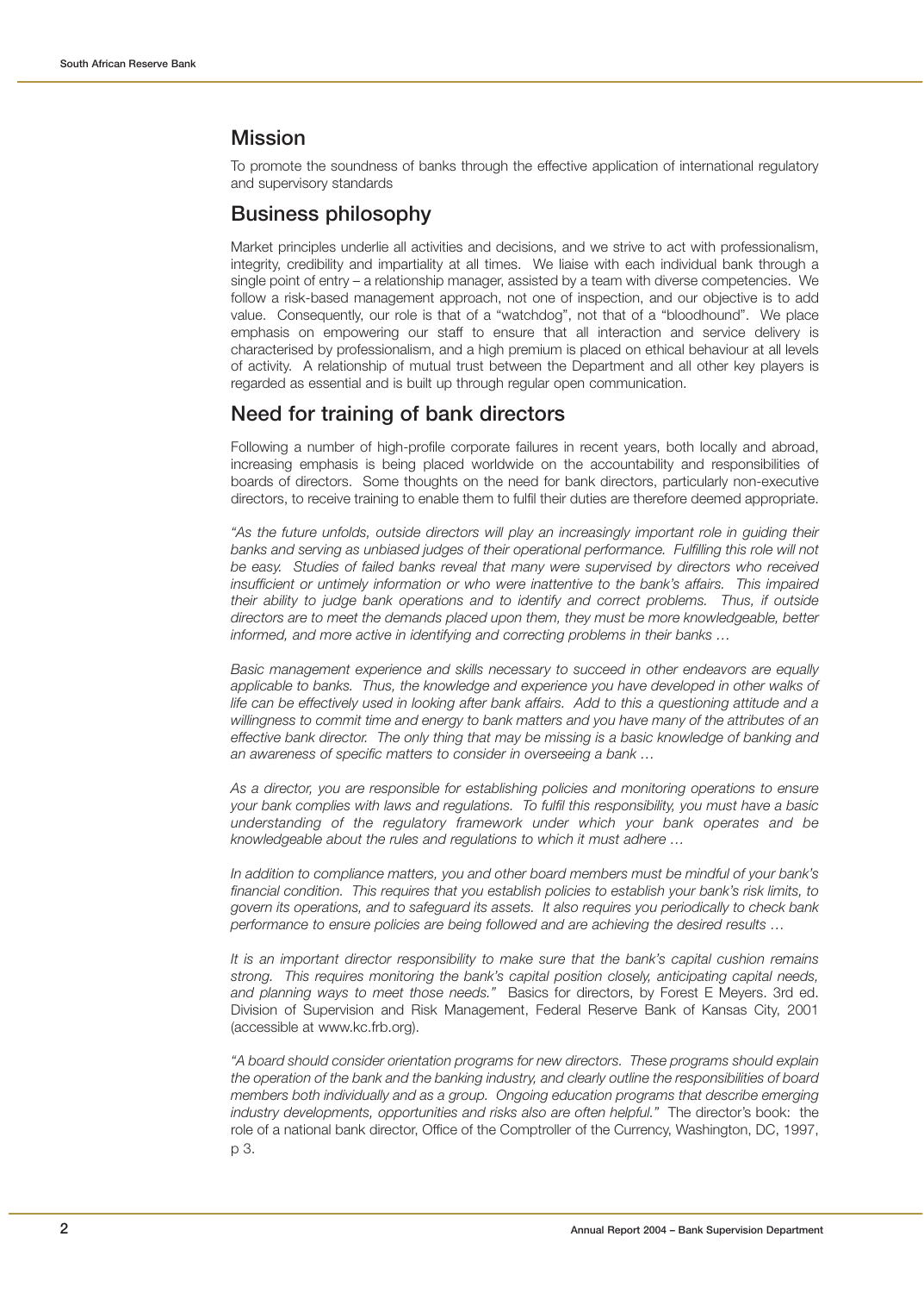## Mission

To promote the soundness of banks through the effective application of international regulatory and supervisory standards

## Business philosophy

Market principles underlie all activities and decisions, and we strive to act with professionalism, integrity, credibility and impartiality at all times. We liaise with each individual bank through a single point of entry – a relationship manager, assisted by a team with diverse competencies. We follow a risk-based management approach, not one of inspection, and our objective is to add value. Consequently, our role is that of a "watchdog", not that of a "bloodhound". We place emphasis on empowering our staff to ensure that all interaction and service delivery is characterised by professionalism, and a high premium is placed on ethical behaviour at all levels of activity. A relationship of mutual trust between the Department and all other key players is regarded as essential and is built up through regular open communication.

## Need for training of bank directors

Following a number of high-profile corporate failures in recent years, both locally and abroad, increasing emphasis is being placed worldwide on the accountability and responsibilities of boards of directors. Some thoughts on the need for bank directors, particularly non-executive directors, to receive training to enable them to fulfil their duties are therefore deemed appropriate.

*"As the future unfolds, outside directors will play an increasingly important role in guiding their banks and serving as unbiased judges of their operational performance. Fulfilling this role will not be easy. Studies of failed banks reveal that many were supervised by directors who received insufficient or untimely information or who were inattentive to the bank's affairs. This impaired their ability to judge bank operations and to identify and correct problems. Thus, if outside directors are to meet the demands placed upon them, they must be more knowledgeable, better informed, and more active in identifying and correcting problems in their banks …*

*Basic management experience and skills necessary to succeed in other endeavors are equally applicable to banks. Thus, the knowledge and experience you have developed in other walks of life can be effectively used in looking after bank affairs. Add to this a questioning attitude and a willingness to commit time and energy to bank matters and you have many of the attributes of an effective bank director. The only thing that may be missing is a basic knowledge of banking and an awareness of specific matters to consider in overseeing a bank …*

*As a director, you are responsible for establishing policies and monitoring operations to ensure your bank complies with laws and regulations. To fulfil this responsibility, you must have a basic understanding of the regulatory framework under which your bank operates and be knowledgeable about the rules and regulations to which it must adhere …*

*In addition to compliance matters, you and other board members must be mindful of your bank's financial condition. This requires that you establish policies to establish your bank's risk limits, to govern its operations, and to safeguard its assets. It also requires you periodically to check bank performance to ensure policies are being followed and are achieving the desired results …*

*It is an important director responsibility to make sure that the bank's capital cushion remains strong. This requires monitoring the bank's capital position closely, anticipating capital needs, and planning ways to meet those needs."* Basics for directors, by Forest E Meyers. 3rd ed. Division of Supervision and Risk Management, Federal Reserve Bank of Kansas City, 2001 (accessible at www.kc.frb.org).

*"A board should consider orientation programs for new directors. These programs should explain the operation of the bank and the banking industry, and clearly outline the responsibilities of board members both individually and as a group. Ongoing education programs that describe emerging industry developments, opportunities and risks also are often helpful."* The director's book: the role of a national bank director, Office of the Comptroller of the Currency, Washington, DC, 1997, p 3.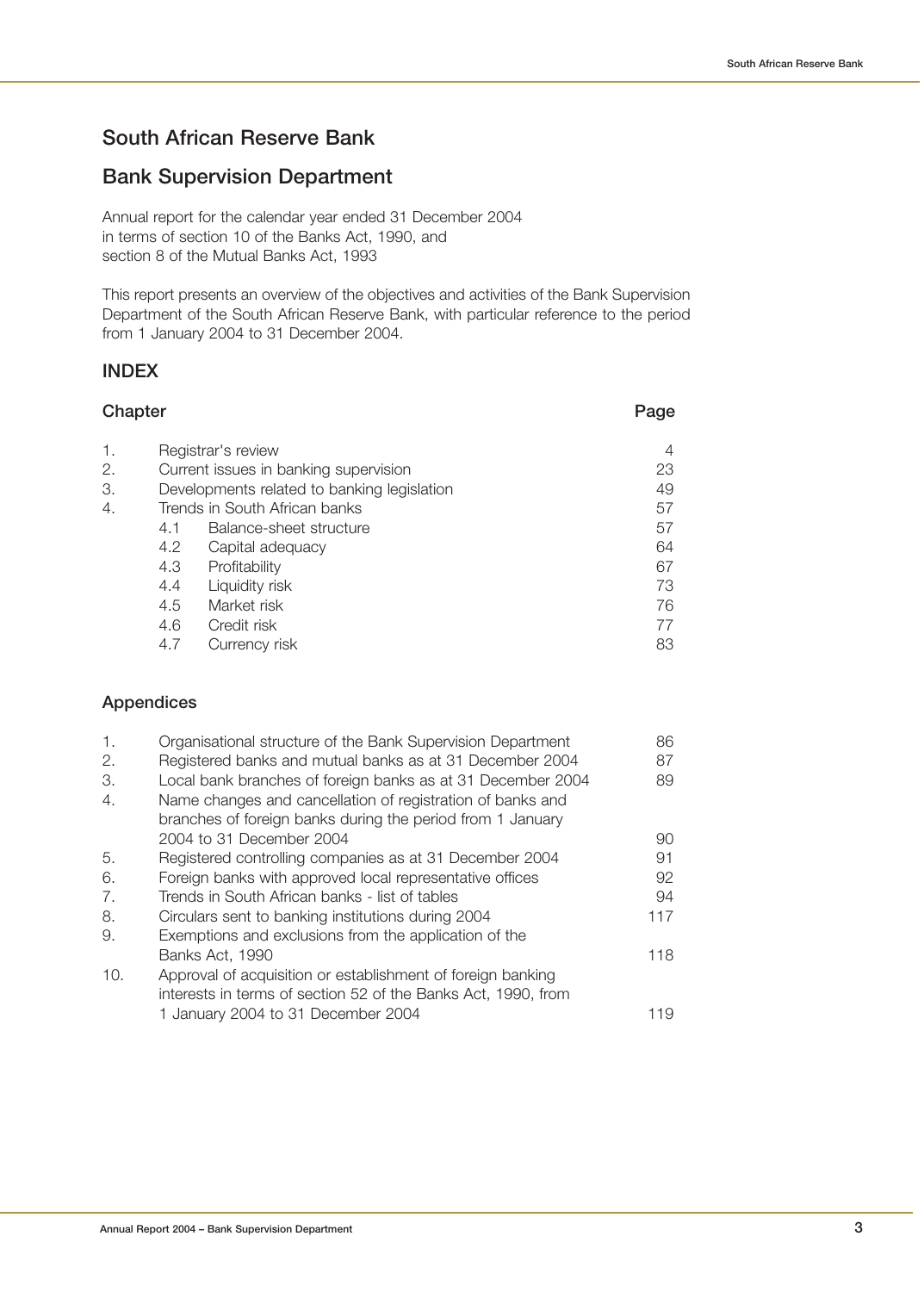# South African Reserve Bank

## Bank Supervision Department

Annual report for the calendar year ended 31 December 2004
in terms of section 10 of the Banks Act, 1990, and
section 8 of the Mutual Banks Act, 1993

This report presents an overview of the objectives and activities of the Bank Supervision Department of the South African Reserve Bank, with particular reference to the period from 1 January 2004 to 31 December 2004.

## INDEX

| Chapter | | | Page |
|---|---|---|---|
| 1. | Registrar's review | | 4 |
| 2. | Current issues in banking supervision | | 23 |
| 3. | Developments related to banking legislation | | 49 |
| 4. | Trends in South African banks | | 57 |
| | 4.1 | Balance-sheet structure | 57 |
| | 4.2 | Capital adequacy | 64 |
| | 4.3 | Profitability | 67 |
| | 4.4 | Liquidity risk | 73 |
| | 4.5 | Market risk | 76 |
| | 4.6 | Credit risk | 77 |
| | 4.7 | Currency risk | 83 |

### Appendices

| | | |
|---|---|---|
| 1. | Organisational structure of the Bank Supervision Department | 86 |
| 2. | Registered banks and mutual banks as at 31 December 2004 | 87 |
| 3. | Local bank branches of foreign banks as at 31 December 2004 | 89 |
| 4. | Name changes and cancellation of registration of banks and branches of foreign banks during the period from 1 January 2004 to 31 December 2004 | 90 |
| 5. | Registered controlling companies as at 31 December 2004 | 91 |
| 6. | Foreign banks with approved local representative offices | 92 |
| 7. | Trends in South African banks - list of tables | 94 |
| 8. | Circulars sent to banking institutions during 2004 | 117 |
| 9. | Exemptions and exclusions from the application of the Banks Act, 1990 | 118 |
| 10. | Approval of acquisition or establishment of foreign banking interests in terms of section 52 of the Banks Act, 1990, from 1 January 2004 to 31 December 2004 | 119 |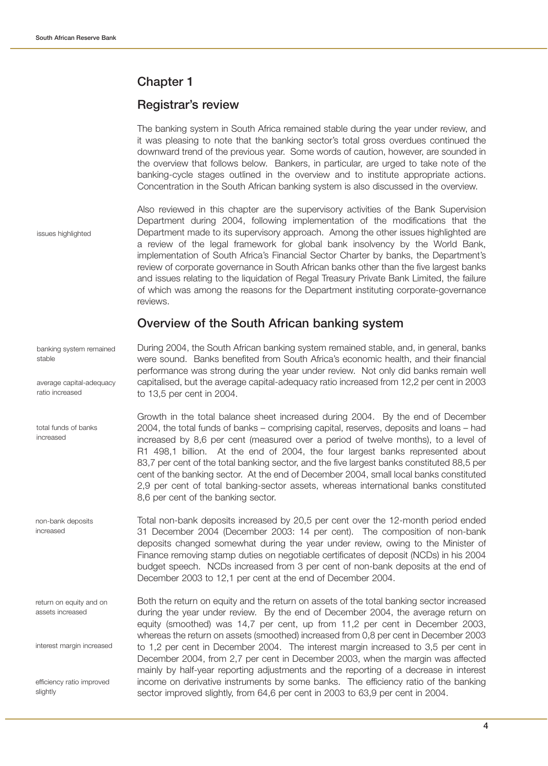# Chapter 1

## Registrar's review

The banking system in South Africa remained stable during the year under review, and it was pleasing to note that the banking sector's total gross overdues continued the downward trend of the previous year. Some words of caution, however, are sounded in the overview that follows below. Bankers, in particular, are urged to take note of the banking-cycle stages outlined in the overview and to institute appropriate actions. Concentration in the South African banking system is also discussed in the overview.

issues highlighted

Also reviewed in this chapter are the supervisory activities of the Bank Supervision Department during 2004, following implementation of the modifications that the Department made to its supervisory approach. Among the other issues highlighted are a review of the legal framework for global bank insolvency by the World Bank, implementation of South Africa's Financial Sector Charter by banks, the Department's review of corporate governance in South African banks other than the five largest banks and issues relating to the liquidation of Regal Treasury Private Bank Limited, the failure of which was among the reasons for the Department instituting corporate-governance reviews.

## Overview of the South African banking system

banking system remained stable

average capital-adequacy ratio increased

During 2004, the South African banking system remained stable, and, in general, banks were sound. Banks benefited from South Africa's economic health, and their financial performance was strong during the year under review. Not only did banks remain well capitalised, but the average capital-adequacy ratio increased from 12,2 per cent in 2003 to 13,5 per cent in 2004.

total funds of banks increased

Growth in the total balance sheet increased during 2004. By the end of December 2004, the total funds of banks – comprising capital, reserves, deposits and loans – had increased by 8,6 per cent (measured over a period of twelve months), to a level of R1 498,1 billion. At the end of 2004, the four largest banks represented about 83,7 per cent of the total banking sector, and the five largest banks constituted 88,5 per cent of the banking sector. At the end of December 2004, small local banks constituted 2,9 per cent of total banking-sector assets, whereas international banks constituted 8,6 per cent of the banking sector.

non-bank deposits increased

Total non-bank deposits increased by 20,5 per cent over the 12-month period ended 31 December 2004 (December 2003: 14 per cent). The composition of non-bank deposits changed somewhat during the year under review, owing to the Minister of Finance removing stamp duties on negotiable certificates of deposit (NCDs) in his 2004 budget speech. NCDs increased from 3 per cent of non-bank deposits at the end of December 2003 to 12,1 per cent at the end of December 2004.

return on equity and on assets increased

interest margin increased

efficiency ratio improved slightly

Both the return on equity and the return on assets of the total banking sector increased during the year under review. By the end of December 2004, the average return on equity (smoothed) was 14,7 per cent, up from 11,2 per cent in December 2003, whereas the return on assets (smoothed) increased from 0,8 per cent in December 2003 to 1,2 per cent in December 2004. The interest margin increased to 3,5 per cent in December 2004, from 2,7 per cent in December 2003, when the margin was affected mainly by half-year reporting adjustments and the reporting of a decrease in interest income on derivative instruments by some banks. The efficiency ratio of the banking sector improved slightly, from 64,6 per cent in 2003 to 63,9 per cent in 2004.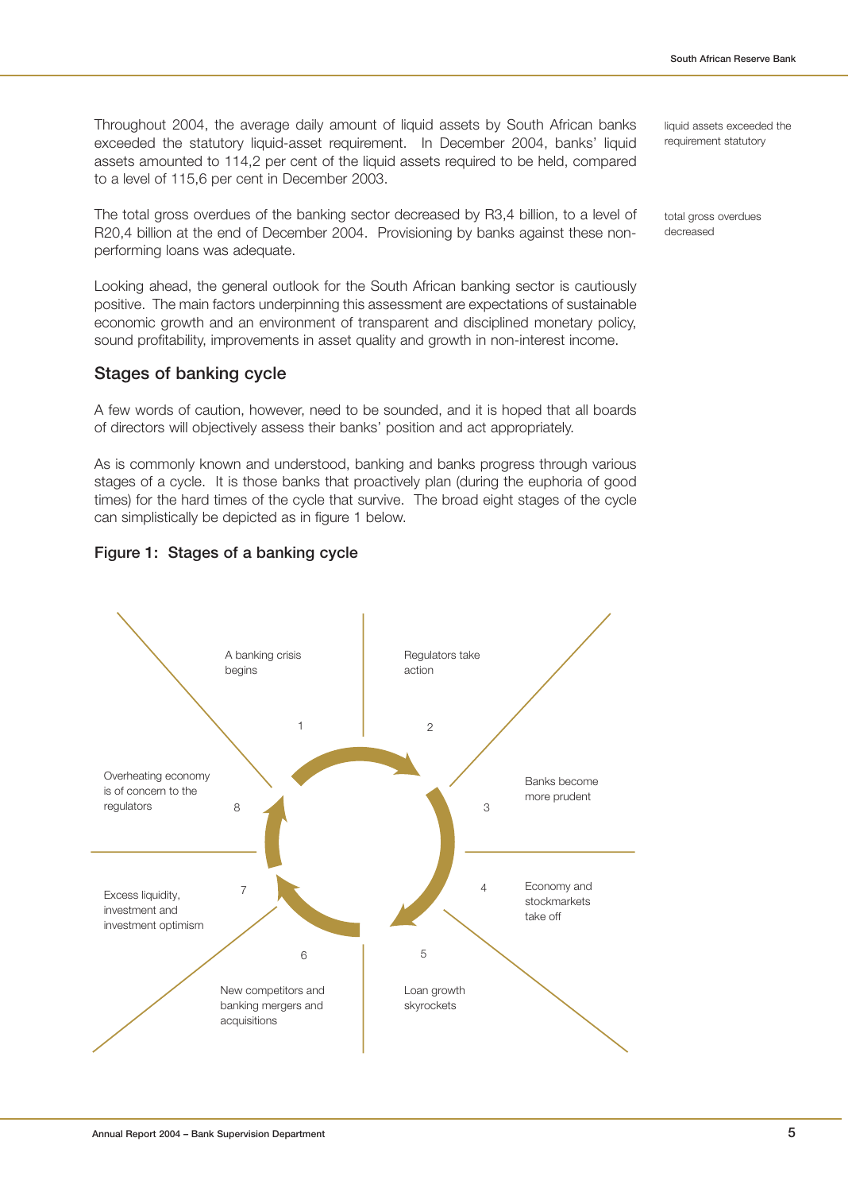Throughout 2004, the average daily amount of liquid assets by South African banks exceeded the statutory liquid-asset requirement. In December 2004, banks' liquid assets amounted to 114,2 per cent of the liquid assets required to be held, compared to a level of 115,6 per cent in December 2003.

liquid assets exceeded the requirement statutory

The total gross overdues of the banking sector decreased by R3,4 billion, to a level of R20,4 billion at the end of December 2004. Provisioning by banks against these non-performing loans was adequate.

total gross overdues decreased

Looking ahead, the general outlook for the South African banking sector is cautiously positive. The main factors underpinning this assessment are expectations of sustainable economic growth and an environment of transparent and disciplined monetary policy, sound profitability, improvements in asset quality and growth in non-interest income.

## Stages of banking cycle

A few words of caution, however, need to be sounded, and it is hoped that all boards of directors will objectively assess their banks' position and act appropriately.

As is commonly known and understood, banking and banks progress through various stages of a cycle. It is those banks that proactively plan (during the euphoria of good times) for the hard times of the cycle that survive. The broad eight stages of the cycle can simplistically be depicted as in figure 1 below.

### Figure 1: Stages of a banking cycle

1. A banking crisis begins
2. Regulators take action
3. Banks become more prudent
4. Economy and stockmarkets take off
5. Loan growth skyrockets
6. New competitors and banking mergers and acquisitions
7. Excess liquidity, investment and investment optimism
8. Overheating economy is of concern to the regulators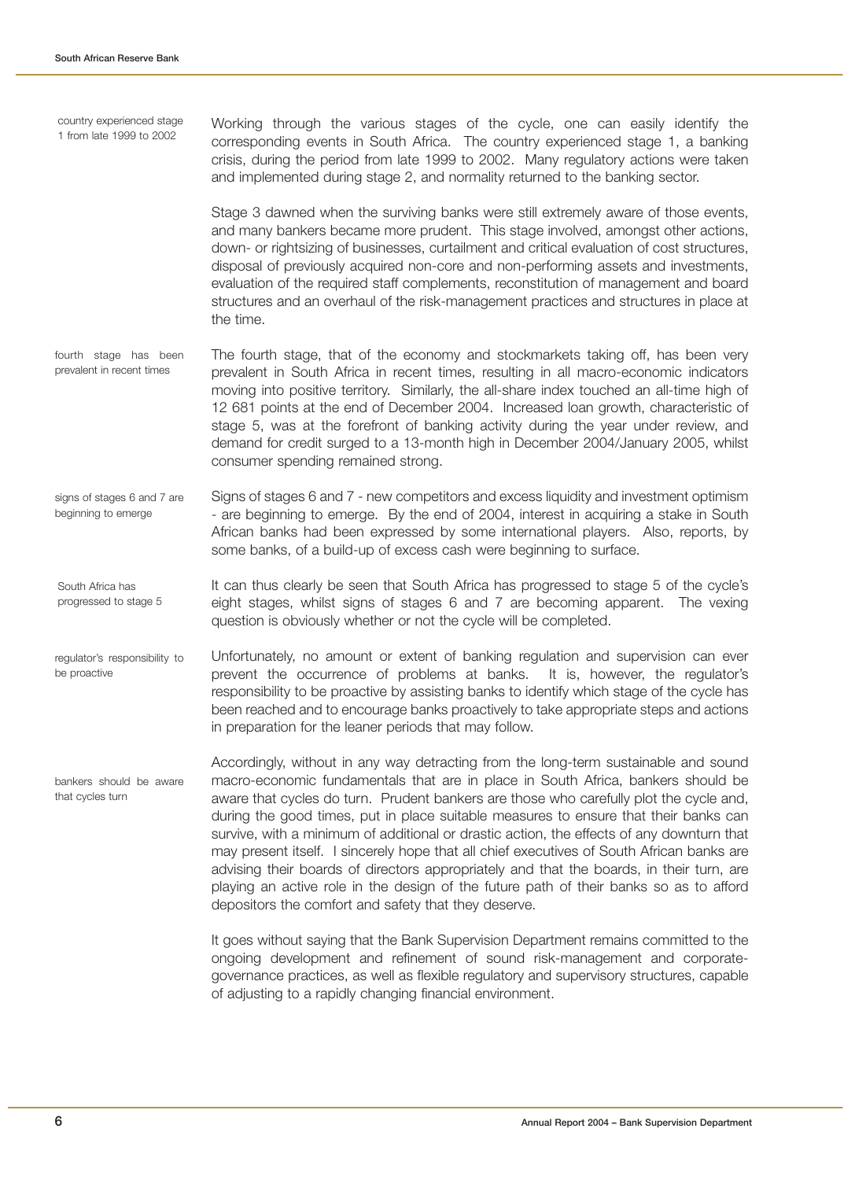country experienced stage 1 from late 1999 to 2002

Working through the various stages of the cycle, one can easily identify the corresponding events in South Africa. The country experienced stage 1, a banking crisis, during the period from late 1999 to 2002. Many regulatory actions were taken and implemented during stage 2, and normality returned to the banking sector.

Stage 3 dawned when the surviving banks were still extremely aware of those events, and many bankers became more prudent. This stage involved, amongst other actions, down- or rightsizing of businesses, curtailment and critical evaluation of cost structures, disposal of previously acquired non-core and non-performing assets and investments, evaluation of the required staff complements, reconstitution of management and board structures and an overhaul of the risk-management practices and structures in place at the time.

fourth stage has been prevalent in recent times

The fourth stage, that of the economy and stockmarkets taking off, has been very prevalent in South Africa in recent times, resulting in all macro-economic indicators moving into positive territory. Similarly, the all-share index touched an all-time high of 12 681 points at the end of December 2004. Increased loan growth, characteristic of stage 5, was at the forefront of banking activity during the year under review, and demand for credit surged to a 13-month high in December 2004/January 2005, whilst consumer spending remained strong.

signs of stages 6 and 7 are beginning to emerge

Signs of stages 6 and 7 - new competitors and excess liquidity and investment optimism - are beginning to emerge. By the end of 2004, interest in acquiring a stake in South African banks had been expressed by some international players. Also, reports, by some banks, of a build-up of excess cash were beginning to surface.

South Africa has progressed to stage 5

It can thus clearly be seen that South Africa has progressed to stage 5 of the cycle's eight stages, whilst signs of stages 6 and 7 are becoming apparent. The vexing question is obviously whether or not the cycle will be completed.

regulator's responsibility to be proactive

Unfortunately, no amount or extent of banking regulation and supervision can ever prevent the occurrence of problems at banks. It is, however, the regulator's responsibility to be proactive by assisting banks to identify which stage of the cycle has been reached and to encourage banks proactively to take appropriate steps and actions in preparation for the leaner periods that may follow.

bankers should be aware that cycles turn

Accordingly, without in any way detracting from the long-term sustainable and sound macro-economic fundamentals that are in place in South Africa, bankers should be aware that cycles do turn. Prudent bankers are those who carefully plot the cycle and, during the good times, put in place suitable measures to ensure that their banks can survive, with a minimum of additional or drastic action, the effects of any downturn that may present itself. I sincerely hope that all chief executives of South African banks are advising their boards of directors appropriately and that the boards, in their turn, are playing an active role in the design of the future path of their banks so as to afford depositors the comfort and safety that they deserve.

It goes without saying that the Bank Supervision Department remains committed to the ongoing development and refinement of sound risk-management and corporate-governance practices, as well as flexible regulatory and supervisory structures, capable of adjusting to a rapidly changing financial environment.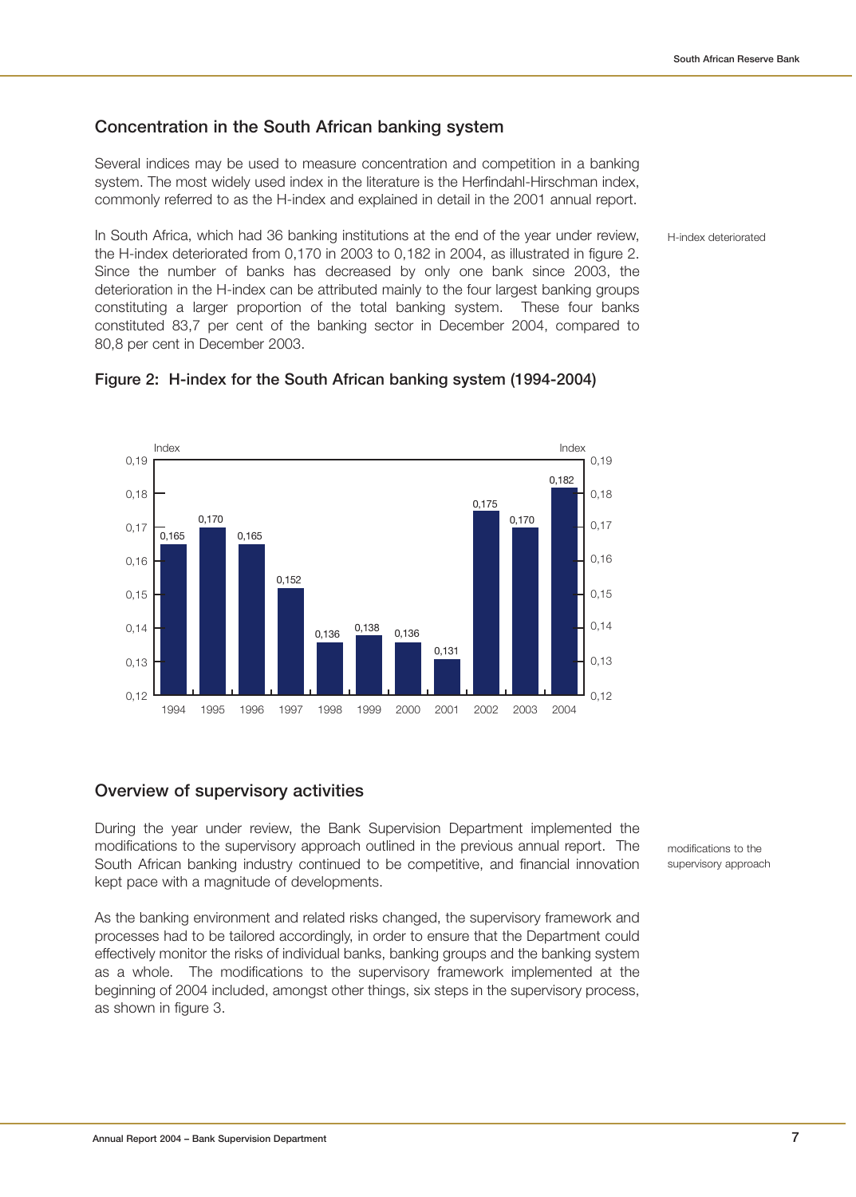## Concentration in the South African banking system

Several indices may be used to measure concentration and competition in a banking system. The most widely used index in the literature is the Herfindahl-Hirschman index, commonly referred to as the H-index and explained in detail in the 2001 annual report.

H-index deteriorated

In South Africa, which had 36 banking institutions at the end of the year under review, the H-index deteriorated from 0,170 in 2003 to 0,182 in 2004, as illustrated in figure 2. Since the number of banks has decreased by only one bank since 2003, the deterioration in the H-index can be attributed mainly to the four largest banking groups constituting a larger proportion of the total banking system. These four banks constituted 83,7 per cent of the banking sector in December 2004, compared to 80,8 per cent in December 2003.

**Figure 2: H-index for the South African banking system (1994-2004)**

| Year | Index |
|---|---|
| 1994 | 0,165 |
| 1995 | 0,170 |
| 1996 | 0,165 |
| 1997 | 0,152 |
| 1998 | 0,136 |
| 1999 | 0,138 |
| 2000 | 0,136 |
| 2001 | 0,131 |
| 2002 | 0,175 |
| 2003 | 0,170 |
| 2004 | 0,182 |

## Overview of supervisory activities

modifications to the supervisory approach

During the year under review, the Bank Supervision Department implemented the modifications to the supervisory approach outlined in the previous annual report. The South African banking industry continued to be competitive, and financial innovation kept pace with a magnitude of developments.

As the banking environment and related risks changed, the supervisory framework and processes had to be tailored accordingly, in order to ensure that the Department could effectively monitor the risks of individual banks, banking groups and the banking system as a whole. The modifications to the supervisory framework implemented at the beginning of 2004 included, amongst other things, six steps in the supervisory process, as shown in figure 3.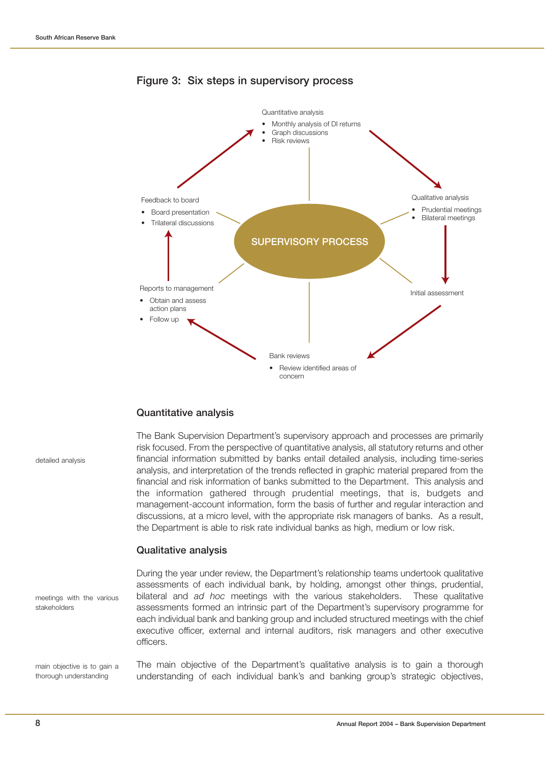## Figure 3: Six steps in supervisory process

SUPERVISORY PROCESS

Quantitative analysis
- Monthly analysis of DI returns
- Graph discussions
- Risk reviews

Qualitative analysis
- Prudential meetings
- Bilateral meetings

Initial assessment

Bank reviews
- Review identified areas of concern

Reports to management
- Obtain and assess action plans
- Follow up

Feedback to board
- Board presentation
- Trilateral discussions

### Quantitative analysis

detailed analysis

The Bank Supervision Department's supervisory approach and processes are primarily risk focused. From the perspective of quantitative analysis, all statutory returns and other financial information submitted by banks entail detailed analysis, including time-series analysis, and interpretation of the trends reflected in graphic material prepared from the financial and risk information of banks submitted to the Department. This analysis and the information gathered through prudential meetings, that is, budgets and management-account information, form the basis of further and regular interaction and discussions, at a micro level, with the appropriate risk managers of banks. As a result, the Department is able to risk rate individual banks as high, medium or low risk.

### Qualitative analysis

meetings with the various stakeholders

During the year under review, the Department's relationship teams undertook qualitative assessments of each individual bank, by holding, amongst other things, prudential, bilateral and *ad hoc* meetings with the various stakeholders. These qualitative assessments formed an intrinsic part of the Department's supervisory programme for each individual bank and banking group and included structured meetings with the chief executive officer, external and internal auditors, risk managers and other executive officers.

main objective is to gain a thorough understanding

The main objective of the Department's qualitative analysis is to gain a thorough understanding of each individual bank's and banking group's strategic objectives,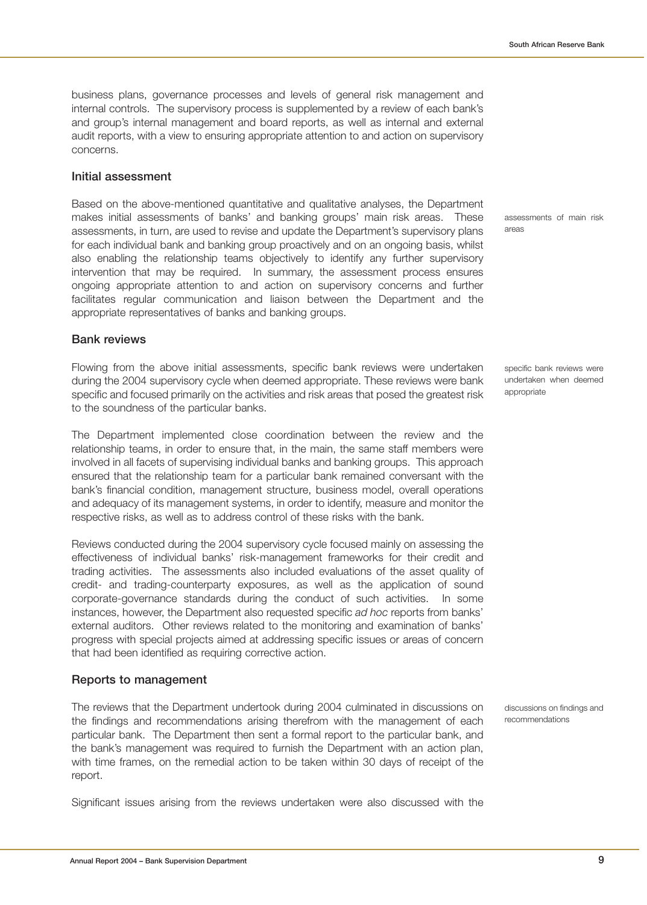business plans, governance processes and levels of general risk management and internal controls. The supervisory process is supplemented by a review of each bank's and group's internal management and board reports, as well as internal and external audit reports, with a view to ensuring appropriate attention to and action on supervisory concerns.

### Initial assessment

assessments of main risk areas

Based on the above-mentioned quantitative and qualitative analyses, the Department makes initial assessments of banks' and banking groups' main risk areas. These assessments, in turn, are used to revise and update the Department's supervisory plans for each individual bank and banking group proactively and on an ongoing basis, whilst also enabling the relationship teams objectively to identify any further supervisory intervention that may be required. In summary, the assessment process ensures ongoing appropriate attention to and action on supervisory concerns and further facilitates regular communication and liaison between the Department and the appropriate representatives of banks and banking groups.

### Bank reviews

specific bank reviews were undertaken when deemed appropriate

Flowing from the above initial assessments, specific bank reviews were undertaken during the 2004 supervisory cycle when deemed appropriate. These reviews were bank specific and focused primarily on the activities and risk areas that posed the greatest risk to the soundness of the particular banks.

The Department implemented close coordination between the review and the relationship teams, in order to ensure that, in the main, the same staff members were involved in all facets of supervising individual banks and banking groups. This approach ensured that the relationship team for a particular bank remained conversant with the bank's financial condition, management structure, business model, overall operations and adequacy of its management systems, in order to identify, measure and monitor the respective risks, as well as to address control of these risks with the bank.

Reviews conducted during the 2004 supervisory cycle focused mainly on assessing the effectiveness of individual banks' risk-management frameworks for their credit and trading activities. The assessments also included evaluations of the asset quality of credit- and trading-counterparty exposures, as well as the application of sound corporate-governance standards during the conduct of such activities. In some instances, however, the Department also requested specific *ad hoc* reports from banks' external auditors. Other reviews related to the monitoring and examination of banks' progress with special projects aimed at addressing specific issues or areas of concern that had been identified as requiring corrective action.

### Reports to management

discussions on findings and recommendations

The reviews that the Department undertook during 2004 culminated in discussions on the findings and recommendations arising therefrom with the management of each particular bank. The Department then sent a formal report to the particular bank, and the bank's management was required to furnish the Department with an action plan, with time frames, on the remedial action to be taken within 30 days of receipt of the report.

Significant issues arising from the reviews undertaken were also discussed with the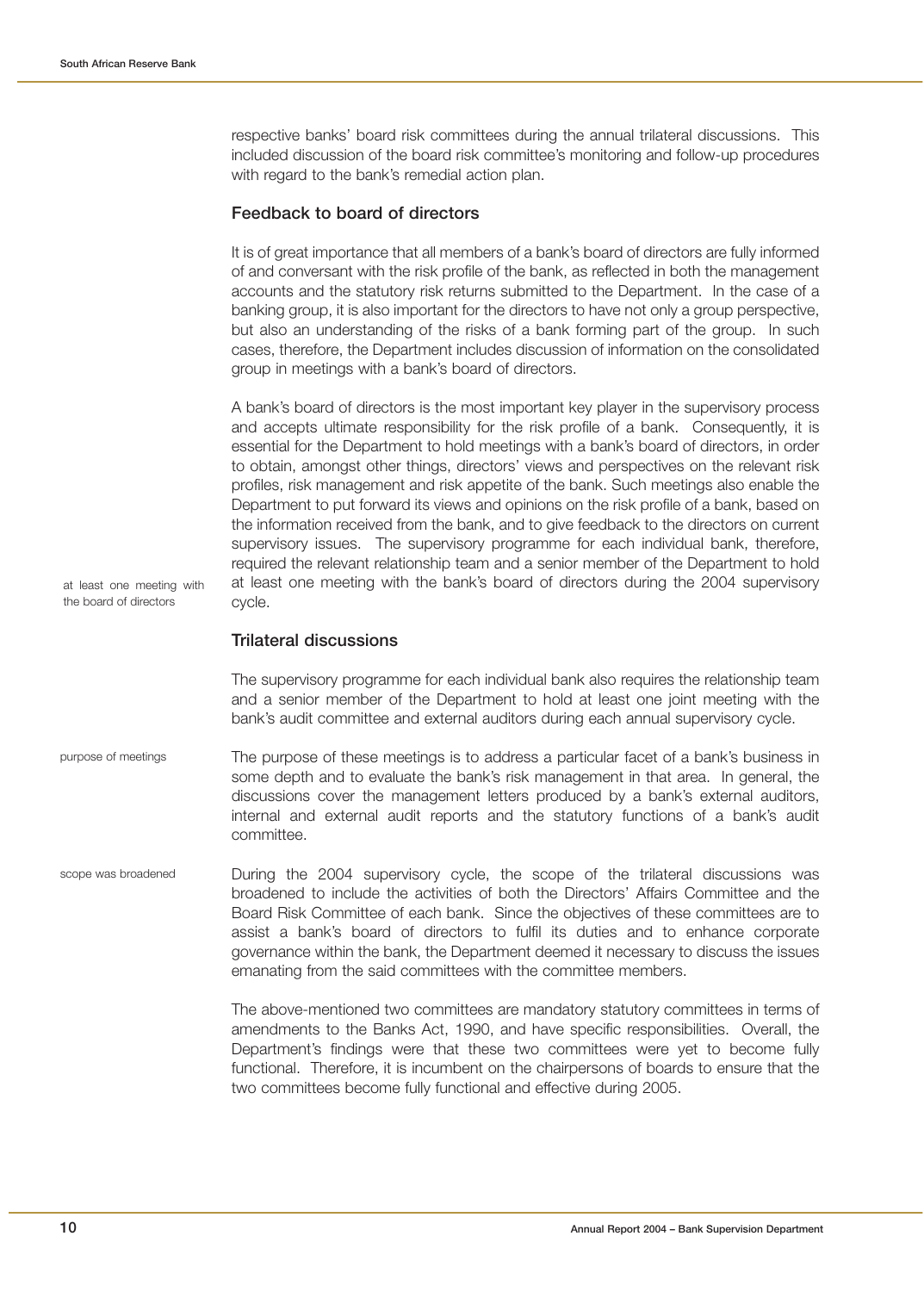respective banks' board risk committees during the annual trilateral discussions. This included discussion of the board risk committee's monitoring and follow-up procedures with regard to the bank's remedial action plan.

### Feedback to board of directors

It is of great importance that all members of a bank's board of directors are fully informed of and conversant with the risk profile of the bank, as reflected in both the management accounts and the statutory risk returns submitted to the Department. In the case of a banking group, it is also important for the directors to have not only a group perspective, but also an understanding of the risks of a bank forming part of the group. In such cases, therefore, the Department includes discussion of information on the consolidated group in meetings with a bank's board of directors.

at least one meeting with the board of directors

A bank's board of directors is the most important key player in the supervisory process and accepts ultimate responsibility for the risk profile of a bank. Consequently, it is essential for the Department to hold meetings with a bank's board of directors, in order to obtain, amongst other things, directors' views and perspectives on the relevant risk profiles, risk management and risk appetite of the bank. Such meetings also enable the Department to put forward its views and opinions on the risk profile of a bank, based on the information received from the bank, and to give feedback to the directors on current supervisory issues. The supervisory programme for each individual bank, therefore, required the relevant relationship team and a senior member of the Department to hold at least one meeting with the bank's board of directors during the 2004 supervisory cycle.

### Trilateral discussions

The supervisory programme for each individual bank also requires the relationship team and a senior member of the Department to hold at least one joint meeting with the bank's audit committee and external auditors during each annual supervisory cycle.

purpose of meetings

The purpose of these meetings is to address a particular facet of a bank's business in some depth and to evaluate the bank's risk management in that area. In general, the discussions cover the management letters produced by a bank's external auditors, internal and external audit reports and the statutory functions of a bank's audit committee.

scope was broadened

During the 2004 supervisory cycle, the scope of the trilateral discussions was broadened to include the activities of both the Directors' Affairs Committee and the Board Risk Committee of each bank. Since the objectives of these committees are to assist a bank's board of directors to fulfil its duties and to enhance corporate governance within the bank, the Department deemed it necessary to discuss the issues emanating from the said committees with the committee members.

The above-mentioned two committees are mandatory statutory committees in terms of amendments to the Banks Act, 1990, and have specific responsibilities. Overall, the Department's findings were that these two committees were yet to become fully functional. Therefore, it is incumbent on the chairpersons of boards to ensure that the two committees become fully functional and effective during 2005.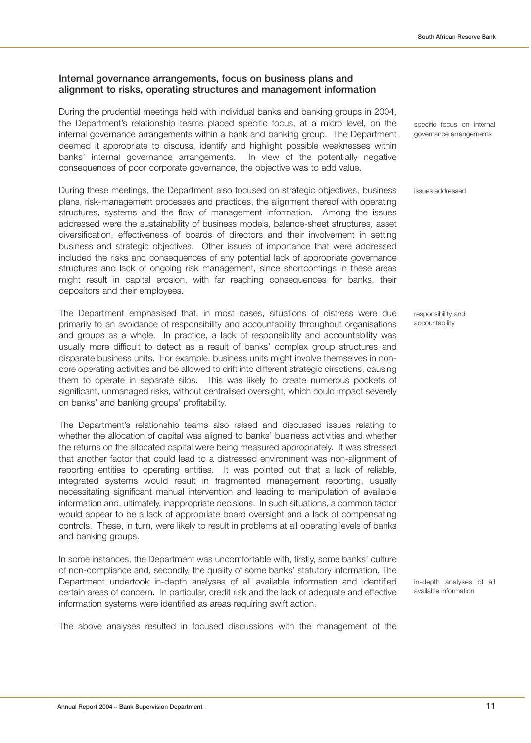### Internal governance arrangements, focus on business plans and alignment to risks, operating structures and management information

specific focus on internal governance arrangements

During the prudential meetings held with individual banks and banking groups in 2004, the Department's relationship teams placed specific focus, at a micro level, on the internal governance arrangements within a bank and banking group. The Department deemed it appropriate to discuss, identify and highlight possible weaknesses within banks' internal governance arrangements. In view of the potentially negative consequences of poor corporate governance, the objective was to add value.

issues addressed

During these meetings, the Department also focused on strategic objectives, business plans, risk-management processes and practices, the alignment thereof with operating structures, systems and the flow of management information. Among the issues addressed were the sustainability of business models, balance-sheet structures, asset diversification, effectiveness of boards of directors and their involvement in setting business and strategic objectives. Other issues of importance that were addressed included the risks and consequences of any potential lack of appropriate governance structures and lack of ongoing risk management, since shortcomings in these areas might result in capital erosion, with far reaching consequences for banks, their depositors and their employees.

responsibility and accountability

The Department emphasised that, in most cases, situations of distress were due primarily to an avoidance of responsibility and accountability throughout organisations and groups as a whole. In practice, a lack of responsibility and accountability was usually more difficult to detect as a result of banks' complex group structures and disparate business units. For example, business units might involve themselves in non-core operating activities and be allowed to drift into different strategic directions, causing them to operate in separate silos. This was likely to create numerous pockets of significant, unmanaged risks, without centralised oversight, which could impact severely on banks' and banking groups' profitability.

The Department's relationship teams also raised and discussed issues relating to whether the allocation of capital was aligned to banks' business activities and whether the returns on the allocated capital were being measured appropriately. It was stressed that another factor that could lead to a distressed environment was non-alignment of reporting entities to operating entities. It was pointed out that a lack of reliable, integrated systems would result in fragmented management reporting, usually necessitating significant manual intervention and leading to manipulation of available information and, ultimately, inappropriate decisions. In such situations, a common factor would appear to be a lack of appropriate board oversight and a lack of compensating controls. These, in turn, were likely to result in problems at all operating levels of banks and banking groups.

in-depth analyses of all available information

In some instances, the Department was uncomfortable with, firstly, some banks' culture of non-compliance and, secondly, the quality of some banks' statutory information. The Department undertook in-depth analyses of all available information and identified certain areas of concern. In particular, credit risk and the lack of adequate and effective information systems were identified as areas requiring swift action.

The above analyses resulted in focused discussions with the management of the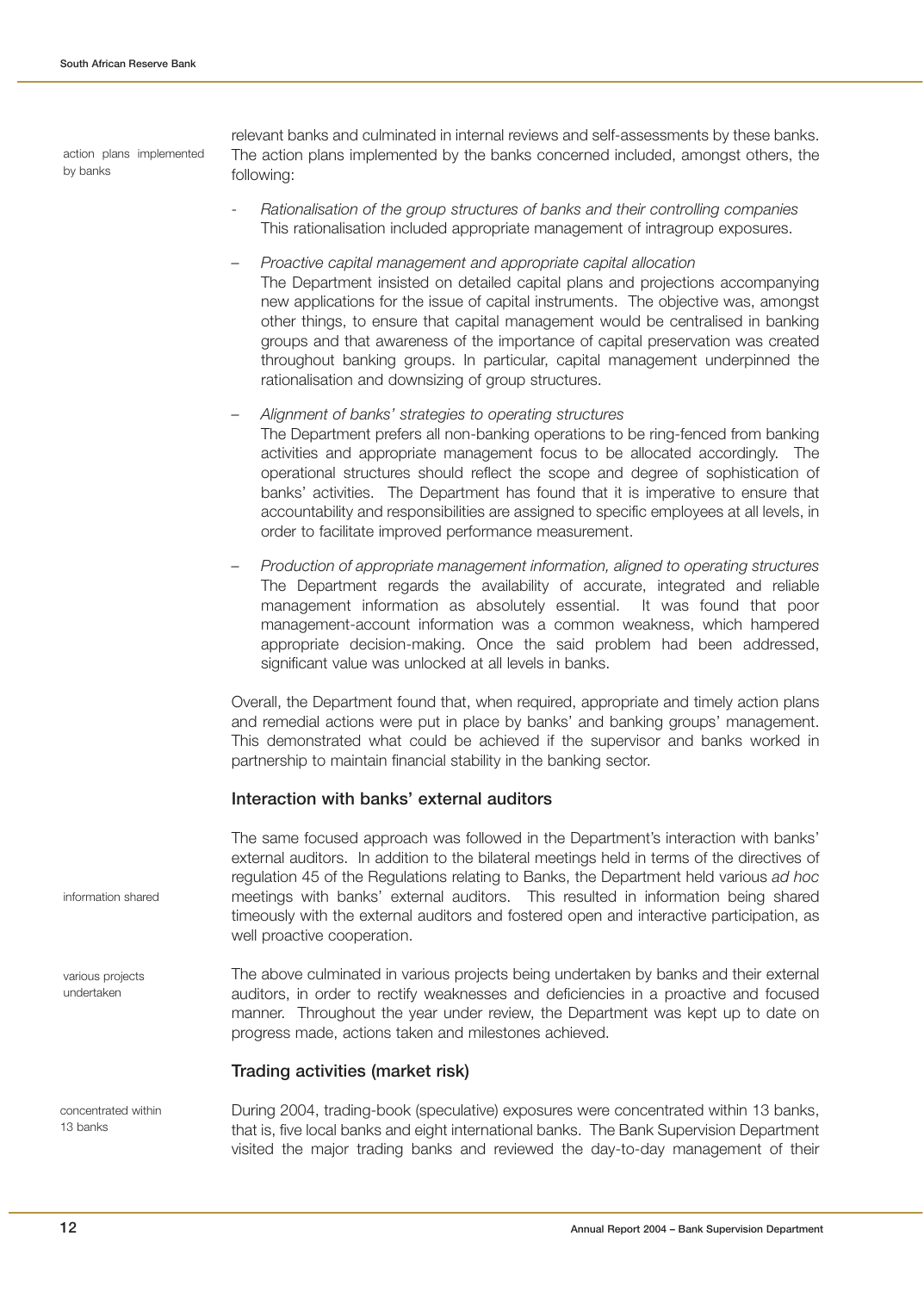relevant banks and culminated in internal reviews and self-assessments by these banks. The action plans implemented by the banks concerned included, amongst others, the following:

action plans implemented by banks

- *Rationalisation of the group structures of banks and their controlling companies*
  This rationalisation included appropriate management of intragroup exposures.

- *Proactive capital management and appropriate capital allocation*
  The Department insisted on detailed capital plans and projections accompanying new applications for the issue of capital instruments. The objective was, amongst other things, to ensure that capital management would be centralised in banking groups and that awareness of the importance of capital preservation was created throughout banking groups. In particular, capital management underpinned the rationalisation and downsizing of group structures.

- *Alignment of banks' strategies to operating structures*
  The Department prefers all non-banking operations to be ring-fenced from banking activities and appropriate management focus to be allocated accordingly. The operational structures should reflect the scope and degree of sophistication of banks' activities. The Department has found that it is imperative to ensure that accountability and responsibilities are assigned to specific employees at all levels, in order to facilitate improved performance measurement.

- *Production of appropriate management information, aligned to operating structures*
  The Department regards the availability of accurate, integrated and reliable management information as absolutely essential. It was found that poor management-account information was a common weakness, which hampered appropriate decision-making. Once the said problem had been addressed, significant value was unlocked at all levels in banks.

Overall, the Department found that, when required, appropriate and timely action plans and remedial actions were put in place by banks' and banking groups' management. This demonstrated what could be achieved if the supervisor and banks worked in partnership to maintain financial stability in the banking sector.

### Interaction with banks' external auditors

information shared

The same focused approach was followed in the Department's interaction with banks' external auditors. In addition to the bilateral meetings held in terms of the directives of regulation 45 of the Regulations relating to Banks, the Department held various *ad hoc* meetings with banks' external auditors. This resulted in information being shared timeously with the external auditors and fostered open and interactive participation, as well proactive cooperation.

various projects undertaken

The above culminated in various projects being undertaken by banks and their external auditors, in order to rectify weaknesses and deficiencies in a proactive and focused manner. Throughout the year under review, the Department was kept up to date on progress made, actions taken and milestones achieved.

### Trading activities (market risk)

concentrated within 13 banks

During 2004, trading-book (speculative) exposures were concentrated within 13 banks, that is, five local banks and eight international banks. The Bank Supervision Department visited the major trading banks and reviewed the day-to-day management of their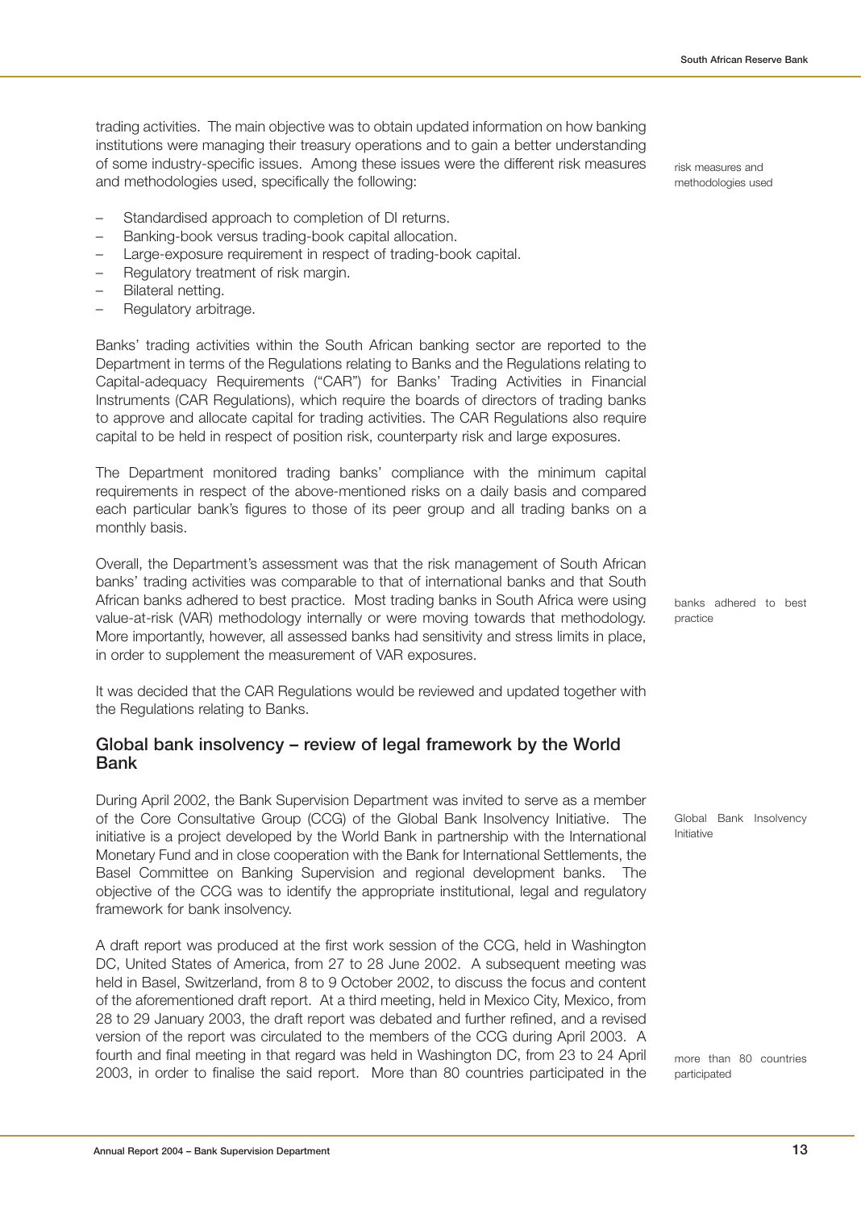trading activities. The main objective was to obtain updated information on how banking institutions were managing their treasury operations and to gain a better understanding of some industry-specific issues. Among these issues were the different risk measures and methodologies used, specifically the following:

risk measures and methodologies used

- Standardised approach to completion of DI returns.
- Banking-book versus trading-book capital allocation.
- Large-exposure requirement in respect of trading-book capital.
- Regulatory treatment of risk margin.
- Bilateral netting.
- Regulatory arbitrage.

Banks' trading activities within the South African banking sector are reported to the Department in terms of the Regulations relating to Banks and the Regulations relating to Capital-adequacy Requirements ("CAR") for Banks' Trading Activities in Financial Instruments (CAR Regulations), which require the boards of directors of trading banks to approve and allocate capital for trading activities. The CAR Regulations also require capital to be held in respect of position risk, counterparty risk and large exposures.

The Department monitored trading banks' compliance with the minimum capital requirements in respect of the above-mentioned risks on a daily basis and compared each particular bank's figures to those of its peer group and all trading banks on a monthly basis.

Overall, the Department's assessment was that the risk management of South African banks' trading activities was comparable to that of international banks and that South African banks adhered to best practice. Most trading banks in South Africa were using value-at-risk (VAR) methodology internally or were moving towards that methodology. More importantly, however, all assessed banks had sensitivity and stress limits in place, in order to supplement the measurement of VAR exposures.

banks adhered to best practice

It was decided that the CAR Regulations would be reviewed and updated together with the Regulations relating to Banks.

## Global bank insolvency – review of legal framework by the World Bank

During April 2002, the Bank Supervision Department was invited to serve as a member of the Core Consultative Group (CCG) of the Global Bank Insolvency Initiative. The initiative is a project developed by the World Bank in partnership with the International Monetary Fund and in close cooperation with the Bank for International Settlements, the Basel Committee on Banking Supervision and regional development banks. The objective of the CCG was to identify the appropriate institutional, legal and regulatory framework for bank insolvency.

Global Bank Insolvency Initiative

A draft report was produced at the first work session of the CCG, held in Washington DC, United States of America, from 27 to 28 June 2002. A subsequent meeting was held in Basel, Switzerland, from 8 to 9 October 2002, to discuss the focus and content of the aforementioned draft report. At a third meeting, held in Mexico City, Mexico, from 28 to 29 January 2003, the draft report was debated and further refined, and a revised version of the report was circulated to the members of the CCG during April 2003. A fourth and final meeting in that regard was held in Washington DC, from 23 to 24 April 2003, in order to finalise the said report. More than 80 countries participated in the

more than 80 countries participated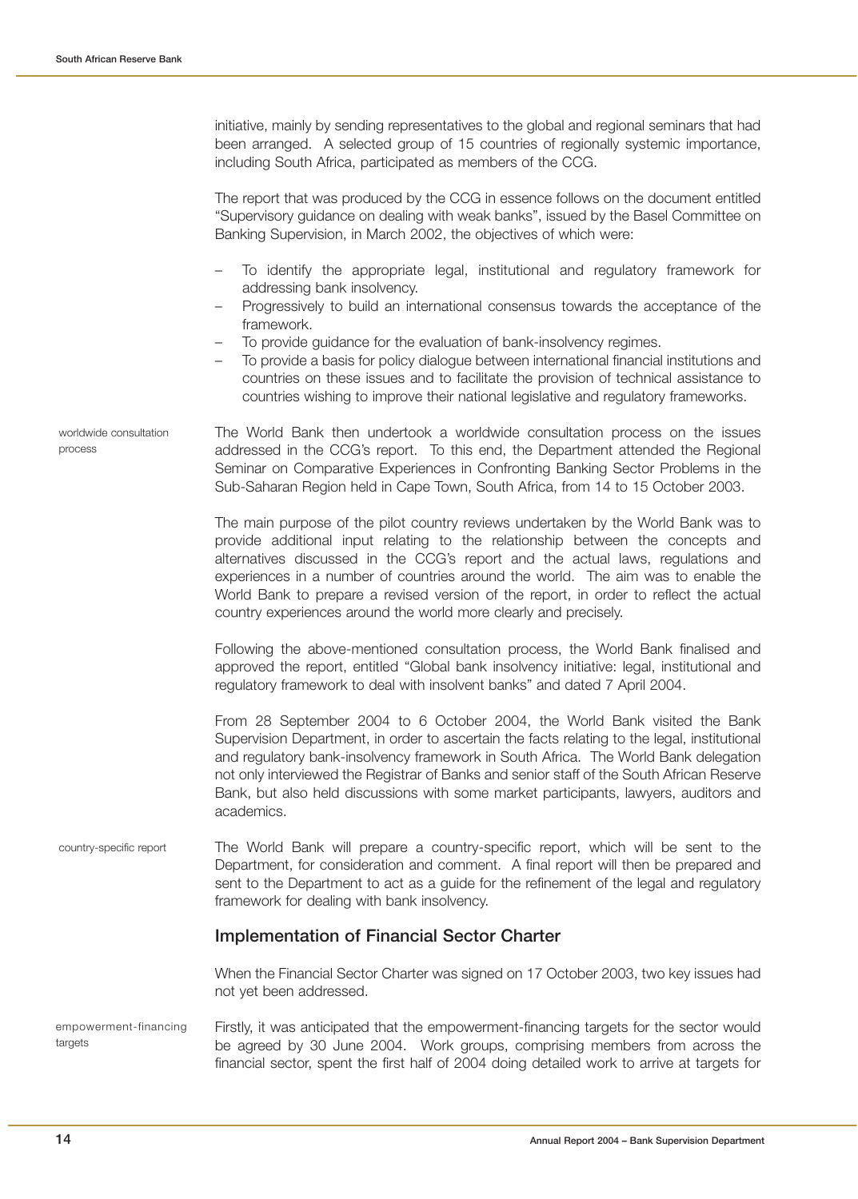initiative, mainly by sending representatives to the global and regional seminars that had been arranged. A selected group of 15 countries of regionally systemic importance, including South Africa, participated as members of the CCG.

The report that was produced by the CCG in essence follows on the document entitled "Supervisory guidance on dealing with weak banks", issued by the Basel Committee on Banking Supervision, in March 2002, the objectives of which were:

- To identify the appropriate legal, institutional and regulatory framework for addressing bank insolvency.
- Progressively to build an international consensus towards the acceptance of the framework.
- To provide guidance for the evaluation of bank-insolvency regimes.
- To provide a basis for policy dialogue between international financial institutions and countries on these issues and to facilitate the provision of technical assistance to countries wishing to improve their national legislative and regulatory frameworks.

worldwide consultation process

The World Bank then undertook a worldwide consultation process on the issues addressed in the CCG's report. To this end, the Department attended the Regional Seminar on Comparative Experiences in Confronting Banking Sector Problems in the Sub-Saharan Region held in Cape Town, South Africa, from 14 to 15 October 2003.

The main purpose of the pilot country reviews undertaken by the World Bank was to provide additional input relating to the relationship between the concepts and alternatives discussed in the CCG's report and the actual laws, regulations and experiences in a number of countries around the world. The aim was to enable the World Bank to prepare a revised version of the report, in order to reflect the actual country experiences around the world more clearly and precisely.

Following the above-mentioned consultation process, the World Bank finalised and approved the report, entitled "Global bank insolvency initiative: legal, institutional and regulatory framework to deal with insolvent banks" and dated 7 April 2004.

From 28 September 2004 to 6 October 2004, the World Bank visited the Bank Supervision Department, in order to ascertain the facts relating to the legal, institutional and regulatory bank-insolvency framework in South Africa. The World Bank delegation not only interviewed the Registrar of Banks and senior staff of the South African Reserve Bank, but also held discussions with some market participants, lawyers, auditors and academics.

country-specific report

The World Bank will prepare a country-specific report, which will be sent to the Department, for consideration and comment. A final report will then be prepared and sent to the Department to act as a guide for the refinement of the legal and regulatory framework for dealing with bank insolvency.

## Implementation of Financial Sector Charter

When the Financial Sector Charter was signed on 17 October 2003, two key issues had not yet been addressed.

empowerment-financing targets

Firstly, it was anticipated that the empowerment-financing targets for the sector would be agreed by 30 June 2004. Work groups, comprising members from across the financial sector, spent the first half of 2004 doing detailed work to arrive at targets for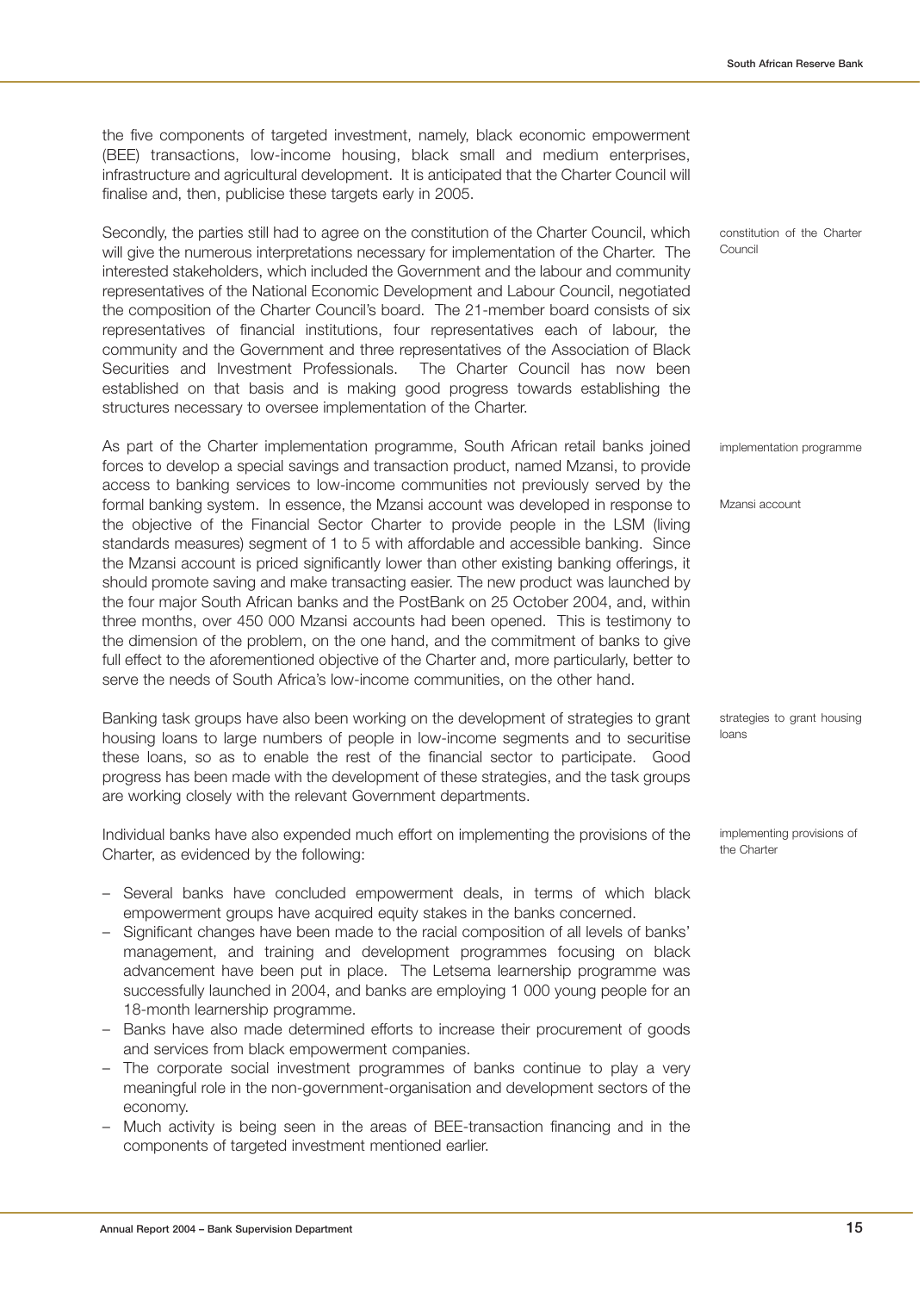the five components of targeted investment, namely, black economic empowerment (BEE) transactions, low-income housing, black small and medium enterprises, infrastructure and agricultural development. It is anticipated that the Charter Council will finalise and, then, publicise these targets early in 2005.

constitution of the Charter Council

Secondly, the parties still had to agree on the constitution of the Charter Council, which will give the numerous interpretations necessary for implementation of the Charter. The interested stakeholders, which included the Government and the labour and community representatives of the National Economic Development and Labour Council, negotiated the composition of the Charter Council's board. The 21-member board consists of six representatives of financial institutions, four representatives each of labour, the community and the Government and three representatives of the Association of Black Securities and Investment Professionals. The Charter Council has now been established on that basis and is making good progress towards establishing the structures necessary to oversee implementation of the Charter.

implementation programme

Mzansi account

As part of the Charter implementation programme, South African retail banks joined forces to develop a special savings and transaction product, named Mzansi, to provide access to banking services to low-income communities not previously served by the formal banking system. In essence, the Mzansi account was developed in response to the objective of the Financial Sector Charter to provide people in the LSM (living standards measures) segment of 1 to 5 with affordable and accessible banking. Since the Mzansi account is priced significantly lower than other existing banking offerings, it should promote saving and make transacting easier. The new product was launched by the four major South African banks and the PostBank on 25 October 2004, and, within three months, over 450 000 Mzansi accounts had been opened. This is testimony to the dimension of the problem, on the one hand, and the commitment of banks to give full effect to the aforementioned objective of the Charter and, more particularly, better to serve the needs of South Africa's low-income communities, on the other hand.

strategies to grant housing loans

Banking task groups have also been working on the development of strategies to grant housing loans to large numbers of people in low-income segments and to securitise these loans, so as to enable the rest of the financial sector to participate. Good progress has been made with the development of these strategies, and the task groups are working closely with the relevant Government departments.

implementing provisions of the Charter

Individual banks have also expended much effort on implementing the provisions of the Charter, as evidenced by the following:

- Several banks have concluded empowerment deals, in terms of which black empowerment groups have acquired equity stakes in the banks concerned.
- Significant changes have been made to the racial composition of all levels of banks' management, and training and development programmes focusing on black advancement have been put in place. The Letsema learnership programme was successfully launched in 2004, and banks are employing 1 000 young people for an 18-month learnership programme.
- Banks have also made determined efforts to increase their procurement of goods and services from black empowerment companies.
- The corporate social investment programmes of banks continue to play a very meaningful role in the non-government-organisation and development sectors of the economy.
- Much activity is being seen in the areas of BEE-transaction financing and in the components of targeted investment mentioned earlier.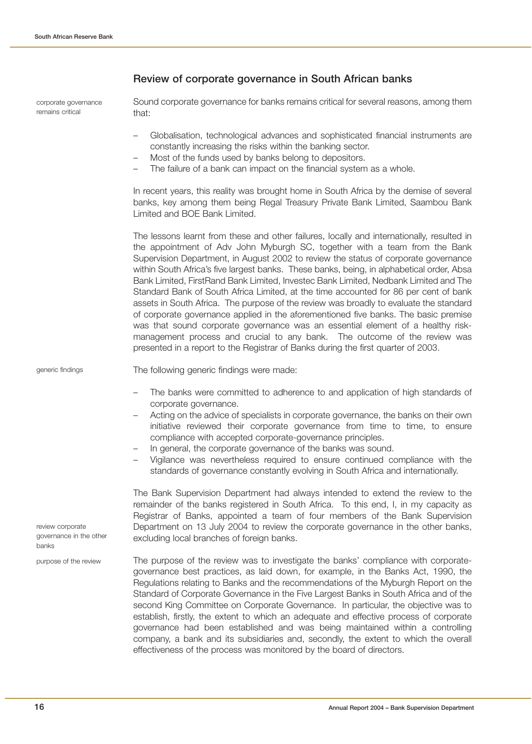## Review of corporate governance in South African banks

corporate governance remains critical

Sound corporate governance for banks remains critical for several reasons, among them that:

- Globalisation, technological advances and sophisticated financial instruments are constantly increasing the risks within the banking sector.
- Most of the funds used by banks belong to depositors.
- The failure of a bank can impact on the financial system as a whole.

In recent years, this reality was brought home in South Africa by the demise of several banks, key among them being Regal Treasury Private Bank Limited, Saambou Bank Limited and BOE Bank Limited.

The lessons learnt from these and other failures, locally and internationally, resulted in the appointment of Adv John Myburgh SC, together with a team from the Bank Supervision Department, in August 2002 to review the status of corporate governance within South Africa's five largest banks. These banks, being, in alphabetical order, Absa Bank Limited, FirstRand Bank Limited, Investec Bank Limited, Nedbank Limited and The Standard Bank of South Africa Limited, at the time accounted for 86 per cent of bank assets in South Africa. The purpose of the review was broadly to evaluate the standard of corporate governance applied in the aforementioned five banks. The basic premise was that sound corporate governance was an essential element of a healthy risk-management process and crucial to any bank. The outcome of the review was presented in a report to the Registrar of Banks during the first quarter of 2003.

generic findings

The following generic findings were made:

- The banks were committed to adherence to and application of high standards of corporate governance.
- Acting on the advice of specialists in corporate governance, the banks on their own initiative reviewed their corporate governance from time to time, to ensure compliance with accepted corporate-governance principles.
- In general, the corporate governance of the banks was sound.
- Vigilance was nevertheless required to ensure continued compliance with the standards of governance constantly evolving in South Africa and internationally.

review corporate governance in the other banks

The Bank Supervision Department had always intended to extend the review to the remainder of the banks registered in South Africa. To this end, I, in my capacity as Registrar of Banks, appointed a team of four members of the Bank Supervision Department on 13 July 2004 to review the corporate governance in the other banks, excluding local branches of foreign banks.

purpose of the review

The purpose of the review was to investigate the banks' compliance with corporate-governance best practices, as laid down, for example, in the Banks Act, 1990, the Regulations relating to Banks and the recommendations of the Myburgh Report on the Standard of Corporate Governance in the Five Largest Banks in South Africa and of the second King Committee on Corporate Governance. In particular, the objective was to establish, firstly, the extent to which an adequate and effective process of corporate governance had been established and was being maintained within a controlling company, a bank and its subsidiaries and, secondly, the extent to which the overall effectiveness of the process was monitored by the board of directors.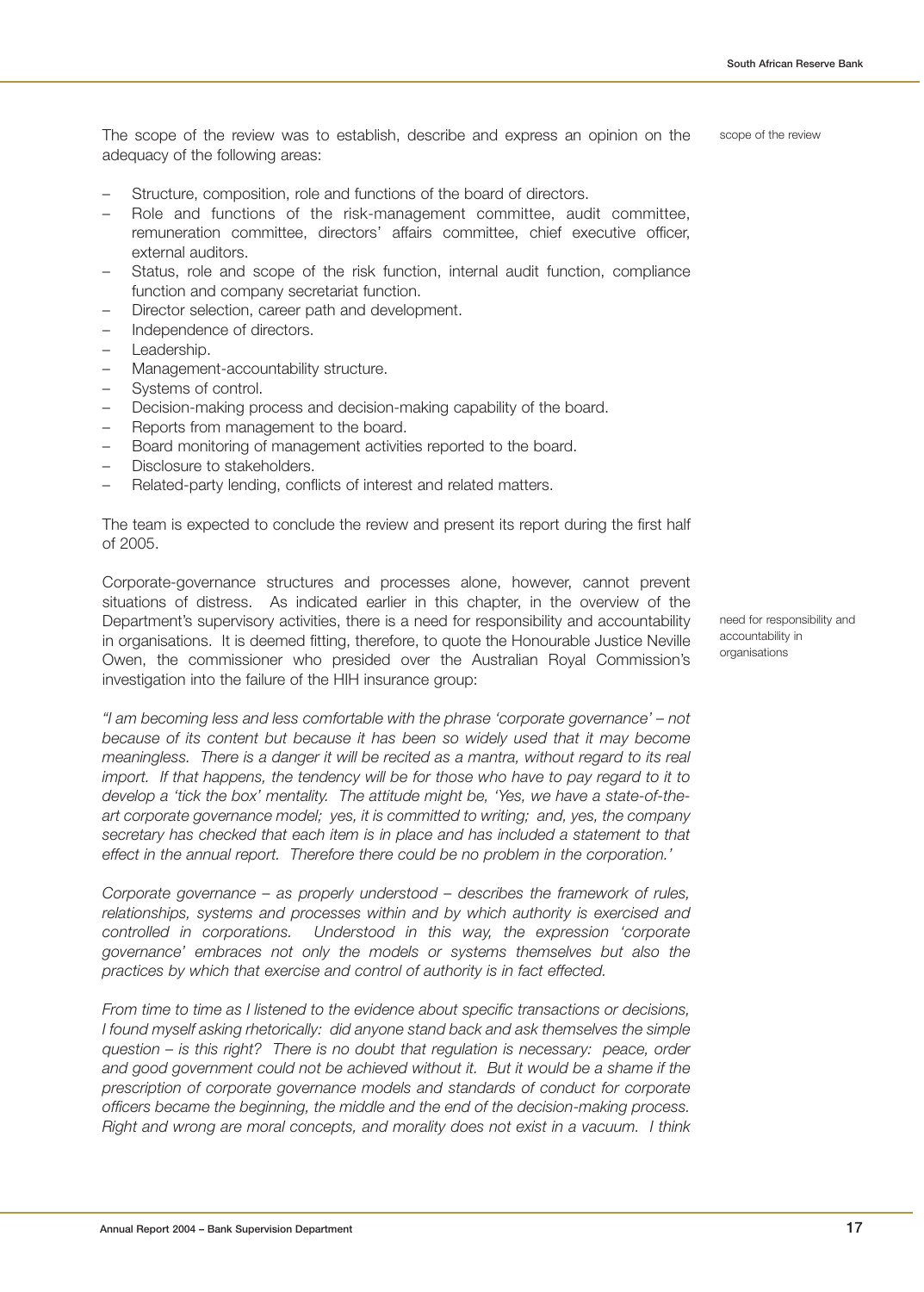The scope of the review was to establish, describe and express an opinion on the adequacy of the following areas:

scope of the review

- Structure, composition, role and functions of the board of directors.
- Role and functions of the risk-management committee, audit committee, remuneration committee, directors' affairs committee, chief executive officer, external auditors.
- Status, role and scope of the risk function, internal audit function, compliance function and company secretariat function.
- Director selection, career path and development.
- Independence of directors.
- Leadership.
- Management-accountability structure.
- Systems of control.
- Decision-making process and decision-making capability of the board.
- Reports from management to the board.
- Board monitoring of management activities reported to the board.
- Disclosure to stakeholders.
- Related-party lending, conflicts of interest and related matters.

The team is expected to conclude the review and present its report during the first half of 2005.

need for responsibility and accountability in organisations

Corporate-governance structures and processes alone, however, cannot prevent situations of distress. As indicated earlier in this chapter, in the overview of the Department's supervisory activities, there is a need for responsibility and accountability in organisations. It is deemed fitting, therefore, to quote the Honourable Justice Neville Owen, the commissioner who presided over the Australian Royal Commission's investigation into the failure of the HIH insurance group:

*"I am becoming less and less comfortable with the phrase 'corporate governance' – not because of its content but because it has been so widely used that it may become meaningless. There is a danger it will be recited as a mantra, without regard to its real import. If that happens, the tendency will be for those who have to pay regard to it to develop a 'tick the box' mentality. The attitude might be, 'Yes, we have a state-of-the-art corporate governance model; yes, it is committed to writing; and, yes, the company secretary has checked that each item is in place and has included a statement to that effect in the annual report. Therefore there could be no problem in the corporation.'*

*Corporate governance – as properly understood – describes the framework of rules, relationships, systems and processes within and by which authority is exercised and controlled in corporations. Understood in this way, the expression 'corporate governance' embraces not only the models or systems themselves but also the practices by which that exercise and control of authority is in fact effected.*

*From time to time as I listened to the evidence about specific transactions or decisions, I found myself asking rhetorically: did anyone stand back and ask themselves the simple question – is this right? There is no doubt that regulation is necessary: peace, order and good government could not be achieved without it. But it would be a shame if the prescription of corporate governance models and standards of conduct for corporate officers became the beginning, the middle and the end of the decision-making process. Right and wrong are moral concepts, and morality does not exist in a vacuum. I think*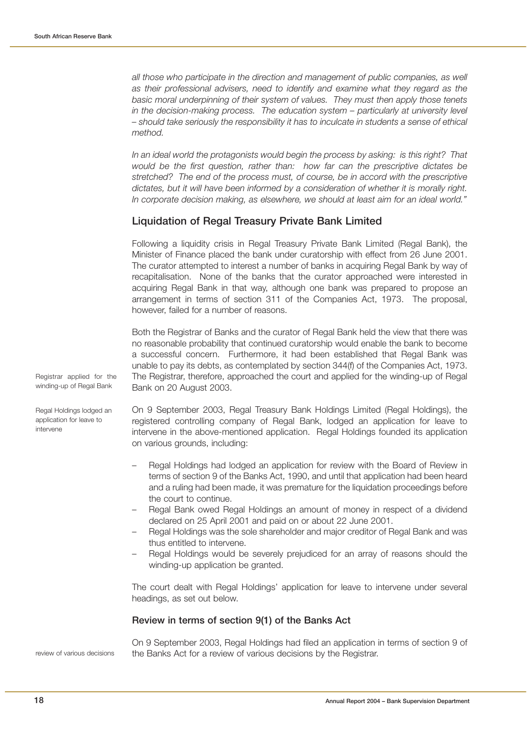*all those who participate in the direction and management of public companies, as well as their professional advisers, need to identify and examine what they regard as the basic moral underpinning of their system of values. They must then apply those tenets in the decision-making process. The education system – particularly at university level – should take seriously the responsibility it has to inculcate in students a sense of ethical method.*

*In an ideal world the protagonists would begin the process by asking: is this right? That would be the first question, rather than: how far can the prescriptive dictates be stretched? The end of the process must, of course, be in accord with the prescriptive dictates, but it will have been informed by a consideration of whether it is morally right. In corporate decision making, as elsewhere, we should at least aim for an ideal world."*

## Liquidation of Regal Treasury Private Bank Limited

Following a liquidity crisis in Regal Treasury Private Bank Limited (Regal Bank), the Minister of Finance placed the bank under curatorship with effect from 26 June 2001. The curator attempted to interest a number of banks in acquiring Regal Bank by way of recapitalisation. None of the banks that the curator approached were interested in acquiring Regal Bank in that way, although one bank was prepared to propose an arrangement in terms of section 311 of the Companies Act, 1973. The proposal, however, failed for a number of reasons.

Registrar applied for the winding-up of Regal Bank

Both the Registrar of Banks and the curator of Regal Bank held the view that there was no reasonable probability that continued curatorship would enable the bank to become a successful concern. Furthermore, it had been established that Regal Bank was unable to pay its debts, as contemplated by section 344(f) of the Companies Act, 1973. The Registrar, therefore, approached the court and applied for the winding-up of Regal Bank on 20 August 2003.

Regal Holdings lodged an application for leave to intervene

On 9 September 2003, Regal Treasury Bank Holdings Limited (Regal Holdings), the registered controlling company of Regal Bank, lodged an application for leave to intervene in the above-mentioned application. Regal Holdings founded its application on various grounds, including:

- Regal Holdings had lodged an application for review with the Board of Review in terms of section 9 of the Banks Act, 1990, and until that application had been heard and a ruling had been made, it was premature for the liquidation proceedings before the court to continue.
- Regal Bank owed Regal Holdings an amount of money in respect of a dividend declared on 25 April 2001 and paid on or about 22 June 2001.
- Regal Holdings was the sole shareholder and major creditor of Regal Bank and was thus entitled to intervene.
- Regal Holdings would be severely prejudiced for an array of reasons should the winding-up application be granted.

The court dealt with Regal Holdings' application for leave to intervene under several headings, as set out below.

### Review in terms of section 9(1) of the Banks Act

review of various decisions

On 9 September 2003, Regal Holdings had filed an application in terms of section 9 of the Banks Act for a review of various decisions by the Registrar.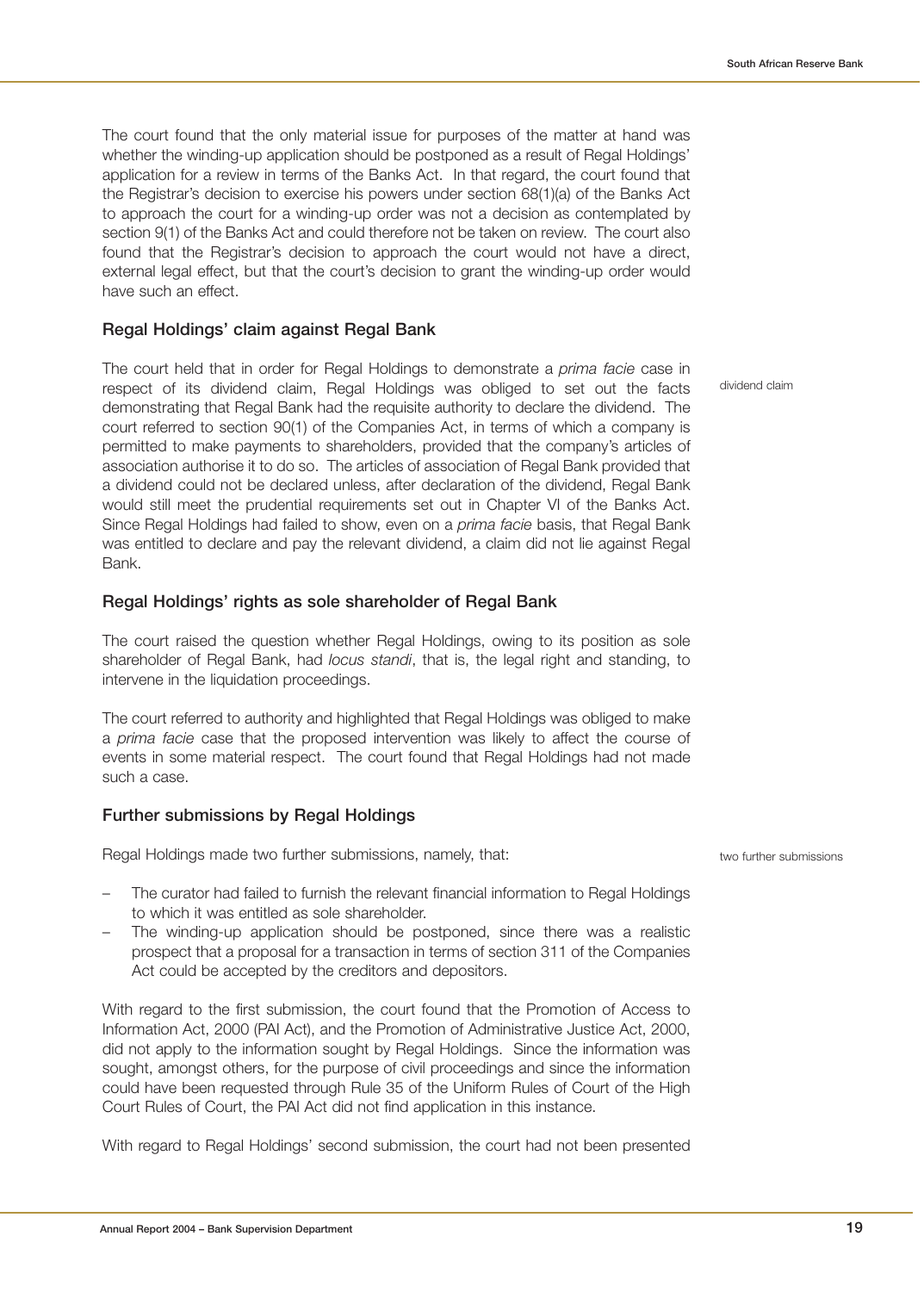The court found that the only material issue for purposes of the matter at hand was whether the winding-up application should be postponed as a result of Regal Holdings' application for a review in terms of the Banks Act. In that regard, the court found that the Registrar's decision to exercise his powers under section 68(1)(a) of the Banks Act to approach the court for a winding-up order was not a decision as contemplated by section 9(1) of the Banks Act and could therefore not be taken on review. The court also found that the Registrar's decision to approach the court would not have a direct, external legal effect, but that the court's decision to grant the winding-up order would have such an effect.

### Regal Holdings' claim against Regal Bank

dividend claim

The court held that in order for Regal Holdings to demonstrate a *prima facie* case in respect of its dividend claim, Regal Holdings was obliged to set out the facts demonstrating that Regal Bank had the requisite authority to declare the dividend. The court referred to section 90(1) of the Companies Act, in terms of which a company is permitted to make payments to shareholders, provided that the company's articles of association authorise it to do so. The articles of association of Regal Bank provided that a dividend could not be declared unless, after declaration of the dividend, Regal Bank would still meet the prudential requirements set out in Chapter VI of the Banks Act. Since Regal Holdings had failed to show, even on a *prima facie* basis, that Regal Bank was entitled to declare and pay the relevant dividend, a claim did not lie against Regal Bank.

### Regal Holdings' rights as sole shareholder of Regal Bank

The court raised the question whether Regal Holdings, owing to its position as sole shareholder of Regal Bank, had *locus standi*, that is, the legal right and standing, to intervene in the liquidation proceedings.

The court referred to authority and highlighted that Regal Holdings was obliged to make a *prima facie* case that the proposed intervention was likely to affect the course of events in some material respect. The court found that Regal Holdings had not made such a case.

### Further submissions by Regal Holdings

two further submissions

Regal Holdings made two further submissions, namely, that:

- The curator had failed to furnish the relevant financial information to Regal Holdings to which it was entitled as sole shareholder.
- The winding-up application should be postponed, since there was a realistic prospect that a proposal for a transaction in terms of section 311 of the Companies Act could be accepted by the creditors and depositors.

With regard to the first submission, the court found that the Promotion of Access to Information Act, 2000 (PAI Act), and the Promotion of Administrative Justice Act, 2000, did not apply to the information sought by Regal Holdings. Since the information was sought, amongst others, for the purpose of civil proceedings and since the information could have been requested through Rule 35 of the Uniform Rules of Court of the High Court Rules of Court, the PAI Act did not find application in this instance.

With regard to Regal Holdings' second submission, the court had not been presented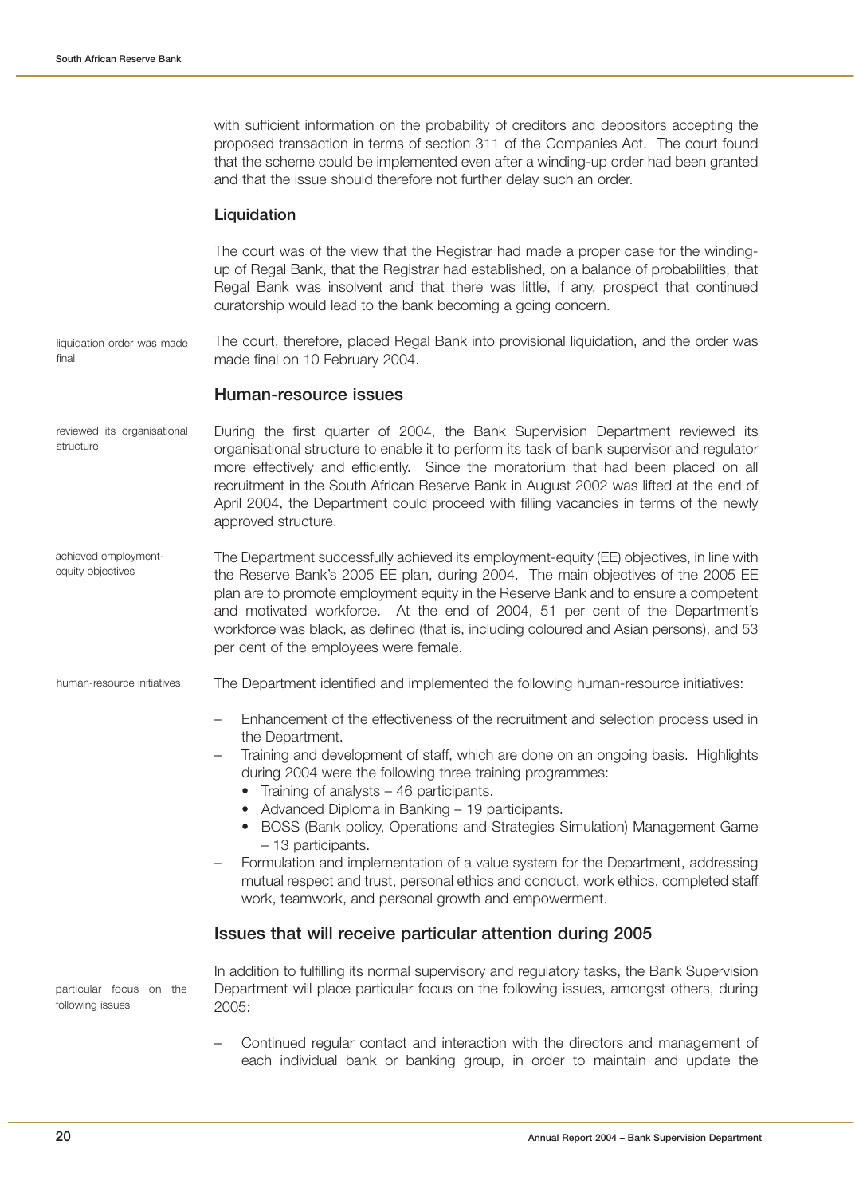with sufficient information on the probability of creditors and depositors accepting the proposed transaction in terms of section 311 of the Companies Act. The court found that the scheme could be implemented even after a winding-up order had been granted and that the issue should therefore not further delay such an order.

### Liquidation

The court was of the view that the Registrar had made a proper case for the winding-up of Regal Bank, that the Registrar had established, on a balance of probabilities, that Regal Bank was insolvent and that there was little, if any, prospect that continued curatorship would lead to the bank becoming a going concern.

liquidation order was made final

The court, therefore, placed Regal Bank into provisional liquidation, and the order was made final on 10 February 2004.

## Human-resource issues

reviewed its organisational structure

During the first quarter of 2004, the Bank Supervision Department reviewed its organisational structure to enable it to perform its task of bank supervisor and regulator more effectively and efficiently. Since the moratorium that had been placed on all recruitment in the South African Reserve Bank in August 2002 was lifted at the end of April 2004, the Department could proceed with filling vacancies in terms of the newly approved structure.

achieved employment-equity objectives

The Department successfully achieved its employment-equity (EE) objectives, in line with the Reserve Bank's 2005 EE plan, during 2004. The main objectives of the 2005 EE plan are to promote employment equity in the Reserve Bank and to ensure a competent and motivated workforce. At the end of 2004, 51 per cent of the Department's workforce was black, as defined (that is, including coloured and Asian persons), and 53 per cent of the employees were female.

human-resource initiatives

The Department identified and implemented the following human-resource initiatives:

- Enhancement of the effectiveness of the recruitment and selection process used in the Department.
- Training and development of staff, which are done on an ongoing basis. Highlights during 2004 were the following three training programmes:
  - Training of analysts – 46 participants.
  - Advanced Diploma in Banking – 19 participants.
  - BOSS (Bank policy, Operations and Strategies Simulation) Management Game – 13 participants.
- Formulation and implementation of a value system for the Department, addressing mutual respect and trust, personal ethics and conduct, work ethics, completed staff work, teamwork, and personal growth and empowerment.

## Issues that will receive particular attention during 2005

particular focus on the following issues

In addition to fulfilling its normal supervisory and regulatory tasks, the Bank Supervision Department will place particular focus on the following issues, amongst others, during 2005:

- Continued regular contact and interaction with the directors and management of each individual bank or banking group, in order to maintain and update the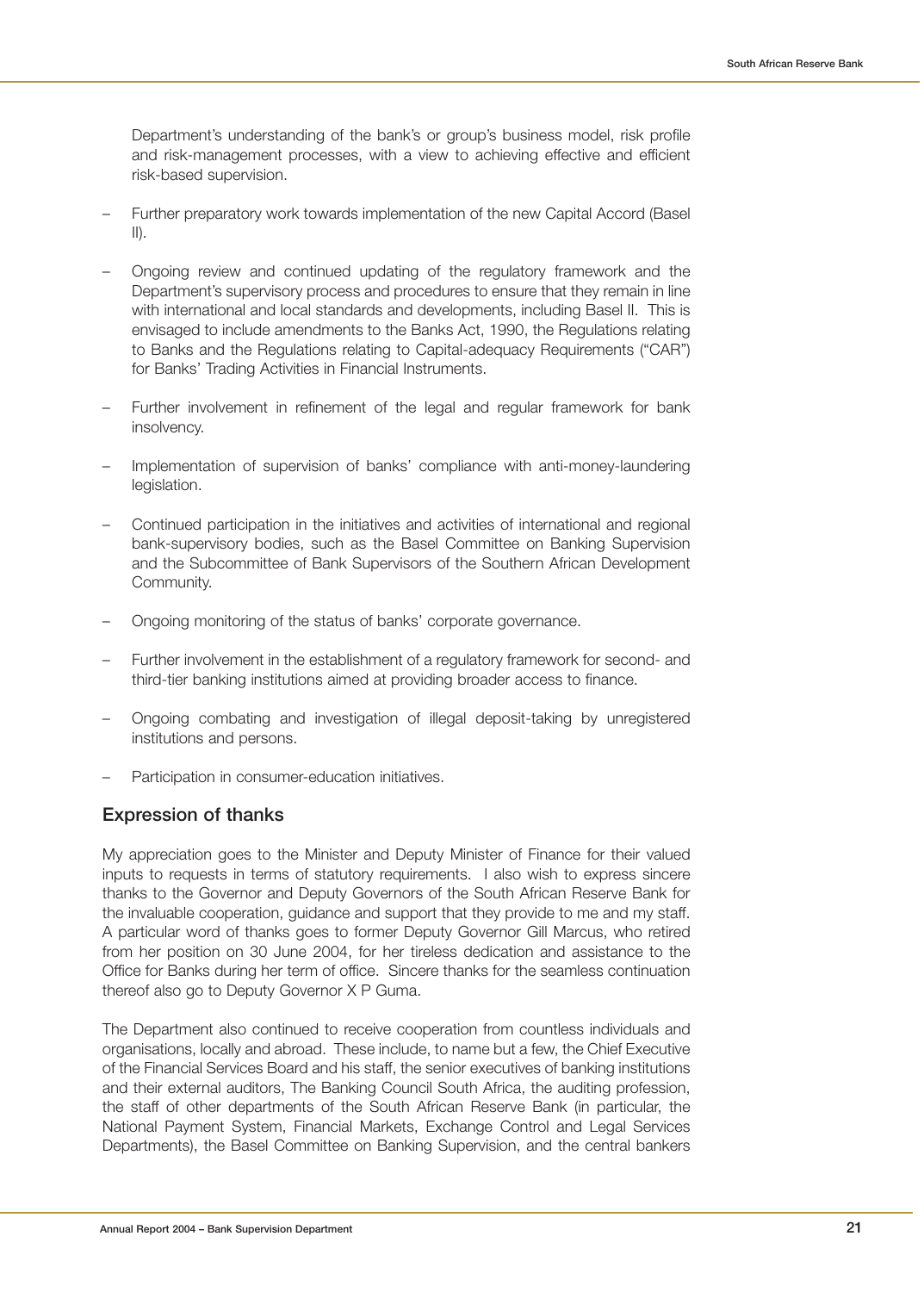Department's understanding of the bank's or group's business model, risk profile and risk-management processes, with a view to achieving effective and efficient risk-based supervision.

- Further preparatory work towards implementation of the new Capital Accord (Basel II).
- Ongoing review and continued updating of the regulatory framework and the Department's supervisory process and procedures to ensure that they remain in line with international and local standards and developments, including Basel II. This is envisaged to include amendments to the Banks Act, 1990, the Regulations relating to Banks and the Regulations relating to Capital-adequacy Requirements ("CAR") for Banks' Trading Activities in Financial Instruments.
- Further involvement in refinement of the legal and regular framework for bank insolvency.
- Implementation of supervision of banks' compliance with anti-money-laundering legislation.
- Continued participation in the initiatives and activities of international and regional bank-supervisory bodies, such as the Basel Committee on Banking Supervision and the Subcommittee of Bank Supervisors of the Southern African Development Community.
- Ongoing monitoring of the status of banks' corporate governance.
- Further involvement in the establishment of a regulatory framework for second- and third-tier banking institutions aimed at providing broader access to finance.
- Ongoing combating and investigation of illegal deposit-taking by unregistered institutions and persons.
- Participation in consumer-education initiatives.

## Expression of thanks

My appreciation goes to the Minister and Deputy Minister of Finance for their valued inputs to requests in terms of statutory requirements. I also wish to express sincere thanks to the Governor and Deputy Governors of the South African Reserve Bank for the invaluable cooperation, guidance and support that they provide to me and my staff. A particular word of thanks goes to former Deputy Governor Gill Marcus, who retired from her position on 30 June 2004, for her tireless dedication and assistance to the Office for Banks during her term of office. Sincere thanks for the seamless continuation thereof also go to Deputy Governor X P Guma.

The Department also continued to receive cooperation from countless individuals and organisations, locally and abroad. These include, to name but a few, the Chief Executive of the Financial Services Board and his staff, the senior executives of banking institutions and their external auditors, The Banking Council South Africa, the auditing profession, the staff of other departments of the South African Reserve Bank (in particular, the National Payment System, Financial Markets, Exchange Control and Legal Services Departments), the Basel Committee on Banking Supervision, and the central bankers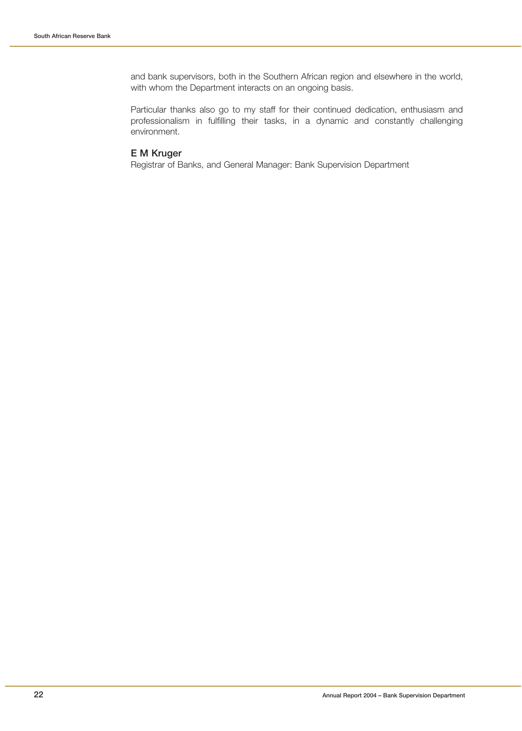and bank supervisors, both in the Southern African region and elsewhere in the world, with whom the Department interacts on an ongoing basis.

Particular thanks also go to my staff for their continued dedication, enthusiasm and professionalism in fulfilling their tasks, in a dynamic and constantly challenging environment.

**E M Kruger**
Registrar of Banks, and General Manager: Bank Supervision Department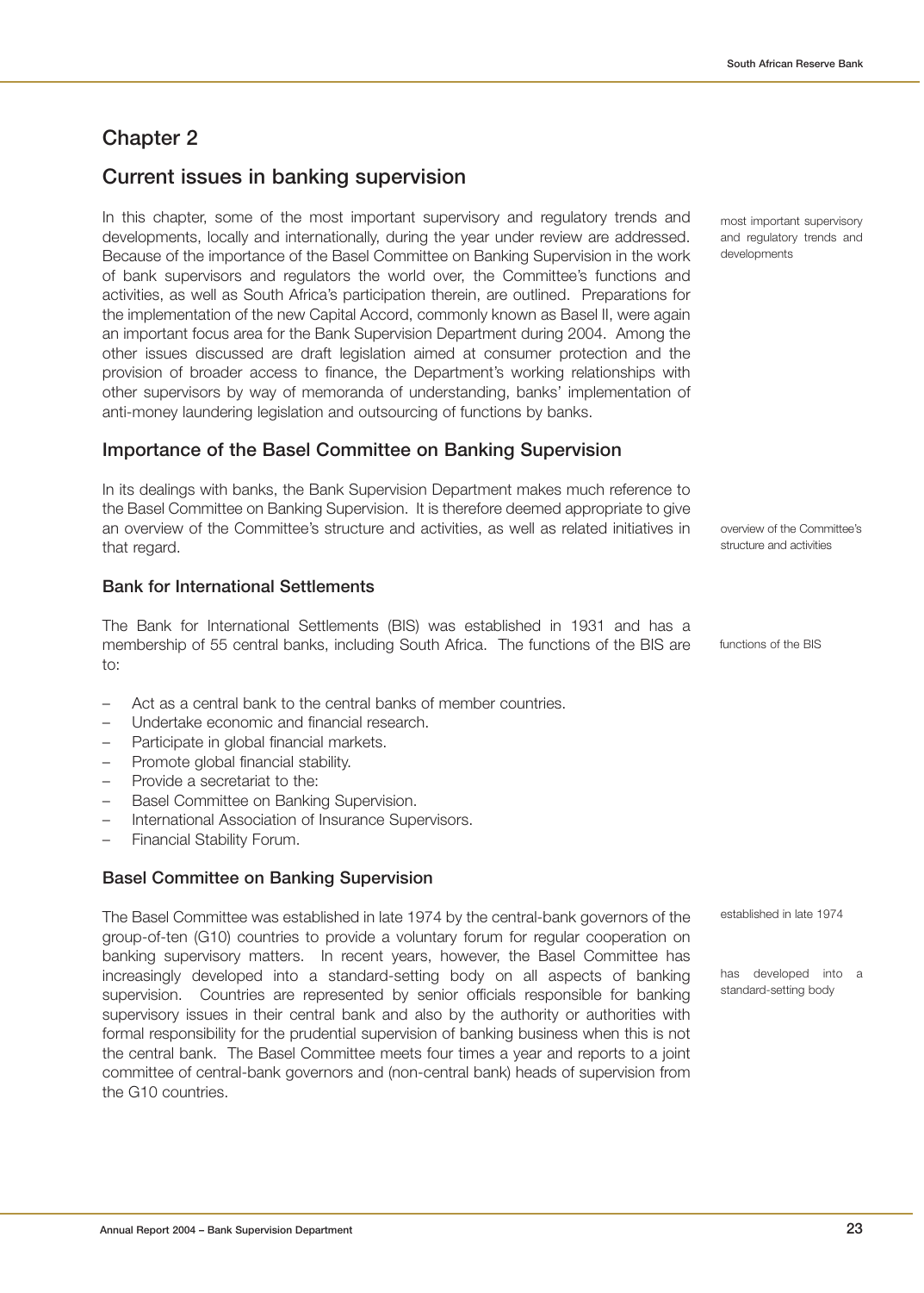# Chapter 2

## Current issues in banking supervision

In this chapter, some of the most important supervisory and regulatory trends and developments, locally and internationally, during the year under review are addressed. Because of the importance of the Basel Committee on Banking Supervision in the work of bank supervisors and regulators the world over, the Committee's functions and activities, as well as South Africa's participation therein, are outlined. Preparations for the implementation of the new Capital Accord, commonly known as Basel II, were again an important focus area for the Bank Supervision Department during 2004. Among the other issues discussed are draft legislation aimed at consumer protection and the provision of broader access to finance, the Department's working relationships with other supervisors by way of memoranda of understanding, banks' implementation of anti-money laundering legislation and outsourcing of functions by banks.

most important supervisory and regulatory trends and developments

### Importance of the Basel Committee on Banking Supervision

In its dealings with banks, the Bank Supervision Department makes much reference to the Basel Committee on Banking Supervision. It is therefore deemed appropriate to give an overview of the Committee's structure and activities, as well as related initiatives in that regard.

overview of the Committee's structure and activities

#### Bank for International Settlements

The Bank for International Settlements (BIS) was established in 1931 and has a membership of 55 central banks, including South Africa. The functions of the BIS are to:

functions of the BIS

- Act as a central bank to the central banks of member countries.
- Undertake economic and financial research.
- Participate in global financial markets.
- Promote global financial stability.
- Provide a secretariat to the:
- Basel Committee on Banking Supervision.
- International Association of Insurance Supervisors.
- Financial Stability Forum.

#### Basel Committee on Banking Supervision

The Basel Committee was established in late 1974 by the central-bank governors of the group-of-ten (G10) countries to provide a voluntary forum for regular cooperation on banking supervisory matters. In recent years, however, the Basel Committee has increasingly developed into a standard-setting body on all aspects of banking supervision. Countries are represented by senior officials responsible for banking supervisory issues in their central bank and also by the authority or authorities with formal responsibility for the prudential supervision of banking business when this is not the central bank. The Basel Committee meets four times a year and reports to a joint committee of central-bank governors and (non-central bank) heads of supervision from the G10 countries.

established in late 1974

has developed into a standard-setting body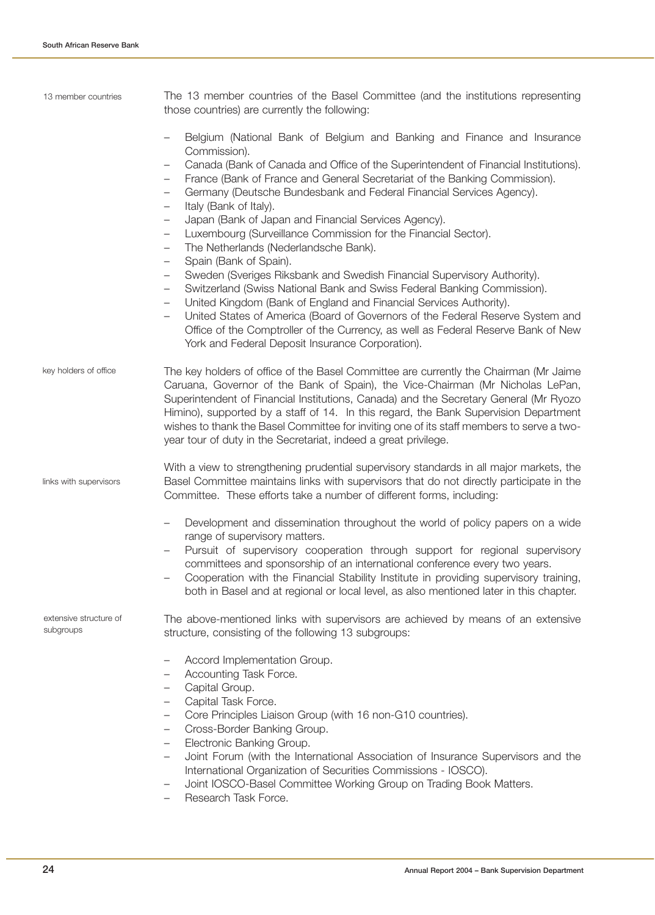13 member countries

The 13 member countries of the Basel Committee (and the institutions representing those countries) are currently the following:

- Belgium (National Bank of Belgium and Banking and Finance and Insurance Commission).
- Canada (Bank of Canada and Office of the Superintendent of Financial Institutions).
- France (Bank of France and General Secretariat of the Banking Commission).
- Germany (Deutsche Bundesbank and Federal Financial Services Agency).
- Italy (Bank of Italy).
- Japan (Bank of Japan and Financial Services Agency).
- Luxembourg (Surveillance Commission for the Financial Sector).
- The Netherlands (Nederlandsche Bank).
- Spain (Bank of Spain).
- Sweden (Sveriges Riksbank and Swedish Financial Supervisory Authority).
- Switzerland (Swiss National Bank and Swiss Federal Banking Commission).
- United Kingdom (Bank of England and Financial Services Authority).
- United States of America (Board of Governors of the Federal Reserve System and Office of the Comptroller of the Currency, as well as Federal Reserve Bank of New York and Federal Deposit Insurance Corporation).

key holders of office

The key holders of office of the Basel Committee are currently the Chairman (Mr Jaime Caruana, Governor of the Bank of Spain), the Vice-Chairman (Mr Nicholas LePan, Superintendent of Financial Institutions, Canada) and the Secretary General (Mr Ryozo Himino), supported by a staff of 14. In this regard, the Bank Supervision Department wishes to thank the Basel Committee for inviting one of its staff members to serve a two-year tour of duty in the Secretariat, indeed a great privilege.

links with supervisors

With a view to strengthening prudential supervisory standards in all major markets, the Basel Committee maintains links with supervisors that do not directly participate in the Committee. These efforts take a number of different forms, including:

- Development and dissemination throughout the world of policy papers on a wide range of supervisory matters.
- Pursuit of supervisory cooperation through support for regional supervisory committees and sponsorship of an international conference every two years.
- Cooperation with the Financial Stability Institute in providing supervisory training, both in Basel and at regional or local level, as also mentioned later in this chapter.

extensive structure of subgroups

The above-mentioned links with supervisors are achieved by means of an extensive structure, consisting of the following 13 subgroups:

- Accord Implementation Group.
- Accounting Task Force.
- Capital Group.
- Capital Task Force.
- Core Principles Liaison Group (with 16 non-G10 countries).
- Cross-Border Banking Group.
- Electronic Banking Group.
- Joint Forum (with the International Association of Insurance Supervisors and the International Organization of Securities Commissions - IOSCO).
- Joint IOSCO-Basel Committee Working Group on Trading Book Matters.
- Research Task Force.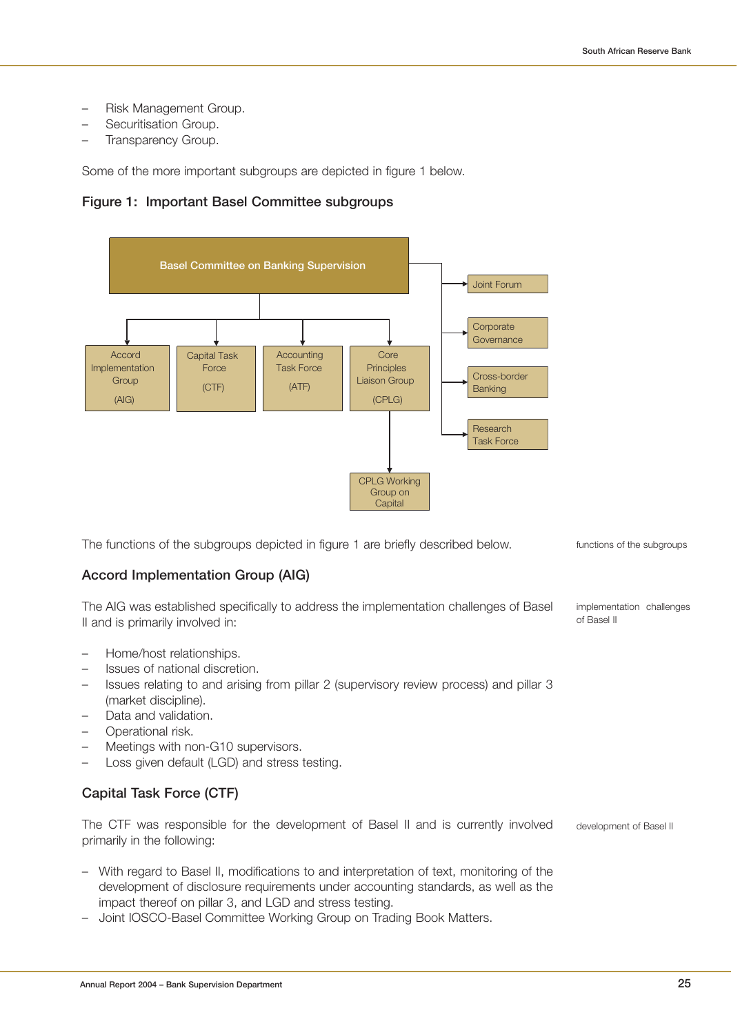- Risk Management Group.
- Securitisation Group.
- Transparency Group.

Some of the more important subgroups are depicted in figure 1 below.

### Figure 1: Important Basel Committee subgroups

Basel Committee on Banking Supervision

- Accord Implementation Group (AIG)
- Capital Task Force (CTF)
- Accounting Task Force (ATF)
- Core Principles Liaison Group (CPLG)
  - CPLG Working Group on Capital
- Joint Forum
- Corporate Governance
- Cross-border Banking
- Research Task Force

The functions of the subgroups depicted in figure 1 are briefly described below.

*functions of the subgroups*

### Accord Implementation Group (AIG)

The AIG was established specifically to address the implementation challenges of Basel II and is primarily involved in:

*implementation challenges of Basel II*

- Home/host relationships.
- Issues of national discretion.
- Issues relating to and arising from pillar 2 (supervisory review process) and pillar 3 (market discipline).
- Data and validation.
- Operational risk.
- Meetings with non-G10 supervisors.
- Loss given default (LGD) and stress testing.

### Capital Task Force (CTF)

The CTF was responsible for the development of Basel II and is currently involved primarily in the following:

*development of Basel II*

- With regard to Basel II, modifications to and interpretation of text, monitoring of the development of disclosure requirements under accounting standards, as well as the impact thereof on pillar 3, and LGD and stress testing.
- Joint IOSCO-Basel Committee Working Group on Trading Book Matters.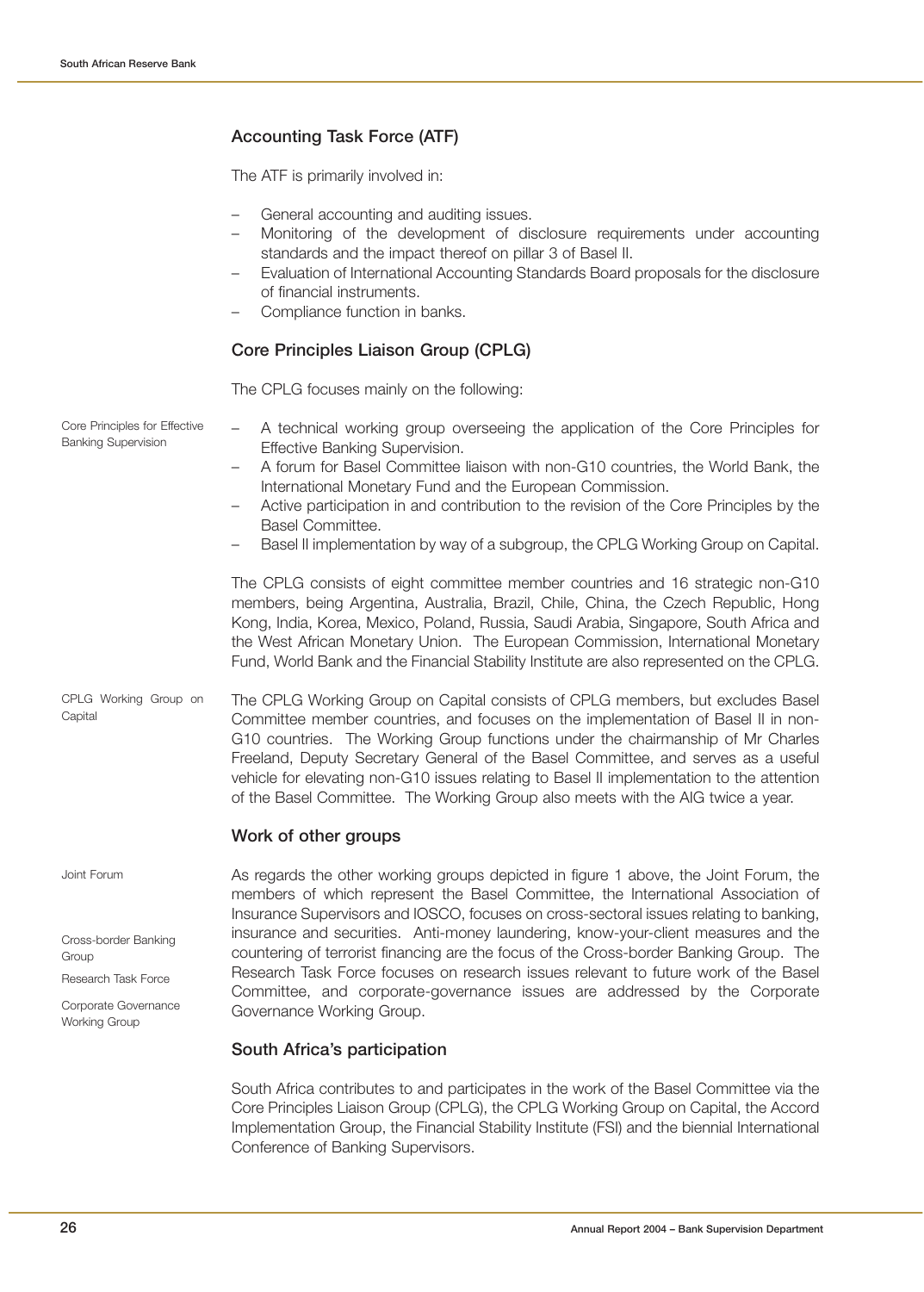## Accounting Task Force (ATF)

The ATF is primarily involved in:

- General accounting and auditing issues.
- Monitoring of the development of disclosure requirements under accounting standards and the impact thereof on pillar 3 of Basel II.
- Evaluation of International Accounting Standards Board proposals for the disclosure of financial instruments.
- Compliance function in banks.

## Core Principles Liaison Group (CPLG)

The CPLG focuses mainly on the following:

Core Principles for Effective Banking Supervision

- A technical working group overseeing the application of the Core Principles for Effective Banking Supervision.
- A forum for Basel Committee liaison with non-G10 countries, the World Bank, the International Monetary Fund and the European Commission.
- Active participation in and contribution to the revision of the Core Principles by the Basel Committee.
- Basel II implementation by way of a subgroup, the CPLG Working Group on Capital.

The CPLG consists of eight committee member countries and 16 strategic non-G10 members, being Argentina, Australia, Brazil, Chile, China, the Czech Republic, Hong Kong, India, Korea, Mexico, Poland, Russia, Saudi Arabia, Singapore, South Africa and the West African Monetary Union. The European Commission, International Monetary Fund, World Bank and the Financial Stability Institute are also represented on the CPLG.

CPLG Working Group on Capital

The CPLG Working Group on Capital consists of CPLG members, but excludes Basel Committee member countries, and focuses on the implementation of Basel II in non-G10 countries. The Working Group functions under the chairmanship of Mr Charles Freeland, Deputy Secretary General of the Basel Committee, and serves as a useful vehicle for elevating non-G10 issues relating to Basel II implementation to the attention of the Basel Committee. The Working Group also meets with the AIG twice a year.

## Work of other groups

Joint Forum

Cross-border Banking Group

Research Task Force

Corporate Governance Working Group

As regards the other working groups depicted in figure 1 above, the Joint Forum, the members of which represent the Basel Committee, the International Association of Insurance Supervisors and IOSCO, focuses on cross-sectoral issues relating to banking, insurance and securities. Anti-money laundering, know-your-client measures and the countering of terrorist financing are the focus of the Cross-border Banking Group. The Research Task Force focuses on research issues relevant to future work of the Basel Committee, and corporate-governance issues are addressed by the Corporate Governance Working Group.

## South Africa's participation

South Africa contributes to and participates in the work of the Basel Committee via the Core Principles Liaison Group (CPLG), the CPLG Working Group on Capital, the Accord Implementation Group, the Financial Stability Institute (FSI) and the biennial International Conference of Banking Supervisors.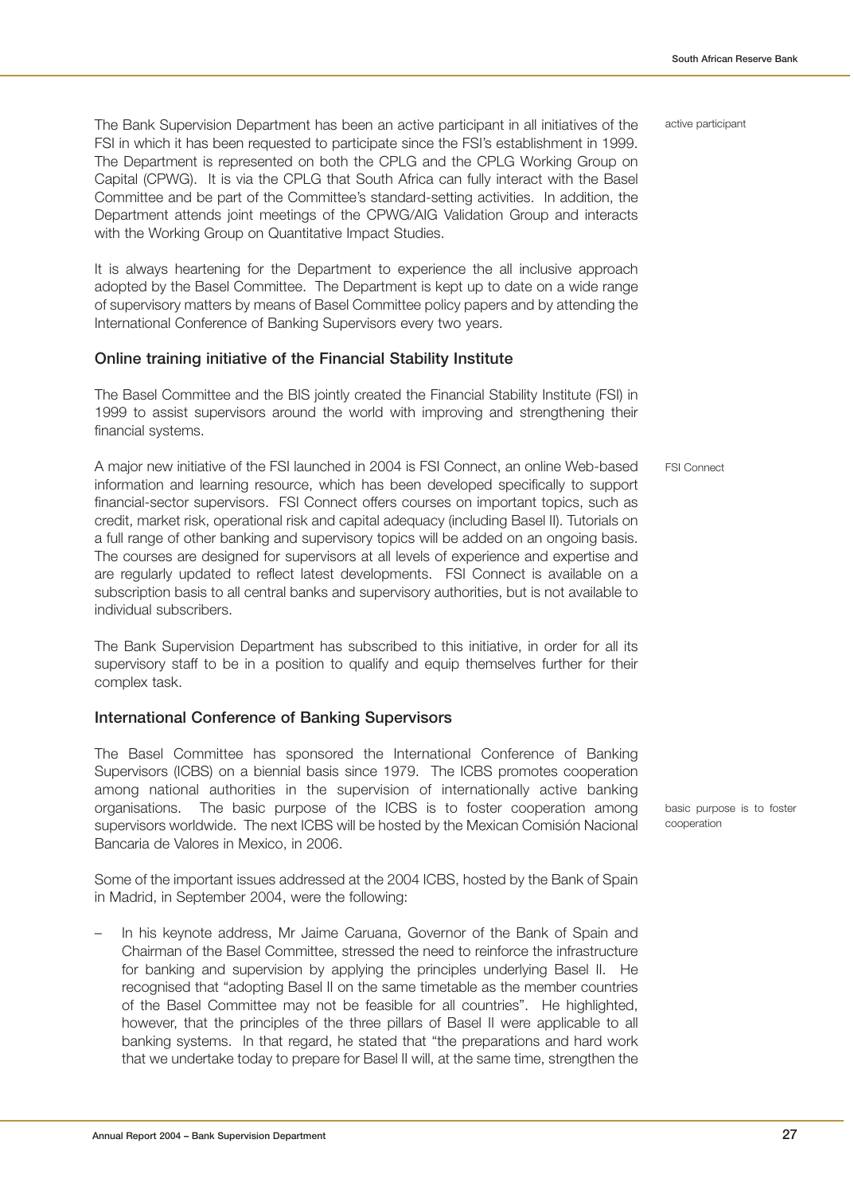The Bank Supervision Department has been an active participant in all initiatives of the FSI in which it has been requested to participate since the FSI's establishment in 1999. The Department is represented on both the CPLG and the CPLG Working Group on Capital (CPWG). It is via the CPLG that South Africa can fully interact with the Basel Committee and be part of the Committee's standard-setting activities. In addition, the Department attends joint meetings of the CPWG/AIG Validation Group and interacts with the Working Group on Quantitative Impact Studies.

active participant

It is always heartening for the Department to experience the all inclusive approach adopted by the Basel Committee. The Department is kept up to date on a wide range of supervisory matters by means of Basel Committee policy papers and by attending the International Conference of Banking Supervisors every two years.

### Online training initiative of the Financial Stability Institute

The Basel Committee and the BIS jointly created the Financial Stability Institute (FSI) in 1999 to assist supervisors around the world with improving and strengthening their financial systems.

A major new initiative of the FSI launched in 2004 is FSI Connect, an online Web-based information and learning resource, which has been developed specifically to support financial-sector supervisors. FSI Connect offers courses on important topics, such as credit, market risk, operational risk and capital adequacy (including Basel II). Tutorials on a full range of other banking and supervisory topics will be added on an ongoing basis. The courses are designed for supervisors at all levels of experience and expertise and are regularly updated to reflect latest developments. FSI Connect is available on a subscription basis to all central banks and supervisory authorities, but is not available to individual subscribers.

FSI Connect

The Bank Supervision Department has subscribed to this initiative, in order for all its supervisory staff to be in a position to qualify and equip themselves further for their complex task.

### International Conference of Banking Supervisors

The Basel Committee has sponsored the International Conference of Banking Supervisors (ICBS) on a biennial basis since 1979. The ICBS promotes cooperation among national authorities in the supervision of internationally active banking organisations. The basic purpose of the ICBS is to foster cooperation among supervisors worldwide. The next ICBS will be hosted by the Mexican Comisión Nacional Bancaria de Valores in Mexico, in 2006.

basic purpose is to foster cooperation

Some of the important issues addressed at the 2004 ICBS, hosted by the Bank of Spain in Madrid, in September 2004, were the following:

– In his keynote address, Mr Jaime Caruana, Governor of the Bank of Spain and Chairman of the Basel Committee, stressed the need to reinforce the infrastructure for banking and supervision by applying the principles underlying Basel II. He recognised that "adopting Basel II on the same timetable as the member countries of the Basel Committee may not be feasible for all countries". He highlighted, however, that the principles of the three pillars of Basel II were applicable to all banking systems. In that regard, he stated that "the preparations and hard work that we undertake today to prepare for Basel II will, at the same time, strengthen the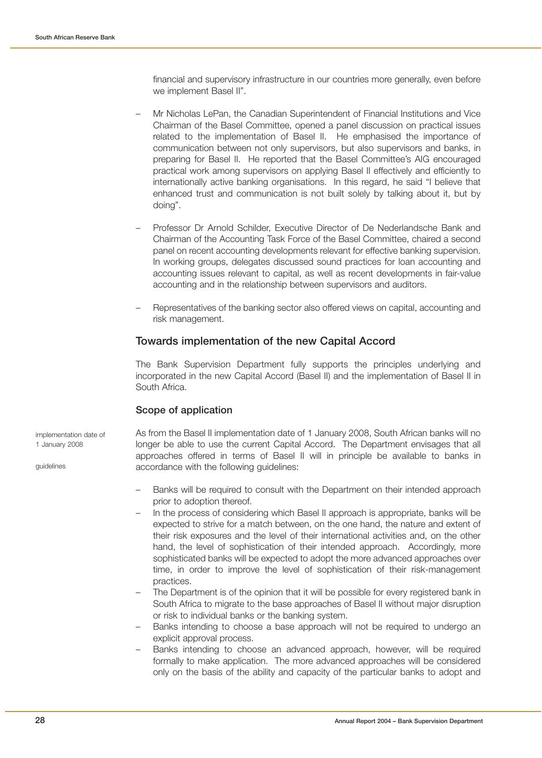financial and supervisory infrastructure in our countries more generally, even before we implement Basel II".

- Mr Nicholas LePan, the Canadian Superintendent of Financial Institutions and Vice Chairman of the Basel Committee, opened a panel discussion on practical issues related to the implementation of Basel II. He emphasised the importance of communication between not only supervisors, but also supervisors and banks, in preparing for Basel II. He reported that the Basel Committee's AIG encouraged practical work among supervisors on applying Basel II effectively and efficiently to internationally active banking organisations. In this regard, he said "I believe that enhanced trust and communication is not built solely by talking about it, but by doing".

- Professor Dr Arnold Schilder, Executive Director of De Nederlandsche Bank and Chairman of the Accounting Task Force of the Basel Committee, chaired a second panel on recent accounting developments relevant for effective banking supervision. In working groups, delegates discussed sound practices for loan accounting and accounting issues relevant to capital, as well as recent developments in fair-value accounting and in the relationship between supervisors and auditors.

- Representatives of the banking sector also offered views on capital, accounting and risk management.

## Towards implementation of the new Capital Accord

The Bank Supervision Department fully supports the principles underlying and incorporated in the new Capital Accord (Basel II) and the implementation of Basel II in South Africa.

### Scope of application

implementation date of 1 January 2008

guidelines

As from the Basel II implementation date of 1 January 2008, South African banks will no longer be able to use the current Capital Accord. The Department envisages that all approaches offered in terms of Basel II will in principle be available to banks in accordance with the following guidelines:

- Banks will be required to consult with the Department on their intended approach prior to adoption thereof.
- In the process of considering which Basel II approach is appropriate, banks will be expected to strive for a match between, on the one hand, the nature and extent of their risk exposures and the level of their international activities and, on the other hand, the level of sophistication of their intended approach. Accordingly, more sophisticated banks will be expected to adopt the more advanced approaches over time, in order to improve the level of sophistication of their risk-management practices.
- The Department is of the opinion that it will be possible for every registered bank in South Africa to migrate to the base approaches of Basel II without major disruption or risk to individual banks or the banking system.
- Banks intending to choose a base approach will not be required to undergo an explicit approval process.
- Banks intending to choose an advanced approach, however, will be required formally to make application. The more advanced approaches will be considered only on the basis of the ability and capacity of the particular banks to adopt and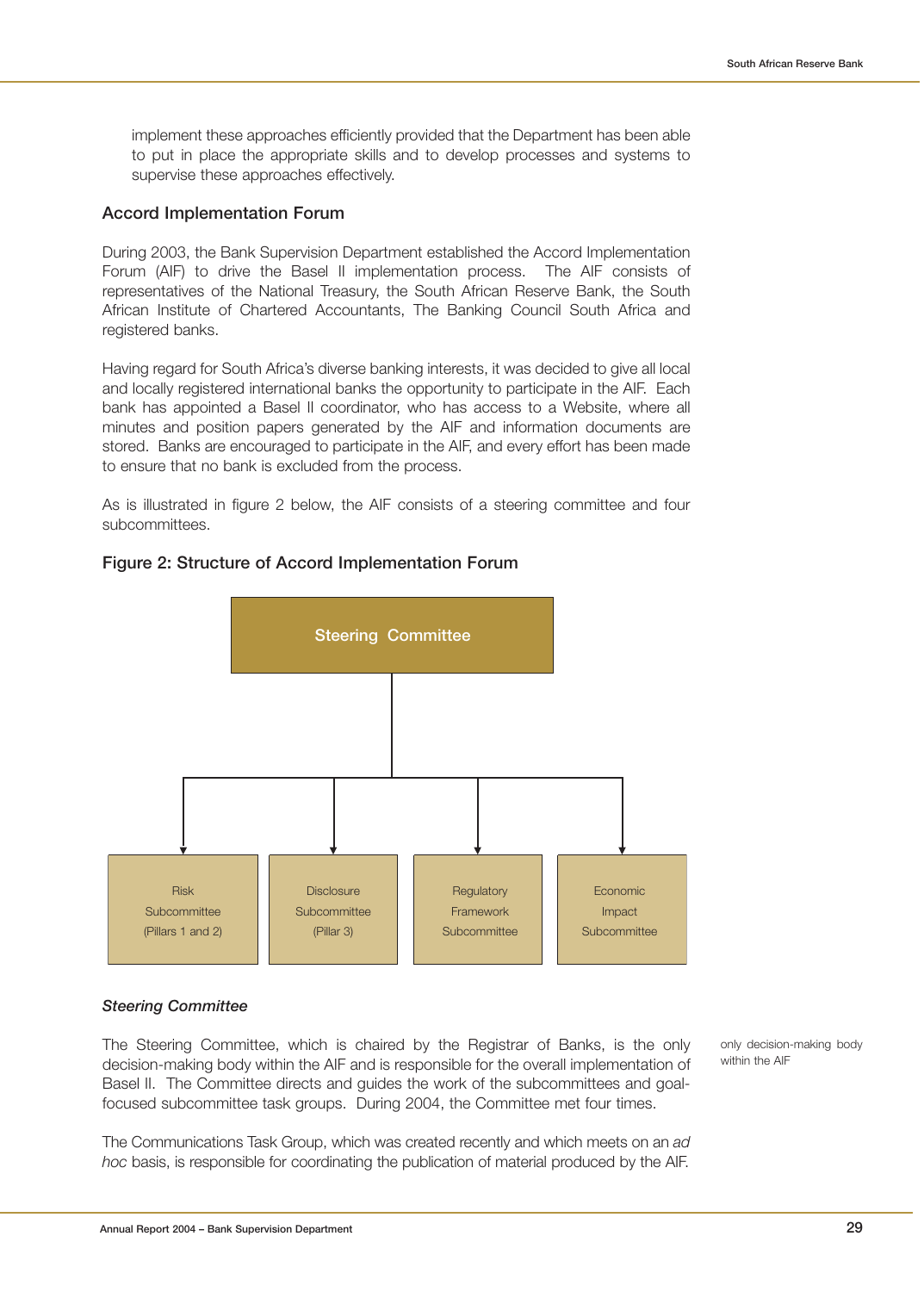implement these approaches efficiently provided that the Department has been able to put in place the appropriate skills and to develop processes and systems to supervise these approaches effectively.

### Accord Implementation Forum

During 2003, the Bank Supervision Department established the Accord Implementation Forum (AIF) to drive the Basel II implementation process. The AIF consists of representatives of the National Treasury, the South African Reserve Bank, the South African Institute of Chartered Accountants, The Banking Council South Africa and registered banks.

Having regard for South Africa's diverse banking interests, it was decided to give all local and locally registered international banks the opportunity to participate in the AIF. Each bank has appointed a Basel II coordinator, who has access to a Website, where all minutes and position papers generated by the AIF and information documents are stored. Banks are encouraged to participate in the AIF, and every effort has been made to ensure that no bank is excluded from the process.

As is illustrated in figure 2 below, the AIF consists of a steering committee and four subcommittees.

### Figure 2: Structure of Accord Implementation Forum

Steering Committee

Risk Subcommittee (Pillars 1 and 2)

Disclosure Subcommittee (Pillar 3)

Regulatory Framework Subcommittee

Economic Impact Subcommittee

#### *Steering Committee*

The Steering Committee, which is chaired by the Registrar of Banks, is the only decision-making body within the AIF and is responsible for the overall implementation of Basel II. The Committee directs and guides the work of the subcommittees and goal-focused subcommittee task groups. During 2004, the Committee met four times.

only decision-making body within the AIF

The Communications Task Group, which was created recently and which meets on an *ad hoc* basis, is responsible for coordinating the publication of material produced by the AIF.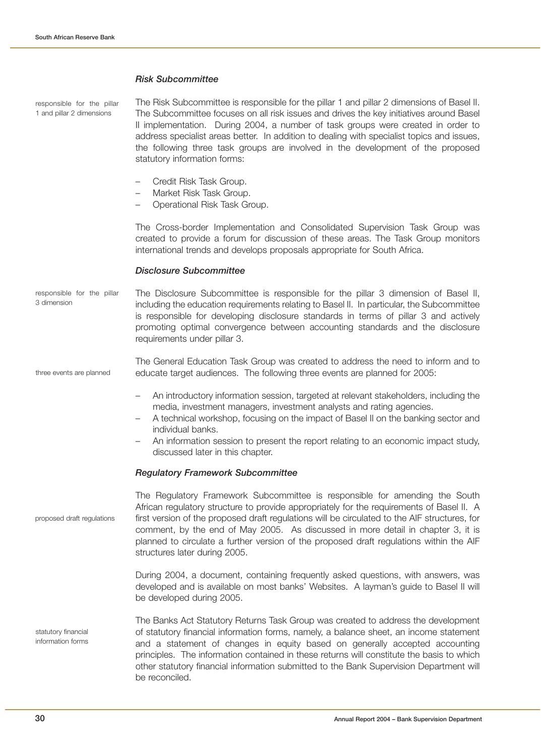### *Risk Subcommittee*

responsible for the pillar 1 and pillar 2 dimensions

The Risk Subcommittee is responsible for the pillar 1 and pillar 2 dimensions of Basel II. The Subcommittee focuses on all risk issues and drives the key initiatives around Basel II implementation. During 2004, a number of task groups were created in order to address specialist areas better. In addition to dealing with specialist topics and issues, the following three task groups are involved in the development of the proposed statutory information forms:

- Credit Risk Task Group.
- Market Risk Task Group.
- Operational Risk Task Group.

The Cross-border Implementation and Consolidated Supervision Task Group was created to provide a forum for discussion of these areas. The Task Group monitors international trends and develops proposals appropriate for South Africa.

### *Disclosure Subcommittee*

responsible for the pillar 3 dimension

The Disclosure Subcommittee is responsible for the pillar 3 dimension of Basel II, including the education requirements relating to Basel II. In particular, the Subcommittee is responsible for developing disclosure standards in terms of pillar 3 and actively promoting optimal convergence between accounting standards and the disclosure requirements under pillar 3.

three events are planned

The General Education Task Group was created to address the need to inform and to educate target audiences. The following three events are planned for 2005:

- An introductory information session, targeted at relevant stakeholders, including the media, investment managers, investment analysts and rating agencies.
- A technical workshop, focusing on the impact of Basel II on the banking sector and individual banks.
- An information session to present the report relating to an economic impact study, discussed later in this chapter.

### *Regulatory Framework Subcommittee*

proposed draft regulations

The Regulatory Framework Subcommittee is responsible for amending the South African regulatory structure to provide appropriately for the requirements of Basel II. A first version of the proposed draft regulations will be circulated to the AIF structures, for comment, by the end of May 2005. As discussed in more detail in chapter 3, it is planned to circulate a further version of the proposed draft regulations within the AIF structures later during 2005.

During 2004, a document, containing frequently asked questions, with answers, was developed and is available on most banks' Websites. A layman's guide to Basel II will be developed during 2005.

statutory financial information forms

The Banks Act Statutory Returns Task Group was created to address the development of statutory financial information forms, namely, a balance sheet, an income statement and a statement of changes in equity based on generally accepted accounting principles. The information contained in these returns will constitute the basis to which other statutory financial information submitted to the Bank Supervision Department will be reconciled.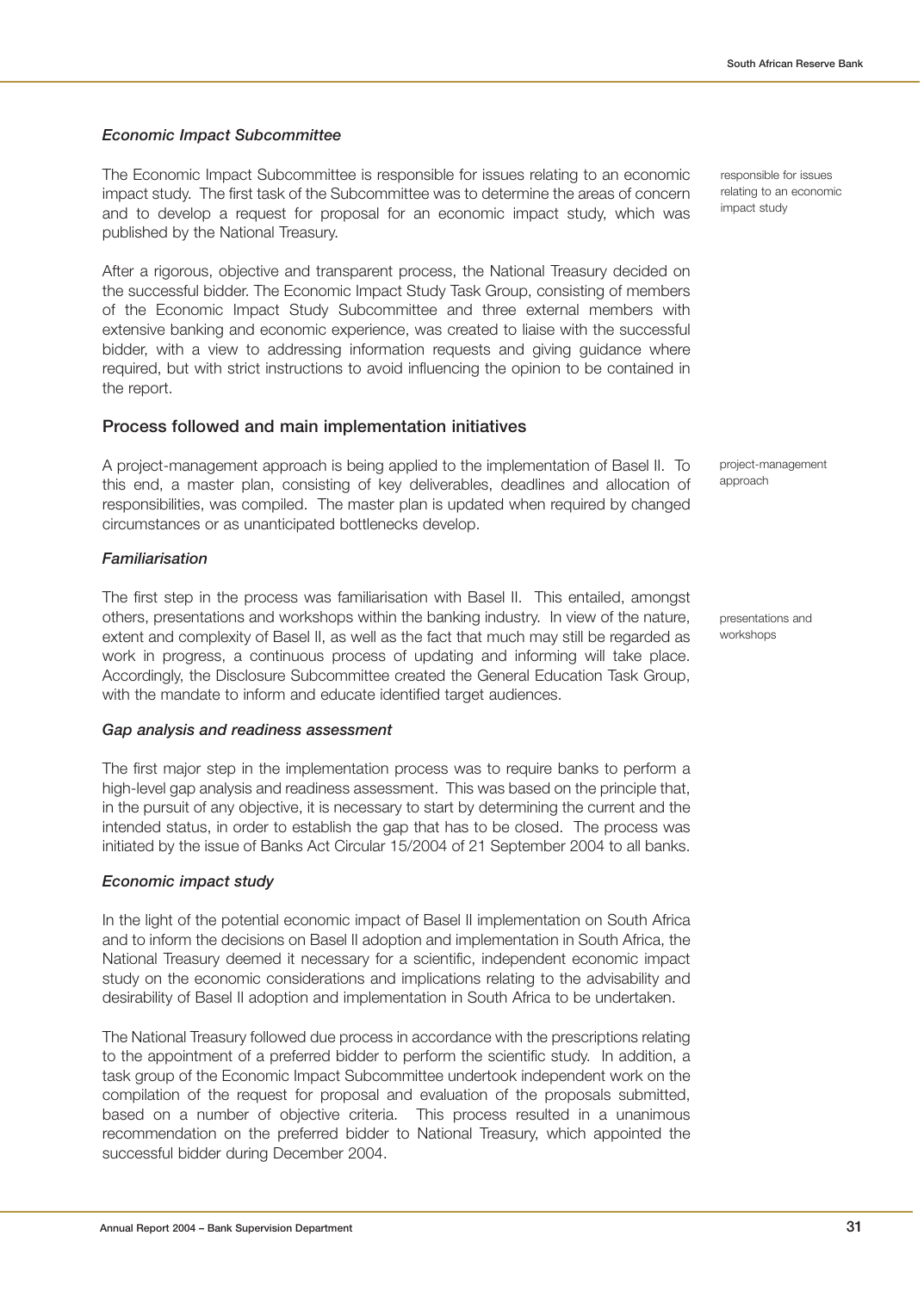### *Economic Impact Subcommittee*

The Economic Impact Subcommittee is responsible for issues relating to an economic impact study. The first task of the Subcommittee was to determine the areas of concern and to develop a request for proposal for an economic impact study, which was published by the National Treasury.

responsible for issues relating to an economic impact study

After a rigorous, objective and transparent process, the National Treasury decided on the successful bidder. The Economic Impact Study Task Group, consisting of members of the Economic Impact Study Subcommittee and three external members with extensive banking and economic experience, was created to liaise with the successful bidder, with a view to addressing information requests and giving guidance where required, but with strict instructions to avoid influencing the opinion to be contained in the report.

## Process followed and main implementation initiatives

A project-management approach is being applied to the implementation of Basel II. To this end, a master plan, consisting of key deliverables, deadlines and allocation of responsibilities, was compiled. The master plan is updated when required by changed circumstances or as unanticipated bottlenecks develop.

project-management approach

### *Familiarisation*

The first step in the process was familiarisation with Basel II. This entailed, amongst others, presentations and workshops within the banking industry. In view of the nature, extent and complexity of Basel II, as well as the fact that much may still be regarded as work in progress, a continuous process of updating and informing will take place. Accordingly, the Disclosure Subcommittee created the General Education Task Group, with the mandate to inform and educate identified target audiences.

presentations and workshops

### *Gap analysis and readiness assessment*

The first major step in the implementation process was to require banks to perform a high-level gap analysis and readiness assessment. This was based on the principle that, in the pursuit of any objective, it is necessary to start by determining the current and the intended status, in order to establish the gap that has to be closed. The process was initiated by the issue of Banks Act Circular 15/2004 of 21 September 2004 to all banks.

### *Economic impact study*

In the light of the potential economic impact of Basel II implementation on South Africa and to inform the decisions on Basel II adoption and implementation in South Africa, the National Treasury deemed it necessary for a scientific, independent economic impact study on the economic considerations and implications relating to the advisability and desirability of Basel II adoption and implementation in South Africa to be undertaken.

The National Treasury followed due process in accordance with the prescriptions relating to the appointment of a preferred bidder to perform the scientific study. In addition, a task group of the Economic Impact Subcommittee undertook independent work on the compilation of the request for proposal and evaluation of the proposals submitted, based on a number of objective criteria. This process resulted in a unanimous recommendation on the preferred bidder to National Treasury, which appointed the successful bidder during December 2004.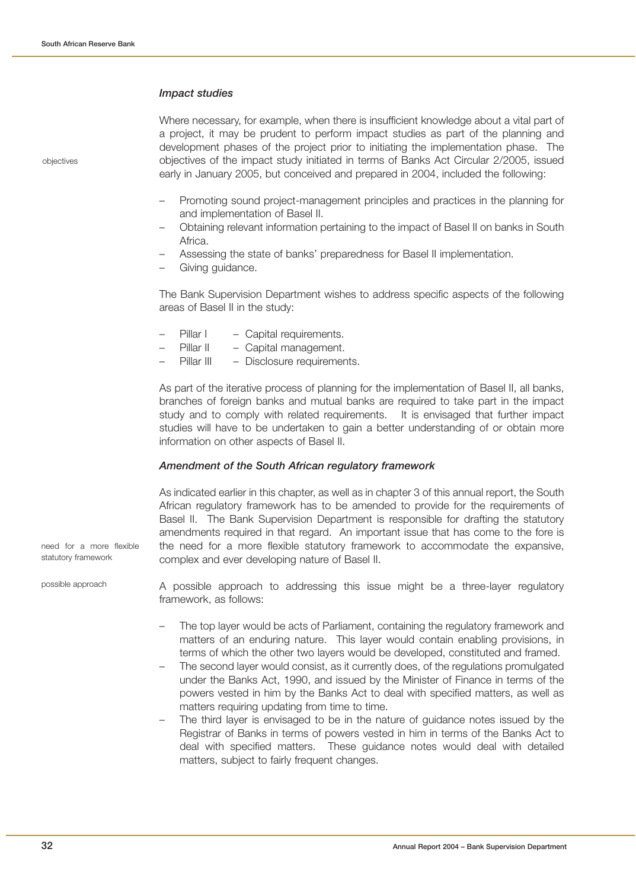### *Impact studies*

Where necessary, for example, when there is insufficient knowledge about a vital part of a project, it may be prudent to perform impact studies as part of the planning and development phases of the project prior to initiating the implementation phase. The objectives of the impact study initiated in terms of Banks Act Circular 2/2005, issued early in January 2005, but conceived and prepared in 2004, included the following:

objectives

- Promoting sound project-management principles and practices in the planning for and implementation of Basel II.
- Obtaining relevant information pertaining to the impact of Basel II on banks in South Africa.
- Assessing the state of banks' preparedness for Basel II implementation.
- Giving guidance.

The Bank Supervision Department wishes to address specific aspects of the following areas of Basel II in the study:

- Pillar I – Capital requirements.
- Pillar II – Capital management.
- Pillar III – Disclosure requirements.

As part of the iterative process of planning for the implementation of Basel II, all banks, branches of foreign banks and mutual banks are required to take part in the impact study and to comply with related requirements. It is envisaged that further impact studies will have to be undertaken to gain a better understanding of or obtain more information on other aspects of Basel II.

### *Amendment of the South African regulatory framework*

As indicated earlier in this chapter, as well as in chapter 3 of this annual report, the South African regulatory framework has to be amended to provide for the requirements of Basel II. The Bank Supervision Department is responsible for drafting the statutory amendments required in that regard. An important issue that has come to the fore is the need for a more flexible statutory framework to accommodate the expansive, complex and ever developing nature of Basel II.

need for a more flexible statutory framework

possible approach

A possible approach to addressing this issue might be a three-layer regulatory framework, as follows:

- The top layer would be acts of Parliament, containing the regulatory framework and matters of an enduring nature. This layer would contain enabling provisions, in terms of which the other two layers would be developed, constituted and framed.
- The second layer would consist, as it currently does, of the regulations promulgated under the Banks Act, 1990, and issued by the Minister of Finance in terms of the powers vested in him by the Banks Act to deal with specified matters, as well as matters requiring updating from time to time.
- The third layer is envisaged to be in the nature of guidance notes issued by the Registrar of Banks in terms of powers vested in him in terms of the Banks Act to deal with specified matters. These guidance notes would deal with detailed matters, subject to fairly frequent changes.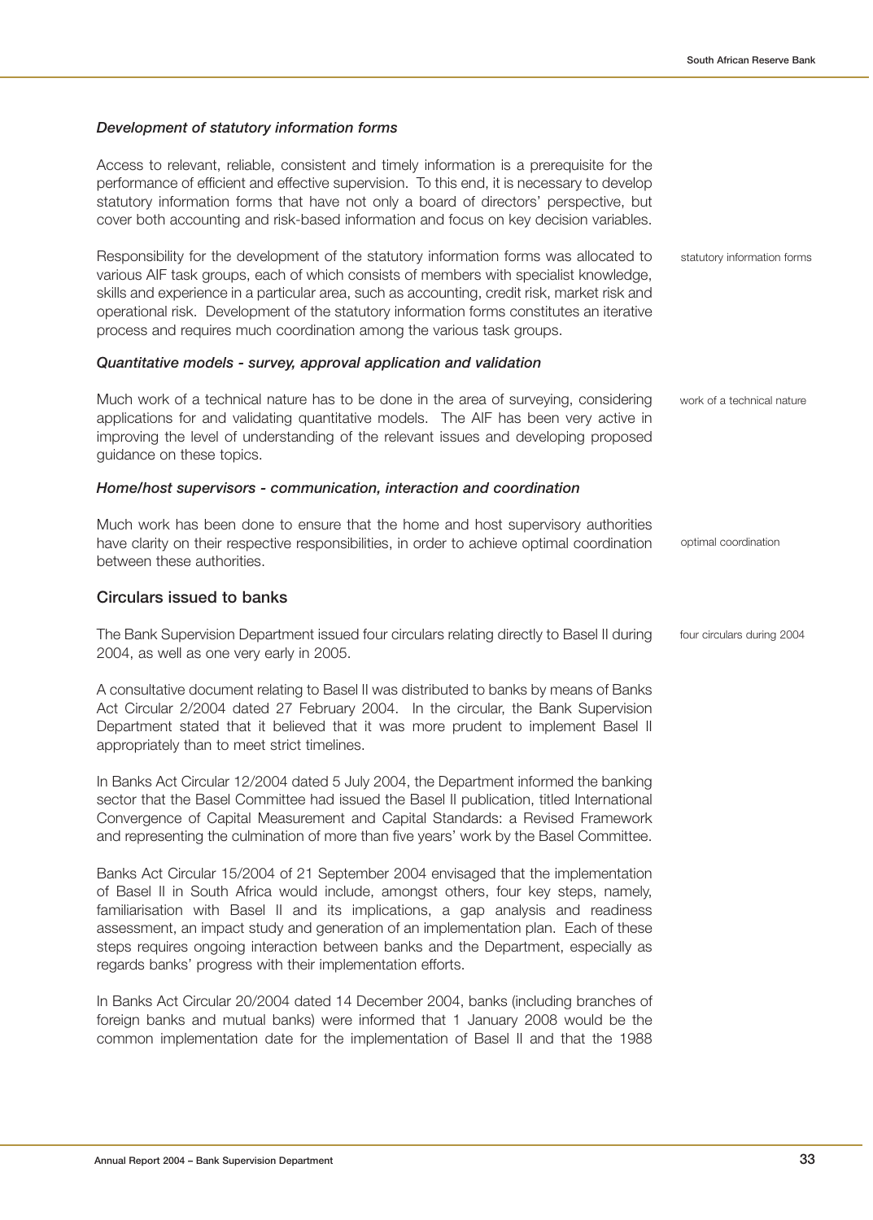### *Development of statutory information forms*

Access to relevant, reliable, consistent and timely information is a prerequisite for the performance of efficient and effective supervision. To this end, it is necessary to develop statutory information forms that have not only a board of directors' perspective, but cover both accounting and risk-based information and focus on key decision variables.

statutory information forms

Responsibility for the development of the statutory information forms was allocated to various AIF task groups, each of which consists of members with specialist knowledge, skills and experience in a particular area, such as accounting, credit risk, market risk and operational risk. Development of the statutory information forms constitutes an iterative process and requires much coordination among the various task groups.

### *Quantitative models - survey, approval application and validation*

work of a technical nature

Much work of a technical nature has to be done in the area of surveying, considering applications for and validating quantitative models. The AIF has been very active in improving the level of understanding of the relevant issues and developing proposed guidance on these topics.

### *Home/host supervisors - communication, interaction and coordination*

optimal coordination

Much work has been done to ensure that the home and host supervisory authorities have clarity on their respective responsibilities, in order to achieve optimal coordination between these authorities.

## Circulars issued to banks

four circulars during 2004

The Bank Supervision Department issued four circulars relating directly to Basel II during 2004, as well as one very early in 2005.

A consultative document relating to Basel II was distributed to banks by means of Banks Act Circular 2/2004 dated 27 February 2004. In the circular, the Bank Supervision Department stated that it believed that it was more prudent to implement Basel II appropriately than to meet strict timelines.

In Banks Act Circular 12/2004 dated 5 July 2004, the Department informed the banking sector that the Basel Committee had issued the Basel II publication, titled International Convergence of Capital Measurement and Capital Standards: a Revised Framework and representing the culmination of more than five years' work by the Basel Committee.

Banks Act Circular 15/2004 of 21 September 2004 envisaged that the implementation of Basel II in South Africa would include, amongst others, four key steps, namely, familiarisation with Basel II and its implications, a gap analysis and readiness assessment, an impact study and generation of an implementation plan. Each of these steps requires ongoing interaction between banks and the Department, especially as regards banks' progress with their implementation efforts.

In Banks Act Circular 20/2004 dated 14 December 2004, banks (including branches of foreign banks and mutual banks) were informed that 1 January 2008 would be the common implementation date for the implementation of Basel II and that the 1988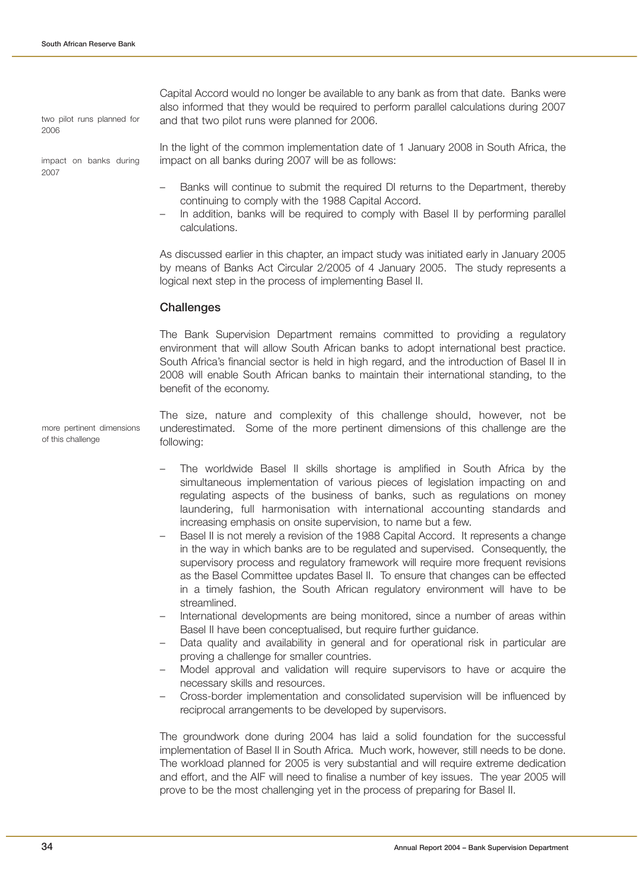Capital Accord would no longer be available to any bank as from that date. Banks were also informed that they would be required to perform parallel calculations during 2007 and that two pilot runs were planned for 2006.

In the light of the common implementation date of 1 January 2008 in South Africa, the impact on all banks during 2007 will be as follows:

- Banks will continue to submit the required DI returns to the Department, thereby continuing to comply with the 1988 Capital Accord.
- In addition, banks will be required to comply with Basel II by performing parallel calculations.

As discussed earlier in this chapter, an impact study was initiated early in January 2005 by means of Banks Act Circular 2/2005 of 4 January 2005. The study represents a logical next step in the process of implementing Basel II.

## Challenges

The Bank Supervision Department remains committed to providing a regulatory environment that will allow South African banks to adopt international best practice. South Africa's financial sector is held in high regard, and the introduction of Basel II in 2008 will enable South African banks to maintain their international standing, to the benefit of the economy.

The size, nature and complexity of this challenge should, however, not be underestimated. Some of the more pertinent dimensions of this challenge are the following:

- The worldwide Basel II skills shortage is amplified in South Africa by the simultaneous implementation of various pieces of legislation impacting on and regulating aspects of the business of banks, such as regulations on money laundering, full harmonisation with international accounting standards and increasing emphasis on onsite supervision, to name but a few.
- Basel II is not merely a revision of the 1988 Capital Accord. It represents a change in the way in which banks are to be regulated and supervised. Consequently, the supervisory process and regulatory framework will require more frequent revisions as the Basel Committee updates Basel II. To ensure that changes can be effected in a timely fashion, the South African regulatory environment will have to be streamlined.
- International developments are being monitored, since a number of areas within Basel II have been conceptualised, but require further guidance.
- Data quality and availability in general and for operational risk in particular are proving a challenge for smaller countries.
- Model approval and validation will require supervisors to have or acquire the necessary skills and resources.
- Cross-border implementation and consolidated supervision will be influenced by reciprocal arrangements to be developed by supervisors.

The groundwork done during 2004 has laid a solid foundation for the successful implementation of Basel II in South Africa. Much work, however, still needs to be done. The workload planned for 2005 is very substantial and will require extreme dedication and effort, and the AIF will need to finalise a number of key issues. The year 2005 will prove to be the most challenging yet in the process of preparing for Basel II.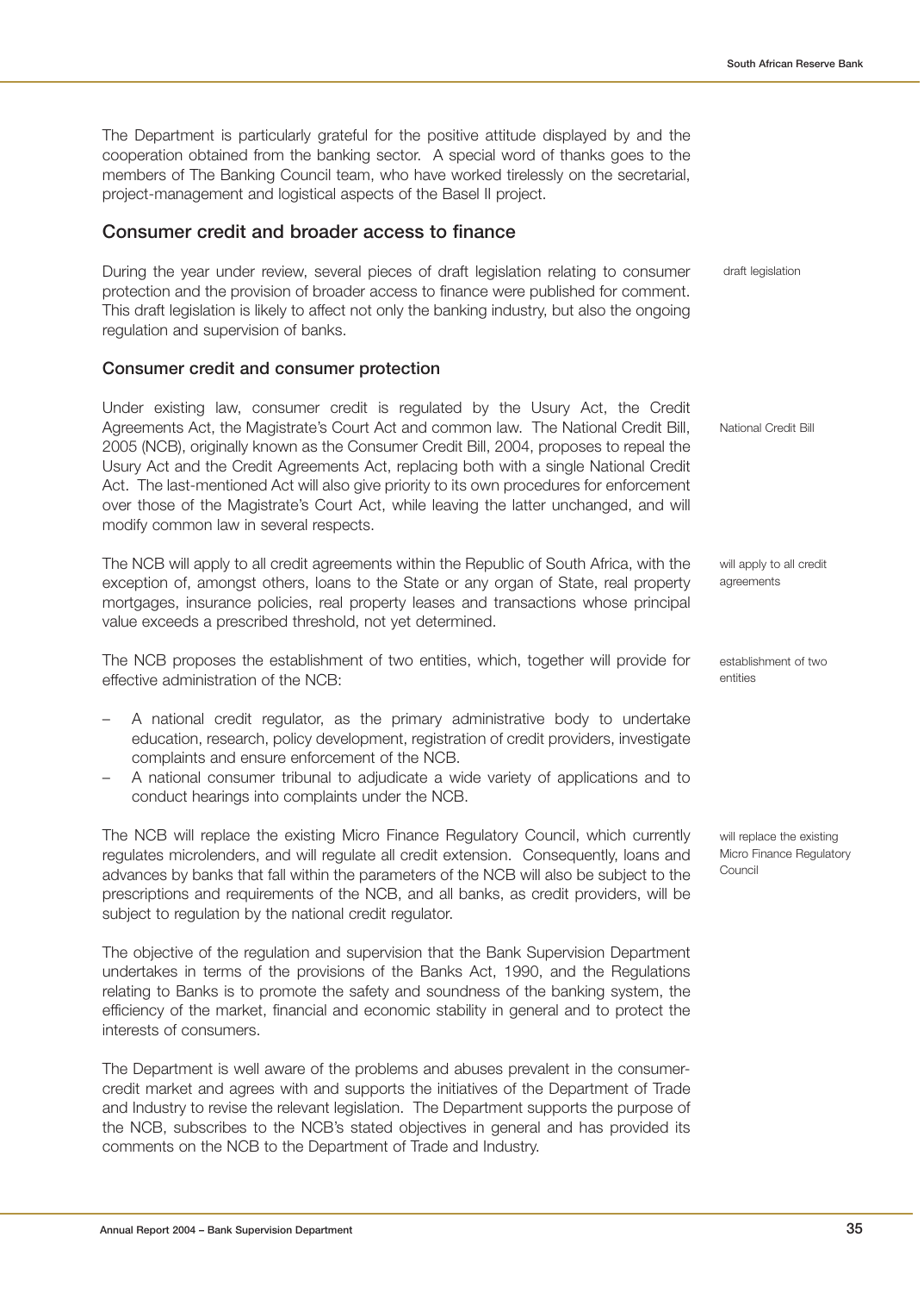The Department is particularly grateful for the positive attitude displayed by and the cooperation obtained from the banking sector. A special word of thanks goes to the members of The Banking Council team, who have worked tirelessly on the secretarial, project-management and logistical aspects of the Basel II project.

## Consumer credit and broader access to finance

During the year under review, several pieces of draft legislation relating to consumer protection and the provision of broader access to finance were published for comment. This draft legislation is likely to affect not only the banking industry, but also the ongoing regulation and supervision of banks.

draft legislation

### Consumer credit and consumer protection

Under existing law, consumer credit is regulated by the Usury Act, the Credit Agreements Act, the Magistrate's Court Act and common law. The National Credit Bill, 2005 (NCB), originally known as the Consumer Credit Bill, 2004, proposes to repeal the Usury Act and the Credit Agreements Act, replacing both with a single National Credit Act. The last-mentioned Act will also give priority to its own procedures for enforcement over those of the Magistrate's Court Act, while leaving the latter unchanged, and will modify common law in several respects.

National Credit Bill

The NCB will apply to all credit agreements within the Republic of South Africa, with the exception of, amongst others, loans to the State or any organ of State, real property mortgages, insurance policies, real property leases and transactions whose principal value exceeds a prescribed threshold, not yet determined.

will apply to all credit agreements

The NCB proposes the establishment of two entities, which, together will provide for effective administration of the NCB:

establishment of two entities

- A national credit regulator, as the primary administrative body to undertake education, research, policy development, registration of credit providers, investigate complaints and ensure enforcement of the NCB.
- A national consumer tribunal to adjudicate a wide variety of applications and to conduct hearings into complaints under the NCB.

The NCB will replace the existing Micro Finance Regulatory Council, which currently regulates microlenders, and will regulate all credit extension. Consequently, loans and advances by banks that fall within the parameters of the NCB will also be subject to the prescriptions and requirements of the NCB, and all banks, as credit providers, will be subject to regulation by the national credit regulator.

will replace the existing Micro Finance Regulatory Council

The objective of the regulation and supervision that the Bank Supervision Department undertakes in terms of the provisions of the Banks Act, 1990, and the Regulations relating to Banks is to promote the safety and soundness of the banking system, the efficiency of the market, financial and economic stability in general and to protect the interests of consumers.

The Department is well aware of the problems and abuses prevalent in the consumer-credit market and agrees with and supports the initiatives of the Department of Trade and Industry to revise the relevant legislation. The Department supports the purpose of the NCB, subscribes to the NCB's stated objectives in general and has provided its comments on the NCB to the Department of Trade and Industry.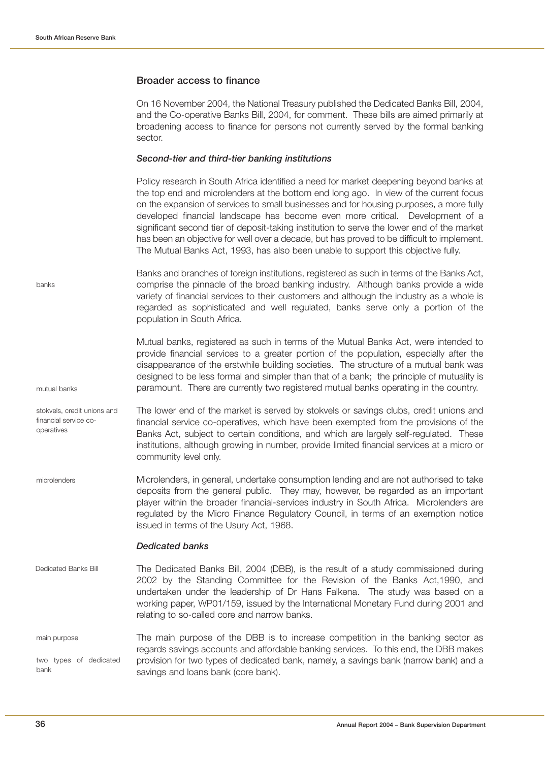## Broader access to finance

On 16 November 2004, the National Treasury published the Dedicated Banks Bill, 2004, and the Co-operative Banks Bill, 2004, for comment. These bills are aimed primarily at broadening access to finance for persons not currently served by the formal banking sector.

### *Second-tier and third-tier banking institutions*

Policy research in South Africa identified a need for market deepening beyond banks at the top end and microlenders at the bottom end long ago. In view of the current focus on the expansion of services to small businesses and for housing purposes, a more fully developed financial landscape has become even more critical. Development of a significant second tier of deposit-taking institution to serve the lower end of the market has been an objective for well over a decade, but has proved to be difficult to implement. The Mutual Banks Act, 1993, has also been unable to support this objective fully.

banks

Banks and branches of foreign institutions, registered as such in terms of the Banks Act, comprise the pinnacle of the broad banking industry. Although banks provide a wide variety of financial services to their customers and although the industry as a whole is regarded as sophisticated and well regulated, banks serve only a portion of the population in South Africa.

mutual banks

Mutual banks, registered as such in terms of the Mutual Banks Act, were intended to provide financial services to a greater portion of the population, especially after the disappearance of the erstwhile building societies. The structure of a mutual bank was designed to be less formal and simpler than that of a bank; the principle of mutuality is paramount. There are currently two registered mutual banks operating in the country.

stokvels, credit unions and financial service co-operatives

The lower end of the market is served by stokvels or savings clubs, credit unions and financial service co-operatives, which have been exempted from the provisions of the Banks Act, subject to certain conditions, and which are largely self-regulated. These institutions, although growing in number, provide limited financial services at a micro or community level only.

microlenders

Microlenders, in general, undertake consumption lending and are not authorised to take deposits from the general public. They may, however, be regarded as an important player within the broader financial-services industry in South Africa. Microlenders are regulated by the Micro Finance Regulatory Council, in terms of an exemption notice issued in terms of the Usury Act, 1968.

### *Dedicated banks*

Dedicated Banks Bill

The Dedicated Banks Bill, 2004 (DBB), is the result of a study commissioned during 2002 by the Standing Committee for the Revision of the Banks Act,1990, and undertaken under the leadership of Dr Hans Falkena. The study was based on a working paper, WP01/159, issued by the International Monetary Fund during 2001 and relating to so-called core and narrow banks.

main purpose

two types of dedicated bank

The main purpose of the DBB is to increase competition in the banking sector as regards savings accounts and affordable banking services. To this end, the DBB makes provision for two types of dedicated bank, namely, a savings bank (narrow bank) and a savings and loans bank (core bank).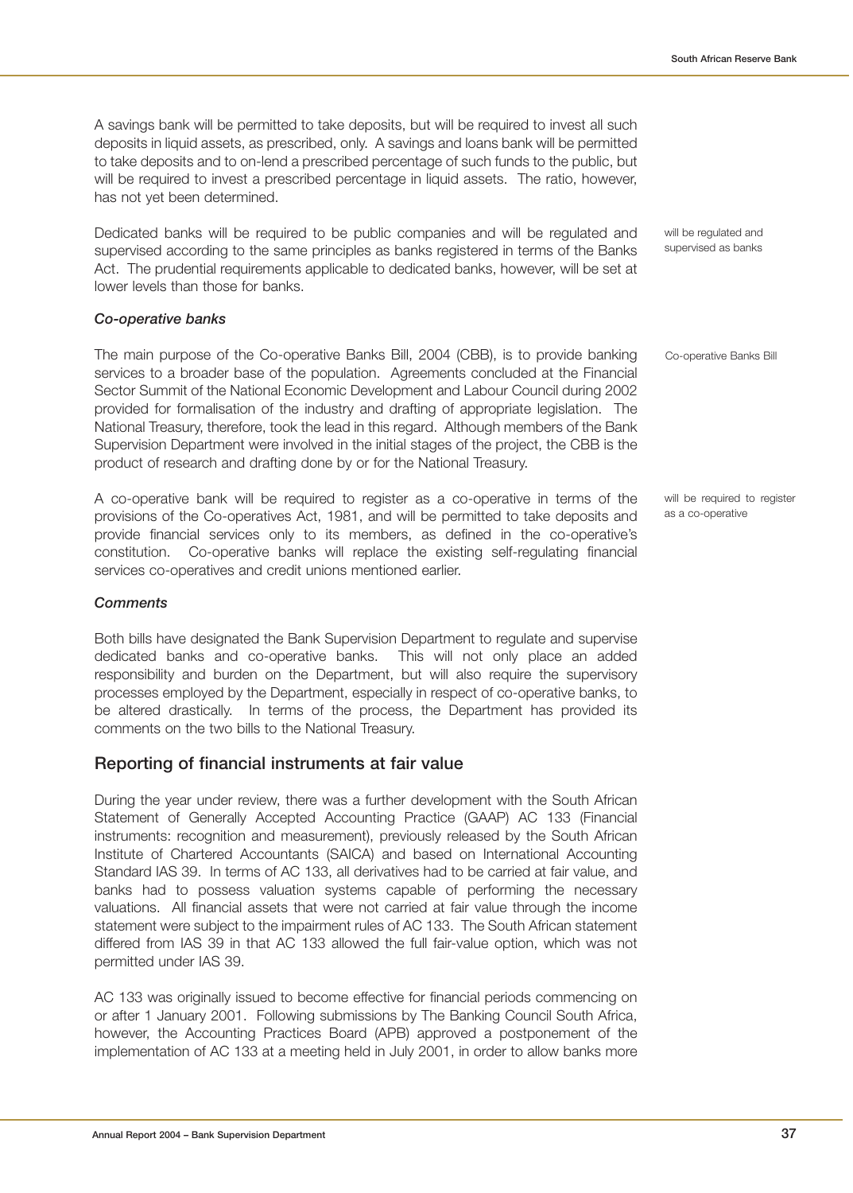A savings bank will be permitted to take deposits, but will be required to invest all such deposits in liquid assets, as prescribed, only. A savings and loans bank will be permitted to take deposits and to on-lend a prescribed percentage of such funds to the public, but will be required to invest a prescribed percentage in liquid assets. The ratio, however, has not yet been determined.

will be regulated and supervised as banks

Dedicated banks will be required to be public companies and will be regulated and supervised according to the same principles as banks registered in terms of the Banks Act. The prudential requirements applicable to dedicated banks, however, will be set at lower levels than those for banks.

### *Co-operative banks*

Co-operative Banks Bill

The main purpose of the Co-operative Banks Bill, 2004 (CBB), is to provide banking services to a broader base of the population. Agreements concluded at the Financial Sector Summit of the National Economic Development and Labour Council during 2002 provided for formalisation of the industry and drafting of appropriate legislation. The National Treasury, therefore, took the lead in this regard. Although members of the Bank Supervision Department were involved in the initial stages of the project, the CBB is the product of research and drafting done by or for the National Treasury.

will be required to register as a co-operative

A co-operative bank will be required to register as a co-operative in terms of the provisions of the Co-operatives Act, 1981, and will be permitted to take deposits and provide financial services only to its members, as defined in the co-operative's constitution. Co-operative banks will replace the existing self-regulating financial services co-operatives and credit unions mentioned earlier.

### *Comments*

Both bills have designated the Bank Supervision Department to regulate and supervise dedicated banks and co-operative banks. This will not only place an added responsibility and burden on the Department, but will also require the supervisory processes employed by the Department, especially in respect of co-operative banks, to be altered drastically. In terms of the process, the Department has provided its comments on the two bills to the National Treasury.

## Reporting of financial instruments at fair value

During the year under review, there was a further development with the South African Statement of Generally Accepted Accounting Practice (GAAP) AC 133 (Financial instruments: recognition and measurement), previously released by the South African Institute of Chartered Accountants (SAICA) and based on International Accounting Standard IAS 39. In terms of AC 133, all derivatives had to be carried at fair value, and banks had to possess valuation systems capable of performing the necessary valuations. All financial assets that were not carried at fair value through the income statement were subject to the impairment rules of AC 133. The South African statement differed from IAS 39 in that AC 133 allowed the full fair-value option, which was not permitted under IAS 39.

AC 133 was originally issued to become effective for financial periods commencing on or after 1 January 2001. Following submissions by The Banking Council South Africa, however, the Accounting Practices Board (APB) approved a postponement of the implementation of AC 133 at a meeting held in July 2001, in order to allow banks more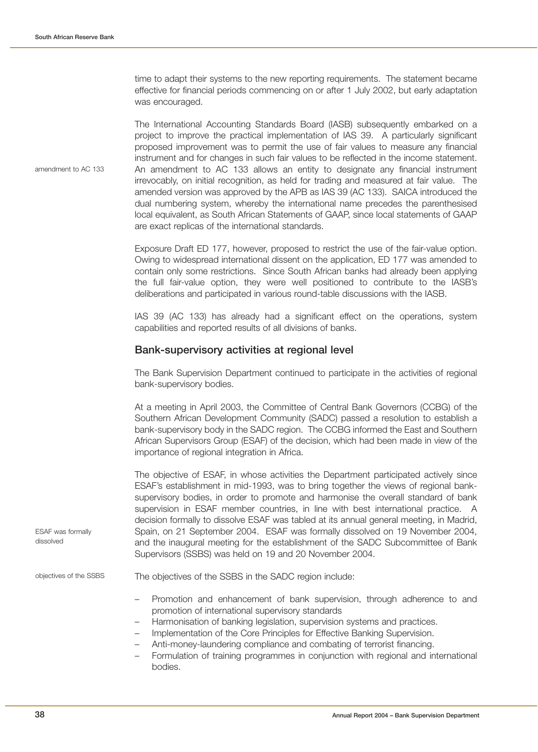time to adapt their systems to the new reporting requirements. The statement became effective for financial periods commencing on or after 1 July 2002, but early adaptation was encouraged.

The International Accounting Standards Board (IASB) subsequently embarked on a project to improve the practical implementation of IAS 39. A particularly significant proposed improvement was to permit the use of fair values to measure any financial instrument and for changes in such fair values to be reflected in the income statement. An amendment to AC 133 allows an entity to designate any financial instrument irrevocably, on initial recognition, as held for trading and measured at fair value. The amended version was approved by the APB as IAS 39 (AC 133). SAICA introduced the dual numbering system, whereby the international name precedes the parenthesised local equivalent, as South African Statements of GAAP, since local statements of GAAP are exact replicas of the international standards.

Exposure Draft ED 177, however, proposed to restrict the use of the fair-value option. Owing to widespread international dissent on the application, ED 177 was amended to contain only some restrictions. Since South African banks had already been applying the full fair-value option, they were well positioned to contribute to the IASB's deliberations and participated in various round-table discussions with the IASB.

IAS 39 (AC 133) has already had a significant effect on the operations, system capabilities and reported results of all divisions of banks.

## Bank-supervisory activities at regional level

The Bank Supervision Department continued to participate in the activities of regional bank-supervisory bodies.

At a meeting in April 2003, the Committee of Central Bank Governors (CCBG) of the Southern African Development Community (SADC) passed a resolution to establish a bank-supervisory body in the SADC region. The CCBG informed the East and Southern African Supervisors Group (ESAF) of the decision, which had been made in view of the importance of regional integration in Africa.

The objective of ESAF, in whose activities the Department participated actively since ESAF's establishment in mid-1993, was to bring together the views of regional bank-supervisory bodies, in order to promote and harmonise the overall standard of bank supervision in ESAF member countries, in line with best international practice. A decision formally to dissolve ESAF was tabled at its annual general meeting, in Madrid, Spain, on 21 September 2004. ESAF was formally dissolved on 19 November 2004, and the inaugural meeting for the establishment of the SADC Subcommittee of Bank Supervisors (SSBS) was held on 19 and 20 November 2004.

The objectives of the SSBS in the SADC region include:

- Promotion and enhancement of bank supervision, through adherence to and promotion of international supervisory standards
- Harmonisation of banking legislation, supervision systems and practices.
- Implementation of the Core Principles for Effective Banking Supervision.
- Anti-money-laundering compliance and combating of terrorist financing.
- Formulation of training programmes in conjunction with regional and international bodies.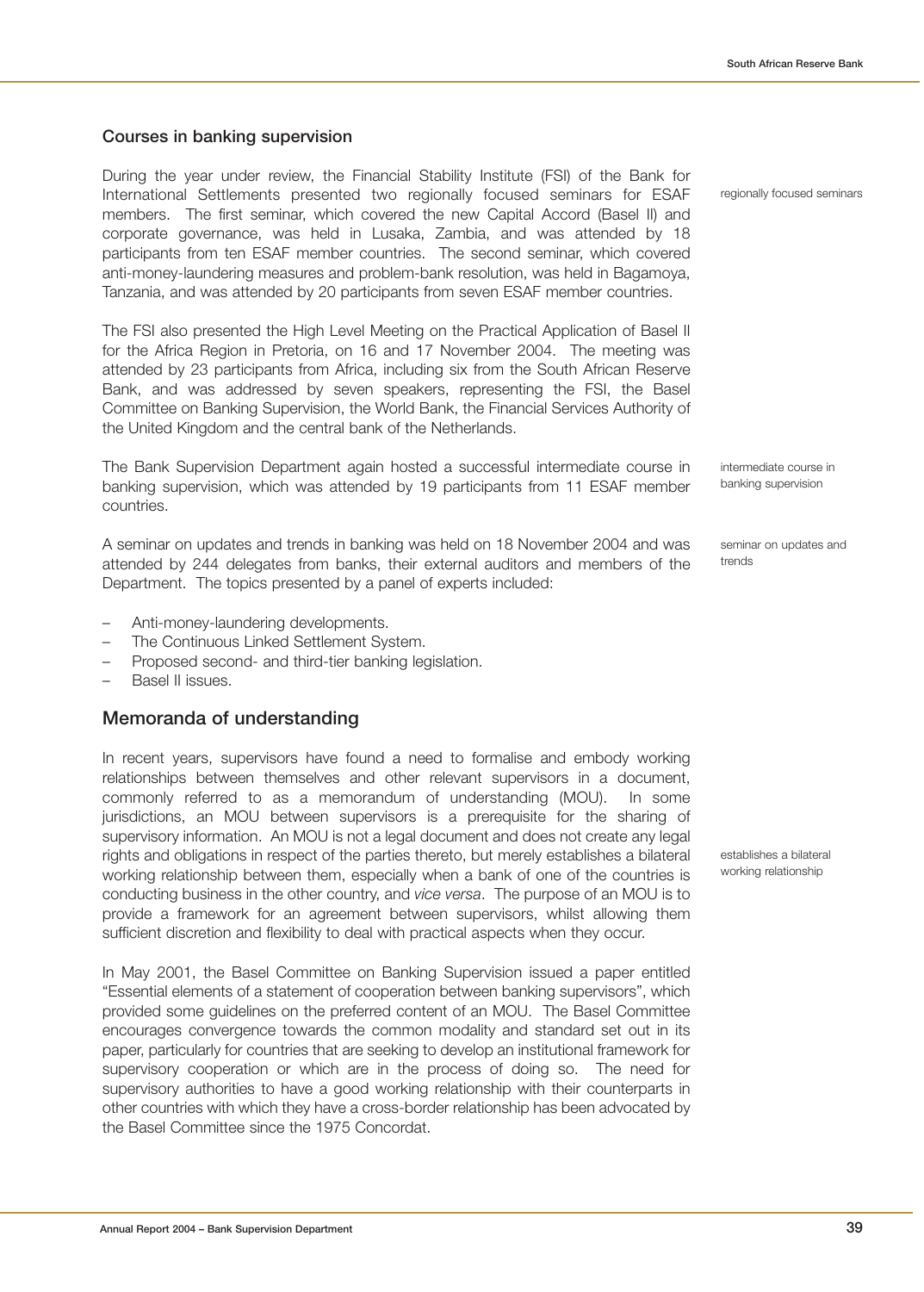## Courses in banking supervision

During the year under review, the Financial Stability Institute (FSI) of the Bank for International Settlements presented two regionally focused seminars for ESAF members. The first seminar, which covered the new Capital Accord (Basel II) and corporate governance, was held in Lusaka, Zambia, and was attended by 18 participants from ten ESAF member countries. The second seminar, which covered anti-money-laundering measures and problem-bank resolution, was held in Bagamoya, Tanzania, and was attended by 20 participants from seven ESAF member countries.

regionally focused seminars

The FSI also presented the High Level Meeting on the Practical Application of Basel II for the Africa Region in Pretoria, on 16 and 17 November 2004. The meeting was attended by 23 participants from Africa, including six from the South African Reserve Bank, and was addressed by seven speakers, representing the FSI, the Basel Committee on Banking Supervision, the World Bank, the Financial Services Authority of the United Kingdom and the central bank of the Netherlands.

The Bank Supervision Department again hosted a successful intermediate course in banking supervision, which was attended by 19 participants from 11 ESAF member countries.

intermediate course in banking supervision

A seminar on updates and trends in banking was held on 18 November 2004 and was attended by 244 delegates from banks, their external auditors and members of the Department. The topics presented by a panel of experts included:

seminar on updates and trends

- Anti-money-laundering developments.
- The Continuous Linked Settlement System.
- Proposed second- and third-tier banking legislation.
- Basel II issues.

## Memoranda of understanding

In recent years, supervisors have found a need to formalise and embody working relationships between themselves and other relevant supervisors in a document, commonly referred to as a memorandum of understanding (MOU). In some jurisdictions, an MOU between supervisors is a prerequisite for the sharing of supervisory information. An MOU is not a legal document and does not create any legal rights and obligations in respect of the parties thereto, but merely establishes a bilateral working relationship between them, especially when a bank of one of the countries is conducting business in the other country, and *vice versa*. The purpose of an MOU is to provide a framework for an agreement between supervisors, whilst allowing them sufficient discretion and flexibility to deal with practical aspects when they occur.

establishes a bilateral working relationship

In May 2001, the Basel Committee on Banking Supervision issued a paper entitled "Essential elements of a statement of cooperation between banking supervisors", which provided some guidelines on the preferred content of an MOU. The Basel Committee encourages convergence towards the common modality and standard set out in its paper, particularly for countries that are seeking to develop an institutional framework for supervisory cooperation or which are in the process of doing so. The need for supervisory authorities to have a good working relationship with their counterparts in other countries with which they have a cross-border relationship has been advocated by the Basel Committee since the 1975 Concordat.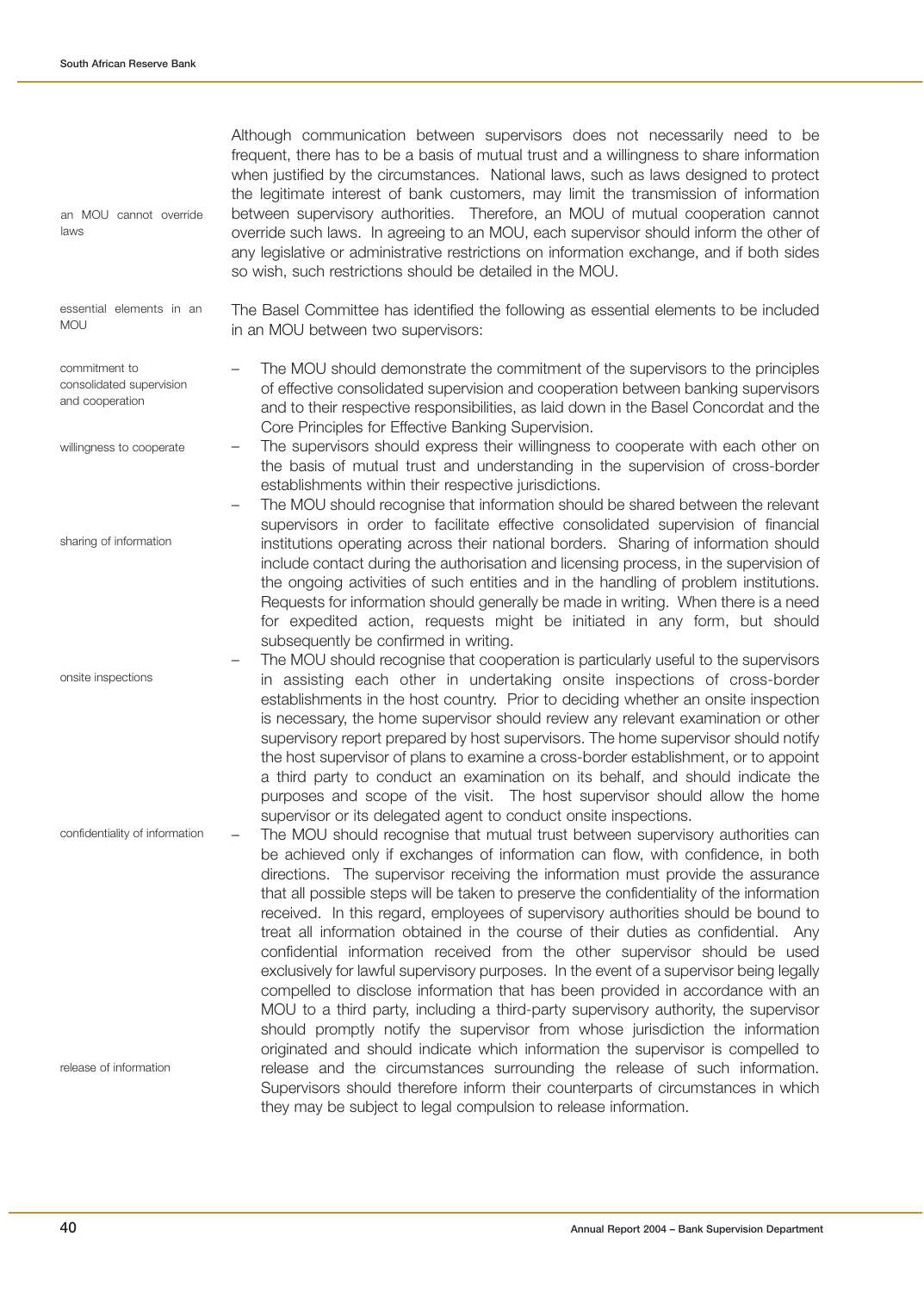Although communication between supervisors does not necessarily need to be frequent, there has to be a basis of mutual trust and a willingness to share information when justified by the circumstances. National laws, such as laws designed to protect the legitimate interest of bank customers, may limit the transmission of information between supervisory authorities. Therefore, an MOU of mutual cooperation cannot override such laws. In agreeing to an MOU, each supervisor should inform the other of any legislative or administrative restrictions on information exchange, and if both sides so wish, such restrictions should be detailed in the MOU.

*an MOU cannot override laws*

The Basel Committee has identified the following as essential elements to be included in an MOU between two supervisors:

*essential elements in an MOU*

- The MOU should demonstrate the commitment of the supervisors to the principles of effective consolidated supervision and cooperation between banking supervisors and to their respective responsibilities, as laid down in the Basel Concordat and the Core Principles for Effective Banking Supervision. *(commitment to consolidated supervision and cooperation)*
- The supervisors should express their willingness to cooperate with each other on the basis of mutual trust and understanding in the supervision of cross-border establishments within their respective jurisdictions. *(willingness to cooperate)*
- The MOU should recognise that information should be shared between the relevant supervisors in order to facilitate effective consolidated supervision of financial institutions operating across their national borders. Sharing of information should include contact during the authorisation and licensing process, in the supervision of the ongoing activities of such entities and in the handling of problem institutions. Requests for information should generally be made in writing. When there is a need for expedited action, requests might be initiated in any form, but should subsequently be confirmed in writing. *(sharing of information)*
- The MOU should recognise that cooperation is particularly useful to the supervisors in assisting each other in undertaking onsite inspections of cross-border establishments in the host country. Prior to deciding whether an onsite inspection is necessary, the home supervisor should review any relevant examination or other supervisory report prepared by host supervisors. The home supervisor should notify the host supervisor of plans to examine a cross-border establishment, or to appoint a third party to conduct an examination on its behalf, and should indicate the purposes and scope of the visit. The host supervisor should allow the home supervisor or its delegated agent to conduct onsite inspections. *(onsite inspections)*
- The MOU should recognise that mutual trust between supervisory authorities can be achieved only if exchanges of information can flow, with confidence, in both directions. The supervisor receiving the information must provide the assurance that all possible steps will be taken to preserve the confidentiality of the information received. In this regard, employees of supervisory authorities should be bound to treat all information obtained in the course of their duties as confidential. Any confidential information received from the other supervisor should be used exclusively for lawful supervisory purposes. In the event of a supervisor being legally compelled to disclose information that has been provided in accordance with an MOU to a third party, including a third-party supervisory authority, the supervisor should promptly notify the supervisor from whose jurisdiction the information originated and should indicate which information the supervisor is compelled to release and the circumstances surrounding the release of such information. Supervisors should therefore inform their counterparts of circumstances in which they may be subject to legal compulsion to release information. *(confidentiality of information; release of information)*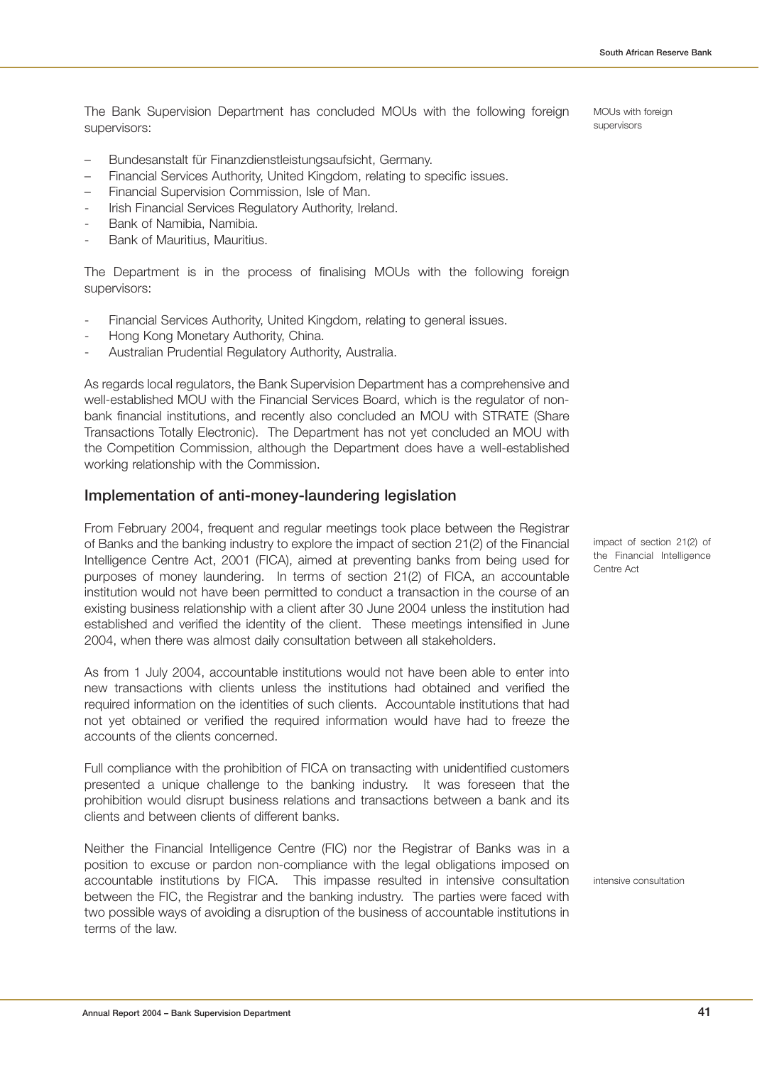The Bank Supervision Department has concluded MOUs with the following foreign supervisors:

MOUs with foreign supervisors

- Bundesanstalt für Finanzdienstleistungsaufsicht, Germany.
- Financial Services Authority, United Kingdom, relating to specific issues.
- Financial Supervision Commission, Isle of Man.
- Irish Financial Services Regulatory Authority, Ireland.
- Bank of Namibia, Namibia.
- Bank of Mauritius, Mauritius.

The Department is in the process of finalising MOUs with the following foreign supervisors:

- Financial Services Authority, United Kingdom, relating to general issues.
- Hong Kong Monetary Authority, China.
- Australian Prudential Regulatory Authority, Australia.

As regards local regulators, the Bank Supervision Department has a comprehensive and well-established MOU with the Financial Services Board, which is the regulator of non-bank financial institutions, and recently also concluded an MOU with STRATE (Share Transactions Totally Electronic). The Department has not yet concluded an MOU with the Competition Commission, although the Department does have a well-established working relationship with the Commission.

## Implementation of anti-money-laundering legislation

impact of section 21(2) of the Financial Intelligence Centre Act

From February 2004, frequent and regular meetings took place between the Registrar of Banks and the banking industry to explore the impact of section 21(2) of the Financial Intelligence Centre Act, 2001 (FICA), aimed at preventing banks from being used for purposes of money laundering. In terms of section 21(2) of FICA, an accountable institution would not have been permitted to conduct a transaction in the course of an existing business relationship with a client after 30 June 2004 unless the institution had established and verified the identity of the client. These meetings intensified in June 2004, when there was almost daily consultation between all stakeholders.

As from 1 July 2004, accountable institutions would not have been able to enter into new transactions with clients unless the institutions had obtained and verified the required information on the identities of such clients. Accountable institutions that had not yet obtained or verified the required information would have had to freeze the accounts of the clients concerned.

Full compliance with the prohibition of FICA on transacting with unidentified customers presented a unique challenge to the banking industry. It was foreseen that the prohibition would disrupt business relations and transactions between a bank and its clients and between clients of different banks.

intensive consultation

Neither the Financial Intelligence Centre (FIC) nor the Registrar of Banks was in a position to excuse or pardon non-compliance with the legal obligations imposed on accountable institutions by FICA. This impasse resulted in intensive consultation between the FIC, the Registrar and the banking industry. The parties were faced with two possible ways of avoiding a disruption of the business of accountable institutions in terms of the law.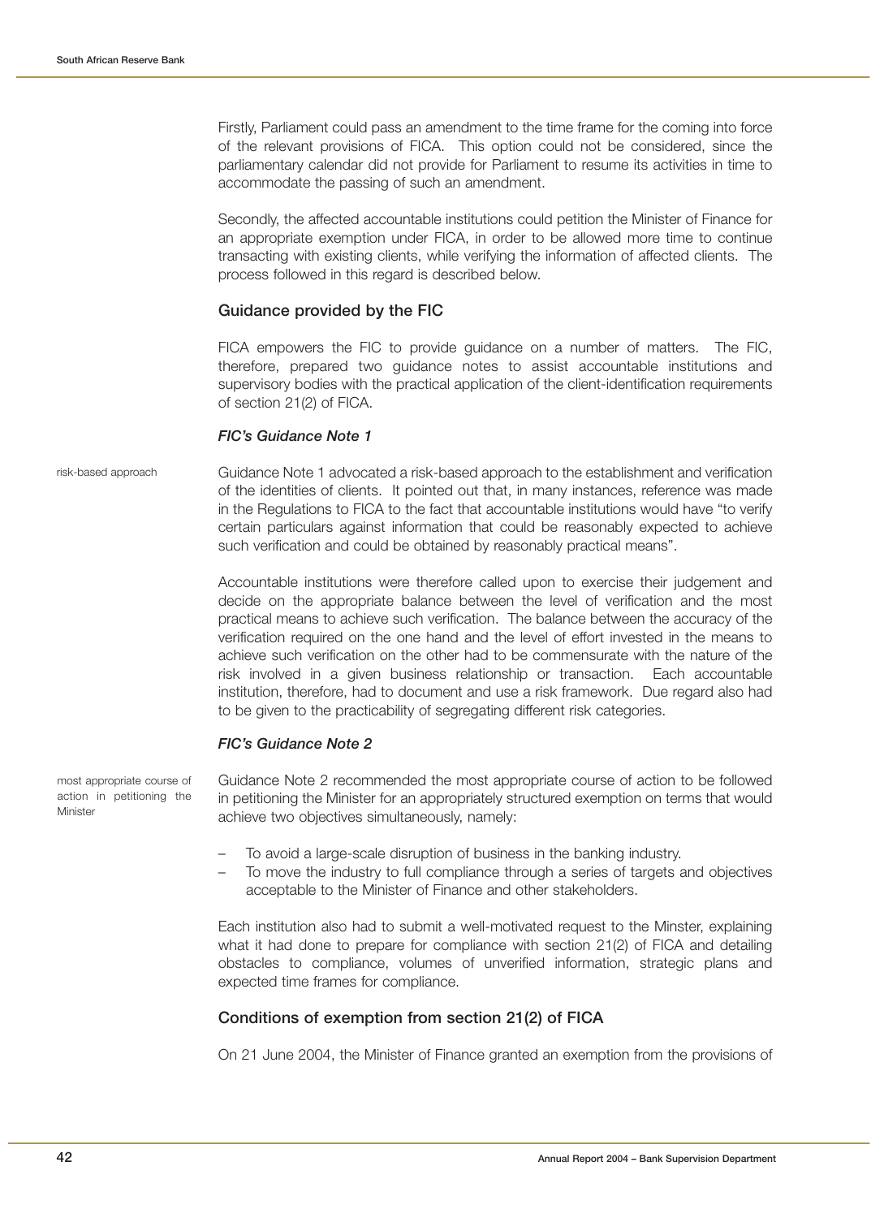Firstly, Parliament could pass an amendment to the time frame for the coming into force of the relevant provisions of FICA. This option could not be considered, since the parliamentary calendar did not provide for Parliament to resume its activities in time to accommodate the passing of such an amendment.

Secondly, the affected accountable institutions could petition the Minister of Finance for an appropriate exemption under FICA, in order to be allowed more time to continue transacting with existing clients, while verifying the information of affected clients. The process followed in this regard is described below.

### Guidance provided by the FIC

FICA empowers the FIC to provide guidance on a number of matters. The FIC, therefore, prepared two guidance notes to assist accountable institutions and supervisory bodies with the practical application of the client-identification requirements of section 21(2) of FICA.

#### *FIC's Guidance Note 1*

risk-based approach

Guidance Note 1 advocated a risk-based approach to the establishment and verification of the identities of clients. It pointed out that, in many instances, reference was made in the Regulations to FICA to the fact that accountable institutions would have "to verify certain particulars against information that could be reasonably expected to achieve such verification and could be obtained by reasonably practical means".

Accountable institutions were therefore called upon to exercise their judgement and decide on the appropriate balance between the level of verification and the most practical means to achieve such verification. The balance between the accuracy of the verification required on the one hand and the level of effort invested in the means to achieve such verification on the other had to be commensurate with the nature of the risk involved in a given business relationship or transaction. Each accountable institution, therefore, had to document and use a risk framework. Due regard also had to be given to the practicability of segregating different risk categories.

#### *FIC's Guidance Note 2*

most appropriate course of action in petitioning the Minister

Guidance Note 2 recommended the most appropriate course of action to be followed in petitioning the Minister for an appropriately structured exemption on terms that would achieve two objectives simultaneously, namely:

- To avoid a large-scale disruption of business in the banking industry.
- To move the industry to full compliance through a series of targets and objectives acceptable to the Minister of Finance and other stakeholders.

Each institution also had to submit a well-motivated request to the Minster, explaining what it had done to prepare for compliance with section 21(2) of FICA and detailing obstacles to compliance, volumes of unverified information, strategic plans and expected time frames for compliance.

### Conditions of exemption from section 21(2) of FICA

On 21 June 2004, the Minister of Finance granted an exemption from the provisions of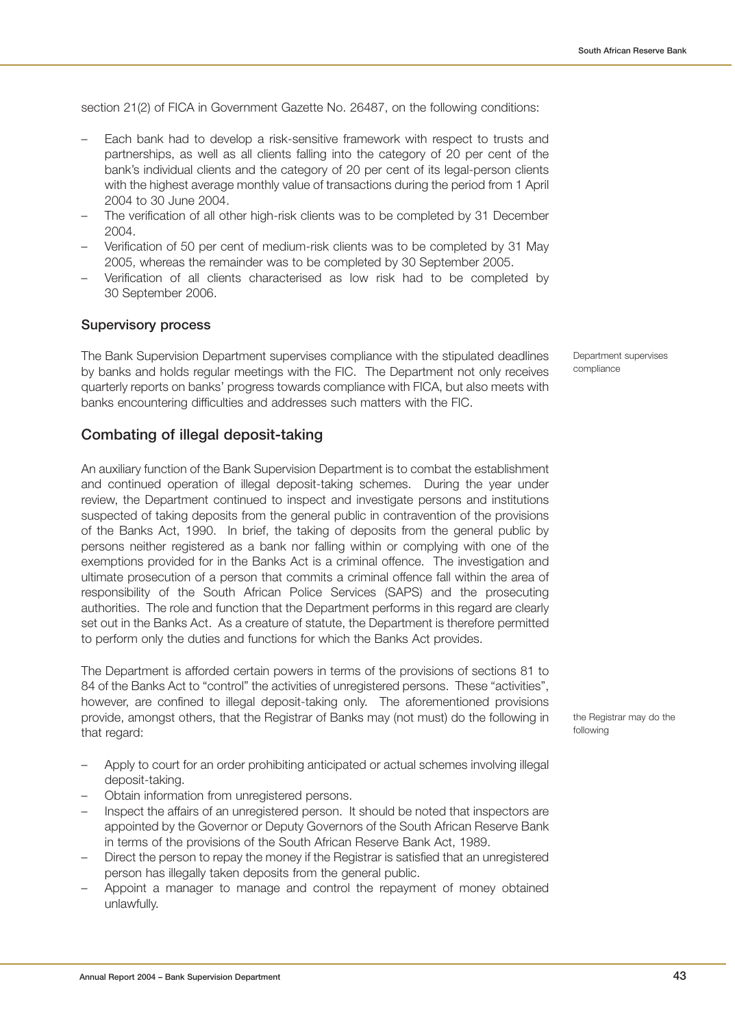section 21(2) of FICA in Government Gazette No. 26487, on the following conditions:

- Each bank had to develop a risk-sensitive framework with respect to trusts and partnerships, as well as all clients falling into the category of 20 per cent of the bank's individual clients and the category of 20 per cent of its legal-person clients with the highest average monthly value of transactions during the period from 1 April 2004 to 30 June 2004.
- The verification of all other high-risk clients was to be completed by 31 December 2004.
- Verification of 50 per cent of medium-risk clients was to be completed by 31 May 2005, whereas the remainder was to be completed by 30 September 2005.
- Verification of all clients characterised as low risk had to be completed by 30 September 2006.

### Supervisory process

Department supervises compliance

The Bank Supervision Department supervises compliance with the stipulated deadlines by banks and holds regular meetings with the FIC. The Department not only receives quarterly reports on banks' progress towards compliance with FICA, but also meets with banks encountering difficulties and addresses such matters with the FIC.

## Combating of illegal deposit-taking

An auxiliary function of the Bank Supervision Department is to combat the establishment and continued operation of illegal deposit-taking schemes. During the year under review, the Department continued to inspect and investigate persons and institutions suspected of taking deposits from the general public in contravention of the provisions of the Banks Act, 1990. In brief, the taking of deposits from the general public by persons neither registered as a bank nor falling within or complying with one of the exemptions provided for in the Banks Act is a criminal offence. The investigation and ultimate prosecution of a person that commits a criminal offence fall within the area of responsibility of the South African Police Services (SAPS) and the prosecuting authorities. The role and function that the Department performs in this regard are clearly set out in the Banks Act. As a creature of statute, the Department is therefore permitted to perform only the duties and functions for which the Banks Act provides.

the Registrar may do the following

The Department is afforded certain powers in terms of the provisions of sections 81 to 84 of the Banks Act to "control" the activities of unregistered persons. These "activities", however, are confined to illegal deposit-taking only. The aforementioned provisions provide, amongst others, that the Registrar of Banks may (not must) do the following in that regard:

- Apply to court for an order prohibiting anticipated or actual schemes involving illegal deposit-taking.
- Obtain information from unregistered persons.
- Inspect the affairs of an unregistered person. It should be noted that inspectors are appointed by the Governor or Deputy Governors of the South African Reserve Bank in terms of the provisions of the South African Reserve Bank Act, 1989.
- Direct the person to repay the money if the Registrar is satisfied that an unregistered person has illegally taken deposits from the general public.
- Appoint a manager to manage and control the repayment of money obtained unlawfully.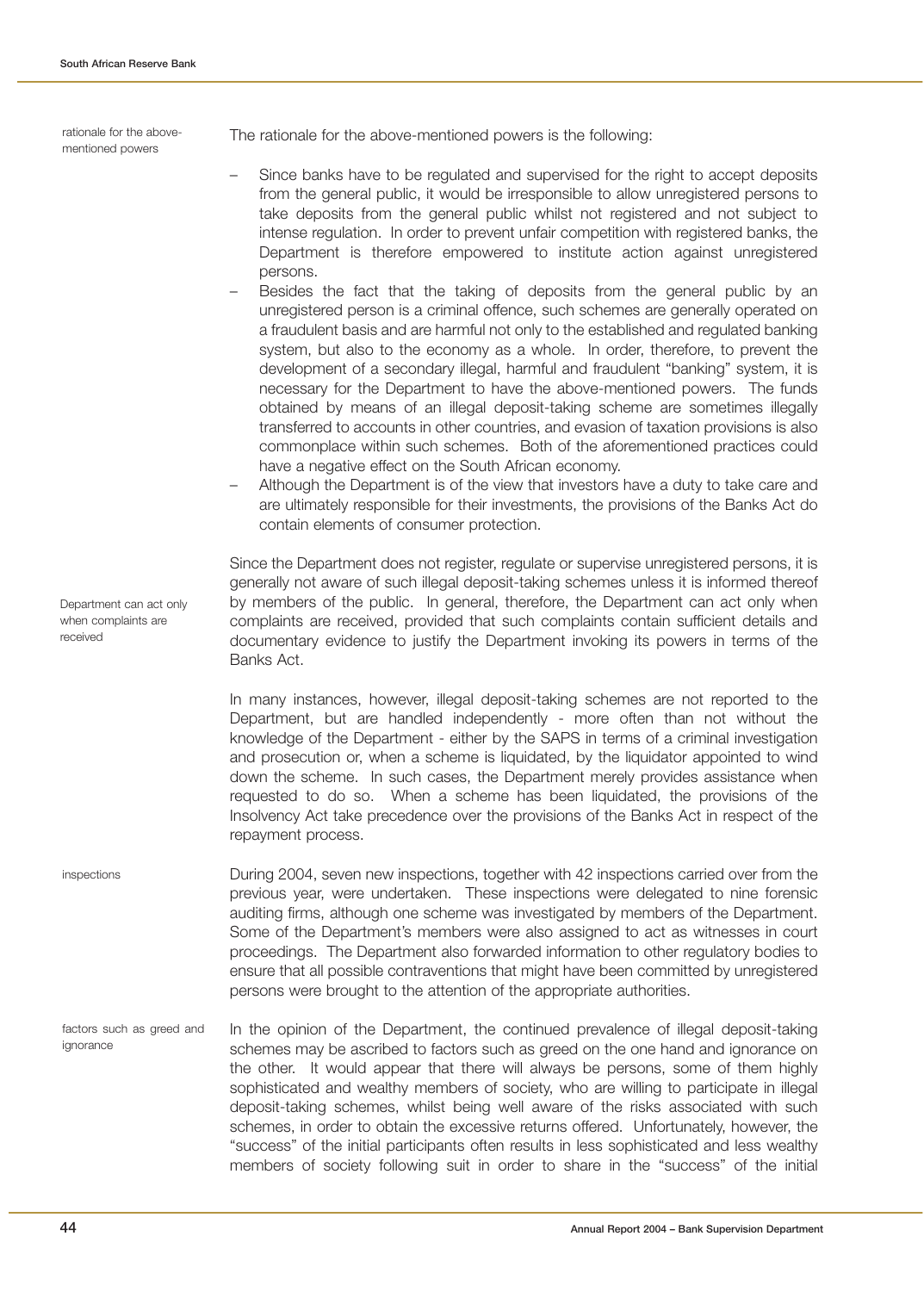rationale for the above-mentioned powers

The rationale for the above-mentioned powers is the following:

- Since banks have to be regulated and supervised for the right to accept deposits from the general public, it would be irresponsible to allow unregistered persons to take deposits from the general public whilst not registered and not subject to intense regulation. In order to prevent unfair competition with registered banks, the Department is therefore empowered to institute action against unregistered persons.
- Besides the fact that the taking of deposits from the general public by an unregistered person is a criminal offence, such schemes are generally operated on a fraudulent basis and are harmful not only to the established and regulated banking system, but also to the economy as a whole. In order, therefore, to prevent the development of a secondary illegal, harmful and fraudulent "banking" system, it is necessary for the Department to have the above-mentioned powers. The funds obtained by means of an illegal deposit-taking scheme are sometimes illegally transferred to accounts in other countries, and evasion of taxation provisions is also commonplace within such schemes. Both of the aforementioned practices could have a negative effect on the South African economy.
- Although the Department is of the view that investors have a duty to take care and are ultimately responsible for their investments, the provisions of the Banks Act do contain elements of consumer protection.

Department can act only when complaints are received

Since the Department does not register, regulate or supervise unregistered persons, it is generally not aware of such illegal deposit-taking schemes unless it is informed thereof by members of the public. In general, therefore, the Department can act only when complaints are received, provided that such complaints contain sufficient details and documentary evidence to justify the Department invoking its powers in terms of the Banks Act.

In many instances, however, illegal deposit-taking schemes are not reported to the Department, but are handled independently - more often than not without the knowledge of the Department - either by the SAPS in terms of a criminal investigation and prosecution or, when a scheme is liquidated, by the liquidator appointed to wind down the scheme. In such cases, the Department merely provides assistance when requested to do so. When a scheme has been liquidated, the provisions of the Insolvency Act take precedence over the provisions of the Banks Act in respect of the repayment process.

inspections

During 2004, seven new inspections, together with 42 inspections carried over from the previous year, were undertaken. These inspections were delegated to nine forensic auditing firms, although one scheme was investigated by members of the Department. Some of the Department's members were also assigned to act as witnesses in court proceedings. The Department also forwarded information to other regulatory bodies to ensure that all possible contraventions that might have been committed by unregistered persons were brought to the attention of the appropriate authorities.

factors such as greed and ignorance

In the opinion of the Department, the continued prevalence of illegal deposit-taking schemes may be ascribed to factors such as greed on the one hand and ignorance on the other. It would appear that there will always be persons, some of them highly sophisticated and wealthy members of society, who are willing to participate in illegal deposit-taking schemes, whilst being well aware of the risks associated with such schemes, in order to obtain the excessive returns offered. Unfortunately, however, the "success" of the initial participants often results in less sophisticated and less wealthy members of society following suit in order to share in the "success" of the initial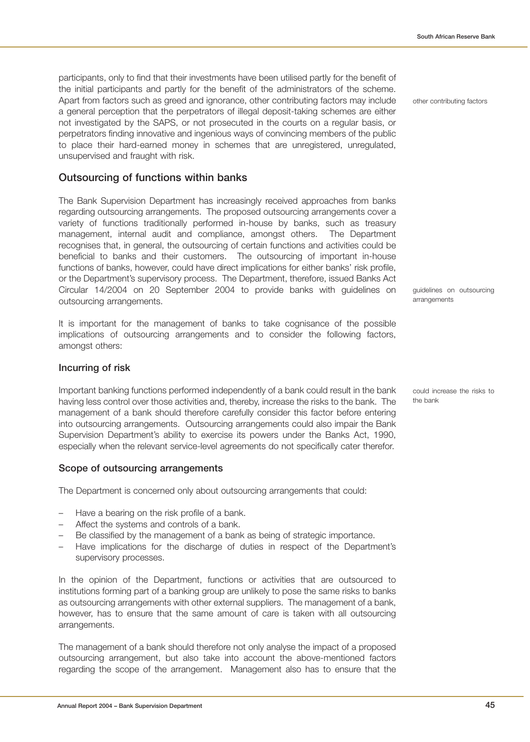participants, only to find that their investments have been utilised partly for the benefit of the initial participants and partly for the benefit of the administrators of the scheme. Apart from factors such as greed and ignorance, other contributing factors may include a general perception that the perpetrators of illegal deposit-taking schemes are either not investigated by the SAPS, or not prosecuted in the courts on a regular basis, or perpetrators finding innovative and ingenious ways of convincing members of the public to place their hard-earned money in schemes that are unregistered, unregulated, unsupervised and fraught with risk.

other contributing factors

## Outsourcing of functions within banks

The Bank Supervision Department has increasingly received approaches from banks regarding outsourcing arrangements. The proposed outsourcing arrangements cover a variety of functions traditionally performed in-house by banks, such as treasury management, internal audit and compliance, amongst others. The Department recognises that, in general, the outsourcing of certain functions and activities could be beneficial to banks and their customers. The outsourcing of important in-house functions of banks, however, could have direct implications for either banks' risk profile, or the Department's supervisory process. The Department, therefore, issued Banks Act Circular 14/2004 on 20 September 2004 to provide banks with guidelines on outsourcing arrangements.

guidelines on outsourcing arrangements

It is important for the management of banks to take cognisance of the possible implications of outsourcing arrangements and to consider the following factors, amongst others:

### Incurring of risk

Important banking functions performed independently of a bank could result in the bank having less control over those activities and, thereby, increase the risks to the bank. The management of a bank should therefore carefully consider this factor before entering into outsourcing arrangements. Outsourcing arrangements could also impair the Bank Supervision Department's ability to exercise its powers under the Banks Act, 1990, especially when the relevant service-level agreements do not specifically cater therefor.

could increase the risks to the bank

### Scope of outsourcing arrangements

The Department is concerned only about outsourcing arrangements that could:

- Have a bearing on the risk profile of a bank.
- Affect the systems and controls of a bank.
- Be classified by the management of a bank as being of strategic importance.
- Have implications for the discharge of duties in respect of the Department's supervisory processes.

In the opinion of the Department, functions or activities that are outsourced to institutions forming part of a banking group are unlikely to pose the same risks to banks as outsourcing arrangements with other external suppliers. The management of a bank, however, has to ensure that the same amount of care is taken with all outsourcing arrangements.

The management of a bank should therefore not only analyse the impact of a proposed outsourcing arrangement, but also take into account the above-mentioned factors regarding the scope of the arrangement. Management also has to ensure that the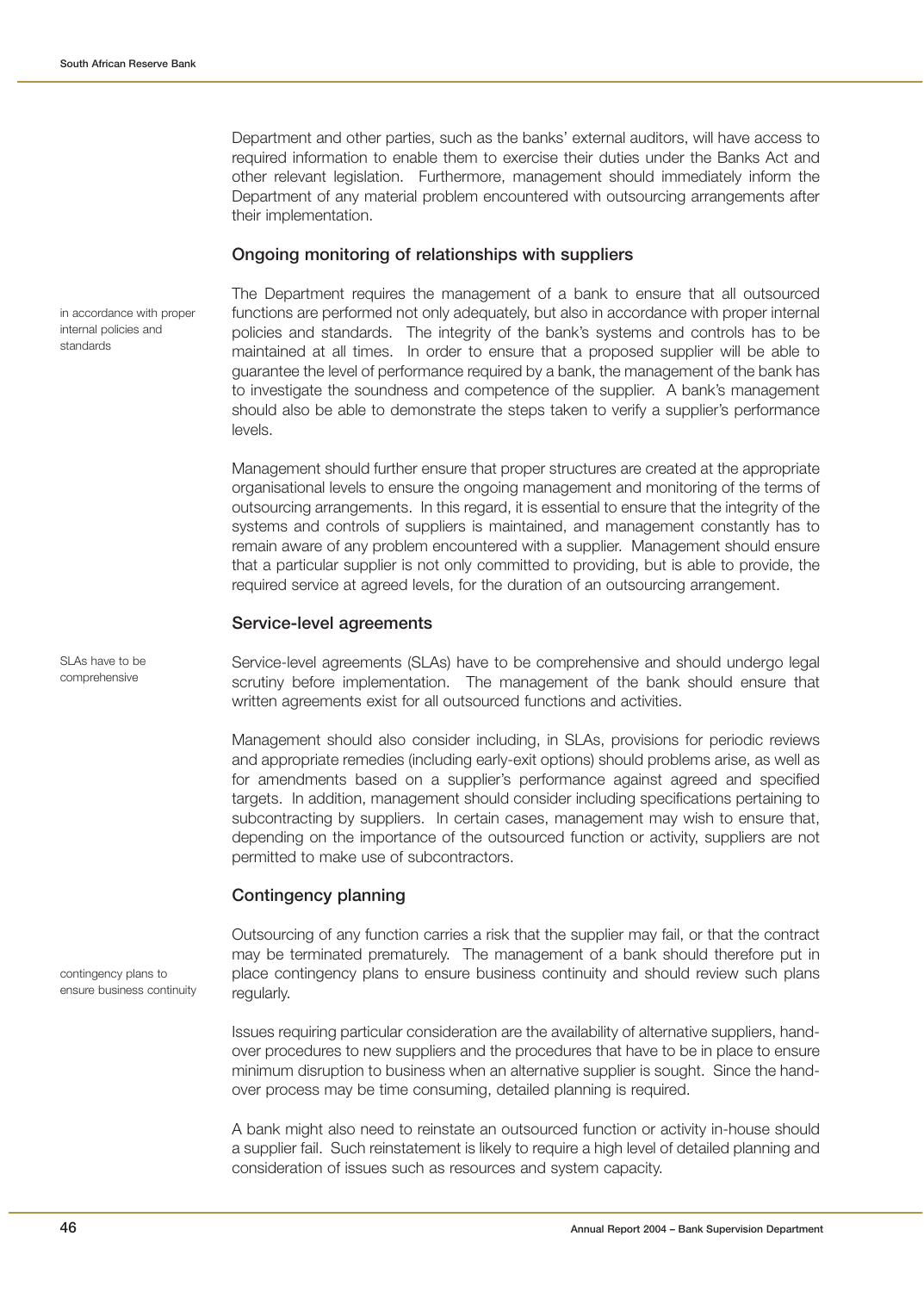Department and other parties, such as the banks' external auditors, will have access to required information to enable them to exercise their duties under the Banks Act and other relevant legislation. Furthermore, management should immediately inform the Department of any material problem encountered with outsourcing arrangements after their implementation.

### Ongoing monitoring of relationships with suppliers

in accordance with proper internal policies and standards

The Department requires the management of a bank to ensure that all outsourced functions are performed not only adequately, but also in accordance with proper internal policies and standards. The integrity of the bank's systems and controls has to be maintained at all times. In order to ensure that a proposed supplier will be able to guarantee the level of performance required by a bank, the management of the bank has to investigate the soundness and competence of the supplier. A bank's management should also be able to demonstrate the steps taken to verify a supplier's performance levels.

Management should further ensure that proper structures are created at the appropriate organisational levels to ensure the ongoing management and monitoring of the terms of outsourcing arrangements. In this regard, it is essential to ensure that the integrity of the systems and controls of suppliers is maintained, and management constantly has to remain aware of any problem encountered with a supplier. Management should ensure that a particular supplier is not only committed to providing, but is able to provide, the required service at agreed levels, for the duration of an outsourcing arrangement.

### Service-level agreements

SLAs have to be comprehensive

Service-level agreements (SLAs) have to be comprehensive and should undergo legal scrutiny before implementation. The management of the bank should ensure that written agreements exist for all outsourced functions and activities.

Management should also consider including, in SLAs, provisions for periodic reviews and appropriate remedies (including early-exit options) should problems arise, as well as for amendments based on a supplier's performance against agreed and specified targets. In addition, management should consider including specifications pertaining to subcontracting by suppliers. In certain cases, management may wish to ensure that, depending on the importance of the outsourced function or activity, suppliers are not permitted to make use of subcontractors.

### Contingency planning

contingency plans to ensure business continuity

Outsourcing of any function carries a risk that the supplier may fail, or that the contract may be terminated prematurely. The management of a bank should therefore put in place contingency plans to ensure business continuity and should review such plans regularly.

Issues requiring particular consideration are the availability of alternative suppliers, hand-over procedures to new suppliers and the procedures that have to be in place to ensure minimum disruption to business when an alternative supplier is sought. Since the hand-over process may be time consuming, detailed planning is required.

A bank might also need to reinstate an outsourced function or activity in-house should a supplier fail. Such reinstatement is likely to require a high level of detailed planning and consideration of issues such as resources and system capacity.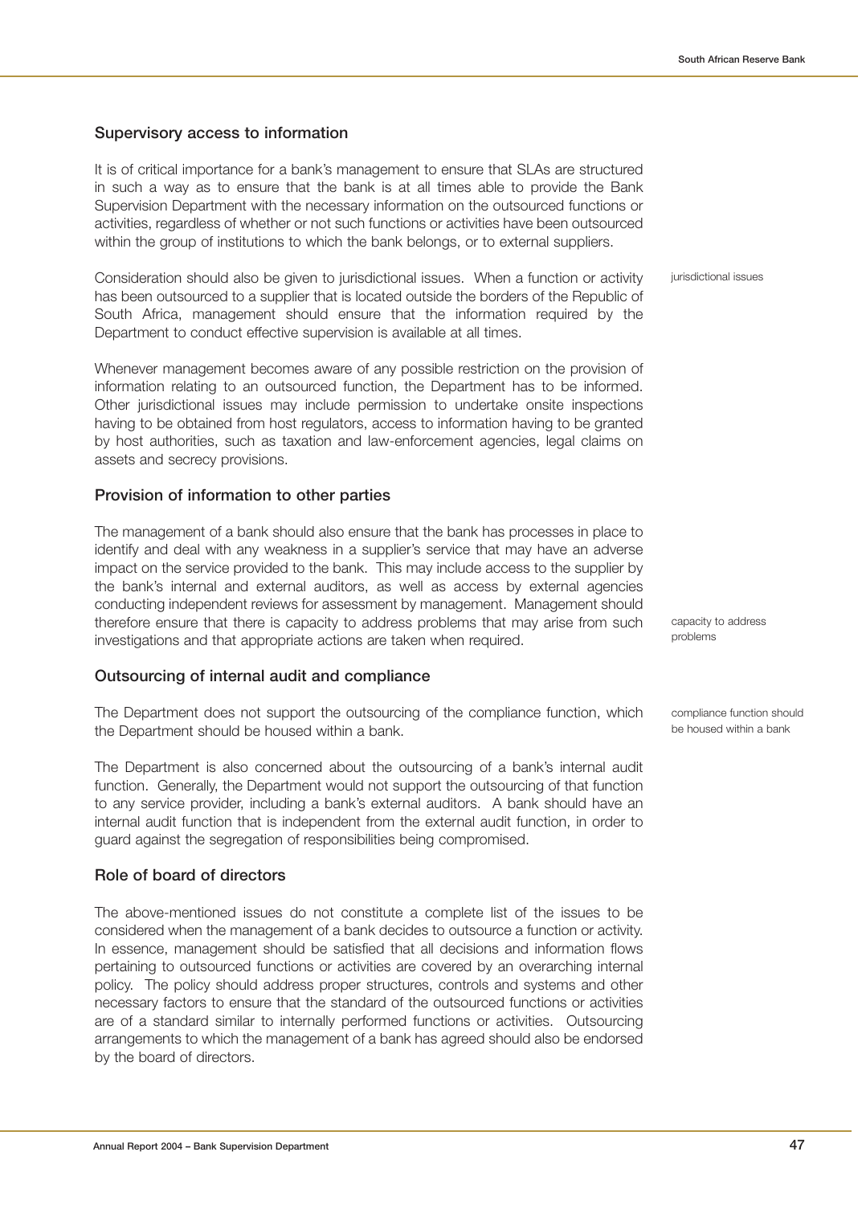## Supervisory access to information

It is of critical importance for a bank's management to ensure that SLAs are structured in such a way as to ensure that the bank is at all times able to provide the Bank Supervision Department with the necessary information on the outsourced functions or activities, regardless of whether or not such functions or activities have been outsourced within the group of institutions to which the bank belongs, or to external suppliers.

jurisdictional issues

Consideration should also be given to jurisdictional issues. When a function or activity has been outsourced to a supplier that is located outside the borders of the Republic of South Africa, management should ensure that the information required by the Department to conduct effective supervision is available at all times.

Whenever management becomes aware of any possible restriction on the provision of information relating to an outsourced function, the Department has to be informed. Other jurisdictional issues may include permission to undertake onsite inspections having to be obtained from host regulators, access to information having to be granted by host authorities, such as taxation and law-enforcement agencies, legal claims on assets and secrecy provisions.

## Provision of information to other parties

capacity to address problems

The management of a bank should also ensure that the bank has processes in place to identify and deal with any weakness in a supplier's service that may have an adverse impact on the service provided to the bank. This may include access to the supplier by the bank's internal and external auditors, as well as access by external agencies conducting independent reviews for assessment by management. Management should therefore ensure that there is capacity to address problems that may arise from such investigations and that appropriate actions are taken when required.

## Outsourcing of internal audit and compliance

compliance function should be housed within a bank

The Department does not support the outsourcing of the compliance function, which the Department should be housed within a bank.

The Department is also concerned about the outsourcing of a bank's internal audit function. Generally, the Department would not support the outsourcing of that function to any service provider, including a bank's external auditors. A bank should have an internal audit function that is independent from the external audit function, in order to guard against the segregation of responsibilities being compromised.

## Role of board of directors

The above-mentioned issues do not constitute a complete list of the issues to be considered when the management of a bank decides to outsource a function or activity. In essence, management should be satisfied that all decisions and information flows pertaining to outsourced functions or activities are covered by an overarching internal policy. The policy should address proper structures, controls and systems and other necessary factors to ensure that the standard of the outsourced functions or activities are of a standard similar to internally performed functions or activities. Outsourcing arrangements to which the management of a bank has agreed should also be endorsed by the board of directors.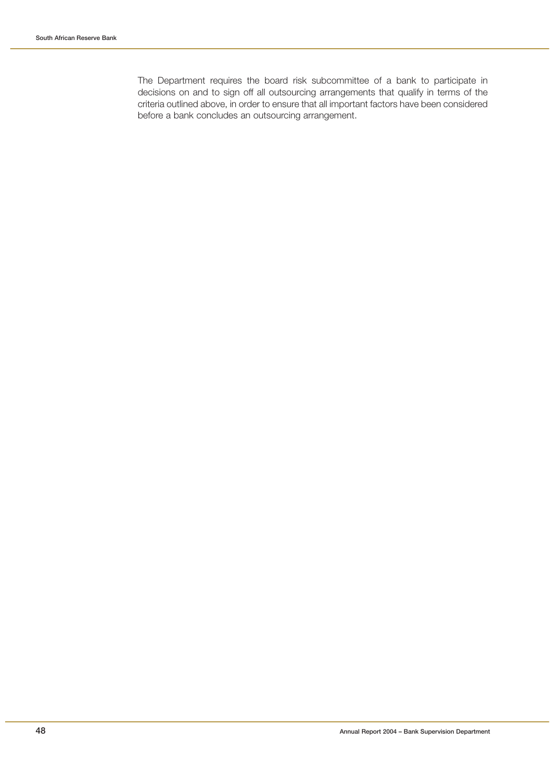The Department requires the board risk subcommittee of a bank to participate in decisions on and to sign off all outsourcing arrangements that qualify in terms of the criteria outlined above, in order to ensure that all important factors have been considered before a bank concludes an outsourcing arrangement.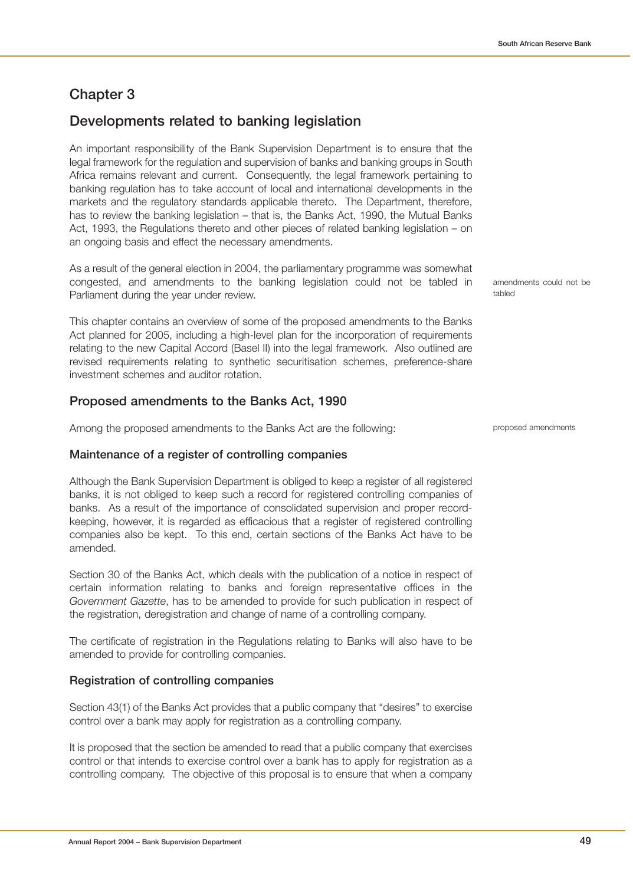# Chapter 3

## Developments related to banking legislation

An important responsibility of the Bank Supervision Department is to ensure that the legal framework for the regulation and supervision of banks and banking groups in South Africa remains relevant and current. Consequently, the legal framework pertaining to banking regulation has to take account of local and international developments in the markets and the regulatory standards applicable thereto. The Department, therefore, has to review the banking legislation – that is, the Banks Act, 1990, the Mutual Banks Act, 1993, the Regulations thereto and other pieces of related banking legislation – on an ongoing basis and effect the necessary amendments.

As a result of the general election in 2004, the parliamentary programme was somewhat congested, and amendments to the banking legislation could not be tabled in Parliament during the year under review.

amendments could not be tabled

This chapter contains an overview of some of the proposed amendments to the Banks Act planned for 2005, including a high-level plan for the incorporation of requirements relating to the new Capital Accord (Basel II) into the legal framework. Also outlined are revised requirements relating to synthetic securitisation schemes, preference-share investment schemes and auditor rotation.

### Proposed amendments to the Banks Act, 1990

Among the proposed amendments to the Banks Act are the following:

proposed amendments

#### Maintenance of a register of controlling companies

Although the Bank Supervision Department is obliged to keep a register of all registered banks, it is not obliged to keep such a record for registered controlling companies of banks. As a result of the importance of consolidated supervision and proper record-keeping, however, it is regarded as efficacious that a register of registered controlling companies also be kept. To this end, certain sections of the Banks Act have to be amended.

Section 30 of the Banks Act, which deals with the publication of a notice in respect of certain information relating to banks and foreign representative offices in the *Government Gazette*, has to be amended to provide for such publication in respect of the registration, deregistration and change of name of a controlling company.

The certificate of registration in the Regulations relating to Banks will also have to be amended to provide for controlling companies.

#### Registration of controlling companies

Section 43(1) of the Banks Act provides that a public company that "desires" to exercise control over a bank may apply for registration as a controlling company.

It is proposed that the section be amended to read that a public company that exercises control or that intends to exercise control over a bank has to apply for registration as a controlling company. The objective of this proposal is to ensure that when a company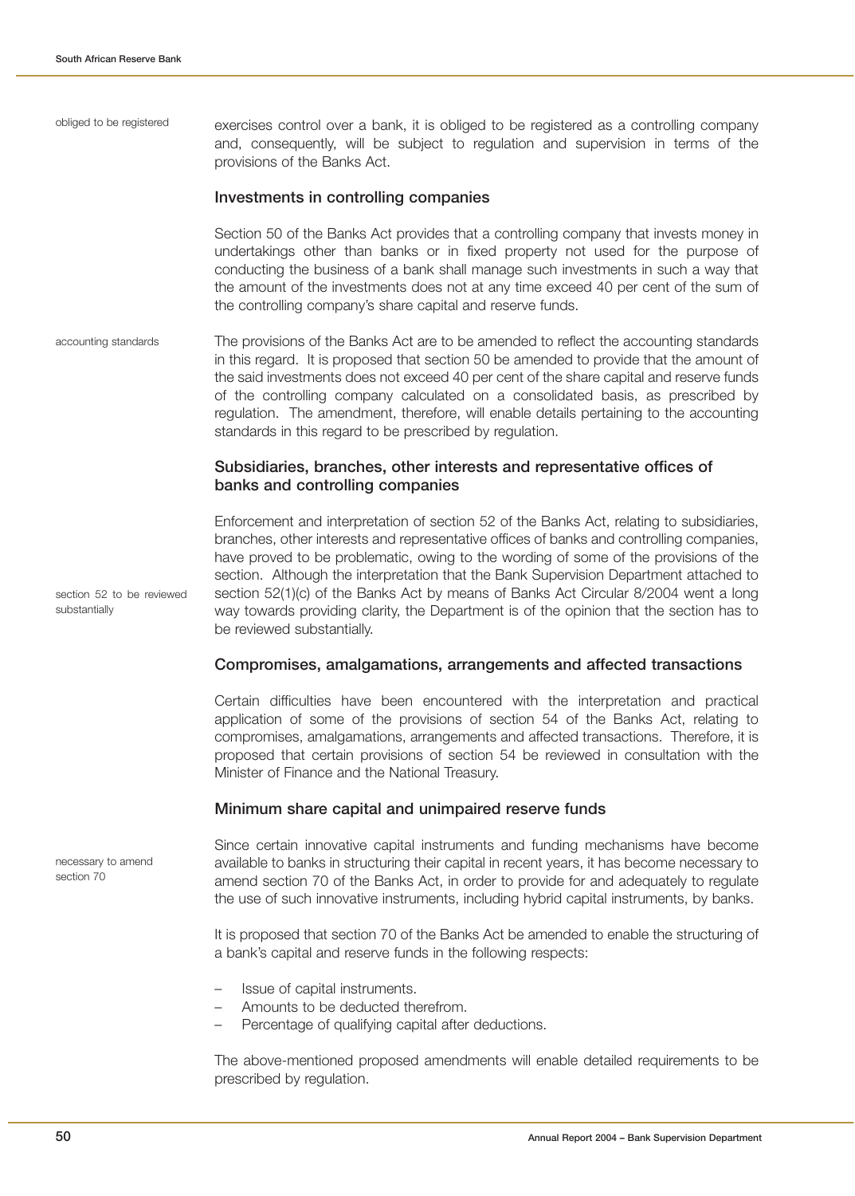exercises control over a bank, it is obliged to be registered as a controlling company and, consequently, will be subject to regulation and supervision in terms of the provisions of the Banks Act.

obliged to be registered

### Investments in controlling companies

Section 50 of the Banks Act provides that a controlling company that invests money in undertakings other than banks or in fixed property not used for the purpose of conducting the business of a bank shall manage such investments in such a way that the amount of the investments does not at any time exceed 40 per cent of the sum of the controlling company's share capital and reserve funds.

accounting standards

The provisions of the Banks Act are to be amended to reflect the accounting standards in this regard. It is proposed that section 50 be amended to provide that the amount of the said investments does not exceed 40 per cent of the share capital and reserve funds of the controlling company calculated on a consolidated basis, as prescribed by regulation. The amendment, therefore, will enable details pertaining to the accounting standards in this regard to be prescribed by regulation.

### Subsidiaries, branches, other interests and representative offices of banks and controlling companies

section 52 to be reviewed substantially

Enforcement and interpretation of section 52 of the Banks Act, relating to subsidiaries, branches, other interests and representative offices of banks and controlling companies, have proved to be problematic, owing to the wording of some of the provisions of the section. Although the interpretation that the Bank Supervision Department attached to section 52(1)(c) of the Banks Act by means of Banks Act Circular 8/2004 went a long way towards providing clarity, the Department is of the opinion that the section has to be reviewed substantially.

### Compromises, amalgamations, arrangements and affected transactions

Certain difficulties have been encountered with the interpretation and practical application of some of the provisions of section 54 of the Banks Act, relating to compromises, amalgamations, arrangements and affected transactions. Therefore, it is proposed that certain provisions of section 54 be reviewed in consultation with the Minister of Finance and the National Treasury.

### Minimum share capital and unimpaired reserve funds

necessary to amend section 70

Since certain innovative capital instruments and funding mechanisms have become available to banks in structuring their capital in recent years, it has become necessary to amend section 70 of the Banks Act, in order to provide for and adequately to regulate the use of such innovative instruments, including hybrid capital instruments, by banks.

It is proposed that section 70 of the Banks Act be amended to enable the structuring of a bank's capital and reserve funds in the following respects:

- Issue of capital instruments.
- Amounts to be deducted therefrom.
- Percentage of qualifying capital after deductions.

The above-mentioned proposed amendments will enable detailed requirements to be prescribed by regulation.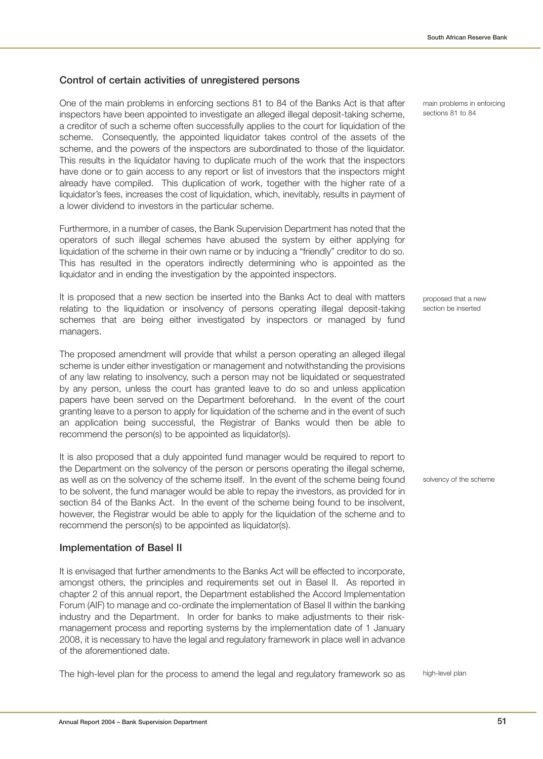## Control of certain activities of unregistered persons

main problems in enforcing sections 81 to 84

One of the main problems in enforcing sections 81 to 84 of the Banks Act is that after inspectors have been appointed to investigate an alleged illegal deposit-taking scheme, a creditor of such a scheme often successfully applies to the court for liquidation of the scheme. Consequently, the appointed liquidator takes control of the assets of the scheme, and the powers of the inspectors are subordinated to those of the liquidator. This results in the liquidator having to duplicate much of the work that the inspectors have done or to gain access to any report or list of investors that the inspectors might already have compiled. This duplication of work, together with the higher rate of a liquidator's fees, increases the cost of liquidation, which, inevitably, results in payment of a lower dividend to investors in the particular scheme.

Furthermore, in a number of cases, the Bank Supervision Department has noted that the operators of such illegal schemes have abused the system by either applying for liquidation of the scheme in their own name or by inducing a "friendly" creditor to do so. This has resulted in the operators indirectly determining who is appointed as the liquidator and in ending the investigation by the appointed inspectors.

proposed that a new section be inserted

It is proposed that a new section be inserted into the Banks Act to deal with matters relating to the liquidation or insolvency of persons operating illegal deposit-taking schemes that are being either investigated by inspectors or managed by fund managers.

The proposed amendment will provide that whilst a person operating an alleged illegal scheme is under either investigation or management and notwithstanding the provisions of any law relating to insolvency, such a person may not be liquidated or sequestrated by any person, unless the court has granted leave to do so and unless application papers have been served on the Department beforehand. In the event of the court granting leave to a person to apply for liquidation of the scheme and in the event of such an application being successful, the Registrar of Banks would then be able to recommend the person(s) to be appointed as liquidator(s).

solvency of the scheme

It is also proposed that a duly appointed fund manager would be required to report to the Department on the solvency of the person or persons operating the illegal scheme, as well as on the solvency of the scheme itself. In the event of the scheme being found to be solvent, the fund manager would be able to repay the investors, as provided for in section 84 of the Banks Act. In the event of the scheme being found to be insolvent, however, the Registrar would be able to apply for the liquidation of the scheme and to recommend the person(s) to be appointed as liquidator(s).

## Implementation of Basel II

It is envisaged that further amendments to the Banks Act will be effected to incorporate, amongst others, the principles and requirements set out in Basel II. As reported in chapter 2 of this annual report, the Department established the Accord Implementation Forum (AIF) to manage and co-ordinate the implementation of Basel II within the banking industry and the Department. In order for banks to make adjustments to their risk-management process and reporting systems by the implementation date of 1 January 2008, it is necessary to have the legal and regulatory framework in place well in advance of the aforementioned date.

high-level plan

The high-level plan for the process to amend the legal and regulatory framework so as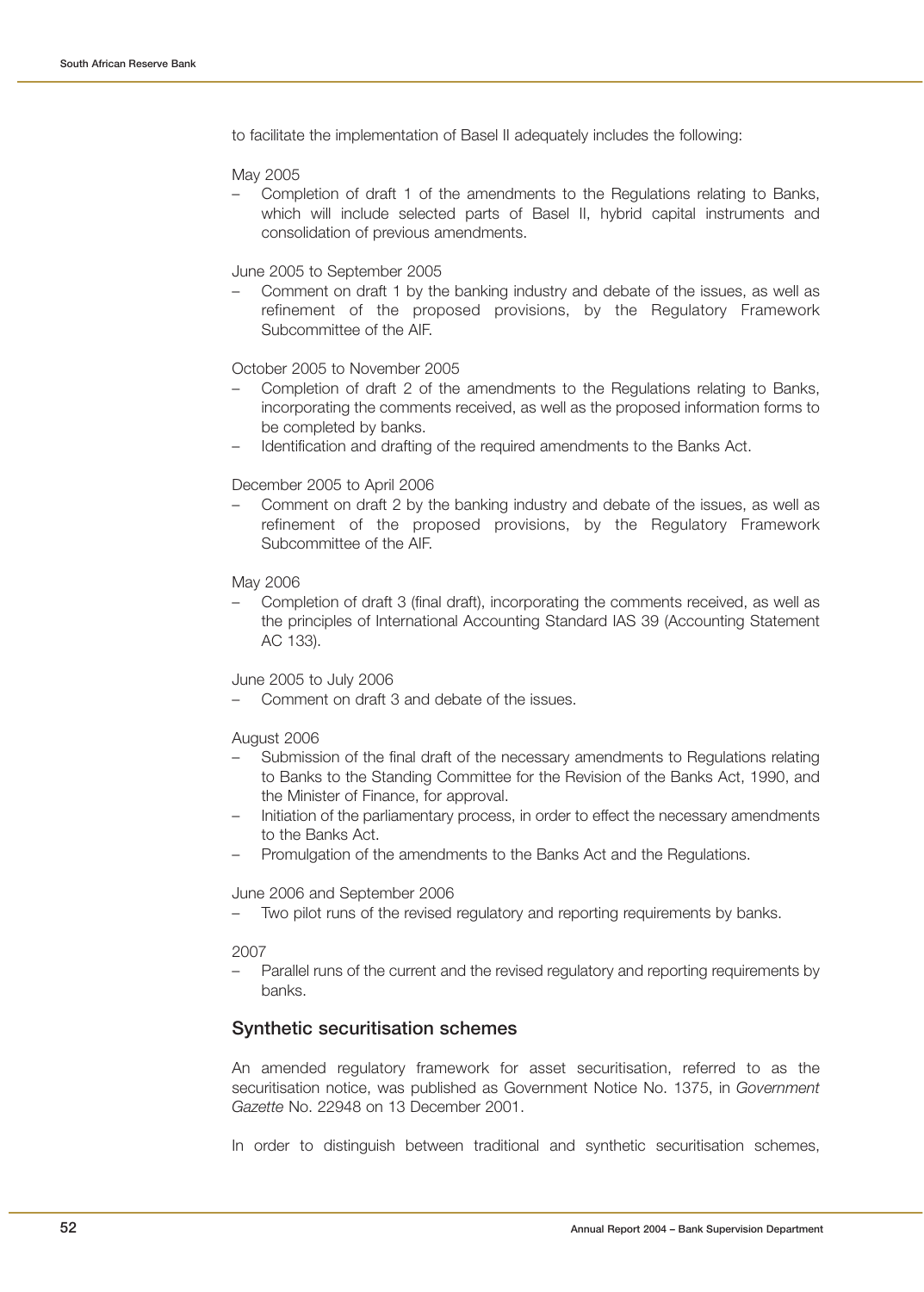to facilitate the implementation of Basel II adequately includes the following:

May 2005

- Completion of draft 1 of the amendments to the Regulations relating to Banks, which will include selected parts of Basel II, hybrid capital instruments and consolidation of previous amendments.

June 2005 to September 2005

- Comment on draft 1 by the banking industry and debate of the issues, as well as refinement of the proposed provisions, by the Regulatory Framework Subcommittee of the AIF.

October 2005 to November 2005

- Completion of draft 2 of the amendments to the Regulations relating to Banks, incorporating the comments received, as well as the proposed information forms to be completed by banks.
- Identification and drafting of the required amendments to the Banks Act.

December 2005 to April 2006

- Comment on draft 2 by the banking industry and debate of the issues, as well as refinement of the proposed provisions, by the Regulatory Framework Subcommittee of the AIF.

May 2006

- Completion of draft 3 (final draft), incorporating the comments received, as well as the principles of International Accounting Standard IAS 39 (Accounting Statement AC 133).

June 2005 to July 2006

- Comment on draft 3 and debate of the issues.

August 2006

- Submission of the final draft of the necessary amendments to Regulations relating to Banks to the Standing Committee for the Revision of the Banks Act, 1990, and the Minister of Finance, for approval.
- Initiation of the parliamentary process, in order to effect the necessary amendments to the Banks Act.
- Promulgation of the amendments to the Banks Act and the Regulations.

June 2006 and September 2006

- Two pilot runs of the revised regulatory and reporting requirements by banks.

2007

- Parallel runs of the current and the revised regulatory and reporting requirements by banks.

## Synthetic securitisation schemes

An amended regulatory framework for asset securitisation, referred to as the securitisation notice, was published as Government Notice No. 1375, in *Government Gazette* No. 22948 on 13 December 2001.

In order to distinguish between traditional and synthetic securitisation schemes,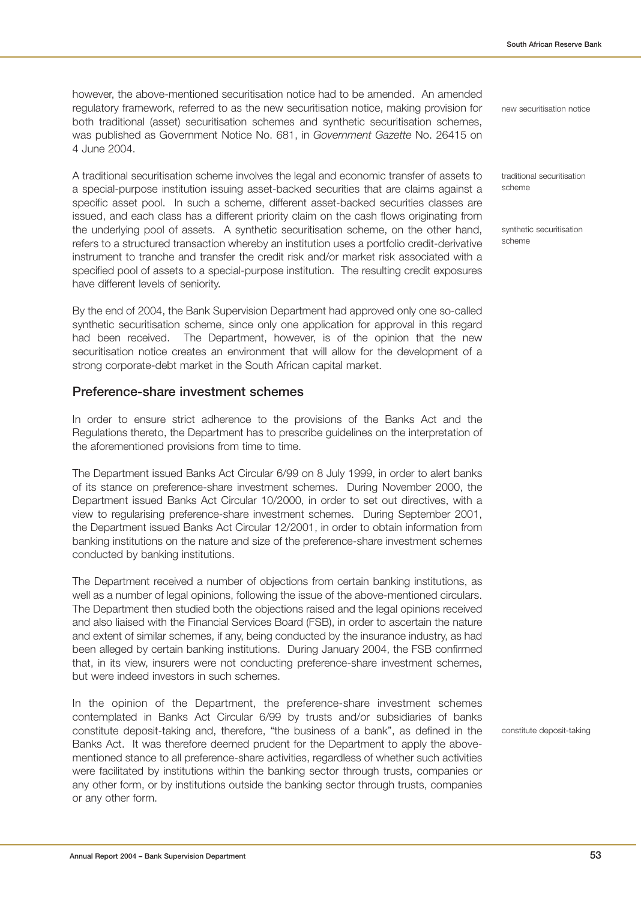however, the above-mentioned securitisation notice had to be amended. An amended regulatory framework, referred to as the new securitisation notice, making provision for both traditional (asset) securitisation schemes and synthetic securitisation schemes, was published as Government Notice No. 681, in *Government Gazette* No. 26415 on 4 June 2004.

new securitisation notice

A traditional securitisation scheme involves the legal and economic transfer of assets to a special-purpose institution issuing asset-backed securities that are claims against a specific asset pool. In such a scheme, different asset-backed securities classes are issued, and each class has a different priority claim on the cash flows originating from the underlying pool of assets. A synthetic securitisation scheme, on the other hand, refers to a structured transaction whereby an institution uses a portfolio credit-derivative instrument to tranche and transfer the credit risk and/or market risk associated with a specified pool of assets to a special-purpose institution. The resulting credit exposures have different levels of seniority.

traditional securitisation scheme

synthetic securitisation scheme

By the end of 2004, the Bank Supervision Department had approved only one so-called synthetic securitisation scheme, since only one application for approval in this regard had been received. The Department, however, is of the opinion that the new securitisation notice creates an environment that will allow for the development of a strong corporate-debt market in the South African capital market.

## Preference-share investment schemes

In order to ensure strict adherence to the provisions of the Banks Act and the Regulations thereto, the Department has to prescribe guidelines on the interpretation of the aforementioned provisions from time to time.

The Department issued Banks Act Circular 6/99 on 8 July 1999, in order to alert banks of its stance on preference-share investment schemes. During November 2000, the Department issued Banks Act Circular 10/2000, in order to set out directives, with a view to regularising preference-share investment schemes. During September 2001, the Department issued Banks Act Circular 12/2001, in order to obtain information from banking institutions on the nature and size of the preference-share investment schemes conducted by banking institutions.

The Department received a number of objections from certain banking institutions, as well as a number of legal opinions, following the issue of the above-mentioned circulars. The Department then studied both the objections raised and the legal opinions received and also liaised with the Financial Services Board (FSB), in order to ascertain the nature and extent of similar schemes, if any, being conducted by the insurance industry, as had been alleged by certain banking institutions. During January 2004, the FSB confirmed that, in its view, insurers were not conducting preference-share investment schemes, but were indeed investors in such schemes.

In the opinion of the Department, the preference-share investment schemes contemplated in Banks Act Circular 6/99 by trusts and/or subsidiaries of banks constitute deposit-taking and, therefore, "the business of a bank", as defined in the Banks Act. It was therefore deemed prudent for the Department to apply the above-mentioned stance to all preference-share activities, regardless of whether such activities were facilitated by institutions within the banking sector through trusts, companies or any other form, or by institutions outside the banking sector through trusts, companies or any other form.

constitute deposit-taking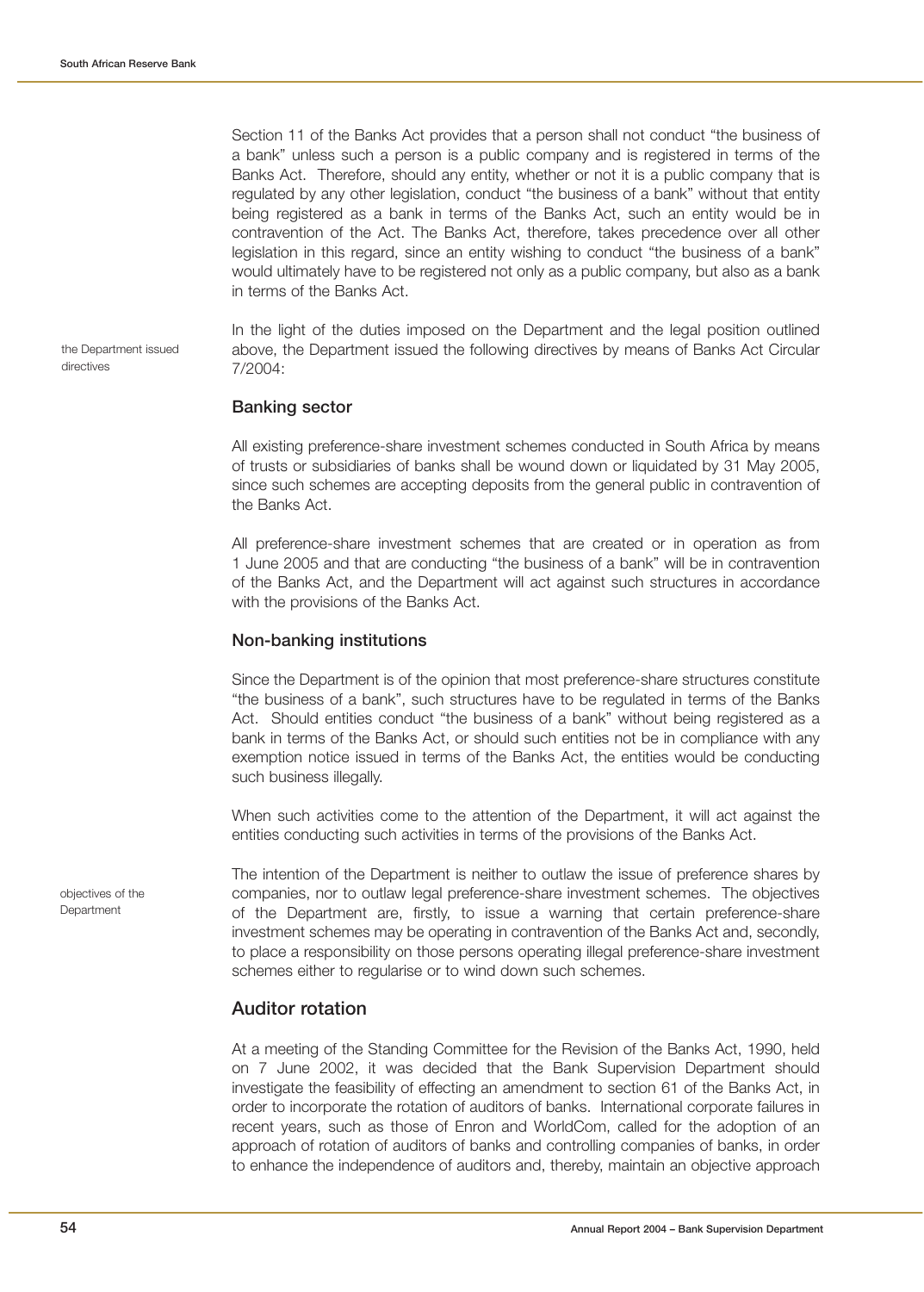Section 11 of the Banks Act provides that a person shall not conduct "the business of a bank" unless such a person is a public company and is registered in terms of the Banks Act. Therefore, should any entity, whether or not it is a public company that is regulated by any other legislation, conduct "the business of a bank" without that entity being registered as a bank in terms of the Banks Act, such an entity would be in contravention of the Act. The Banks Act, therefore, takes precedence over all other legislation in this regard, since an entity wishing to conduct "the business of a bank" would ultimately have to be registered not only as a public company, but also as a bank in terms of the Banks Act.

*the Department issued directives*

In the light of the duties imposed on the Department and the legal position outlined above, the Department issued the following directives by means of Banks Act Circular 7/2004:

### Banking sector

All existing preference-share investment schemes conducted in South Africa by means of trusts or subsidiaries of banks shall be wound down or liquidated by 31 May 2005, since such schemes are accepting deposits from the general public in contravention of the Banks Act.

All preference-share investment schemes that are created or in operation as from 1 June 2005 and that are conducting "the business of a bank" will be in contravention of the Banks Act, and the Department will act against such structures in accordance with the provisions of the Banks Act.

### Non-banking institutions

Since the Department is of the opinion that most preference-share structures constitute "the business of a bank", such structures have to be regulated in terms of the Banks Act. Should entities conduct "the business of a bank" without being registered as a bank in terms of the Banks Act, or should such entities not be in compliance with any exemption notice issued in terms of the Banks Act, the entities would be conducting such business illegally.

When such activities come to the attention of the Department, it will act against the entities conducting such activities in terms of the provisions of the Banks Act.

*objectives of the Department*

The intention of the Department is neither to outlaw the issue of preference shares by companies, nor to outlaw legal preference-share investment schemes. The objectives of the Department are, firstly, to issue a warning that certain preference-share investment schemes may be operating in contravention of the Banks Act and, secondly, to place a responsibility on those persons operating illegal preference-share investment schemes either to regularise or to wind down such schemes.

## Auditor rotation

At a meeting of the Standing Committee for the Revision of the Banks Act, 1990, held on 7 June 2002, it was decided that the Bank Supervision Department should investigate the feasibility of effecting an amendment to section 61 of the Banks Act, in order to incorporate the rotation of auditors of banks. International corporate failures in recent years, such as those of Enron and WorldCom, called for the adoption of an approach of rotation of auditors of banks and controlling companies of banks, in order to enhance the independence of auditors and, thereby, maintain an objective approach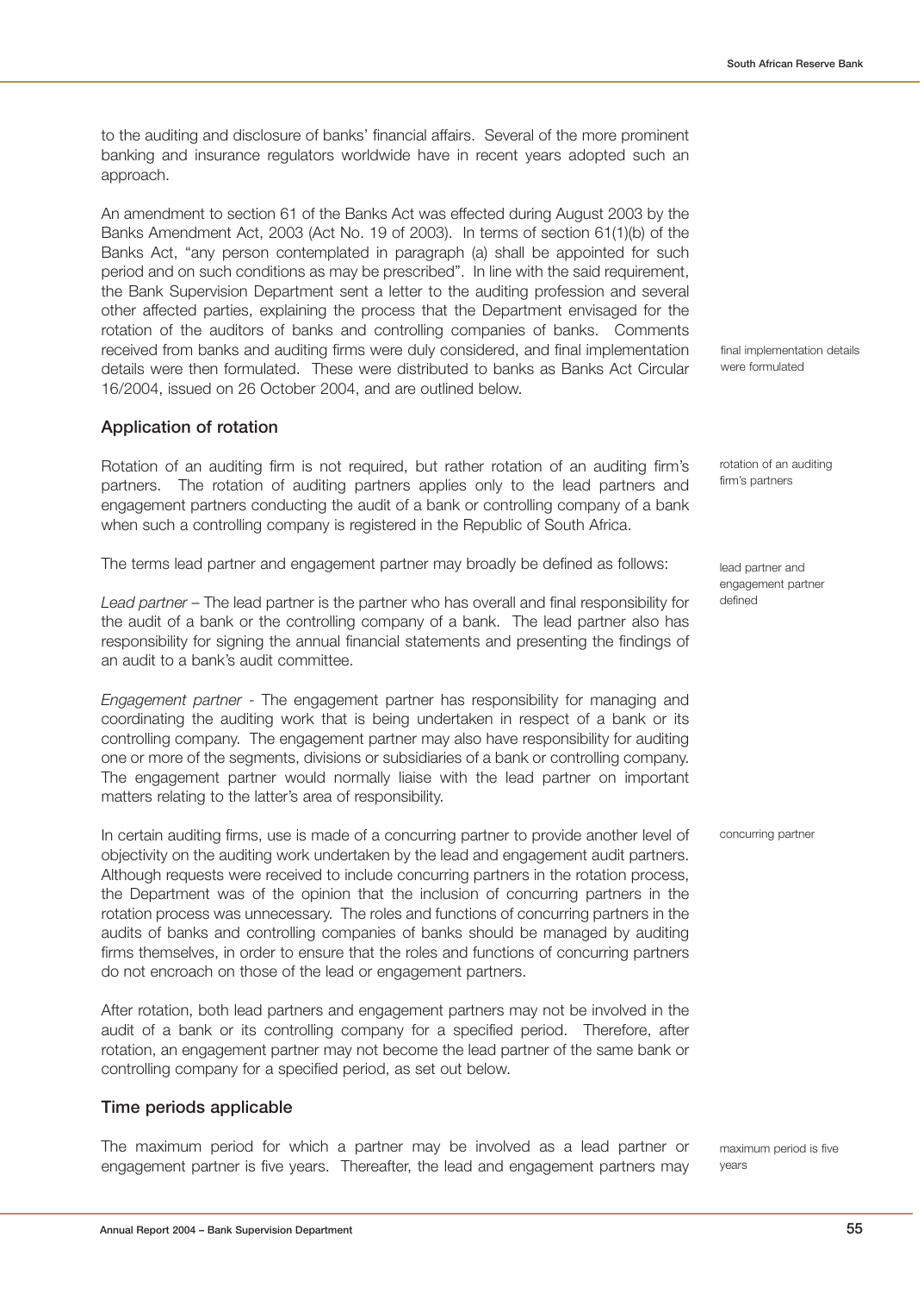to the auditing and disclosure of banks' financial affairs. Several of the more prominent banking and insurance regulators worldwide have in recent years adopted such an approach.

An amendment to section 61 of the Banks Act was effected during August 2003 by the Banks Amendment Act, 2003 (Act No. 19 of 2003). In terms of section 61(1)(b) of the Banks Act, "any person contemplated in paragraph (a) shall be appointed for such period and on such conditions as may be prescribed". In line with the said requirement, the Bank Supervision Department sent a letter to the auditing profession and several other affected parties, explaining the process that the Department envisaged for the rotation of the auditors of banks and controlling companies of banks. Comments received from banks and auditing firms were duly considered, and final implementation details were then formulated. These were distributed to banks as Banks Act Circular 16/2004, issued on 26 October 2004, and are outlined below.

final implementation details were formulated

## Application of rotation

rotation of an auditing firm's partners

Rotation of an auditing firm is not required, but rather rotation of an auditing firm's partners. The rotation of auditing partners applies only to the lead partners and engagement partners conducting the audit of a bank or controlling company of a bank when such a controlling company is registered in the Republic of South Africa.

lead partner and engagement partner defined

The terms lead partner and engagement partner may broadly be defined as follows:

*Lead partner* – The lead partner is the partner who has overall and final responsibility for the audit of a bank or the controlling company of a bank. The lead partner also has responsibility for signing the annual financial statements and presenting the findings of an audit to a bank's audit committee.

*Engagement partner* - The engagement partner has responsibility for managing and coordinating the auditing work that is being undertaken in respect of a bank or its controlling company. The engagement partner may also have responsibility for auditing one or more of the segments, divisions or subsidiaries of a bank or controlling company. The engagement partner would normally liaise with the lead partner on important matters relating to the latter's area of responsibility.

concurring partner

In certain auditing firms, use is made of a concurring partner to provide another level of objectivity on the auditing work undertaken by the lead and engagement audit partners. Although requests were received to include concurring partners in the rotation process, the Department was of the opinion that the inclusion of concurring partners in the rotation process was unnecessary. The roles and functions of concurring partners in the audits of banks and controlling companies of banks should be managed by auditing firms themselves, in order to ensure that the roles and functions of concurring partners do not encroach on those of the lead or engagement partners.

After rotation, both lead partners and engagement partners may not be involved in the audit of a bank or its controlling company for a specified period. Therefore, after rotation, an engagement partner may not become the lead partner of the same bank or controlling company for a specified period, as set out below.

## Time periods applicable

maximum period is five years

The maximum period for which a partner may be involved as a lead partner or engagement partner is five years. Thereafter, the lead and engagement partners may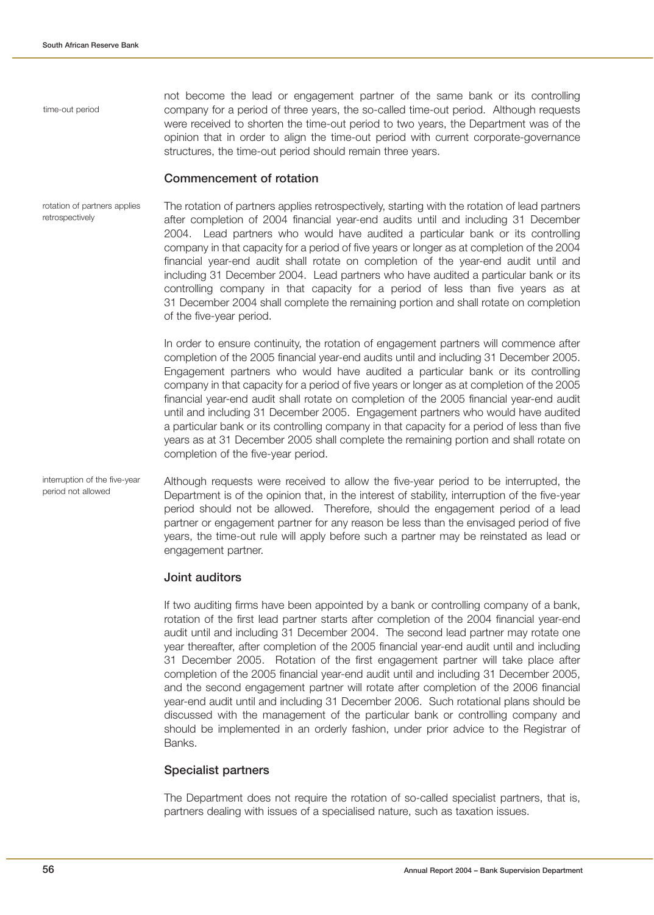time-out period

not become the lead or engagement partner of the same bank or its controlling company for a period of three years, the so-called time-out period. Although requests were received to shorten the time-out period to two years, the Department was of the opinion that in order to align the time-out period with current corporate-governance structures, the time-out period should remain three years.

### Commencement of rotation

rotation of partners applies retrospectively

The rotation of partners applies retrospectively, starting with the rotation of lead partners after completion of 2004 financial year-end audits until and including 31 December 2004. Lead partners who would have audited a particular bank or its controlling company in that capacity for a period of five years or longer as at completion of the 2004 financial year-end audit shall rotate on completion of the year-end audit until and including 31 December 2004. Lead partners who have audited a particular bank or its controlling company in that capacity for a period of less than five years as at 31 December 2004 shall complete the remaining portion and shall rotate on completion of the five-year period.

In order to ensure continuity, the rotation of engagement partners will commence after completion of the 2005 financial year-end audits until and including 31 December 2005. Engagement partners who would have audited a particular bank or its controlling company in that capacity for a period of five years or longer as at completion of the 2005 financial year-end audit shall rotate on completion of the 2005 financial year-end audit until and including 31 December 2005. Engagement partners who would have audited a particular bank or its controlling company in that capacity for a period of less than five years as at 31 December 2005 shall complete the remaining portion and shall rotate on completion of the five-year period.

interruption of the five-year period not allowed

Although requests were received to allow the five-year period to be interrupted, the Department is of the opinion that, in the interest of stability, interruption of the five-year period should not be allowed. Therefore, should the engagement period of a lead partner or engagement partner for any reason be less than the envisaged period of five years, the time-out rule will apply before such a partner may be reinstated as lead or engagement partner.

### Joint auditors

If two auditing firms have been appointed by a bank or controlling company of a bank, rotation of the first lead partner starts after completion of the 2004 financial year-end audit until and including 31 December 2004. The second lead partner may rotate one year thereafter, after completion of the 2005 financial year-end audit until and including 31 December 2005. Rotation of the first engagement partner will take place after completion of the 2005 financial year-end audit until and including 31 December 2005, and the second engagement partner will rotate after completion of the 2006 financial year-end audit until and including 31 December 2006. Such rotational plans should be discussed with the management of the particular bank or controlling company and should be implemented in an orderly fashion, under prior advice to the Registrar of Banks.

### Specialist partners

The Department does not require the rotation of so-called specialist partners, that is, partners dealing with issues of a specialised nature, such as taxation issues.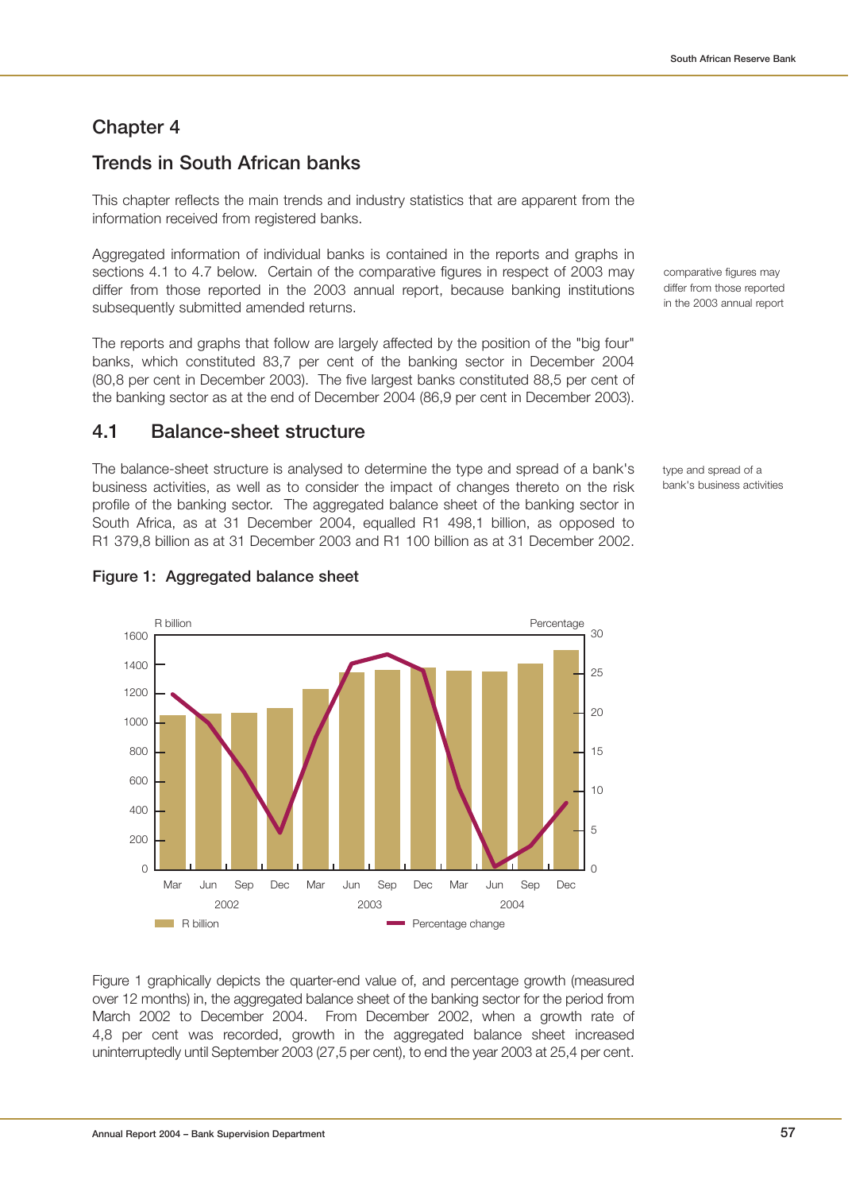# Chapter 4

## Trends in South African banks

This chapter reflects the main trends and industry statistics that are apparent from the information received from registered banks.

Aggregated information of individual banks is contained in the reports and graphs in sections 4.1 to 4.7 below. Certain of the comparative figures in respect of 2003 may differ from those reported in the 2003 annual report, because banking institutions subsequently submitted amended returns.

comparative figures may differ from those reported in the 2003 annual report

The reports and graphs that follow are largely affected by the position of the "big four" banks, which constituted 83,7 per cent of the banking sector in December 2004 (80,8 per cent in December 2003). The five largest banks constituted 88,5 per cent of the banking sector as at the end of December 2004 (86,9 per cent in December 2003).

## 4.1 Balance-sheet structure

The balance-sheet structure is analysed to determine the type and spread of a bank's business activities, as well as to consider the impact of changes thereto on the risk profile of the banking sector. The aggregated balance sheet of the banking sector in South Africa, as at 31 December 2004, equalled R1 498,1 billion, as opposed to R1 379,8 billion as at 31 December 2003 and R1 100 billion as at 31 December 2002.

type and spread of a bank's business activities

**Figure 1: Aggregated balance sheet**

Figure 1 graphically depicts the quarter-end value of, and percentage growth (measured over 12 months) in, the aggregated balance sheet of the banking sector for the period from March 2002 to December 2004. From December 2002, when a growth rate of 4,8 per cent was recorded, growth in the aggregated balance sheet increased uninterruptedly until September 2003 (27,5 per cent), to end the year 2003 at 25,4 per cent.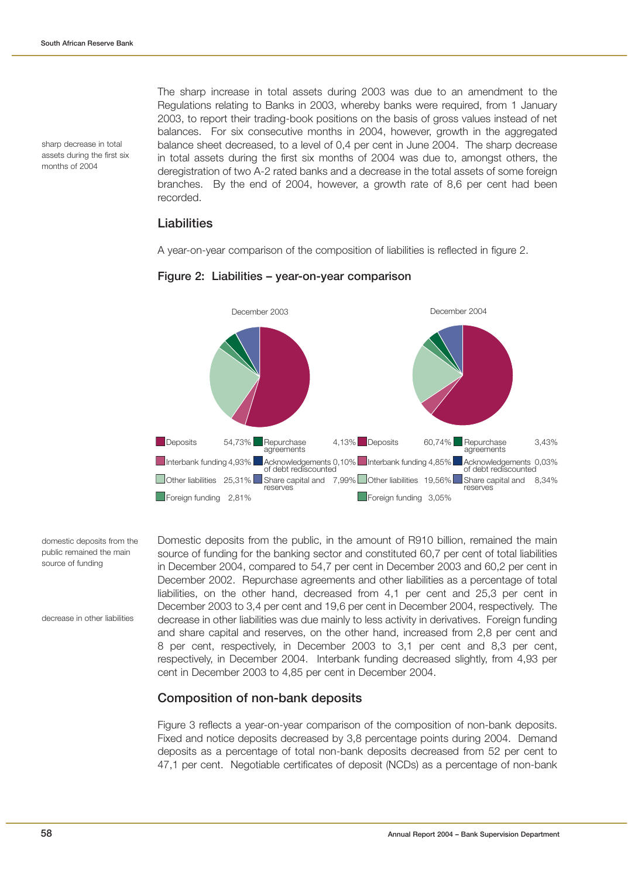The sharp increase in total assets during 2003 was due to an amendment to the Regulations relating to Banks in 2003, whereby banks were required, from 1 January 2003, to report their trading-book positions on the basis of gross values instead of net balances. For six consecutive months in 2004, however, growth in the aggregated balance sheet decreased, to a level of 0,4 per cent in June 2004. The sharp decrease in total assets during the first six months of 2004 was due to, amongst others, the deregistration of two A-2 rated banks and a decrease in the total assets of some foreign branches. By the end of 2004, however, a growth rate of 8,6 per cent had been recorded.

*sharp decrease in total assets during the first six months of 2004*

## Liabilities

A year-on-year comparison of the composition of liabilities is reflected in figure 2.

**Figure 2: Liabilities – year-on-year comparison**

| December 2003 | | December 2004 | |
|---|---|---|---|
| Deposits | 54,73% | Deposits | 60,74% |
| Interbank funding | 4,93% | Interbank funding | 4,85% |
| Other liabilities | 25,31% | Other liabilities | 19,56% |
| Foreign funding | 2,81% | Foreign funding | 3,05% |
| Repurchase agreements | 4,13% | Repurchase agreements | 3,43% |
| Acknowledgements of debt rediscounted | 0,10% | Acknowledgements of debt rediscounted | 0,03% |
| Share capital and reserves | 7,99% | Share capital and reserves | 8,34% |

*domestic deposits from the public remained the main source of funding*

Domestic deposits from the public, in the amount of R910 billion, remained the main source of funding for the banking sector and constituted 60,7 per cent of total liabilities in December 2004, compared to 54,7 per cent in December 2003 and 60,2 per cent in December 2002. Repurchase agreements and other liabilities as a percentage of total liabilities, on the other hand, decreased from 4,1 per cent and 25,3 per cent in December 2003 to 3,4 per cent and 19,6 per cent in December 2004, respectively. The decrease in other liabilities was due mainly to less activity in derivatives. Foreign funding and share capital and reserves, on the other hand, increased from 2,8 per cent and 8 per cent, respectively, in December 2003 to 3,1 per cent and 8,3 per cent, respectively, in December 2004. Interbank funding decreased slightly, from 4,93 per cent in December 2003 to 4,85 per cent in December 2004.

*decrease in other liabilities*

## Composition of non-bank deposits

Figure 3 reflects a year-on-year comparison of the composition of non-bank deposits. Fixed and notice deposits decreased by 3,8 percentage points during 2004. Demand deposits as a percentage of total non-bank deposits decreased from 52 per cent to 47,1 per cent. Negotiable certificates of deposit (NCDs) as a percentage of non-bank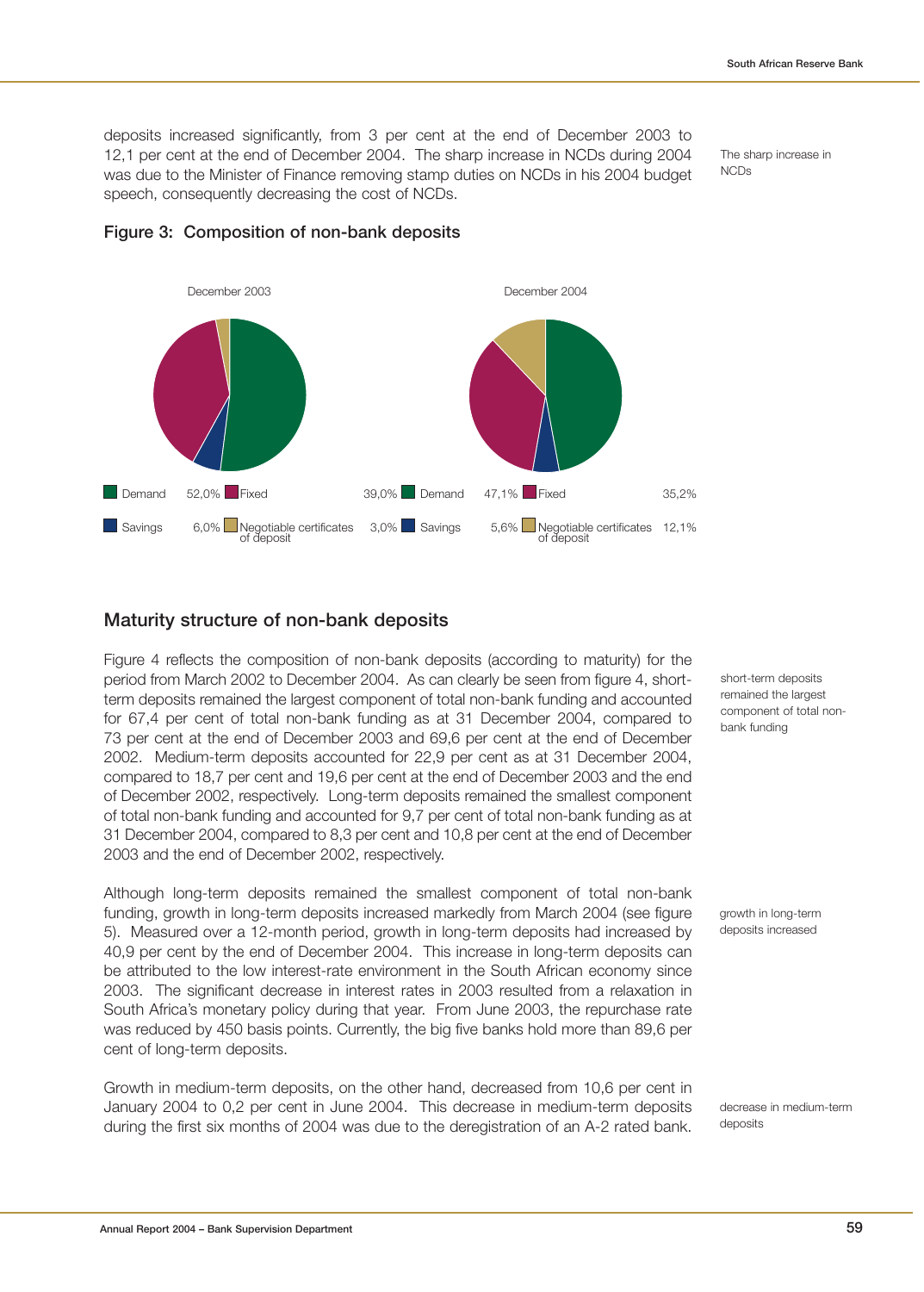deposits increased significantly, from 3 per cent at the end of December 2003 to 12,1 per cent at the end of December 2004. The sharp increase in NCDs during 2004 was due to the Minister of Finance removing stamp duties on NCDs in his 2004 budget speech, consequently decreasing the cost of NCDs.

The sharp increase in NCDs

**Figure 3: Composition of non-bank deposits**

| December 2003 | | December 2004 | |
|---|---|---|---|
| Demand | 52,0% | Demand | 47,1% |
| Fixed | 39,0% | Fixed | 35,2% |
| Savings | 6,0% | Savings | 5,6% |
| Negotiable certificates of deposit | 3,0% | Negotiable certificates of deposit | 12,1% |

## Maturity structure of non-bank deposits

Figure 4 reflects the composition of non-bank deposits (according to maturity) for the period from March 2002 to December 2004. As can clearly be seen from figure 4, short-term deposits remained the largest component of total non-bank funding and accounted for 67,4 per cent of total non-bank funding as at 31 December 2004, compared to 73 per cent at the end of December 2003 and 69,6 per cent at the end of December 2002. Medium-term deposits accounted for 22,9 per cent as at 31 December 2004, compared to 18,7 per cent and 19,6 per cent at the end of December 2003 and the end of December 2002, respectively. Long-term deposits remained the smallest component of total non-bank funding and accounted for 9,7 per cent of total non-bank funding as at 31 December 2004, compared to 8,3 per cent and 10,8 per cent at the end of December 2003 and the end of December 2002, respectively.

short-term deposits remained the largest component of total non-bank funding

Although long-term deposits remained the smallest component of total non-bank funding, growth in long-term deposits increased markedly from March 2004 (see figure 5). Measured over a 12-month period, growth in long-term deposits had increased by 40,9 per cent by the end of December 2004. This increase in long-term deposits can be attributed to the low interest-rate environment in the South African economy since 2003. The significant decrease in interest rates in 2003 resulted from a relaxation in South Africa's monetary policy during that year. From June 2003, the repurchase rate was reduced by 450 basis points. Currently, the big five banks hold more than 89,6 per cent of long-term deposits.

growth in long-term deposits increased

Growth in medium-term deposits, on the other hand, decreased from 10,6 per cent in January 2004 to 0,2 per cent in June 2004. This decrease in medium-term deposits during the first six months of 2004 was due to the deregistration of an A-2 rated bank.

decrease in medium-term deposits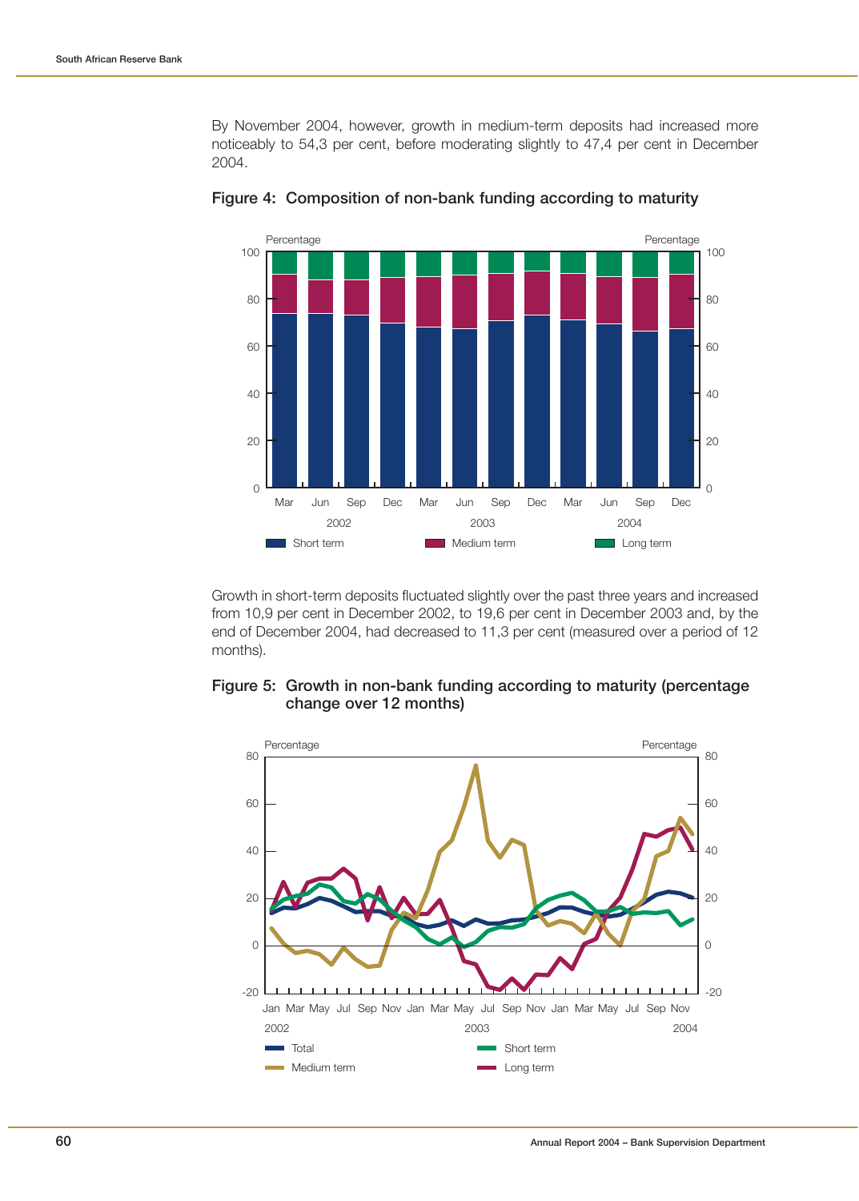By November 2004, however, growth in medium-term deposits had increased more noticeably to 54,3 per cent, before moderating slightly to 47,4 per cent in December 2004.

**Figure 4: Composition of non-bank funding according to maturity**

Growth in short-term deposits fluctuated slightly over the past three years and increased from 10,9 per cent in December 2002, to 19,6 per cent in December 2003 and, by the end of December 2004, had decreased to 11,3 per cent (measured over a period of 12 months).

**Figure 5: Growth in non-bank funding according to maturity (percentage change over 12 months)**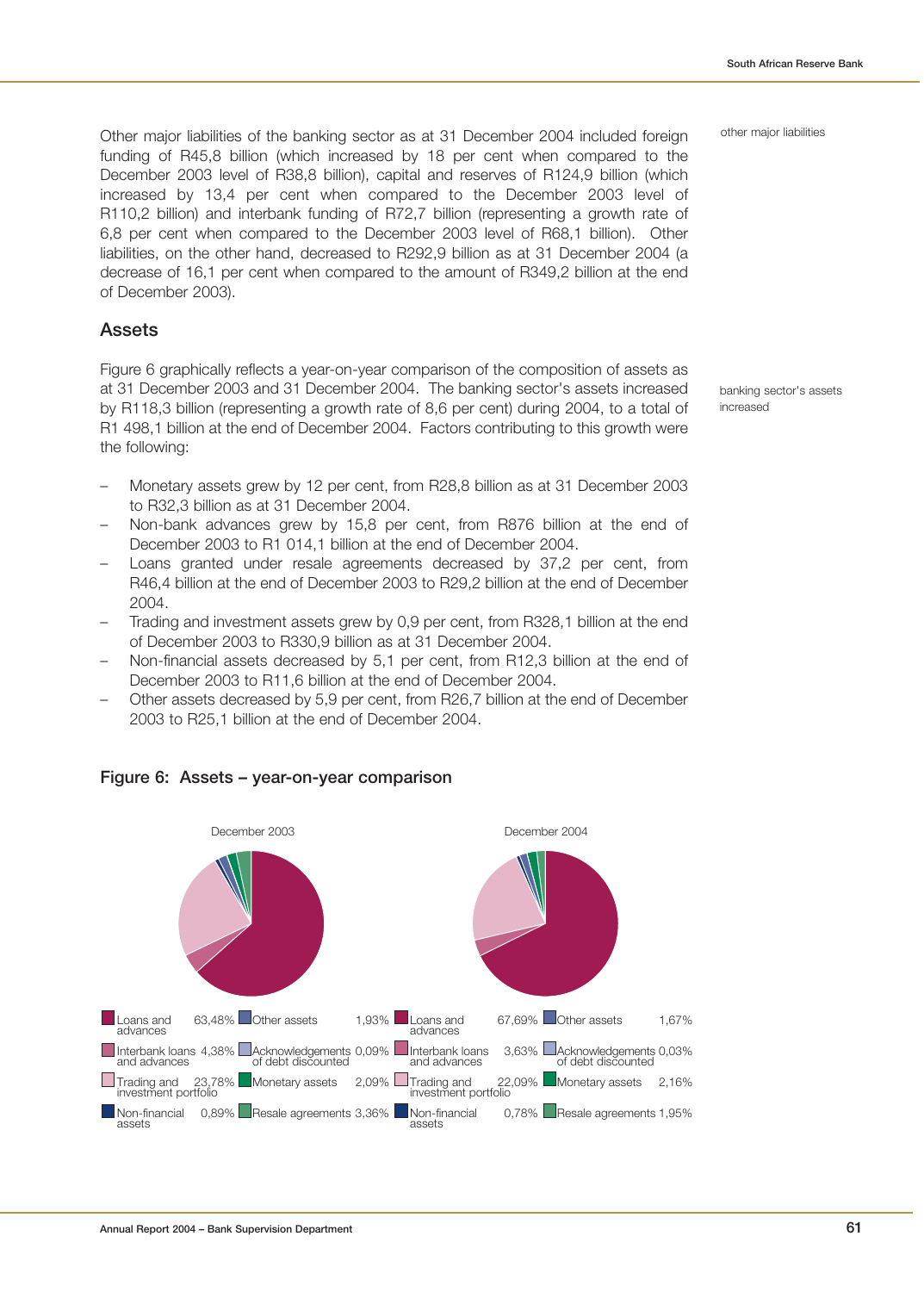Other major liabilities of the banking sector as at 31 December 2004 included foreign funding of R45,8 billion (which increased by 18 per cent when compared to the December 2003 level of R38,8 billion), capital and reserves of R124,9 billion (which increased by 13,4 per cent when compared to the December 2003 level of R110,2 billion) and interbank funding of R72,7 billion (representing a growth rate of 6,8 per cent when compared to the December 2003 level of R68,1 billion). Other liabilities, on the other hand, decreased to R292,9 billion as at 31 December 2004 (a decrease of 16,1 per cent when compared to the amount of R349,2 billion at the end of December 2003).

other major liabilities

## Assets

Figure 6 graphically reflects a year-on-year comparison of the composition of assets as at 31 December 2003 and 31 December 2004. The banking sector's assets increased by R118,3 billion (representing a growth rate of 8,6 per cent) during 2004, to a total of R1 498,1 billion at the end of December 2004. Factors contributing to this growth were the following:

banking sector's assets increased

- Monetary assets grew by 12 per cent, from R28,8 billion as at 31 December 2003 to R32,3 billion as at 31 December 2004.
- Non-bank advances grew by 15,8 per cent, from R876 billion at the end of December 2003 to R1 014,1 billion at the end of December 2004.
- Loans granted under resale agreements decreased by 37,2 per cent, from R46,4 billion at the end of December 2003 to R29,2 billion at the end of December 2004.
- Trading and investment assets grew by 0,9 per cent, from R328,1 billion at the end of December 2003 to R330,9 billion as at 31 December 2004.
- Non-financial assets decreased by 5,1 per cent, from R12,3 billion at the end of December 2003 to R11,6 billion at the end of December 2004.
- Other assets decreased by 5,9 per cent, from R26,7 billion at the end of December 2003 to R25,1 billion at the end of December 2004.

### Figure 6: Assets – year-on-year comparison

| | December 2003 | December 2004 |
|---|---|---|
| Loans and advances | 63,48% | 67,69% |
| Interbank loans and advances | 4,38% | 3,63% |
| Trading and investment portfolio | 23,78% | 22,09% |
| Non-financial assets | 0,89% | 0,78% |
| Other assets | 1,93% | 1,67% |
| Acknowledgements of debt discounted | 0,09% | 0,03% |
| Monetary assets | 2,09% | 2,16% |
| Resale agreements | 3,36% | 1,95% |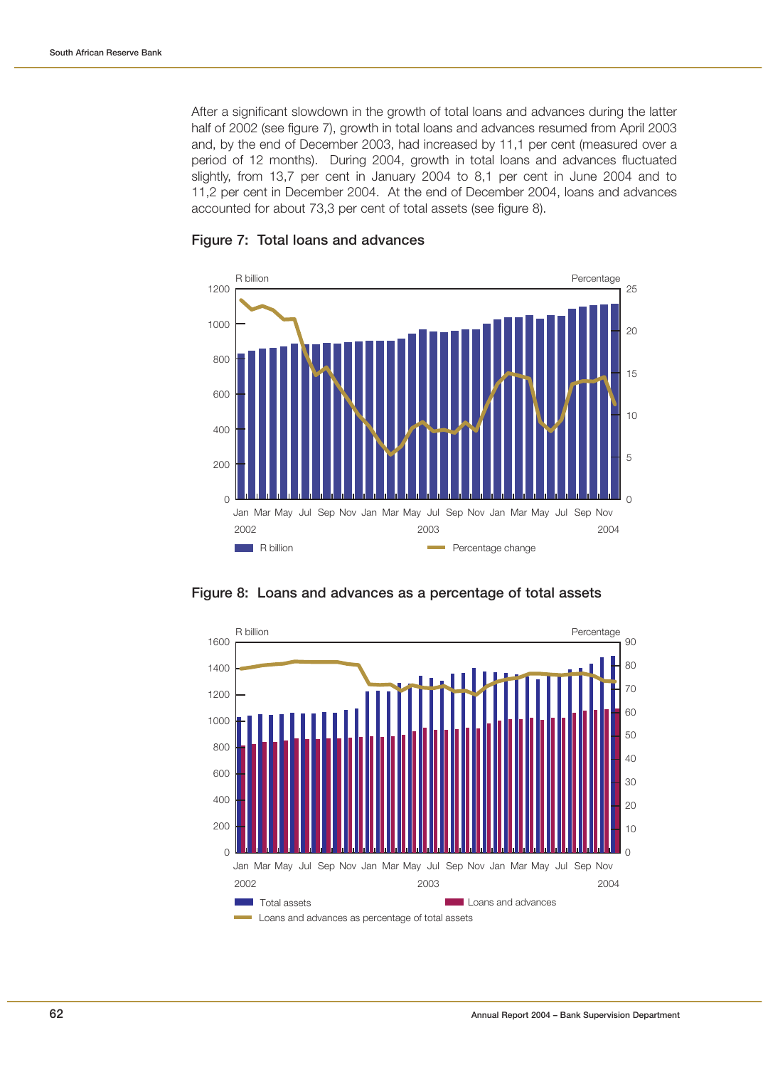After a significant slowdown in the growth of total loans and advances during the latter half of 2002 (see figure 7), growth in total loans and advances resumed from April 2003 and, by the end of December 2003, had increased by 11,1 per cent (measured over a period of 12 months). During 2004, growth in total loans and advances fluctuated slightly, from 13,7 per cent in January 2004 to 8,1 per cent in June 2004 and to 11,2 per cent in December 2004. At the end of December 2004, loans and advances accounted for about 73,3 per cent of total assets (see figure 8).

**Figure 7: Total loans and advances**

**Figure 8: Loans and advances as a percentage of total assets**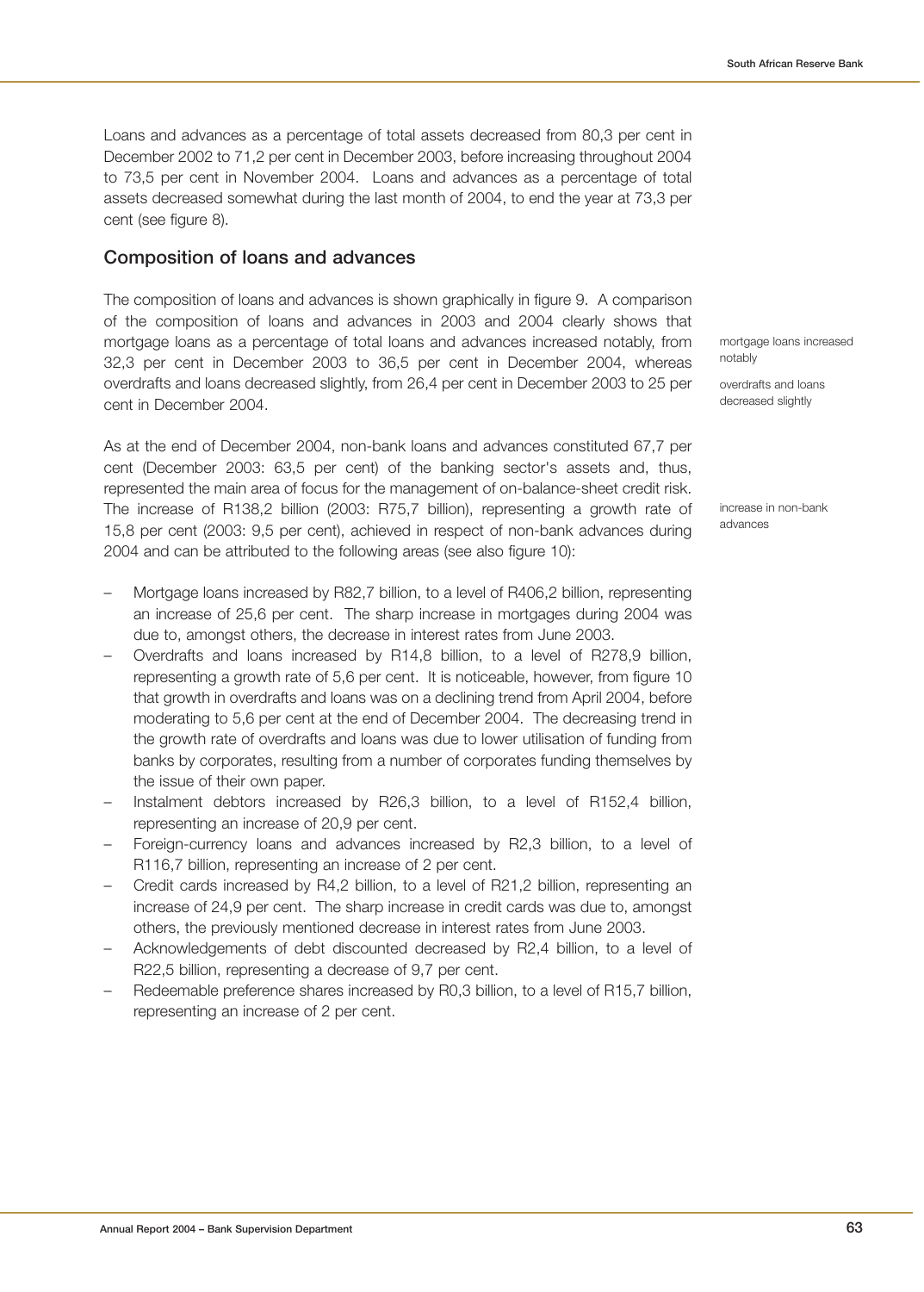Loans and advances as a percentage of total assets decreased from 80,3 per cent in December 2002 to 71,2 per cent in December 2003, before increasing throughout 2004 to 73,5 per cent in November 2004. Loans and advances as a percentage of total assets decreased somewhat during the last month of 2004, to end the year at 73,3 per cent (see figure 8).

## Composition of loans and advances

The composition of loans and advances is shown graphically in figure 9. A comparison of the composition of loans and advances in 2003 and 2004 clearly shows that mortgage loans as a percentage of total loans and advances increased notably, from 32,3 per cent in December 2003 to 36,5 per cent in December 2004, whereas overdrafts and loans decreased slightly, from 26,4 per cent in December 2003 to 25 per cent in December 2004.

mortgage loans increased notably

overdrafts and loans decreased slightly

As at the end of December 2004, non-bank loans and advances constituted 67,7 per cent (December 2003: 63,5 per cent) of the banking sector's assets and, thus, represented the main area of focus for the management of on-balance-sheet credit risk. The increase of R138,2 billion (2003: R75,7 billion), representing a growth rate of 15,8 per cent (2003: 9,5 per cent), achieved in respect of non-bank advances during 2004 and can be attributed to the following areas (see also figure 10):

increase in non-bank advances

- Mortgage loans increased by R82,7 billion, to a level of R406,2 billion, representing an increase of 25,6 per cent. The sharp increase in mortgages during 2004 was due to, amongst others, the decrease in interest rates from June 2003.
- Overdrafts and loans increased by R14,8 billion, to a level of R278,9 billion, representing a growth rate of 5,6 per cent. It is noticeable, however, from figure 10 that growth in overdrafts and loans was on a declining trend from April 2004, before moderating to 5,6 per cent at the end of December 2004. The decreasing trend in the growth rate of overdrafts and loans was due to lower utilisation of funding from banks by corporates, resulting from a number of corporates funding themselves by the issue of their own paper.
- Instalment debtors increased by R26,3 billion, to a level of R152,4 billion, representing an increase of 20,9 per cent.
- Foreign-currency loans and advances increased by R2,3 billion, to a level of R116,7 billion, representing an increase of 2 per cent.
- Credit cards increased by R4,2 billion, to a level of R21,2 billion, representing an increase of 24,9 per cent. The sharp increase in credit cards was due to, amongst others, the previously mentioned decrease in interest rates from June 2003.
- Acknowledgements of debt discounted decreased by R2,4 billion, to a level of R22,5 billion, representing a decrease of 9,7 per cent.
- Redeemable preference shares increased by R0,3 billion, to a level of R15,7 billion, representing an increase of 2 per cent.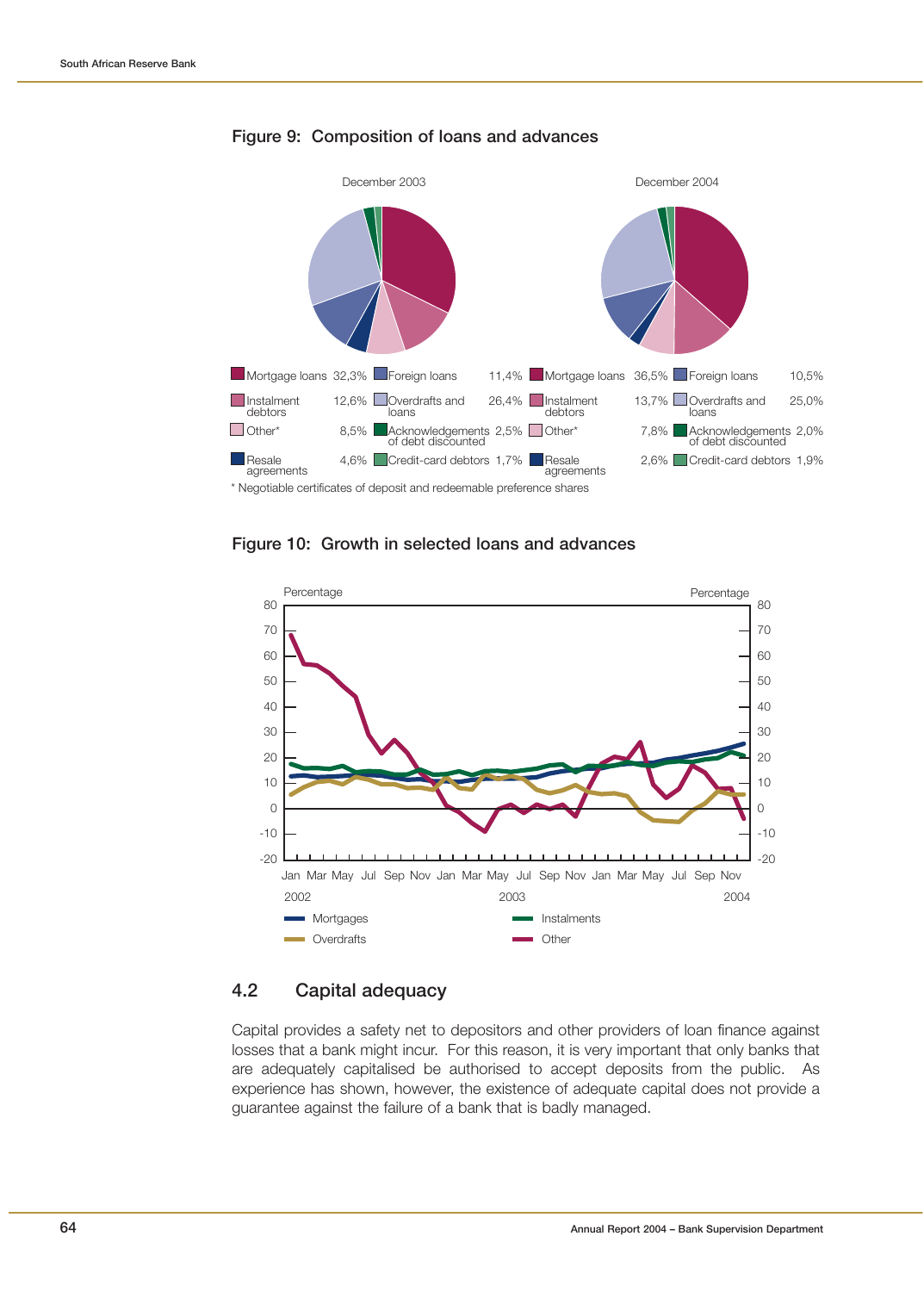## Figure 9: Composition of loans and advances

December 2003

| Category | Share | Category | Share |
|---|---|---|---|
| Mortgage loans | 32,3% | Foreign loans | 11,4% |
| Instalment debtors | 12,6% | Overdrafts and loans | 26,4% |
| Other* | 8,5% | Acknowledgements of debt discounted | 2,5% |
| Resale agreements | 4,6% | Credit-card debtors | 1,7% |

December 2004

| Category | Share | Category | Share |
|---|---|---|---|
| Mortgage loans | 36,5% | Foreign loans | 10,5% |
| Instalment debtors | 13,7% | Overdrafts and loans | 25,0% |
| Other* | 7,8% | Acknowledgements of debt discounted | 2,0% |
| Resale agreements | 2,6% | Credit-card debtors | 1,9% |

\* Negotiable certificates of deposit and redeemable preference shares

## Figure 10: Growth in selected loans and advances

## 4.2 Capital adequacy

Capital provides a safety net to depositors and other providers of loan finance against losses that a bank might incur. For this reason, it is very important that only banks that are adequately capitalised be authorised to accept deposits from the public. As experience has shown, however, the existence of adequate capital does not provide a guarantee against the failure of a bank that is badly managed.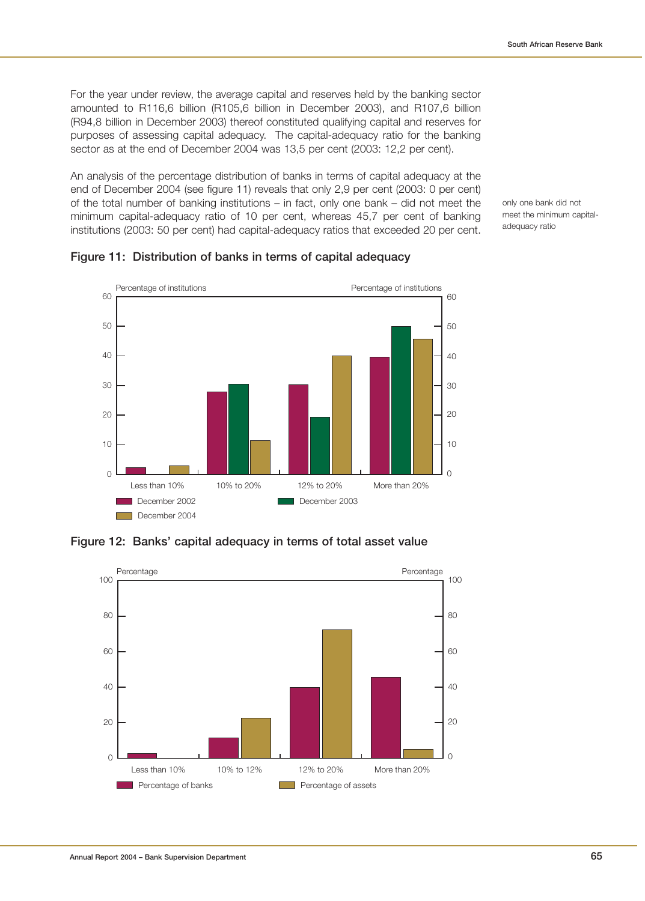For the year under review, the average capital and reserves held by the banking sector amounted to R116,6 billion (R105,6 billion in December 2003), and R107,6 billion (R94,8 billion in December 2003) thereof constituted qualifying capital and reserves for purposes of assessing capital adequacy. The capital-adequacy ratio for the banking sector as at the end of December 2004 was 13,5 per cent (2003: 12,2 per cent).

An analysis of the percentage distribution of banks in terms of capital adequacy at the end of December 2004 (see figure 11) reveals that only 2,9 per cent (2003: 0 per cent) of the total number of banking institutions – in fact, only one bank – did not meet the minimum capital-adequacy ratio of 10 per cent, whereas 45,7 per cent of banking institutions (2003: 50 per cent) had capital-adequacy ratios that exceeded 20 per cent.

only one bank did not meet the minimum capital-adequacy ratio

**Figure 11: Distribution of banks in terms of capital adequacy**

**Figure 12: Banks' capital adequacy in terms of total asset value**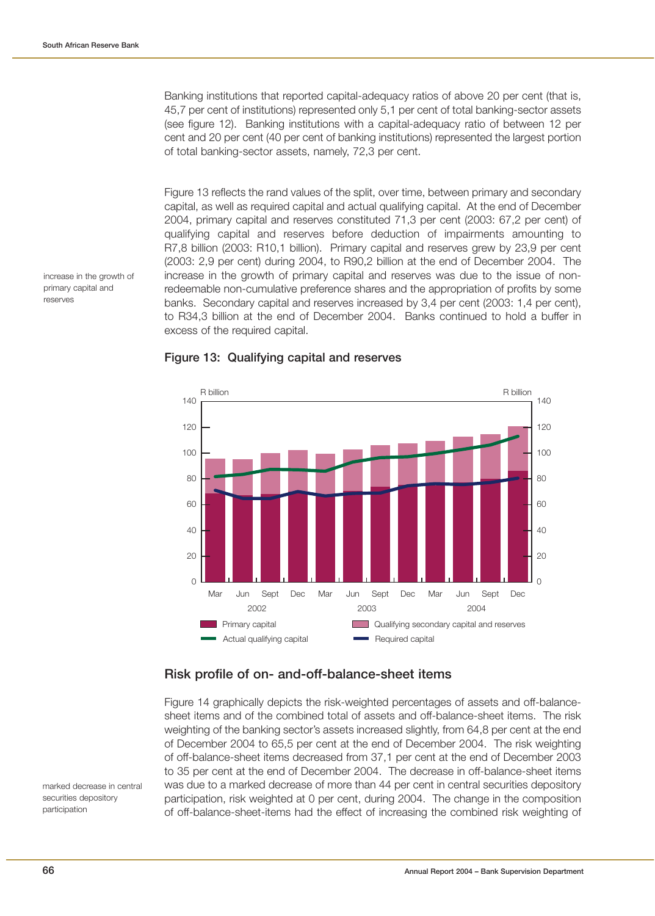Banking institutions that reported capital-adequacy ratios of above 20 per cent (that is, 45,7 per cent of institutions) represented only 5,1 per cent of total banking-sector assets (see figure 12). Banking institutions with a capital-adequacy ratio of between 12 per cent and 20 per cent (40 per cent of banking institutions) represented the largest portion of total banking-sector assets, namely, 72,3 per cent.

Figure 13 reflects the rand values of the split, over time, between primary and secondary capital, as well as required capital and actual qualifying capital. At the end of December 2004, primary capital and reserves constituted 71,3 per cent (2003: 67,2 per cent) of qualifying capital and reserves before deduction of impairments amounting to R7,8 billion (2003: R10,1 billion). Primary capital and reserves grew by 23,9 per cent (2003: 2,9 per cent) during 2004, to R90,2 billion at the end of December 2004. The increase in the growth of primary capital and reserves was due to the issue of non-redeemable non-cumulative preference shares and the appropriation of profits by some banks. Secondary capital and reserves increased by 3,4 per cent (2003: 1,4 per cent), to R34,3 billion at the end of December 2004. Banks continued to hold a buffer in excess of the required capital.

*increase in the growth of primary capital and reserves*

**Figure 13: Qualifying capital and reserves**

## Risk profile of on- and-off-balance-sheet items

Figure 14 graphically depicts the risk-weighted percentages of assets and off-balance-sheet items and of the combined total of assets and off-balance-sheet items. The risk weighting of the banking sector's assets increased slightly, from 64,8 per cent at the end of December 2004 to 65,5 per cent at the end of December 2004. The risk weighting of off-balance-sheet items decreased from 37,1 per cent at the end of December 2003 to 35 per cent at the end of December 2004. The decrease in off-balance-sheet items was due to a marked decrease of more than 44 per cent in central securities depository participation, risk weighted at 0 per cent, during 2004. The change in the composition of off-balance-sheet-items had the effect of increasing the combined risk weighting of

*marked decrease in central securities depository participation*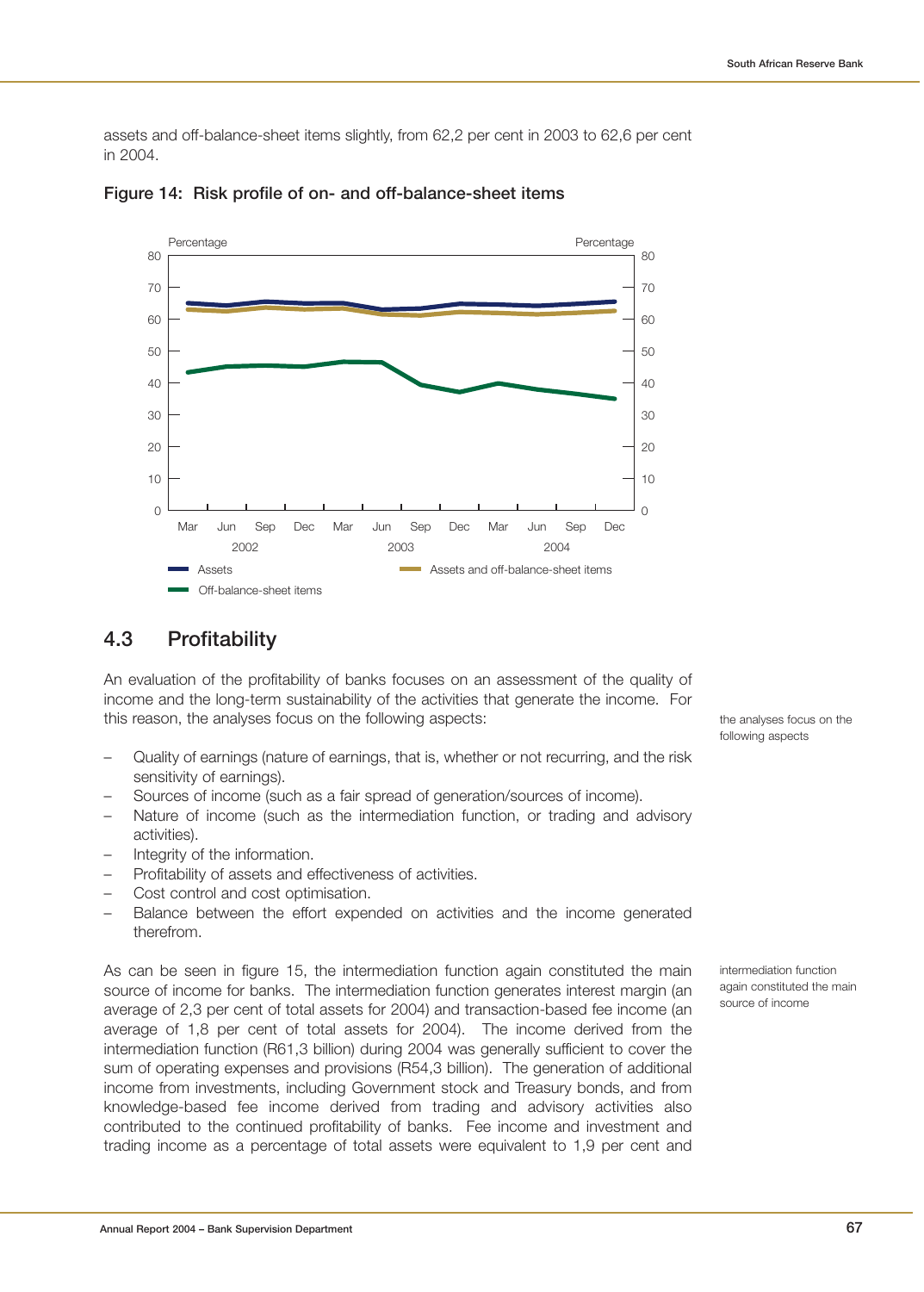assets and off-balance-sheet items slightly, from 62,2 per cent in 2003 to 62,6 per cent in 2004.

**Figure 14: Risk profile of on- and off-balance-sheet items**

## 4.3 Profitability

An evaluation of the profitability of banks focuses on an assessment of the quality of income and the long-term sustainability of the activities that generate the income. For this reason, the analyses focus on the following aspects:

the analyses focus on the following aspects

- Quality of earnings (nature of earnings, that is, whether or not recurring, and the risk sensitivity of earnings).
- Sources of income (such as a fair spread of generation/sources of income).
- Nature of income (such as the intermediation function, or trading and advisory activities).
- Integrity of the information.
- Profitability of assets and effectiveness of activities.
- Cost control and cost optimisation.
- Balance between the effort expended on activities and the income generated therefrom.

intermediation function again constituted the main source of income

As can be seen in figure 15, the intermediation function again constituted the main source of income for banks. The intermediation function generates interest margin (an average of 2,3 per cent of total assets for 2004) and transaction-based fee income (an average of 1,8 per cent of total assets for 2004). The income derived from the intermediation function (R61,3 billion) during 2004 was generally sufficient to cover the sum of operating expenses and provisions (R54,3 billion). The generation of additional income from investments, including Government stock and Treasury bonds, and from knowledge-based fee income derived from trading and advisory activities also contributed to the continued profitability of banks. Fee income and investment and trading income as a percentage of total assets were equivalent to 1,9 per cent and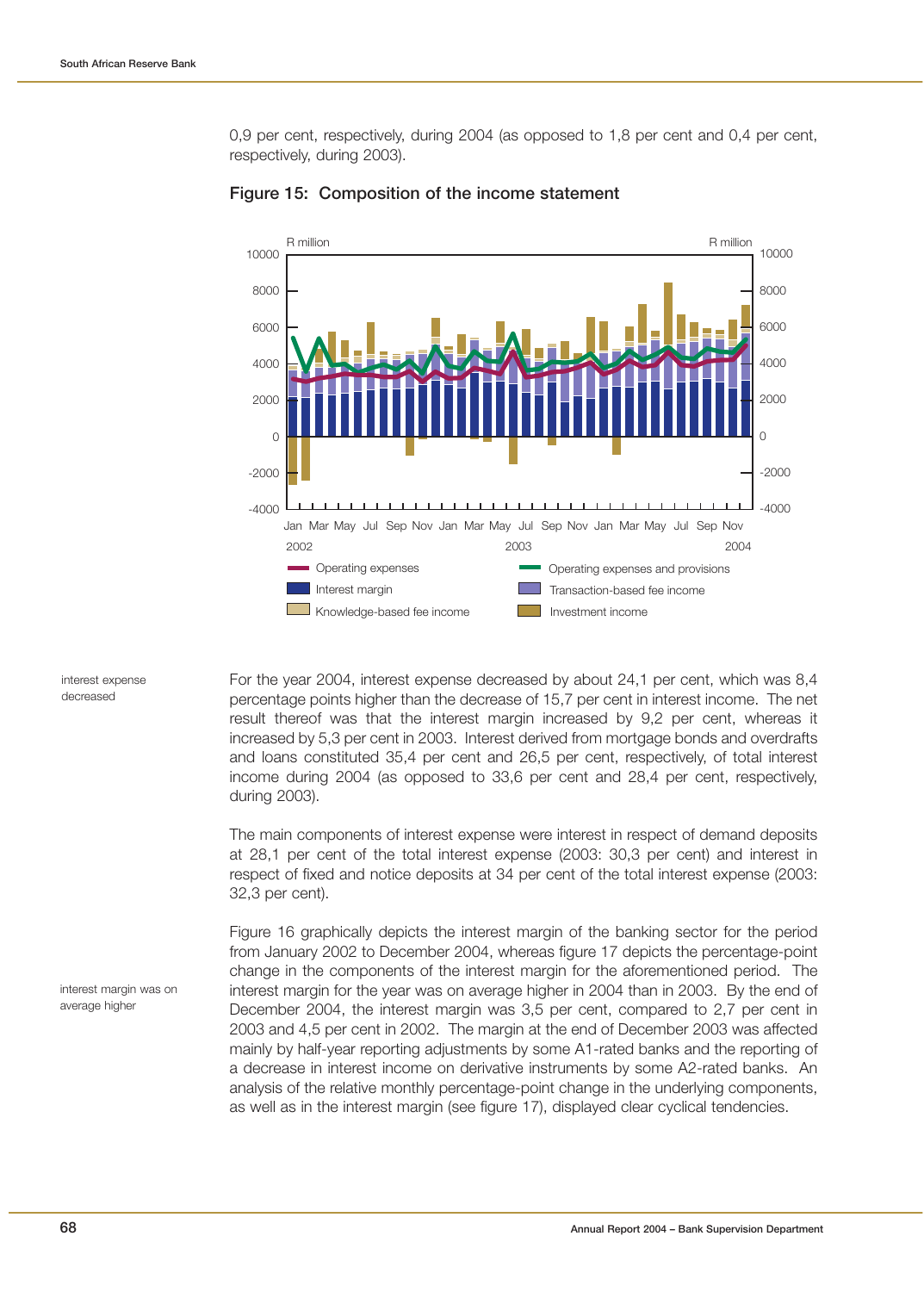0,9 per cent, respectively, during 2004 (as opposed to 1,8 per cent and 0,4 per cent, respectively, during 2003).

**Figure 15: Composition of the income statement**

interest expense decreased

For the year 2004, interest expense decreased by about 24,1 per cent, which was 8,4 percentage points higher than the decrease of 15,7 per cent in interest income. The net result thereof was that the interest margin increased by 9,2 per cent, whereas it increased by 5,3 per cent in 2003. Interest derived from mortgage bonds and overdrafts and loans constituted 35,4 per cent and 26,5 per cent, respectively, of total interest income during 2004 (as opposed to 33,6 per cent and 28,4 per cent, respectively, during 2003).

The main components of interest expense were interest in respect of demand deposits at 28,1 per cent of the total interest expense (2003: 30,3 per cent) and interest in respect of fixed and notice deposits at 34 per cent of the total interest expense (2003: 32,3 per cent).

interest margin was on average higher

Figure 16 graphically depicts the interest margin of the banking sector for the period from January 2002 to December 2004, whereas figure 17 depicts the percentage-point change in the components of the interest margin for the aforementioned period. The interest margin for the year was on average higher in 2004 than in 2003. By the end of December 2004, the interest margin was 3,5 per cent, compared to 2,7 per cent in 2003 and 4,5 per cent in 2002. The margin at the end of December 2003 was affected mainly by half-year reporting adjustments by some A1-rated banks and the reporting of a decrease in interest income on derivative instruments by some A2-rated banks. An analysis of the relative monthly percentage-point change in the underlying components, as well as in the interest margin (see figure 17), displayed clear cyclical tendencies.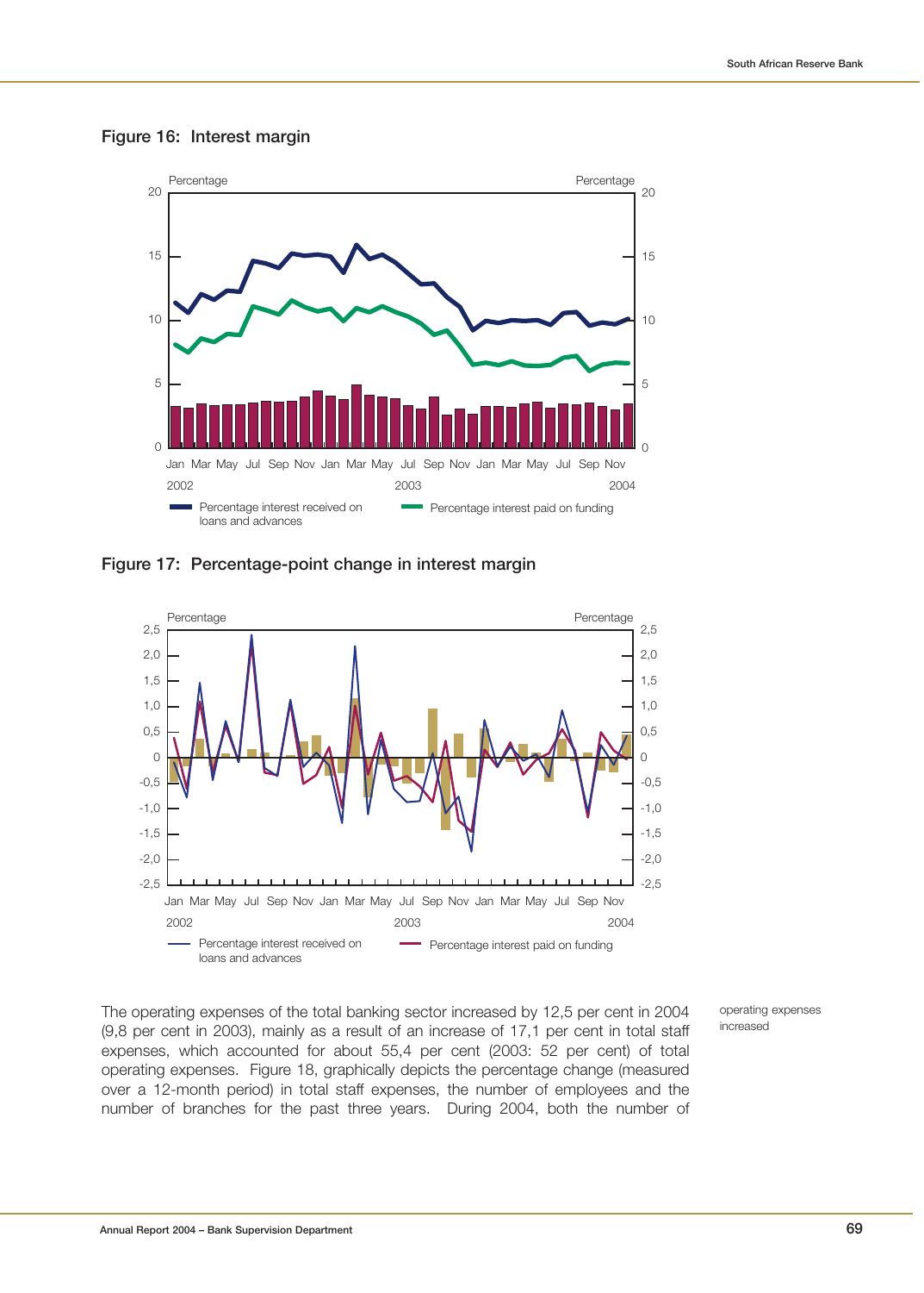## Figure 16: Interest margin

## Figure 17: Percentage-point change in interest margin

The operating expenses of the total banking sector increased by 12,5 per cent in 2004 (9,8 per cent in 2003), mainly as a result of an increase of 17,1 per cent in total staff expenses, which accounted for about 55,4 per cent (2003: 52 per cent) of total operating expenses. Figure 18, graphically depicts the percentage change (measured over a 12-month period) in total staff expenses, the number of employees and the number of branches for the past three years. During 2004, both the number of

operating expenses increased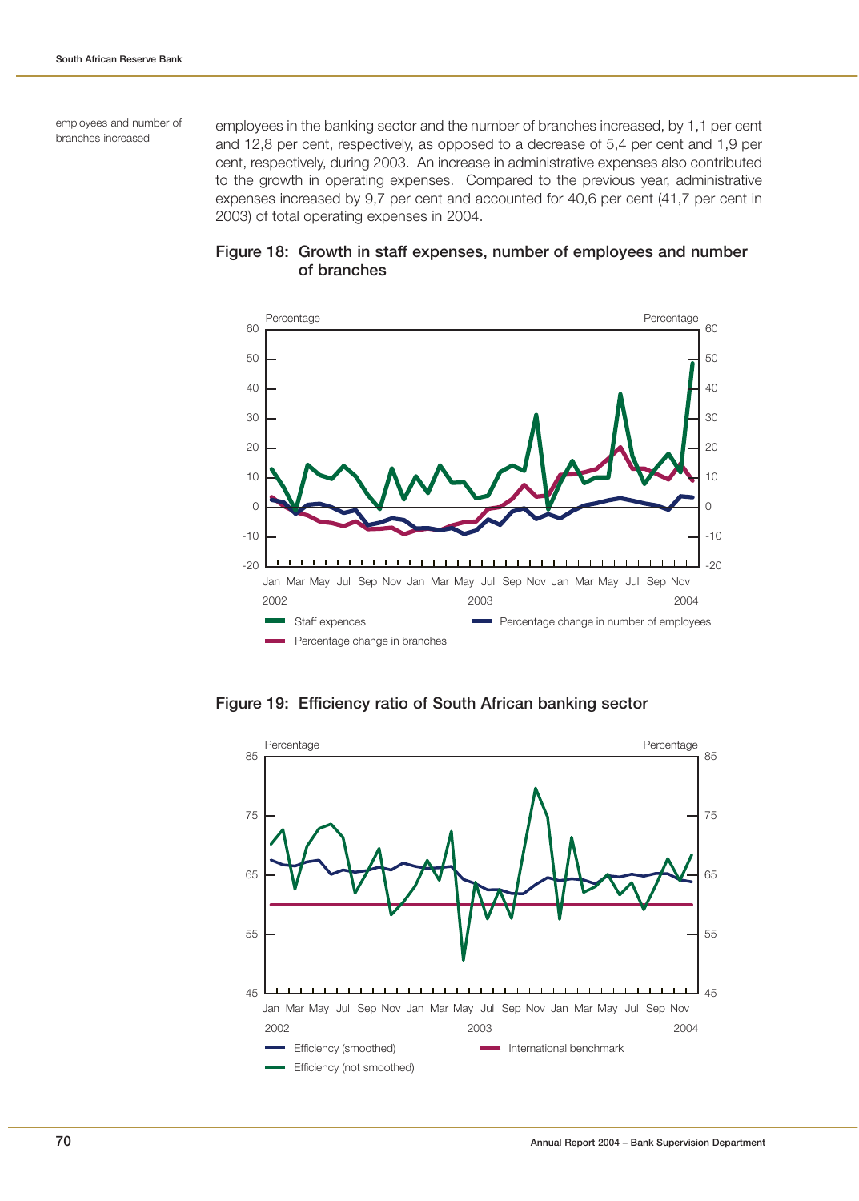employees and number of branches increased

employees in the banking sector and the number of branches increased, by 1,1 per cent and 12,8 per cent, respectively, as opposed to a decrease of 5,4 per cent and 1,9 per cent, respectively, during 2003. An increase in administrative expenses also contributed to the growth in operating expenses. Compared to the previous year, administrative expenses increased by 9,7 per cent and accounted for 40,6 per cent (41,7 per cent in 2003) of total operating expenses in 2004.

**Figure 18: Growth in staff expenses, number of employees and number of branches**

**Figure 19: Efficiency ratio of South African banking sector**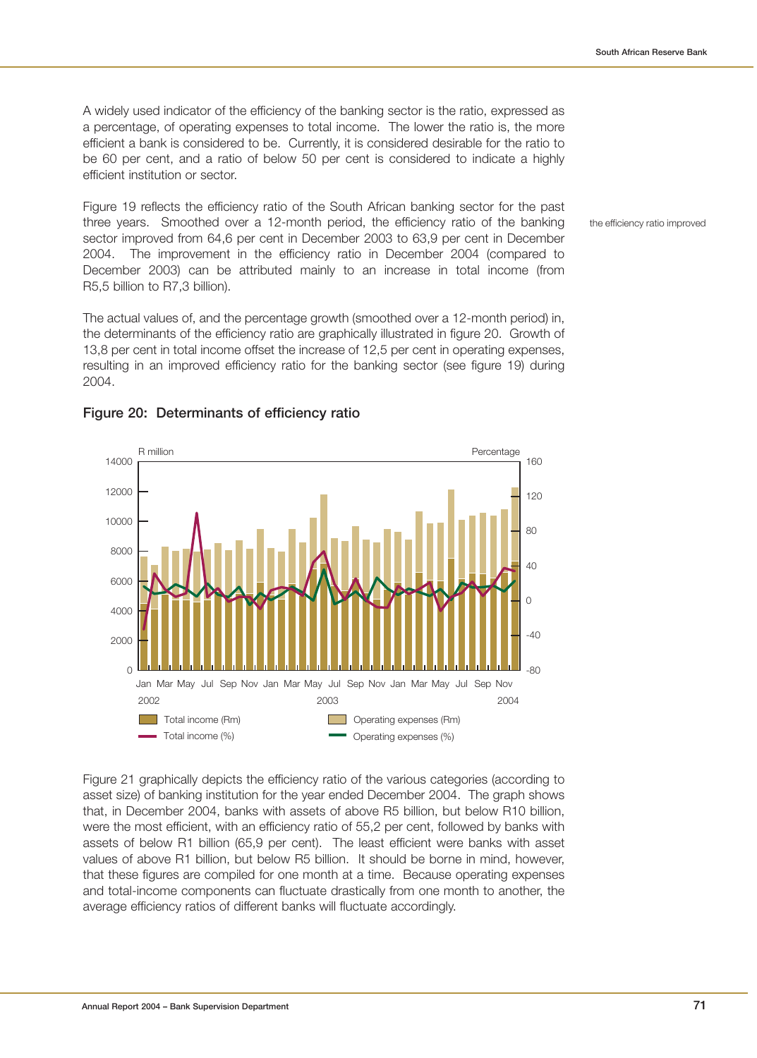A widely used indicator of the efficiency of the banking sector is the ratio, expressed as a percentage, of operating expenses to total income. The lower the ratio is, the more efficient a bank is considered to be. Currently, it is considered desirable for the ratio to be 60 per cent, and a ratio of below 50 per cent is considered to indicate a highly efficient institution or sector.

the efficiency ratio improved

Figure 19 reflects the efficiency ratio of the South African banking sector for the past three years. Smoothed over a 12-month period, the efficiency ratio of the banking sector improved from 64,6 per cent in December 2003 to 63,9 per cent in December 2004. The improvement in the efficiency ratio in December 2004 (compared to December 2003) can be attributed mainly to an increase in total income (from R5,5 billion to R7,3 billion).

The actual values of, and the percentage growth (smoothed over a 12-month period) in, the determinants of the efficiency ratio are graphically illustrated in figure 20. Growth of 13,8 per cent in total income offset the increase of 12,5 per cent in operating expenses, resulting in an improved efficiency ratio for the banking sector (see figure 19) during 2004.

**Figure 20: Determinants of efficiency ratio**

Figure 21 graphically depicts the efficiency ratio of the various categories (according to asset size) of banking institution for the year ended December 2004. The graph shows that, in December 2004, banks with assets of above R5 billion, but below R10 billion, were the most efficient, with an efficiency ratio of 55,2 per cent, followed by banks with assets of below R1 billion (65,9 per cent). The least efficient were banks with asset values of above R1 billion, but below R5 billion. It should be borne in mind, however, that these figures are compiled for one month at a time. Because operating expenses and total-income components can fluctuate drastically from one month to another, the average efficiency ratios of different banks will fluctuate accordingly.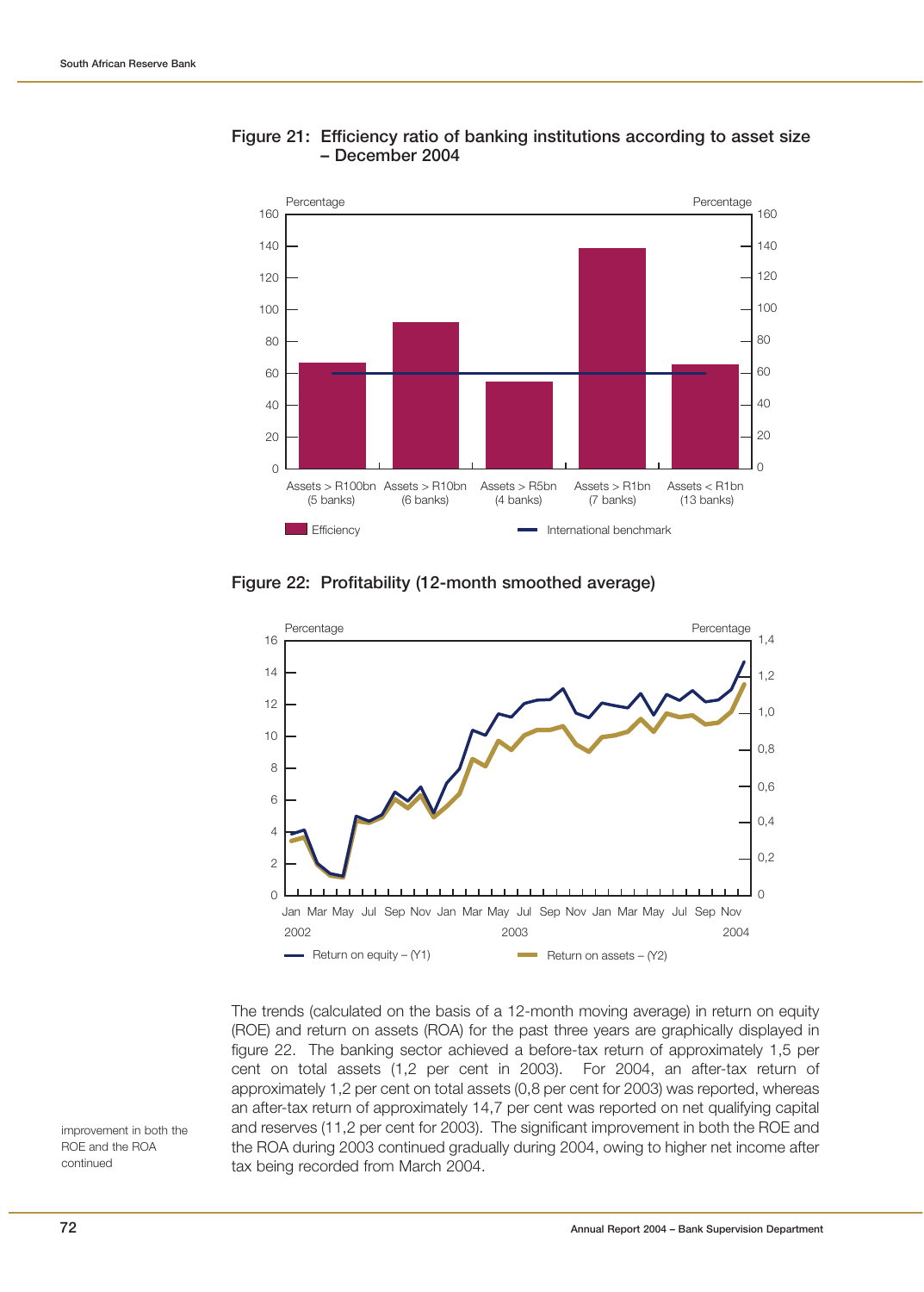**Figure 21: Efficiency ratio of banking institutions according to asset size – December 2004**

**Figure 22: Profitability (12-month smoothed average)**

improvement in both the ROE and the ROA continued

The trends (calculated on the basis of a 12-month moving average) in return on equity (ROE) and return on assets (ROA) for the past three years are graphically displayed in figure 22. The banking sector achieved a before-tax return of approximately 1,5 per cent on total assets (1,2 per cent in 2003). For 2004, an after-tax return of approximately 1,2 per cent on total assets (0,8 per cent for 2003) was reported, whereas an after-tax return of approximately 14,7 per cent was reported on net qualifying capital and reserves (11,2 per cent for 2003). The significant improvement in both the ROE and the ROA during 2003 continued gradually during 2004, owing to higher net income after tax being recorded from March 2004.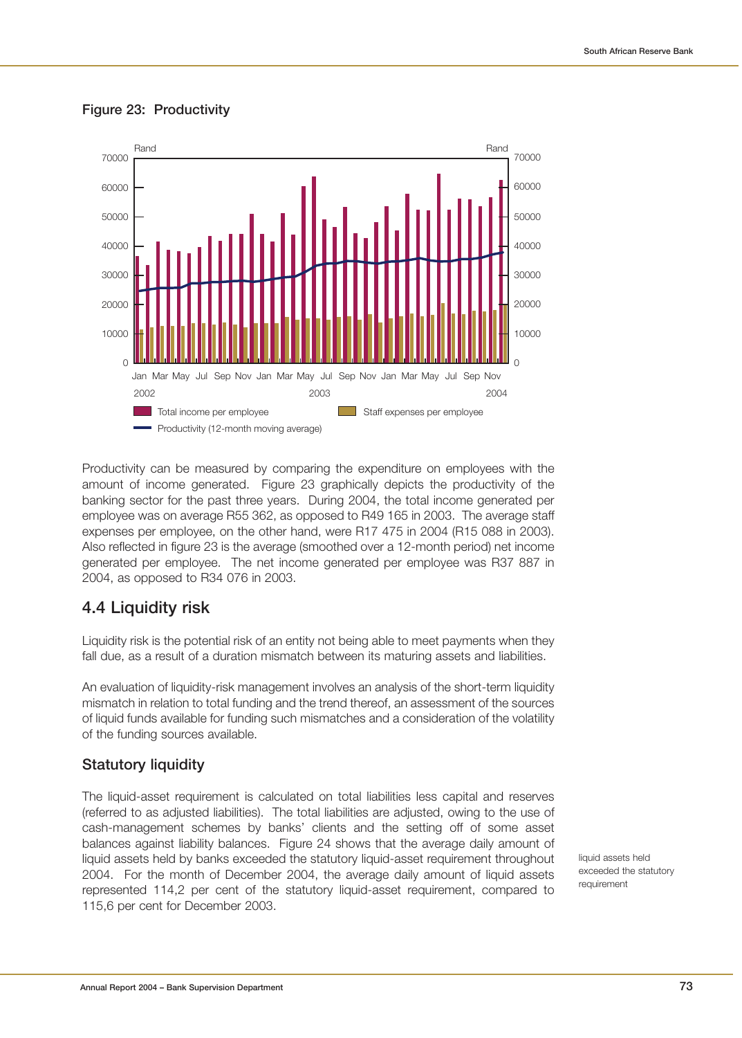Figure 23: Productivity

Productivity can be measured by comparing the expenditure on employees with the amount of income generated. Figure 23 graphically depicts the productivity of the banking sector for the past three years. During 2004, the total income generated per employee was on average R55 362, as opposed to R49 165 in 2003. The average staff expenses per employee, on the other hand, were R17 475 in 2004 (R15 088 in 2003). Also reflected in figure 23 is the average (smoothed over a 12-month period) net income generated per employee. The net income generated per employee was R37 887 in 2004, as opposed to R34 076 in 2003.

## 4.4 Liquidity risk

Liquidity risk is the potential risk of an entity not being able to meet payments when they fall due, as a result of a duration mismatch between its maturing assets and liabilities.

An evaluation of liquidity-risk management involves an analysis of the short-term liquidity mismatch in relation to total funding and the trend thereof, an assessment of the sources of liquid funds available for funding such mismatches and a consideration of the volatility of the funding sources available.

### Statutory liquidity

The liquid-asset requirement is calculated on total liabilities less capital and reserves (referred to as adjusted liabilities). The total liabilities are adjusted, owing to the use of cash-management schemes by banks' clients and the setting off of some asset balances against liability balances. Figure 24 shows that the average daily amount of liquid assets held by banks exceeded the statutory liquid-asset requirement throughout 2004. For the month of December 2004, the average daily amount of liquid assets represented 114,2 per cent of the statutory liquid-asset requirement, compared to 115,6 per cent for December 2003.

liquid assets held exceeded the statutory requirement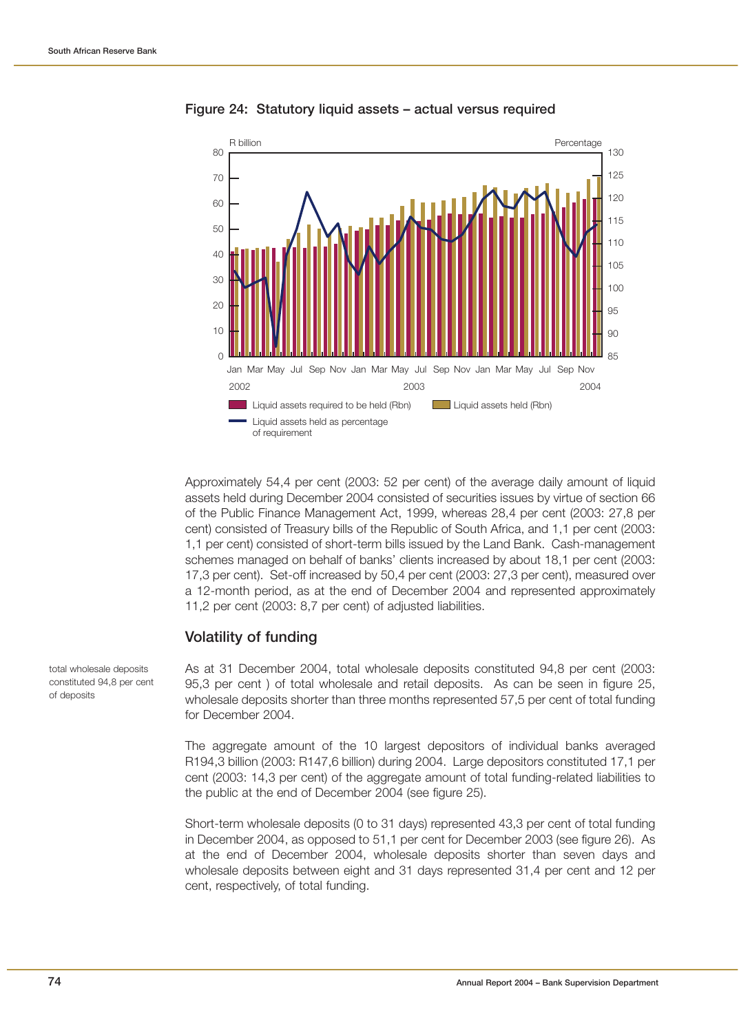**Figure 24: Statutory liquid assets – actual versus required**

Approximately 54,4 per cent (2003: 52 per cent) of the average daily amount of liquid assets held during December 2004 consisted of securities issues by virtue of section 66 of the Public Finance Management Act, 1999, whereas 28,4 per cent (2003: 27,8 per cent) consisted of Treasury bills of the Republic of South Africa, and 1,1 per cent (2003: 1,1 per cent) consisted of short-term bills issued by the Land Bank. Cash-management schemes managed on behalf of banks' clients increased by about 18,1 per cent (2003: 17,3 per cent). Set-off increased by 50,4 per cent (2003: 27,3 per cent), measured over a 12-month period, as at the end of December 2004 and represented approximately 11,2 per cent (2003: 8,7 per cent) of adjusted liabilities.

## Volatility of funding

total wholesale deposits constituted 94,8 per cent of deposits

As at 31 December 2004, total wholesale deposits constituted 94,8 per cent (2003: 95,3 per cent ) of total wholesale and retail deposits. As can be seen in figure 25, wholesale deposits shorter than three months represented 57,5 per cent of total funding for December 2004.

The aggregate amount of the 10 largest depositors of individual banks averaged R194,3 billion (2003: R147,6 billion) during 2004. Large depositors constituted 17,1 per cent (2003: 14,3 per cent) of the aggregate amount of total funding-related liabilities to the public at the end of December 2004 (see figure 25).

Short-term wholesale deposits (0 to 31 days) represented 43,3 per cent of total funding in December 2004, as opposed to 51,1 per cent for December 2003 (see figure 26). As at the end of December 2004, wholesale deposits shorter than seven days and wholesale deposits between eight and 31 days represented 31,4 per cent and 12 per cent, respectively, of total funding.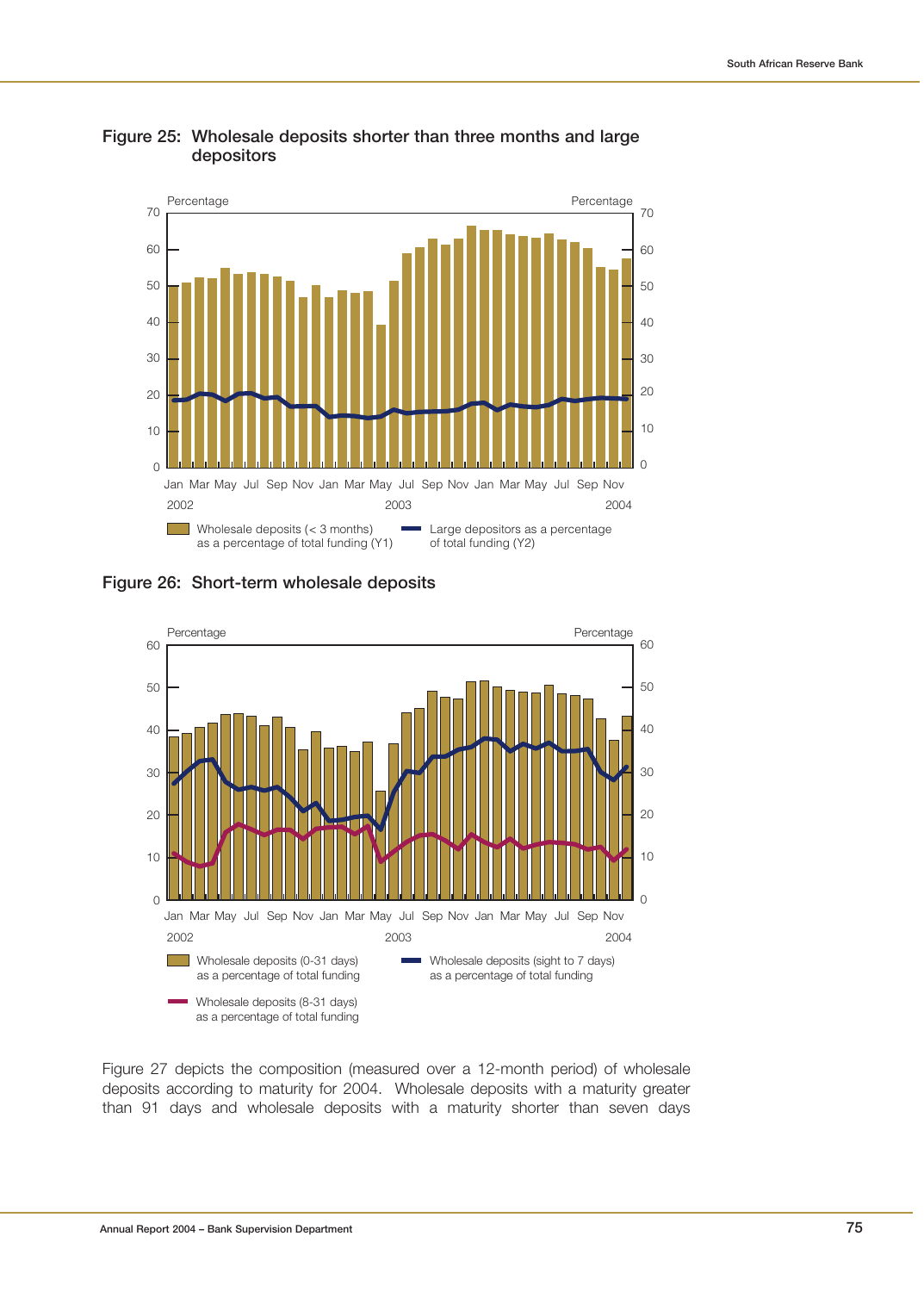**Figure 25: Wholesale deposits shorter than three months and large depositors**

Percentage | Percentage

Jan Mar May Jul Sep Nov Jan Mar May Jul Sep Nov Jan Mar May Jul Sep Nov
2002 | 2003 | 2004

Wholesale deposits (< 3 months) as a percentage of total funding (Y1) | Large depositors as a percentage of total funding (Y2)

**Figure 26: Short-term wholesale deposits**

Percentage | Percentage

Jan Mar May Jul Sep Nov Jan Mar May Jul Sep Nov Jan Mar May Jul Sep Nov
2002 | 2003 | 2004

Wholesale deposits (0-31 days) as a percentage of total funding | Wholesale deposits (sight to 7 days) as a percentage of total funding | Wholesale deposits (8-31 days) as a percentage of total funding

Figure 27 depicts the composition (measured over a 12-month period) of wholesale deposits according to maturity for 2004. Wholesale deposits with a maturity greater than 91 days and wholesale deposits with a maturity shorter than seven days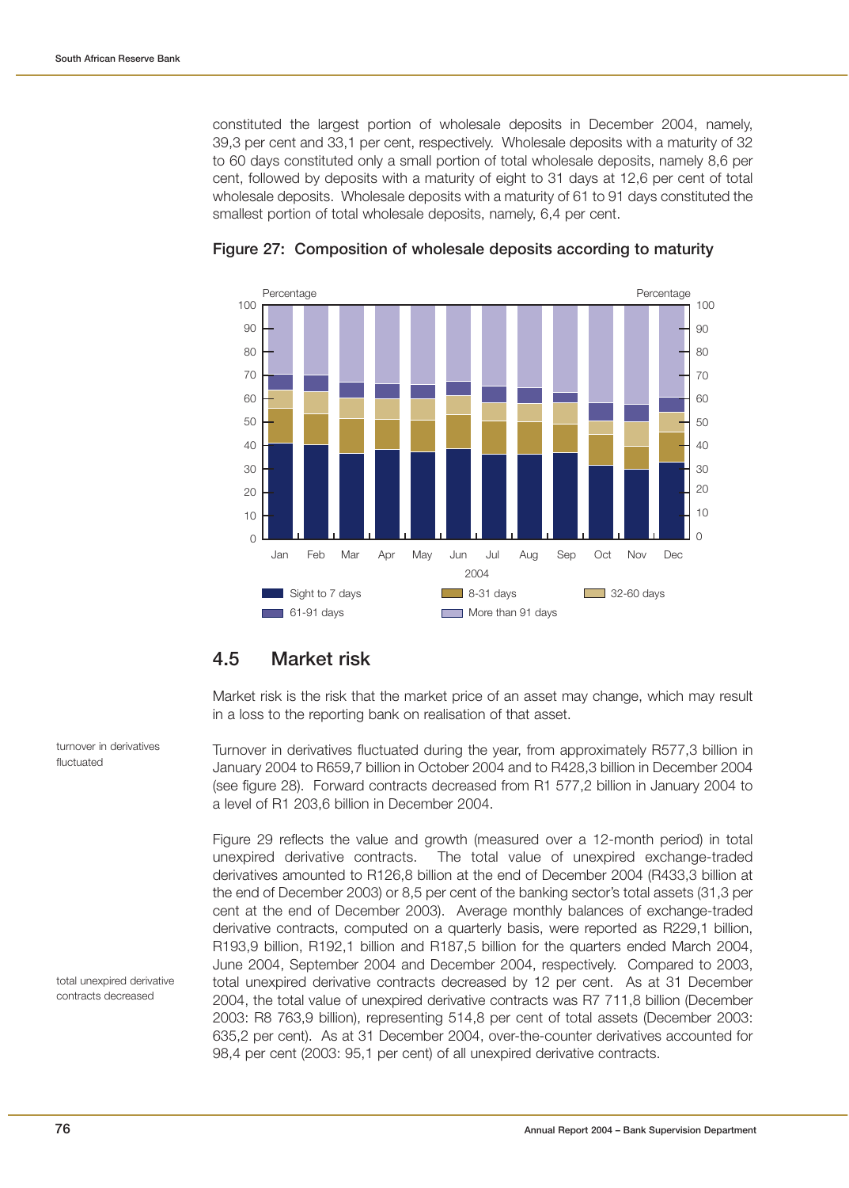constituted the largest portion of wholesale deposits in December 2004, namely, 39,3 per cent and 33,1 per cent, respectively. Wholesale deposits with a maturity of 32 to 60 days constituted only a small portion of total wholesale deposits, namely 8,6 per cent, followed by deposits with a maturity of eight to 31 days at 12,6 per cent of total wholesale deposits. Wholesale deposits with a maturity of 61 to 91 days constituted the smallest portion of total wholesale deposits, namely, 6,4 per cent.

**Figure 27: Composition of wholesale deposits according to maturity**

## 4.5 Market risk

Market risk is the risk that the market price of an asset may change, which may result in a loss to the reporting bank on realisation of that asset.

*turnover in derivatives fluctuated*

Turnover in derivatives fluctuated during the year, from approximately R577,3 billion in January 2004 to R659,7 billion in October 2004 and to R428,3 billion in December 2004 (see figure 28). Forward contracts decreased from R1 577,2 billion in January 2004 to a level of R1 203,6 billion in December 2004.

*total unexpired derivative contracts decreased*

Figure 29 reflects the value and growth (measured over a 12-month period) in total unexpired derivative contracts. The total value of unexpired exchange-traded derivatives amounted to R126,8 billion at the end of December 2004 (R433,3 billion at the end of December 2003) or 8,5 per cent of the banking sector's total assets (31,3 per cent at the end of December 2003). Average monthly balances of exchange-traded derivative contracts, computed on a quarterly basis, were reported as R229,1 billion, R193,9 billion, R192,1 billion and R187,5 billion for the quarters ended March 2004, June 2004, September 2004 and December 2004, respectively. Compared to 2003, total unexpired derivative contracts decreased by 12 per cent. As at 31 December 2004, the total value of unexpired derivative contracts was R7 711,8 billion (December 2003: R8 763,9 billion), representing 514,8 per cent of total assets (December 2003: 635,2 per cent). As at 31 December 2004, over-the-counter derivatives accounted for 98,4 per cent (2003: 95,1 per cent) of all unexpired derivative contracts.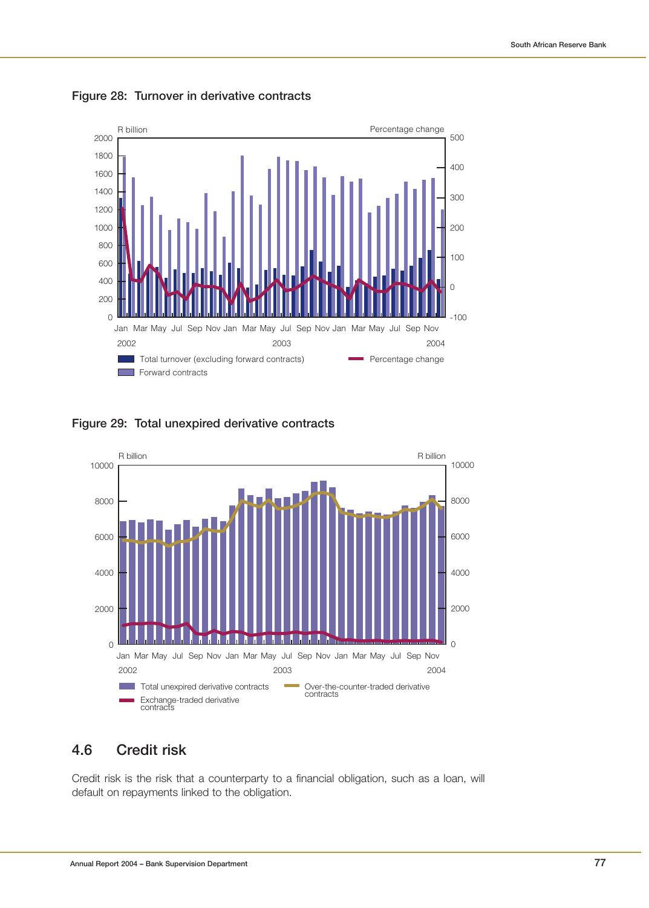**Figure 28: Turnover in derivative contracts**

**Figure 29: Total unexpired derivative contracts**

## 4.6 Credit risk

Credit risk is the risk that a counterparty to a financial obligation, such as a loan, will default on repayments linked to the obligation.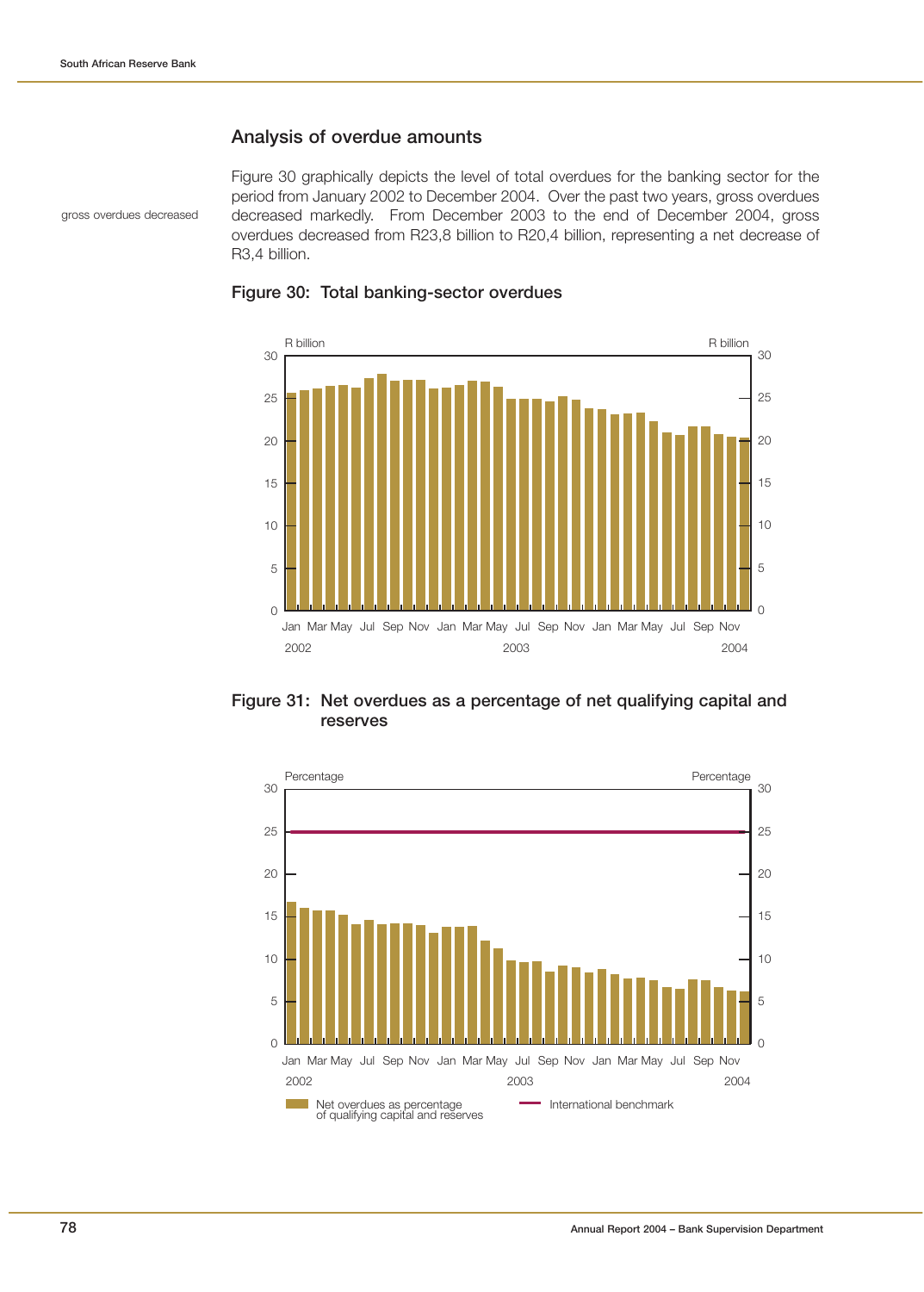## Analysis of overdue amounts

gross overdues decreased

Figure 30 graphically depicts the level of total overdues for the banking sector for the period from January 2002 to December 2004. Over the past two years, gross overdues decreased markedly. From December 2003 to the end of December 2004, gross overdues decreased from R23,8 billion to R20,4 billion, representing a net decrease of R3,4 billion.

**Figure 30: Total banking-sector overdues**

**Figure 31: Net overdues as a percentage of net qualifying capital and reserves**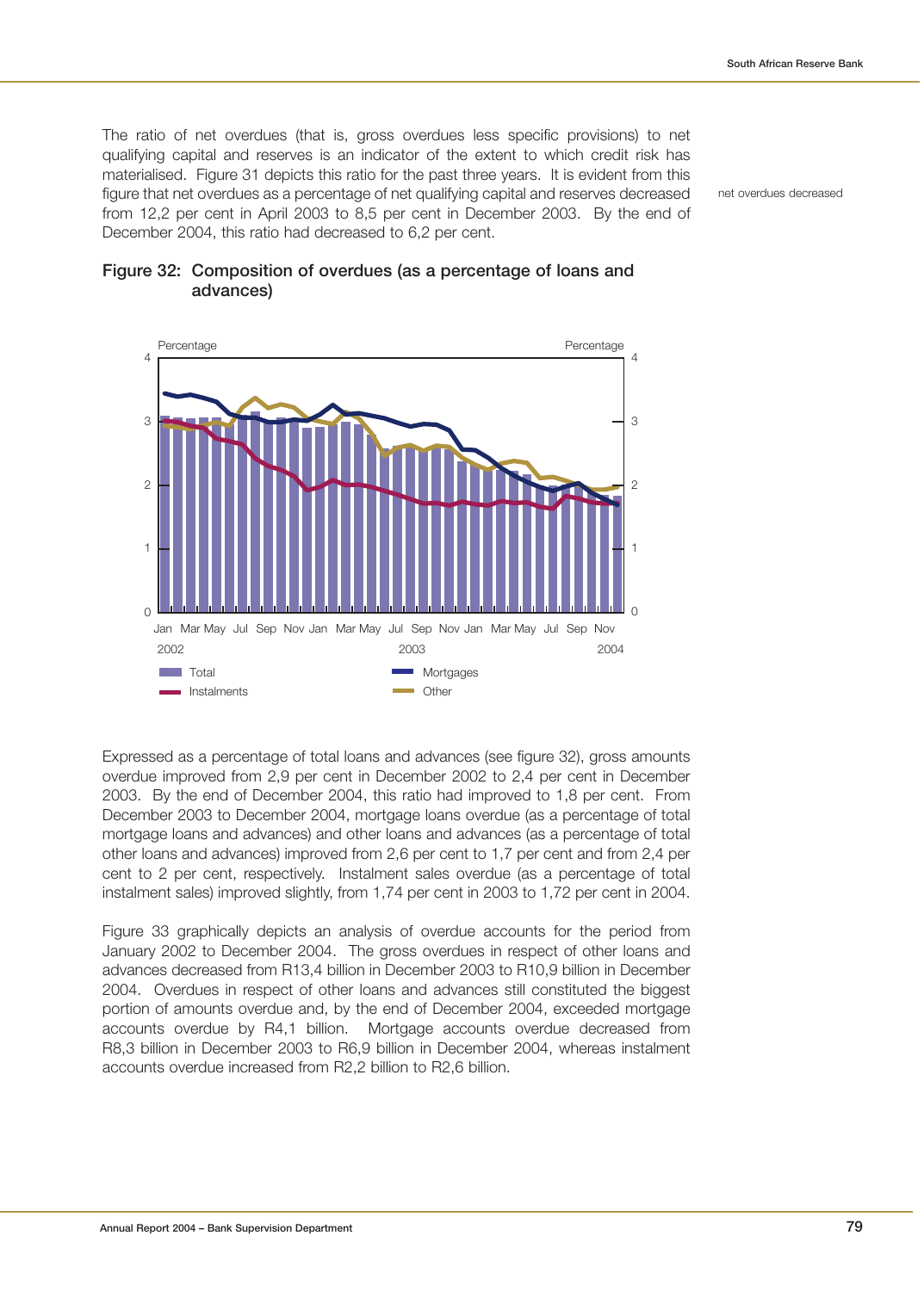The ratio of net overdues (that is, gross overdues less specific provisions) to net qualifying capital and reserves is an indicator of the extent to which credit risk has materialised. Figure 31 depicts this ratio for the past three years. It is evident from this figure that net overdues as a percentage of net qualifying capital and reserves decreased from 12,2 per cent in April 2003 to 8,5 per cent in December 2003. By the end of December 2004, this ratio had decreased to 6,2 per cent.

net overdues decreased

**Figure 32: Composition of overdues (as a percentage of loans and advances)**

Expressed as a percentage of total loans and advances (see figure 32), gross amounts overdue improved from 2,9 per cent in December 2002 to 2,4 per cent in December 2003. By the end of December 2004, this ratio had improved to 1,8 per cent. From December 2003 to December 2004, mortgage loans overdue (as a percentage of total mortgage loans and advances) and other loans and advances (as a percentage of total other loans and advances) improved from 2,6 per cent to 1,7 per cent and from 2,4 per cent to 2 per cent, respectively. Instalment sales overdue (as a percentage of total instalment sales) improved slightly, from 1,74 per cent in 2003 to 1,72 per cent in 2004.

Figure 33 graphically depicts an analysis of overdue accounts for the period from January 2002 to December 2004. The gross overdues in respect of other loans and advances decreased from R13,4 billion in December 2003 to R10,9 billion in December 2004. Overdues in respect of other loans and advances still constituted the biggest portion of amounts overdue and, by the end of December 2004, exceeded mortgage accounts overdue by R4,1 billion. Mortgage accounts overdue decreased from R8,3 billion in December 2003 to R6,9 billion in December 2004, whereas instalment accounts overdue increased from R2,2 billion to R2,6 billion.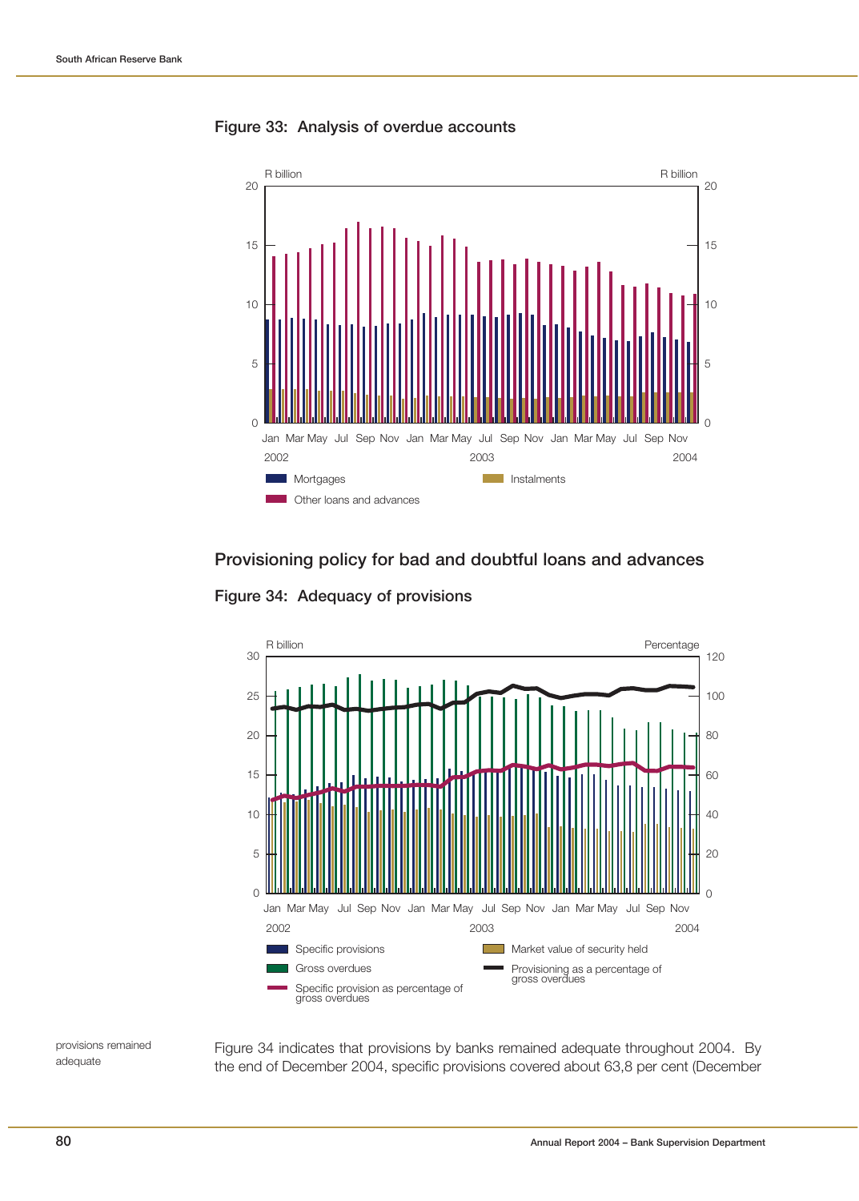**Figure 33: Analysis of overdue accounts**

R billion

Mortgages
Instalments
Other loans and advances

## Provisioning policy for bad and doubtful loans and advances

**Figure 34: Adequacy of provisions**

R billion / Percentage

Specific provisions
Market value of security held
Gross overdues
Provisioning as a percentage of gross overdues
Specific provision as percentage of gross overdues

provisions remained adequate

Figure 34 indicates that provisions by banks remained adequate throughout 2004. By the end of December 2004, specific provisions covered about 63,8 per cent (December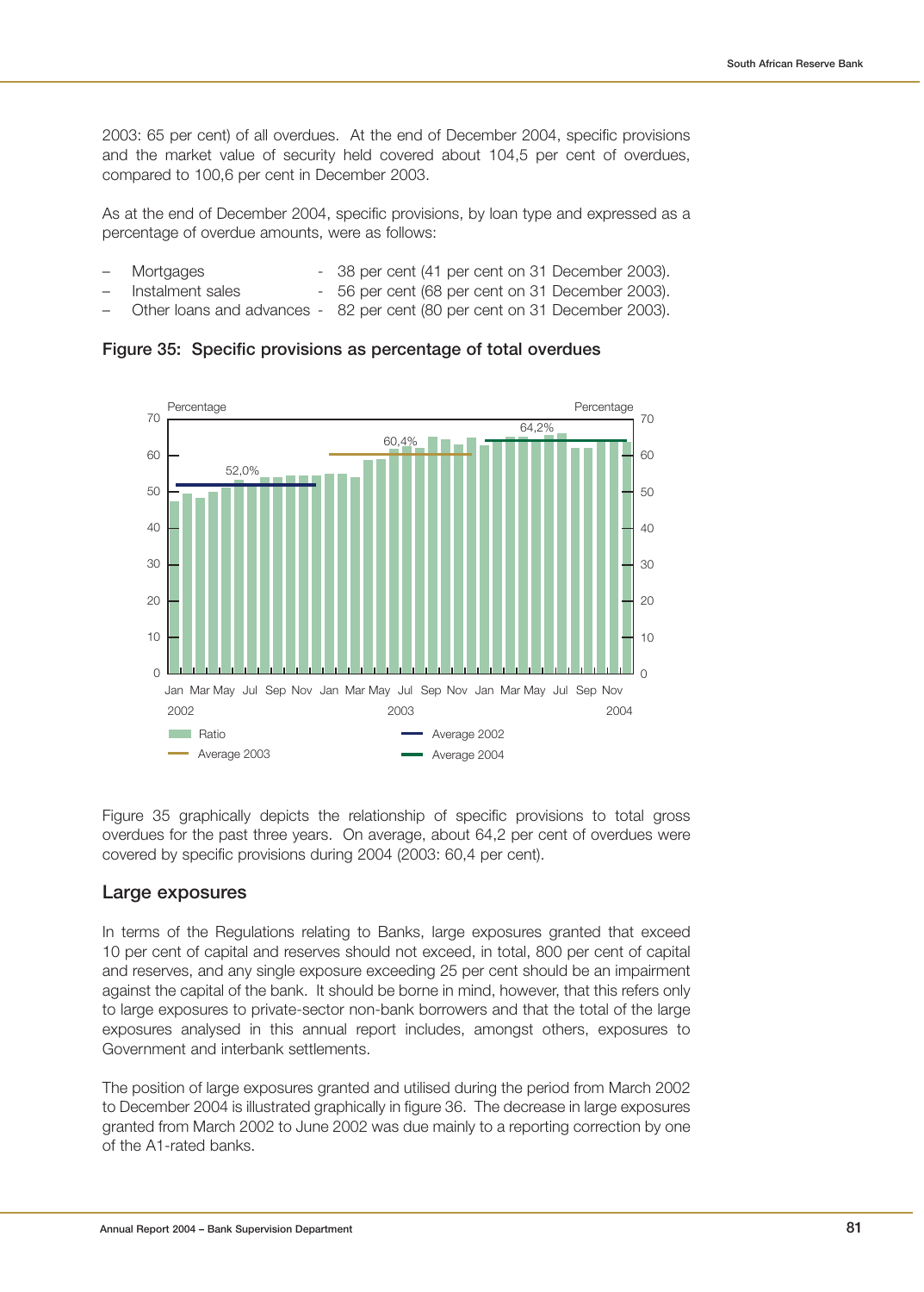2003: 65 per cent) of all overdues. At the end of December 2004, specific provisions and the market value of security held covered about 104,5 per cent of overdues, compared to 100,6 per cent in December 2003.

As at the end of December 2004, specific provisions, by loan type and expressed as a percentage of overdue amounts, were as follows:

- Mortgages - 38 per cent (41 per cent on 31 December 2003).
- Instalment sales - 56 per cent (68 per cent on 31 December 2003).
- Other loans and advances - 82 per cent (80 per cent on 31 December 2003).

**Figure 35: Specific provisions as percentage of total overdues**

Figure 35 graphically depicts the relationship of specific provisions to total gross overdues for the past three years. On average, about 64,2 per cent of overdues were covered by specific provisions during 2004 (2003: 60,4 per cent).

## Large exposures

In terms of the Regulations relating to Banks, large exposures granted that exceed 10 per cent of capital and reserves should not exceed, in total, 800 per cent of capital and reserves, and any single exposure exceeding 25 per cent should be an impairment against the capital of the bank. It should be borne in mind, however, that this refers only to large exposures to private-sector non-bank borrowers and that the total of the large exposures analysed in this annual report includes, amongst others, exposures to Government and interbank settlements.

The position of large exposures granted and utilised during the period from March 2002 to December 2004 is illustrated graphically in figure 36. The decrease in large exposures granted from March 2002 to June 2002 was due mainly to a reporting correction by one of the A1-rated banks.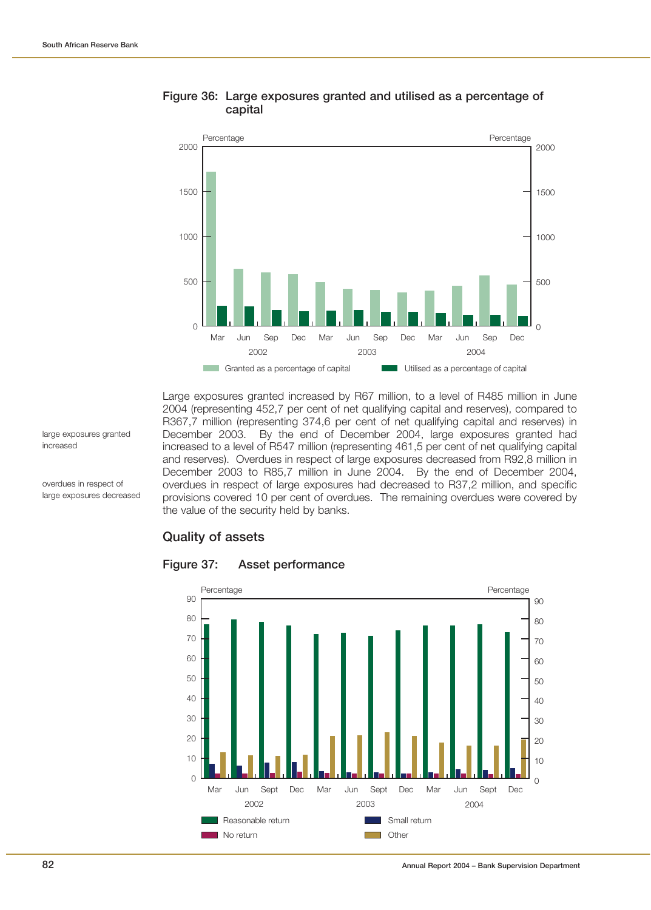**Figure 36: Large exposures granted and utilised as a percentage of capital**

large exposures granted increased

overdues in respect of large exposures decreased

Large exposures granted increased by R67 million, to a level of R485 million in June 2004 (representing 452,7 per cent of net qualifying capital and reserves), compared to R367,7 million (representing 374,6 per cent of net qualifying capital and reserves) in December 2003. By the end of December 2004, large exposures granted had increased to a level of R547 million (representing 461,5 per cent of net qualifying capital and reserves). Overdues in respect of large exposures decreased from R92,8 million in December 2003 to R85,7 million in June 2004. By the end of December 2004, overdues in respect of large exposures had decreased to R37,2 million, and specific provisions covered 10 per cent of overdues. The remaining overdues were covered by the value of the security held by banks.

## Quality of assets

**Figure 37: Asset performance**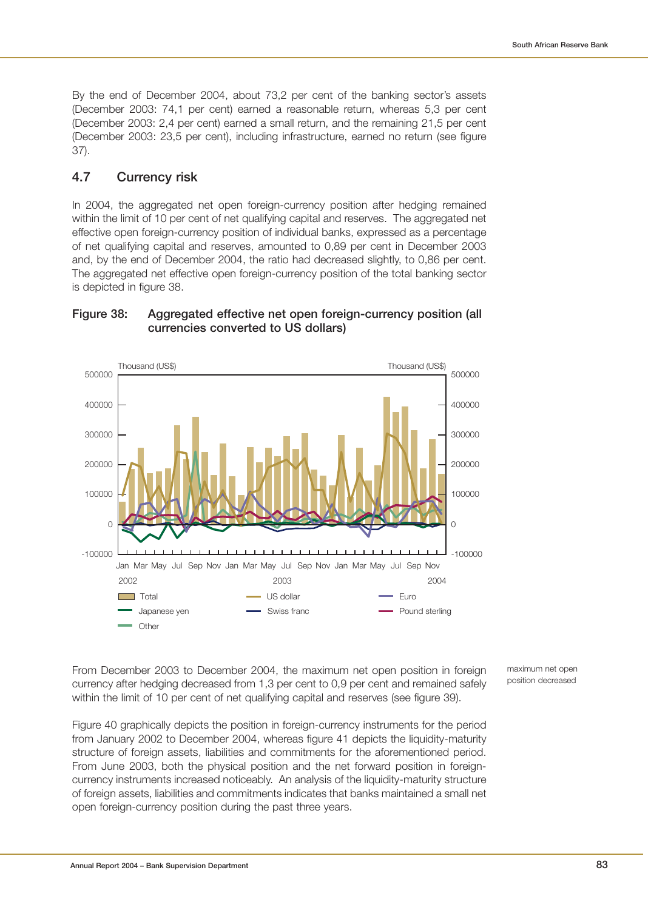By the end of December 2004, about 73,2 per cent of the banking sector's assets (December 2003: 74,1 per cent) earned a reasonable return, whereas 5,3 per cent (December 2003: 2,4 per cent) earned a small return, and the remaining 21,5 per cent (December 2003: 23,5 per cent), including infrastructure, earned no return (see figure 37).

## 4.7 Currency risk

In 2004, the aggregated net open foreign-currency position after hedging remained within the limit of 10 per cent of net qualifying capital and reserves. The aggregated net effective open foreign-currency position of individual banks, expressed as a percentage of net qualifying capital and reserves, amounted to 0,89 per cent in December 2003 and, by the end of December 2004, the ratio had decreased slightly, to 0,86 per cent. The aggregated net effective open foreign-currency position of the total banking sector is depicted in figure 38.

**Figure 38: Aggregated effective net open foreign-currency position (all currencies converted to US dollars)**

From December 2003 to December 2004, the maximum net open position in foreign currency after hedging decreased from 1,3 per cent to 0,9 per cent and remained safely within the limit of 10 per cent of net qualifying capital and reserves (see figure 39).

maximum net open position decreased

Figure 40 graphically depicts the position in foreign-currency instruments for the period from January 2002 to December 2004, whereas figure 41 depicts the liquidity-maturity structure of foreign assets, liabilities and commitments for the aforementioned period. From June 2003, both the physical position and the net forward position in foreign-currency instruments increased noticeably. An analysis of the liquidity-maturity structure of foreign assets, liabilities and commitments indicates that banks maintained a small net open foreign-currency position during the past three years.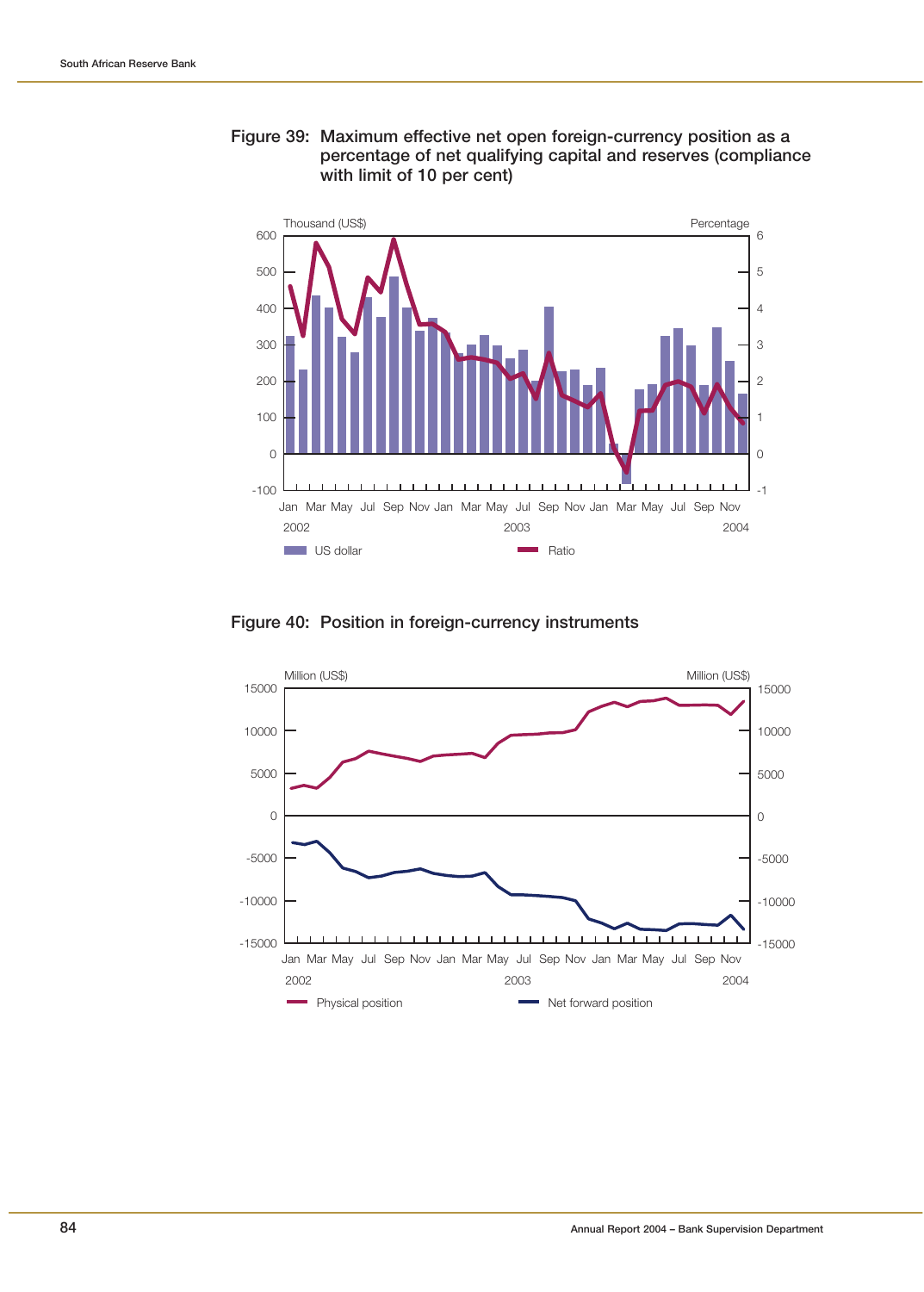Figure 39: Maximum effective net open foreign-currency position as a percentage of net qualifying capital and reserves (compliance with limit of 10 per cent)

Figure 40: Position in foreign-currency instruments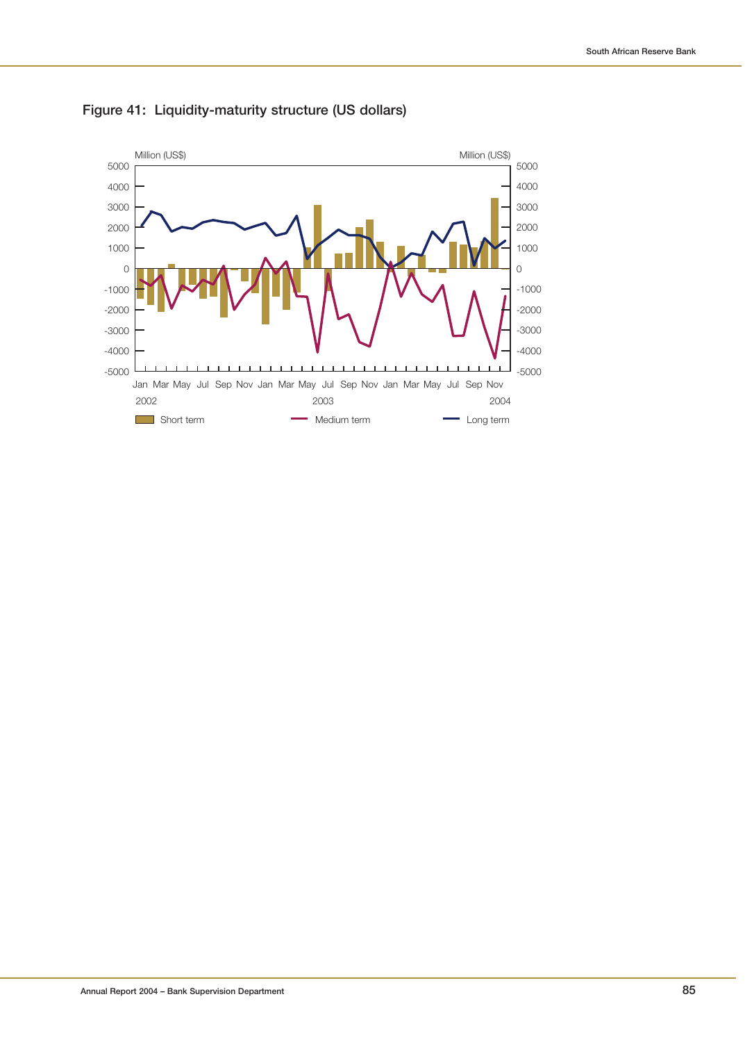## Figure 41: Liquidity-maturity structure (US dollars)

Million (US$)

5000
4000
3000
2000
1000
0
-1000
-2000
-3000
-4000
-5000

Jan Mar May Jul Sep Nov Jan Mar May Jul Sep Nov Jan Mar May Jul Sep Nov

2002 2003 2004

Short term Medium term Long term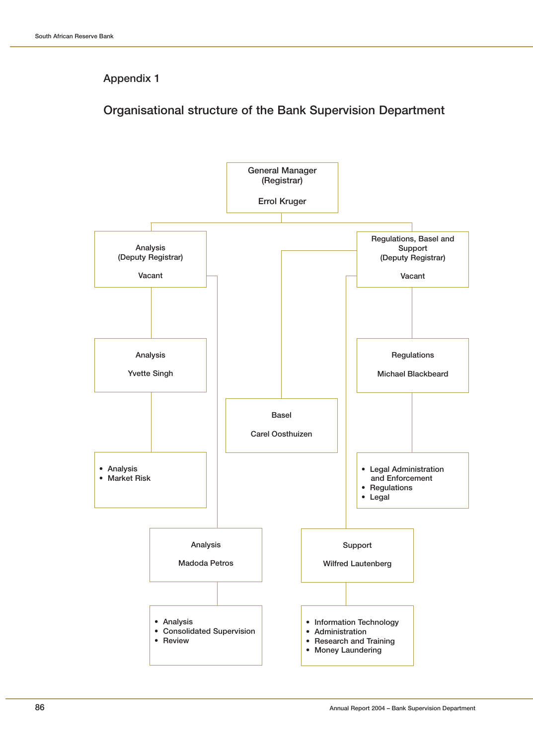## Appendix 1

## Organisational structure of the Bank Supervision Department

**General Manager (Registrar)**
Errol Kruger

- **Analysis (Deputy Registrar)** – Vacant
  - **Analysis** – Yvette Singh
    - Analysis
    - Market Risk
  - **Analysis** – Madoda Petros
    - Analysis
    - Consolidated Supervision
    - Review

- **Regulations, Basel and Support (Deputy Registrar)** – Vacant
  - **Regulations** – Michael Blackbeard
    - Legal Administration and Enforcement
    - Regulations
    - Legal
  - **Basel** – Carel Oosthuizen
  - **Support** – Wilfred Lautenberg
    - Information Technology
    - Administration
    - Research and Training
    - Money Laundering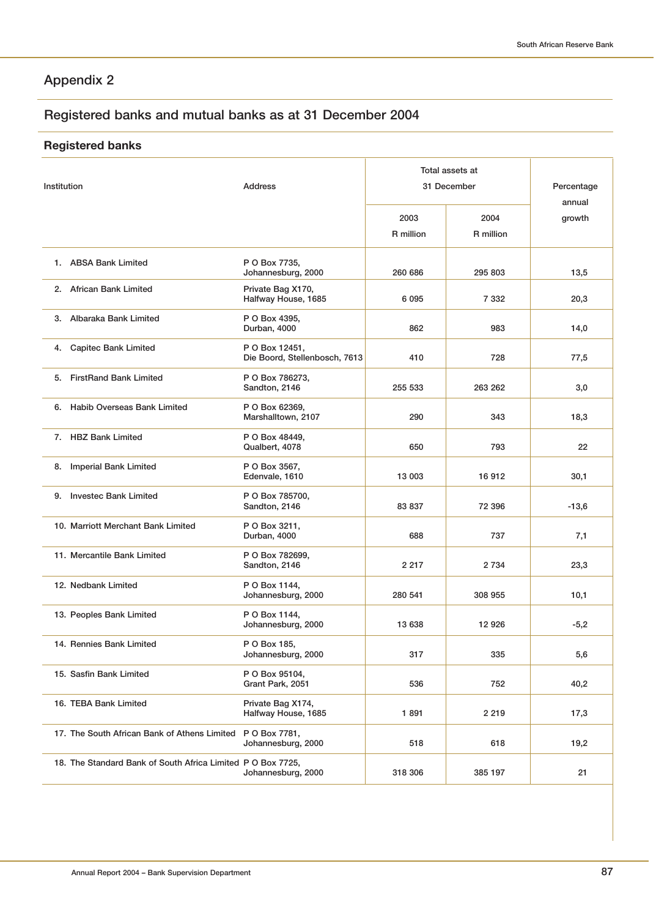## Appendix 2

## Registered banks and mutual banks as at 31 December 2004

### Registered banks

| Institution | Address | Total assets at 31 December | | Percentage annual growth |
|---|---|---|---|---|
| | | 2003 R million | 2004 R million | |
| 1. ABSA Bank Limited | P O Box 7735, Johannesburg, 2000 | 260 686 | 295 803 | 13,5 |
| 2. African Bank Limited | Private Bag X170, Halfway House, 1685 | 6 095 | 7 332 | 20,3 |
| 3. Albaraka Bank Limited | P O Box 4395, Durban, 4000 | 862 | 983 | 14,0 |
| 4. Capitec Bank Limited | P O Box 12451, Die Boord, Stellenbosch, 7613 | 410 | 728 | 77,5 |
| 5. FirstRand Bank Limited | P O Box 786273, Sandton, 2146 | 255 533 | 263 262 | 3,0 |
| 6. Habib Overseas Bank Limited | P O Box 62369, Marshalltown, 2107 | 290 | 343 | 18,3 |
| 7. HBZ Bank Limited | P O Box 48449, Qualbert, 4078 | 650 | 793 | 22 |
| 8. Imperial Bank Limited | P O Box 3567, Edenvale, 1610 | 13 003 | 16 912 | 30,1 |
| 9. Investec Bank Limited | P O Box 785700, Sandton, 2146 | 83 837 | 72 396 | -13,6 |
| 10. Marriott Merchant Bank Limited | P O Box 3211, Durban, 4000 | 688 | 737 | 7,1 |
| 11. Mercantile Bank Limited | P O Box 782699, Sandton, 2146 | 2 217 | 2 734 | 23,3 |
| 12. Nedbank Limited | P O Box 1144, Johannesburg, 2000 | 280 541 | 308 955 | 10,1 |
| 13. Peoples Bank Limited | P O Box 1144, Johannesburg, 2000 | 13 638 | 12 926 | -5,2 |
| 14. Rennies Bank Limited | P O Box 185, Johannesburg, 2000 | 317 | 335 | 5,6 |
| 15. Sasfin Bank Limited | P O Box 95104, Grant Park, 2051 | 536 | 752 | 40,2 |
| 16. TEBA Bank Limited | Private Bag X174, Halfway House, 1685 | 1 891 | 2 219 | 17,3 |
| 17. The South African Bank of Athens Limited | P O Box 7781, Johannesburg, 2000 | 518 | 618 | 19,2 |
| 18. The Standard Bank of South Africa Limited | P O Box 7725, Johannesburg, 2000 | 318 306 | 385 197 | 21 |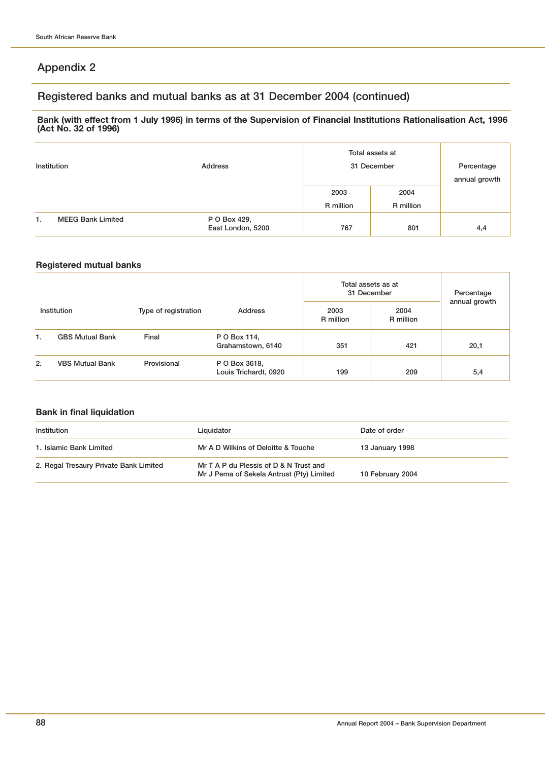## Appendix 2

## Registered banks and mutual banks as at 31 December 2004 (continued)

**Bank (with effect from 1 July 1996) in terms of the Supervision of Financial Institutions Rationalisation Act, 1996 (Act No. 32 of 1996)**

| Institution | Address | Total assets at 31 December | | Percentage annual growth |
|---|---|---|---|---|
| | | 2003 R million | 2004 R million | |
| 1. MEEG Bank Limited | P O Box 429, East London, 5200 | 767 | 801 | 4,4 |

### Registered mutual banks

| Institution | Type of registration | Address | Total assets as at 31 December | | Percentage annual growth |
|---|---|---|---|---|---|
| | | | 2003 R million | 2004 R million | |
| 1. GBS Mutual Bank | Final | P O Box 114, Grahamstown, 6140 | 351 | 421 | 20,1 |
| 2. VBS Mutual Bank | Provisional | P O Box 3618, Louis Trichardt, 0920 | 199 | 209 | 5,4 |

### Bank in final liquidation

| Institution | Liquidator | Date of order |
|---|---|---|
| 1. Islamic Bank Limited | Mr A D Wilkins of Deloitte & Touche | 13 January 1998 |
| 2. Regal Tresaury Private Bank Limited | Mr T A P du Plessis of D & N Trust and Mr J Pema of Sekela Antrust (Pty) Limited | 10 February 2004 |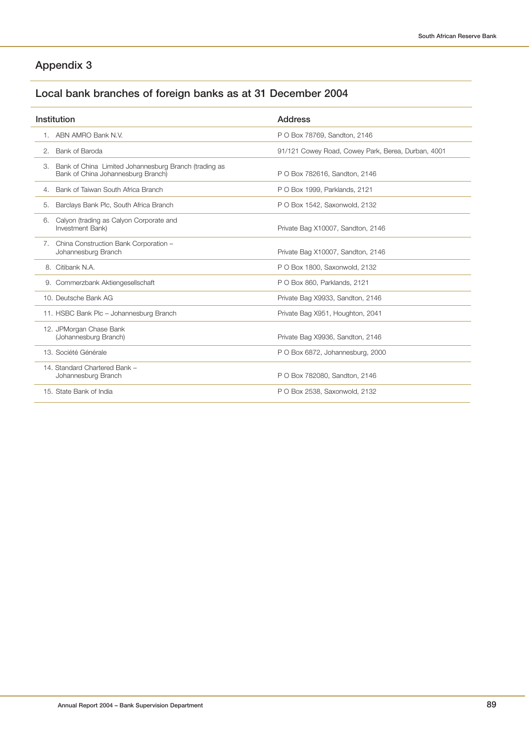# Appendix 3

## Local bank branches of foreign banks as at 31 December 2004

| Institution | Address |
|---|---|
| 1. ABN AMRO Bank N.V. | P O Box 78769, Sandton, 2146 |
| 2. Bank of Baroda | 91/121 Cowey Road, Cowey Park, Berea, Durban, 4001 |
| 3. Bank of China Limited Johannesburg Branch (trading as Bank of China Johannesburg Branch) | P O Box 782616, Sandton, 2146 |
| 4. Bank of Taiwan South Africa Branch | P O Box 1999, Parklands, 2121 |
| 5. Barclays Bank Plc, South Africa Branch | P O Box 1542, Saxonwold, 2132 |
| 6. Calyon (trading as Calyon Corporate and Investment Bank) | Private Bag X10007, Sandton, 2146 |
| 7. China Construction Bank Corporation – Johannesburg Branch | Private Bag X10007, Sandton, 2146 |
| 8. Citibank N.A. | P O Box 1800, Saxonwold, 2132 |
| 9. Commerzbank Aktiengesellschaft | P O Box 860, Parklands, 2121 |
| 10. Deutsche Bank AG | Private Bag X9933, Sandton, 2146 |
| 11. HSBC Bank Plc – Johannesburg Branch | Private Bag X951, Houghton, 2041 |
| 12. JPMorgan Chase Bank (Johannesburg Branch) | Private Bag X9936, Sandton, 2146 |
| 13. Société Générale | P O Box 6872, Johannesburg, 2000 |
| 14. Standard Chartered Bank – Johannesburg Branch | P O Box 782080, Sandton, 2146 |
| 15. State Bank of India | P O Box 2538, Saxonwold, 2132 |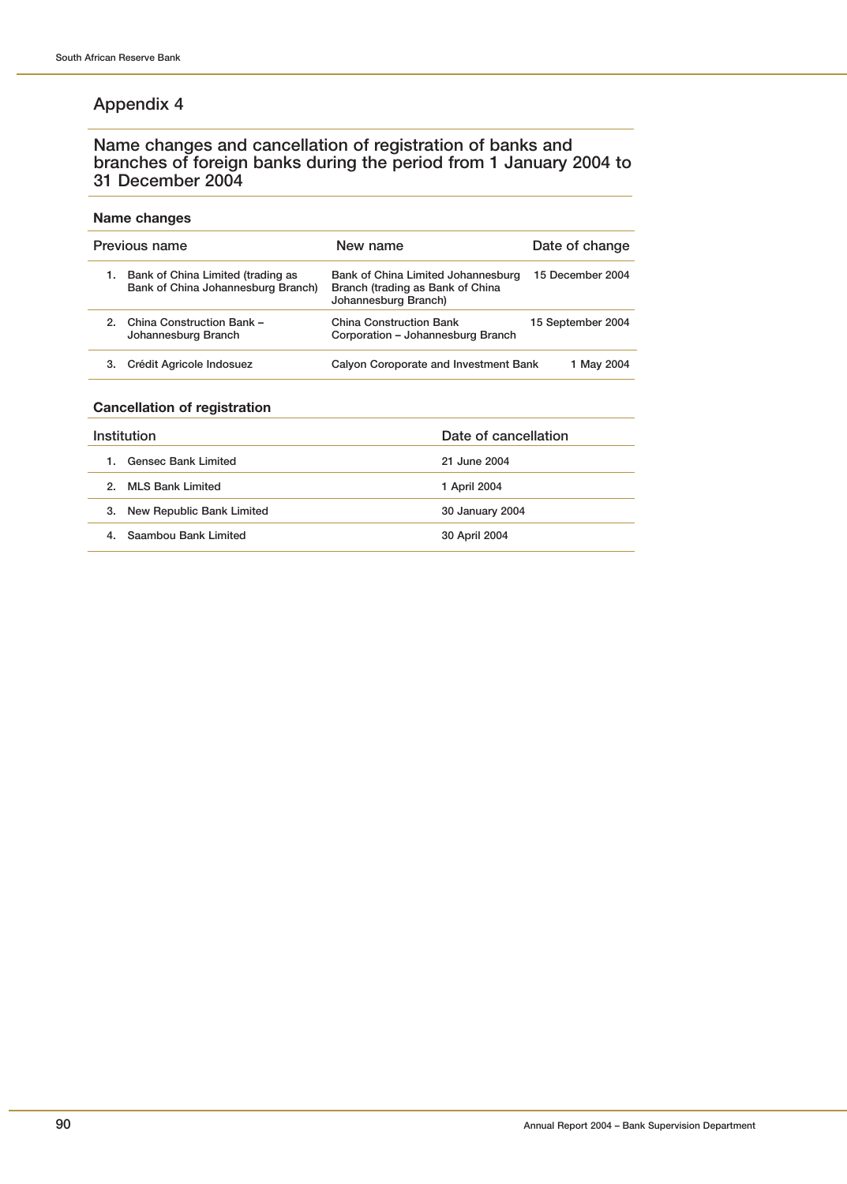# Appendix 4

## Name changes and cancellation of registration of banks and branches of foreign banks during the period from 1 January 2004 to 31 December 2004

### Name changes

| Previous name | New name | Date of change |
|---|---|---|
| 1. Bank of China Limited (trading as Bank of China Johannesburg Branch) | Bank of China Limited Johannesburg Branch (trading as Bank of China Johannesburg Branch) | 15 December 2004 |
| 2. China Construction Bank – Johannesburg Branch | China Construction Bank Corporation – Johannesburg Branch | 15 September 2004 |
| 3. Crédit Agricole Indosuez | Calyon Coroporate and Investment Bank | 1 May 2004 |

### Cancellation of registration

| Institution | Date of cancellation |
|---|---|
| 1. Gensec Bank Limited | 21 June 2004 |
| 2. MLS Bank Limited | 1 April 2004 |
| 3. New Republic Bank Limited | 30 January 2004 |
| 4. Saambou Bank Limited | 30 April 2004 |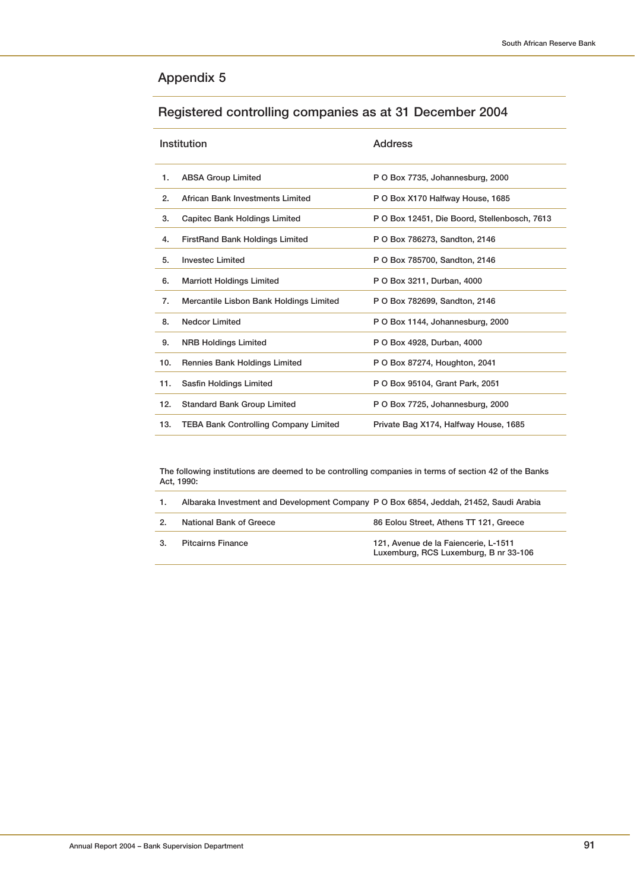# Appendix 5

## Registered controlling companies as at 31 December 2004

| | Institution | Address |
|---|---|---|
| 1. | ABSA Group Limited | P O Box 7735, Johannesburg, 2000 |
| 2. | African Bank Investments Limited | P O Box X170 Halfway House, 1685 |
| 3. | Capitec Bank Holdings Limited | P O Box 12451, Die Boord, Stellenbosch, 7613 |
| 4. | FirstRand Bank Holdings Limited | P O Box 786273, Sandton, 2146 |
| 5. | Investec Limited | P O Box 785700, Sandton, 2146 |
| 6. | Marriott Holdings Limited | P O Box 3211, Durban, 4000 |
| 7. | Mercantile Lisbon Bank Holdings Limited | P O Box 782699, Sandton, 2146 |
| 8. | Nedcor Limited | P O Box 1144, Johannesburg, 2000 |
| 9. | NRB Holdings Limited | P O Box 4928, Durban, 4000 |
| 10. | Rennies Bank Holdings Limited | P O Box 87274, Houghton, 2041 |
| 11. | Sasfin Holdings Limited | P O Box 95104, Grant Park, 2051 |
| 12. | Standard Bank Group Limited | P O Box 7725, Johannesburg, 2000 |
| 13. | TEBA Bank Controlling Company Limited | Private Bag X174, Halfway House, 1685 |

The following institutions are deemed to be controlling companies in terms of section 42 of the Banks Act, 1990:

| | Institution | Address |
|---|---|---|
| 1. | Albaraka Investment and Development Company | P O Box 6854, Jeddah, 21452, Saudi Arabia |
| 2. | National Bank of Greece | 86 Eolou Street, Athens TT 121, Greece |
| 3. | Pitcairns Finance | 121, Avenue de la Faiencerie, L-1511 Luxemburg, RCS Luxemburg, B nr 33-106 |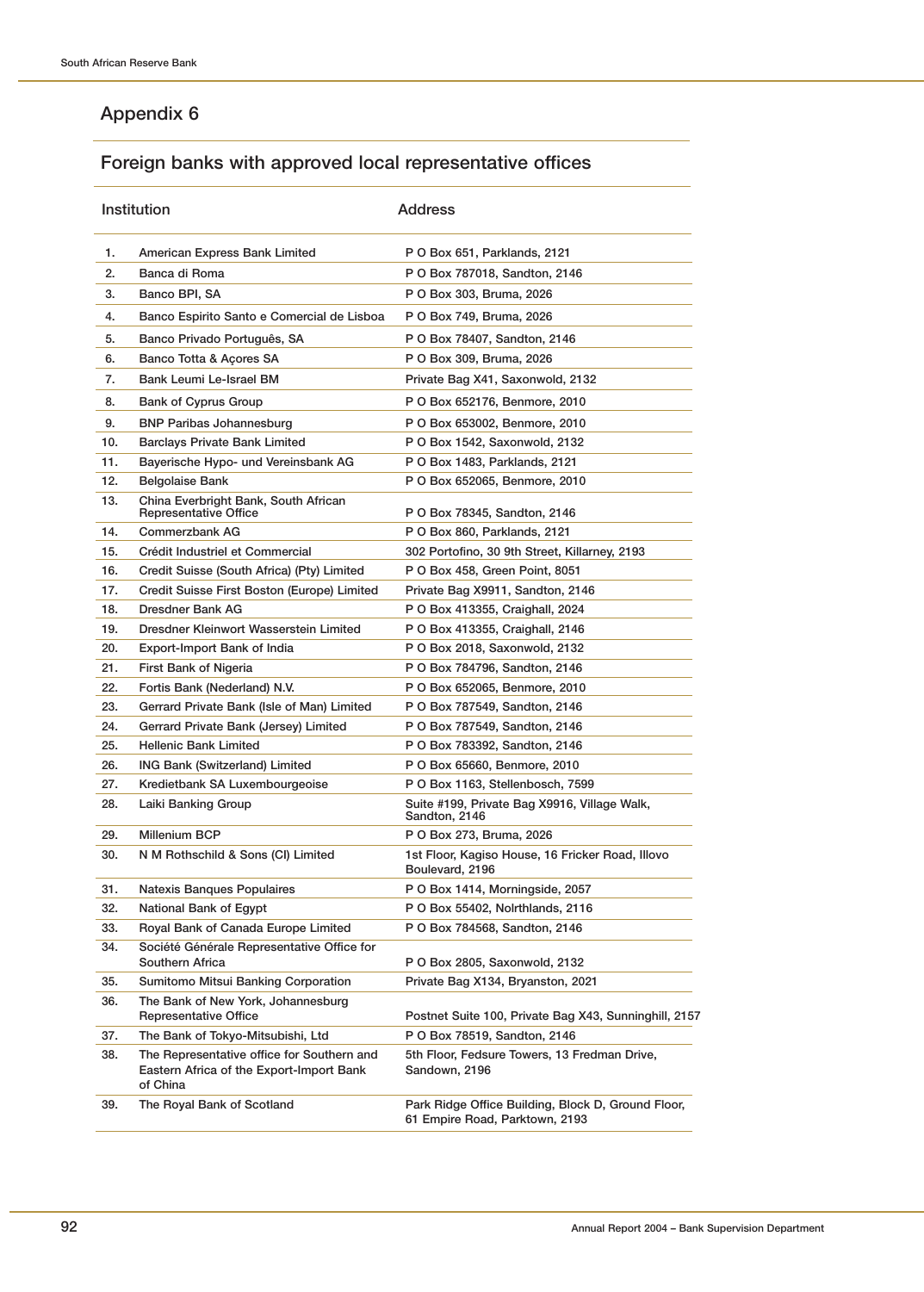## Appendix 6

### Foreign banks with approved local representative offices

| | Institution | Address |
|---|---|---|
| 1. | American Express Bank Limited | P O Box 651, Parklands, 2121 |
| 2. | Banca di Roma | P O Box 787018, Sandton, 2146 |
| 3. | Banco BPI, SA | P O Box 303, Bruma, 2026 |
| 4. | Banco Espirito Santo e Comercial de Lisboa | P O Box 749, Bruma, 2026 |
| 5. | Banco Privado Português, SA | P O Box 78407, Sandton, 2146 |
| 6. | Banco Totta & Açores SA | P O Box 309, Bruma, 2026 |
| 7. | Bank Leumi Le-Israel BM | Private Bag X41, Saxonwold, 2132 |
| 8. | Bank of Cyprus Group | P O Box 652176, Benmore, 2010 |
| 9. | BNP Paribas Johannesburg | P O Box 653002, Benmore, 2010 |
| 10. | Barclays Private Bank Limited | P O Box 1542, Saxonwold, 2132 |
| 11. | Bayerische Hypo- und Vereinsbank AG | P O Box 1483, Parklands, 2121 |
| 12. | Belgolaise Bank | P O Box 652065, Benmore, 2010 |
| 13. | China Everbright Bank, South African Representative Office | P O Box 78345, Sandton, 2146 |
| 14. | Commerzbank AG | P O Box 860, Parklands, 2121 |
| 15. | Crédit Industriel et Commercial | 302 Portofino, 30 9th Street, Killarney, 2193 |
| 16. | Credit Suisse (South Africa) (Pty) Limited | P O Box 458, Green Point, 8051 |
| 17. | Credit Suisse First Boston (Europe) Limited | Private Bag X9911, Sandton, 2146 |
| 18. | Dresdner Bank AG | P O Box 413355, Craighall, 2024 |
| 19. | Dresdner Kleinwort Wasserstein Limited | P O Box 413355, Craighall, 2146 |
| 20. | Export-Import Bank of India | P O Box 2018, Saxonwold, 2132 |
| 21. | First Bank of Nigeria | P O Box 784796, Sandton, 2146 |
| 22. | Fortis Bank (Nederland) N.V. | P O Box 652065, Benmore, 2010 |
| 23. | Gerrard Private Bank (Isle of Man) Limited | P O Box 787549, Sandton, 2146 |
| 24. | Gerrard Private Bank (Jersey) Limited | P O Box 787549, Sandton, 2146 |
| 25. | Hellenic Bank Limited | P O Box 783392, Sandton, 2146 |
| 26. | ING Bank (Switzerland) Limited | P O Box 65660, Benmore, 2010 |
| 27. | Kredietbank SA Luxembourgeoise | P O Box 1163, Stellenbosch, 7599 |
| 28. | Laiki Banking Group | Suite #199, Private Bag X9916, Village Walk, Sandton, 2146 |
| 29. | Millenium BCP | P O Box 273, Bruma, 2026 |
| 30. | N M Rothschild & Sons (CI) Limited | 1st Floor, Kagiso House, 16 Fricker Road, Illovo Boulevard, 2196 |
| 31. | Natexis Banques Populaires | P O Box 1414, Morningside, 2057 |
| 32. | National Bank of Egypt | P O Box 55402, Nolrthlands, 2116 |
| 33. | Royal Bank of Canada Europe Limited | P O Box 784568, Sandton, 2146 |
| 34. | Société Générale Representative Office for Southern Africa | P O Box 2805, Saxonwold, 2132 |
| 35. | Sumitomo Mitsui Banking Corporation | Private Bag X134, Bryanston, 2021 |
| 36. | The Bank of New York, Johannesburg Representative Office | Postnet Suite 100, Private Bag X43, Sunninghill, 2157 |
| 37. | The Bank of Tokyo-Mitsubishi, Ltd | P O Box 78519, Sandton, 2146 |
| 38. | The Representative office for Southern and Eastern Africa of the Export-Import Bank of China | 5th Floor, Fedsure Towers, 13 Fredman Drive, Sandown, 2196 |
| 39. | The Royal Bank of Scotland | Park Ridge Office Building, Block D, Ground Floor, 61 Empire Road, Parktown, 2193 |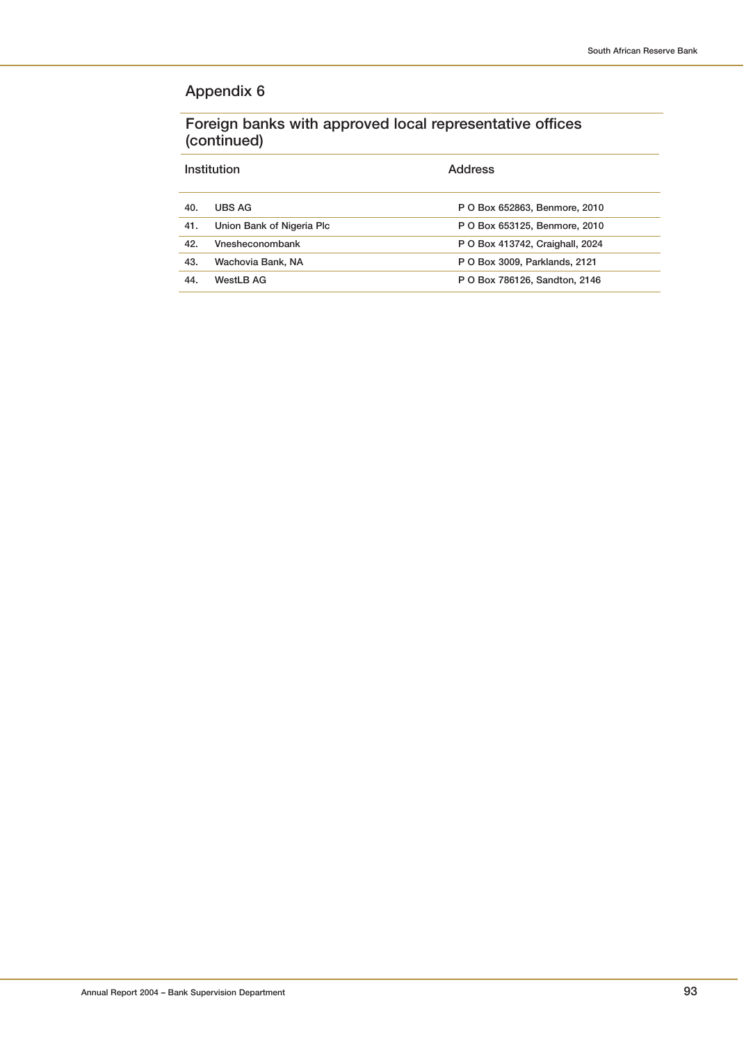## Appendix 6

### Foreign banks with approved local representative offices (continued)

| Institution | | Address |
|---|---|---|
| 40. | UBS AG | P O Box 652863, Benmore, 2010 |
| 41. | Union Bank of Nigeria Plc | P O Box 653125, Benmore, 2010 |
| 42. | Vnesheconombank | P O Box 413742, Craighall, 2024 |
| 43. | Wachovia Bank, NA | P O Box 3009, Parklands, 2121 |
| 44. | WestLB AG | P O Box 786126, Sandton, 2146 |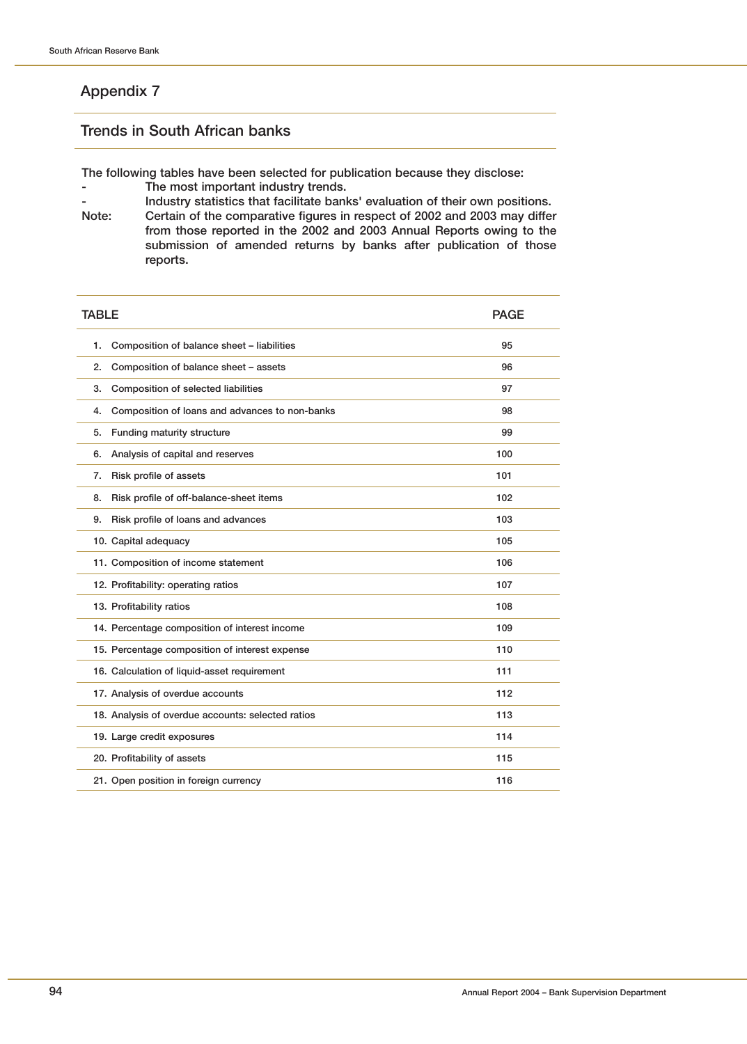# Appendix 7

## Trends in South African banks

The following tables have been selected for publication because they disclose:

- The most important industry trends.
- Industry statistics that facilitate banks' evaluation of their own positions.

Note: Certain of the comparative figures in respect of 2002 and 2003 may differ from those reported in the 2002 and 2003 Annual Reports owing to the submission of amended returns by banks after publication of those reports.

| TABLE | PAGE |
|---|---|
| 1. Composition of balance sheet – liabilities | 95 |
| 2. Composition of balance sheet – assets | 96 |
| 3. Composition of selected liabilities | 97 |
| 4. Composition of loans and advances to non-banks | 98 |
| 5. Funding maturity structure | 99 |
| 6. Analysis of capital and reserves | 100 |
| 7. Risk profile of assets | 101 |
| 8. Risk profile of off-balance-sheet items | 102 |
| 9. Risk profile of loans and advances | 103 |
| 10. Capital adequacy | 105 |
| 11. Composition of income statement | 106 |
| 12. Profitability: operating ratios | 107 |
| 13. Profitability ratios | 108 |
| 14. Percentage composition of interest income | 109 |
| 15. Percentage composition of interest expense | 110 |
| 16. Calculation of liquid-asset requirement | 111 |
| 17. Analysis of overdue accounts | 112 |
| 18. Analysis of overdue accounts: selected ratios | 113 |
| 19. Large credit exposures | 114 |
| 20. Profitability of assets | 115 |
| 21. Open position in foreign currency | 116 |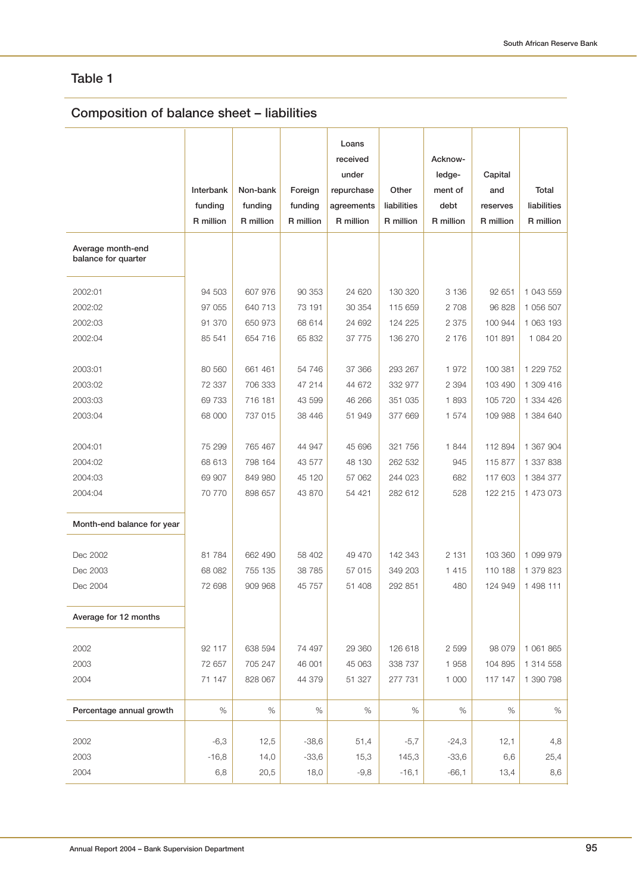## Table 1

### Composition of balance sheet – liabilities

| | Interbank funding R million | Non-bank funding R million | Foreign funding R million | Loans received under repurchase agreements R million | Other liabilities R million | Acknow-ledge-ment of debt R million | Capital and reserves R million | Total liabilities R million |
|---|---|---|---|---|---|---|---|---|
| **Average month-end balance for quarter** | | | | | | | | |
| 2002:01 | 94 503 | 607 976 | 90 353 | 24 620 | 130 320 | 3 136 | 92 651 | 1 043 559 |
| 2002:02 | 97 055 | 640 713 | 73 191 | 30 354 | 115 659 | 2 708 | 96 828 | 1 056 507 |
| 2002:03 | 91 370 | 650 973 | 68 614 | 24 692 | 124 225 | 2 375 | 100 944 | 1 063 193 |
| 2002:04 | 85 541 | 654 716 | 65 832 | 37 775 | 136 270 | 2 176 | 101 891 | 1 084 20 |
| 2003:01 | 80 560 | 661 461 | 54 746 | 37 366 | 293 267 | 1 972 | 100 381 | 1 229 752 |
| 2003:02 | 72 337 | 706 333 | 47 214 | 44 672 | 332 977 | 2 394 | 103 490 | 1 309 416 |
| 2003:03 | 69 733 | 716 181 | 43 599 | 46 266 | 351 035 | 1 893 | 105 720 | 1 334 426 |
| 2003:04 | 68 000 | 737 015 | 38 446 | 51 949 | 377 669 | 1 574 | 109 988 | 1 384 640 |
| 2004:01 | 75 299 | 765 467 | 44 947 | 45 696 | 321 756 | 1 844 | 112 894 | 1 367 904 |
| 2004:02 | 68 613 | 798 164 | 43 577 | 48 130 | 262 532 | 945 | 115 877 | 1 337 838 |
| 2004:03 | 69 907 | 849 980 | 45 120 | 57 062 | 244 023 | 682 | 117 603 | 1 384 377 |
| 2004:04 | 70 770 | 898 657 | 43 870 | 54 421 | 282 612 | 528 | 122 215 | 1 473 073 |
| **Month-end balance for year** | | | | | | | | |
| Dec 2002 | 81 784 | 662 490 | 58 402 | 49 470 | 142 343 | 2 131 | 103 360 | 1 099 979 |
| Dec 2003 | 68 082 | 755 135 | 38 785 | 57 015 | 349 203 | 1 415 | 110 188 | 1 379 823 |
| Dec 2004 | 72 698 | 909 968 | 45 757 | 51 408 | 292 851 | 480 | 124 949 | 1 498 111 |
| **Average for 12 months** | | | | | | | | |
| 2002 | 92 117 | 638 594 | 74 497 | 29 360 | 126 618 | 2 599 | 98 079 | 1 061 865 |
| 2003 | 72 657 | 705 247 | 46 001 | 45 063 | 338 737 | 1 958 | 104 895 | 1 314 558 |
| 2004 | 71 147 | 828 067 | 44 379 | 51 327 | 277 731 | 1 000 | 117 147 | 1 390 798 |
| **Percentage annual growth** | % | % | % | % | % | % | % | % |
| 2002 | -6,3 | 12,5 | -38,6 | 51,4 | -5,7 | -24,3 | 12,1 | 4,8 |
| 2003 | -16,8 | 14,0 | -33,6 | 15,3 | 145,3 | -33,6 | 6,6 | 25,4 |
| 2004 | 6,8 | 20,5 | 18,0 | -9,8 | -16,1 | -66,1 | 13,4 | 8,6 |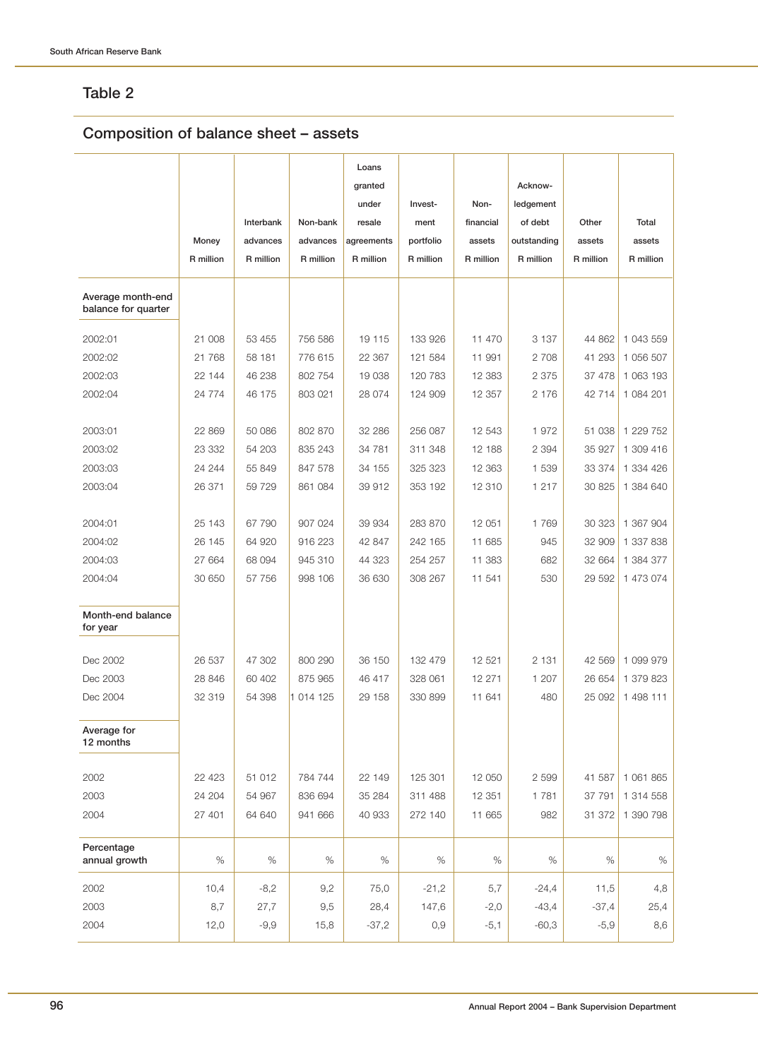## Table 2

### Composition of balance sheet – assets

| | Money R million | Interbank advances R million | Non-bank advances R million | Loans granted under resale agreements R million | Investment portfolio R million | Non-financial assets R million | Acknowledgement of debt outstanding R million | Other assets R million | Total assets R million |
|---|---|---|---|---|---|---|---|---|---|
| **Average month-end balance for quarter** | | | | | | | | | |
| 2002:01 | 21 008 | 53 455 | 756 586 | 19 115 | 133 926 | 11 470 | 3 137 | 44 862 | 1 043 559 |
| 2002:02 | 21 768 | 58 181 | 776 615 | 22 367 | 121 584 | 11 991 | 2 708 | 41 293 | 1 056 507 |
| 2002:03 | 22 144 | 46 238 | 802 754 | 19 038 | 120 783 | 12 383 | 2 375 | 37 478 | 1 063 193 |
| 2002:04 | 24 774 | 46 175 | 803 021 | 28 074 | 124 909 | 12 357 | 2 176 | 42 714 | 1 084 201 |
| 2003:01 | 22 869 | 50 086 | 802 870 | 32 286 | 256 087 | 12 543 | 1 972 | 51 038 | 1 229 752 |
| 2003:02 | 23 332 | 54 203 | 835 243 | 34 781 | 311 348 | 12 188 | 2 394 | 35 927 | 1 309 416 |
| 2003:03 | 24 244 | 55 849 | 847 578 | 34 155 | 325 323 | 12 363 | 1 539 | 33 374 | 1 334 426 |
| 2003:04 | 26 371 | 59 729 | 861 084 | 39 912 | 353 192 | 12 310 | 1 217 | 30 825 | 1 384 640 |
| 2004:01 | 25 143 | 67 790 | 907 024 | 39 934 | 283 870 | 12 051 | 1 769 | 30 323 | 1 367 904 |
| 2004:02 | 26 145 | 64 920 | 916 223 | 42 847 | 242 165 | 11 685 | 945 | 32 909 | 1 337 838 |
| 2004:03 | 27 664 | 68 094 | 945 310 | 44 323 | 254 257 | 11 383 | 682 | 32 664 | 1 384 377 |
| 2004:04 | 30 650 | 57 756 | 998 106 | 36 630 | 308 267 | 11 541 | 530 | 29 592 | 1 473 074 |
| **Month-end balance for year** | | | | | | | | | |
| Dec 2002 | 26 537 | 47 302 | 800 290 | 36 150 | 132 479 | 12 521 | 2 131 | 42 569 | 1 099 979 |
| Dec 2003 | 28 846 | 60 402 | 875 965 | 46 417 | 328 061 | 12 271 | 1 207 | 26 654 | 1 379 823 |
| Dec 2004 | 32 319 | 54 398 | 1 014 125 | 29 158 | 330 899 | 11 641 | 480 | 25 092 | 1 498 111 |
| **Average for 12 months** | | | | | | | | | |
| 2002 | 22 423 | 51 012 | 784 744 | 22 149 | 125 301 | 12 050 | 2 599 | 41 587 | 1 061 865 |
| 2003 | 24 204 | 54 967 | 836 694 | 35 284 | 311 488 | 12 351 | 1 781 | 37 791 | 1 314 558 |
| 2004 | 27 401 | 64 640 | 941 666 | 40 933 | 272 140 | 11 665 | 982 | 31 372 | 1 390 798 |
| **Percentage annual growth** | % | % | % | % | % | % | % | % | % |
| 2002 | 10,4 | -8,2 | 9,2 | 75,0 | -21,2 | 5,7 | -24,4 | 11,5 | 4,8 |
| 2003 | 8,7 | 27,7 | 9,5 | 28,4 | 147,6 | -2,0 | -43,4 | -37,4 | 25,4 |
| 2004 | 12,0 | -9,9 | 15,8 | -37,2 | 0,9 | -5,1 | -60,3 | -5,9 | 8,6 |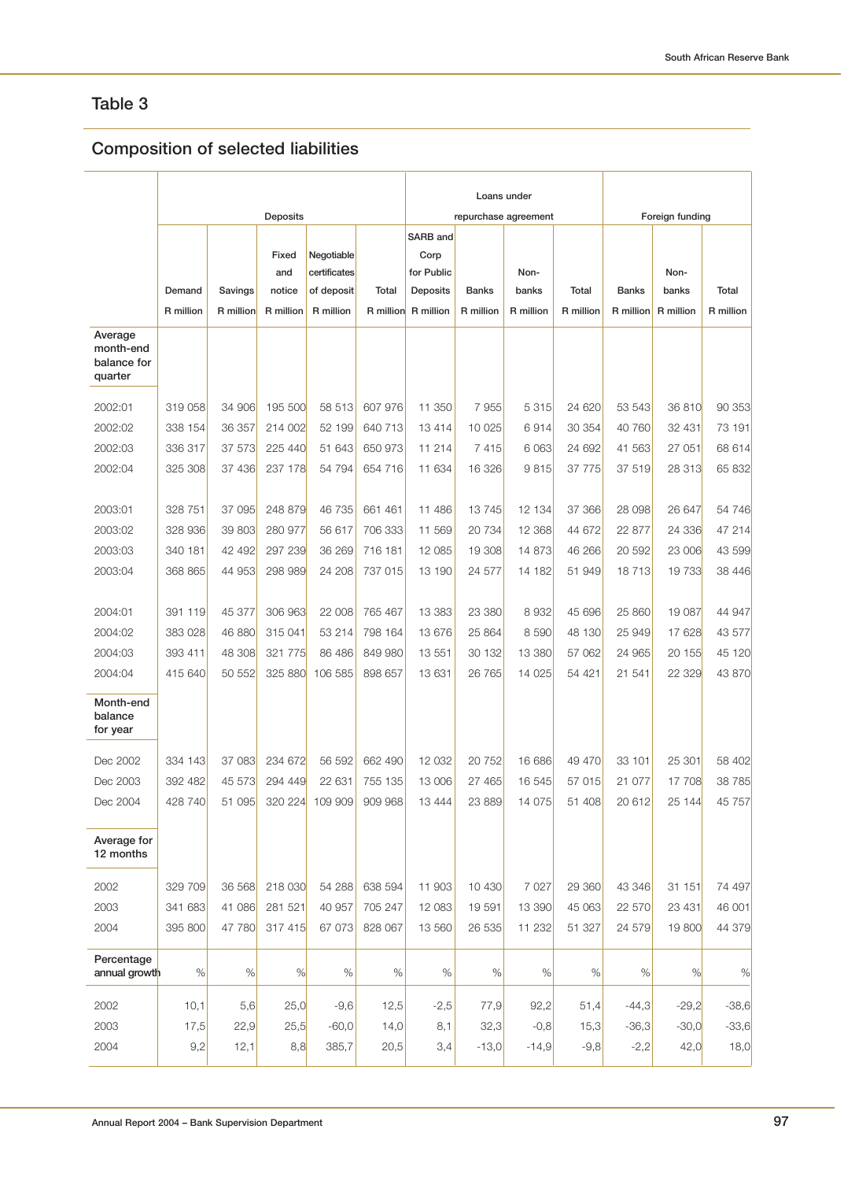## Table 3

## Composition of selected liabilities

| | Deposits | | | | | Loans under repurchase agreement | | | | Foreign funding | | |
|---|---|---|---|---|---|---|---|---|---|---|---|---|
| | Demand R million | Savings R million | Fixed and notice R million | Negotiable certificates of deposit R million | Total R million | SARB and Corp for Public Deposits R million | Banks R million | Non-banks R million | Total R million | Banks R million | Non-banks R million | Total R million |
| **Average month-end balance for quarter** | | | | | | | | | | | | |
| 2002:01 | 319 058 | 34 906 | 195 500 | 58 513 | 607 976 | 11 350 | 7 955 | 5 315 | 24 620 | 53 543 | 36 810 | 90 353 |
| 2002:02 | 338 154 | 36 357 | 214 002 | 52 199 | 640 713 | 13 414 | 10 025 | 6 914 | 30 354 | 40 760 | 32 431 | 73 191 |
| 2002:03 | 336 317 | 37 573 | 225 440 | 51 643 | 650 973 | 11 214 | 7 415 | 6 063 | 24 692 | 41 563 | 27 051 | 68 614 |
| 2002:04 | 325 308 | 37 436 | 237 178 | 54 794 | 654 716 | 11 634 | 16 326 | 9 815 | 37 775 | 37 519 | 28 313 | 65 832 |
| 2003:01 | 328 751 | 37 095 | 248 879 | 46 735 | 661 461 | 11 486 | 13 745 | 12 134 | 37 366 | 28 098 | 26 647 | 54 746 |
| 2003:02 | 328 936 | 39 803 | 280 977 | 56 617 | 706 333 | 11 569 | 20 734 | 12 368 | 44 672 | 22 877 | 24 336 | 47 214 |
| 2003:03 | 340 181 | 42 492 | 297 239 | 36 269 | 716 181 | 12 085 | 19 308 | 14 873 | 46 266 | 20 592 | 23 006 | 43 599 |
| 2003:04 | 368 865 | 44 953 | 298 989 | 24 208 | 737 015 | 13 190 | 24 577 | 14 182 | 51 949 | 18 713 | 19 733 | 38 446 |
| 2004:01 | 391 119 | 45 377 | 306 963 | 22 008 | 765 467 | 13 383 | 23 380 | 8 932 | 45 696 | 25 860 | 19 087 | 44 947 |
| 2004:02 | 383 028 | 46 880 | 315 041 | 53 214 | 798 164 | 13 676 | 25 864 | 8 590 | 48 130 | 25 949 | 17 628 | 43 577 |
| 2004:03 | 393 411 | 48 308 | 321 775 | 86 486 | 849 980 | 13 551 | 30 132 | 13 380 | 57 062 | 24 965 | 20 155 | 45 120 |
| 2004:04 | 415 640 | 50 552 | 325 880 | 106 585 | 898 657 | 13 631 | 26 765 | 14 025 | 54 421 | 21 541 | 22 329 | 43 870 |
| **Month-end balance for year** | | | | | | | | | | | | |
| Dec 2002 | 334 143 | 37 083 | 234 672 | 56 592 | 662 490 | 12 032 | 20 752 | 16 686 | 49 470 | 33 101 | 25 301 | 58 402 |
| Dec 2003 | 392 482 | 45 573 | 294 449 | 22 631 | 755 135 | 13 006 | 27 465 | 16 545 | 57 015 | 21 077 | 17 708 | 38 785 |
| Dec 2004 | 428 740 | 51 095 | 320 224 | 109 909 | 909 968 | 13 444 | 23 889 | 14 075 | 51 408 | 20 612 | 25 144 | 45 757 |
| **Average for 12 months** | | | | | | | | | | | | |
| 2002 | 329 709 | 36 568 | 218 030 | 54 288 | 638 594 | 11 903 | 10 430 | 7 027 | 29 360 | 43 346 | 31 151 | 74 497 |
| 2003 | 341 683 | 41 086 | 281 521 | 40 957 | 705 247 | 12 083 | 19 591 | 13 390 | 45 063 | 22 570 | 23 431 | 46 001 |
| 2004 | 395 800 | 47 780 | 317 415 | 67 073 | 828 067 | 13 560 | 26 535 | 11 232 | 51 327 | 24 579 | 19 800 | 44 379 |
| **Percentage annual growth** | % | % | % | % | % | % | % | % | % | % | % | % |
| 2002 | 10,1 | 5,6 | 25,0 | -9,6 | 12,5 | -2,5 | 77,9 | 92,2 | 51,4 | -44,3 | -29,2 | -38,6 |
| 2003 | 17,5 | 22,9 | 25,5 | -60,0 | 14,0 | 8,1 | 32,3 | -0,8 | 15,3 | -36,3 | -30,0 | -33,6 |
| 2004 | 9,2 | 12,1 | 8,8 | 385,7 | 20,5 | 3,4 | -13,0 | -14,9 | -9,8 | -2,2 | 42,0 | 18,0 |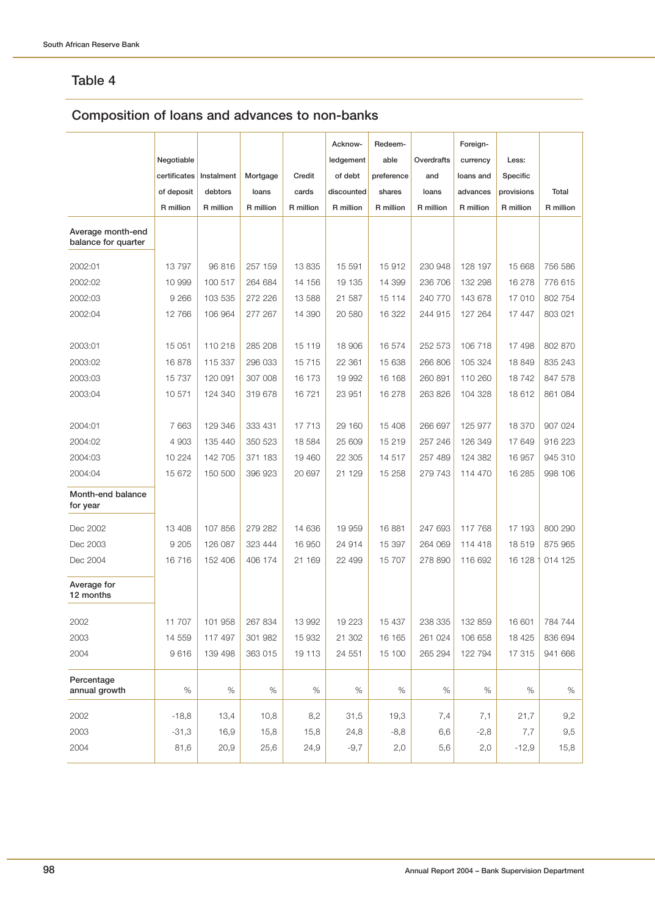## Table 4

### Composition of loans and advances to non-banks

| | Negotiable certificates of deposit R million | Instalment debtors R million | Mortgage loans R million | Credit cards R million | Acknowledgement of debt discounted R million | Redeemable preference shares R million | Overdrafts and loans R million | Foreign-currency loans and advances R million | Less: Specific provisions R million | Total R million |
|---|---|---|---|---|---|---|---|---|---|---|
| **Average month-end balance for quarter** | | | | | | | | | | |
| 2002:01 | 13 797 | 96 816 | 257 159 | 13 835 | 15 591 | 15 912 | 230 948 | 128 197 | 15 668 | 756 586 |
| 2002:02 | 10 999 | 100 517 | 264 684 | 14 156 | 19 135 | 14 399 | 236 706 | 132 298 | 16 278 | 776 615 |
| 2002:03 | 9 266 | 103 535 | 272 226 | 13 588 | 21 587 | 15 114 | 240 770 | 143 678 | 17 010 | 802 754 |
| 2002:04 | 12 766 | 106 964 | 277 267 | 14 390 | 20 580 | 16 322 | 244 915 | 127 264 | 17 447 | 803 021 |
| 2003:01 | 15 051 | 110 218 | 285 208 | 15 119 | 18 906 | 16 574 | 252 573 | 106 718 | 17 498 | 802 870 |
| 2003:02 | 16 878 | 115 337 | 296 033 | 15 715 | 22 361 | 15 638 | 266 806 | 105 324 | 18 849 | 835 243 |
| 2003:03 | 15 737 | 120 091 | 307 008 | 16 173 | 19 992 | 16 168 | 260 891 | 110 260 | 18 742 | 847 578 |
| 2003:04 | 10 571 | 124 340 | 319 678 | 16 721 | 23 951 | 16 278 | 263 826 | 104 328 | 18 612 | 861 084 |
| 2004:01 | 7 663 | 129 346 | 333 431 | 17 713 | 29 160 | 15 408 | 266 697 | 125 977 | 18 370 | 907 024 |
| 2004:02 | 4 903 | 135 440 | 350 523 | 18 584 | 25 609 | 15 219 | 257 246 | 126 349 | 17 649 | 916 223 |
| 2004:03 | 10 224 | 142 705 | 371 183 | 19 460 | 22 305 | 14 517 | 257 489 | 124 382 | 16 957 | 945 310 |
| 2004:04 | 15 672 | 150 500 | 396 923 | 20 697 | 21 129 | 15 258 | 279 743 | 114 470 | 16 285 | 998 106 |
| **Month-end balance for year** | | | | | | | | | | |
| Dec 2002 | 13 408 | 107 856 | 279 282 | 14 636 | 19 959 | 16 881 | 247 693 | 117 768 | 17 193 | 800 290 |
| Dec 2003 | 9 205 | 126 087 | 323 444 | 16 950 | 24 914 | 15 397 | 264 069 | 114 418 | 18 519 | 875 965 |
| Dec 2004 | 16 716 | 152 406 | 406 174 | 21 169 | 22 499 | 15 707 | 278 890 | 116 692 | 16 128 | 1 014 125 |
| **Average for 12 months** | | | | | | | | | | |
| 2002 | 11 707 | 101 958 | 267 834 | 13 992 | 19 223 | 15 437 | 238 335 | 132 859 | 16 601 | 784 744 |
| 2003 | 14 559 | 117 497 | 301 982 | 15 932 | 21 302 | 16 165 | 261 024 | 106 658 | 18 425 | 836 694 |
| 2004 | 9 616 | 139 498 | 363 015 | 19 113 | 24 551 | 15 100 | 265 294 | 122 794 | 17 315 | 941 666 |
| **Percentage annual growth** | % | % | % | % | % | % | % | % | % | % |
| 2002 | -18,8 | 13,4 | 10,8 | 8,2 | 31,5 | 19,3 | 7,4 | 7,1 | 21,7 | 9,2 |
| 2003 | -31,3 | 16,9 | 15,8 | 15,8 | 24,8 | -8,8 | 6,6 | -2,8 | 7,7 | 9,5 |
| 2004 | 81,6 | 20,9 | 25,6 | 24,9 | -9,7 | 2,0 | 5,6 | 2,0 | -12,9 | 15,8 |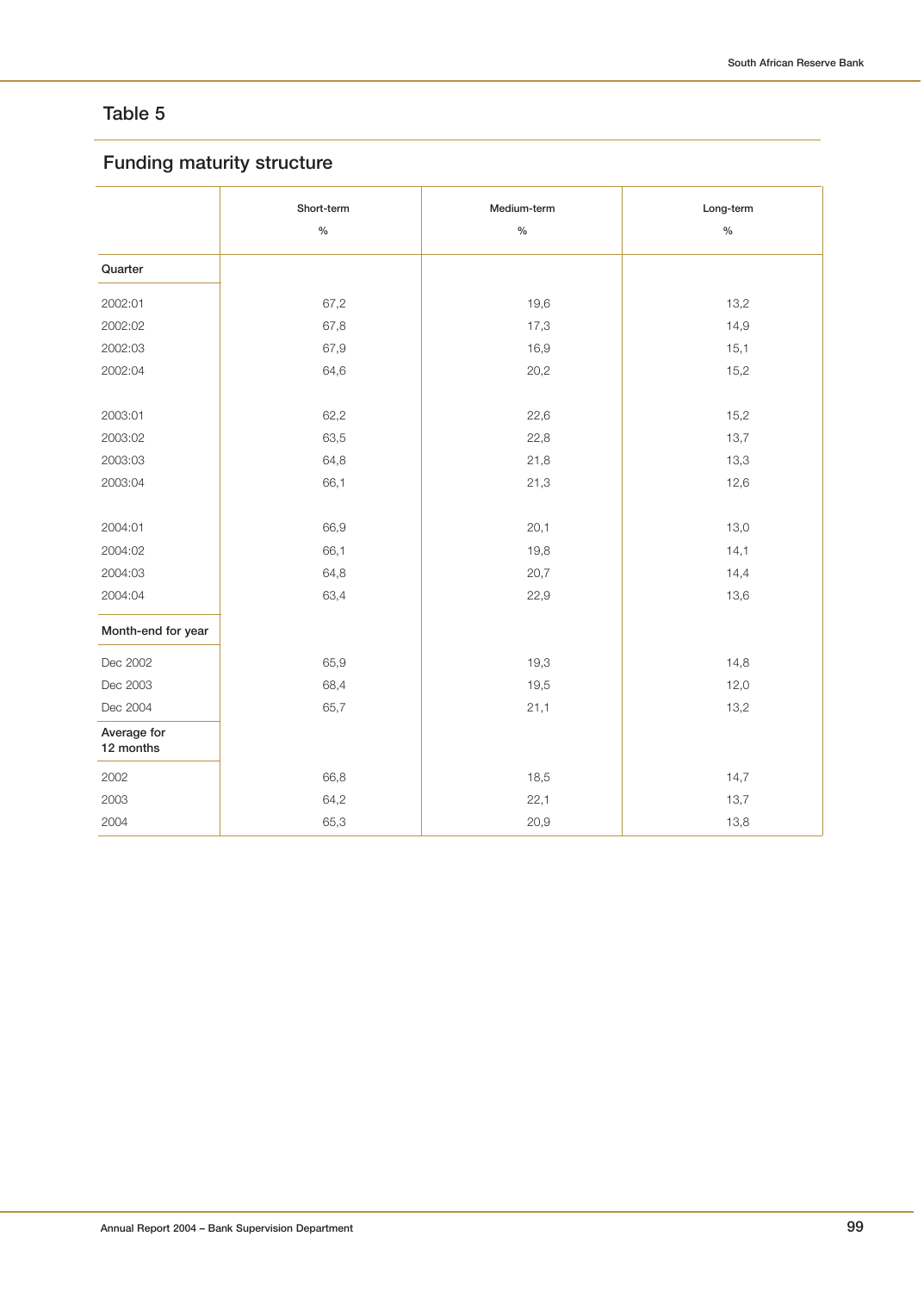## Table 5

## Funding maturity structure

| | Short-term % | Medium-term % | Long-term % |
|---|---|---|---|
| **Quarter** | | | |
| 2002:01 | 67,2 | 19,6 | 13,2 |
| 2002:02 | 67,8 | 17,3 | 14,9 |
| 2002:03 | 67,9 | 16,9 | 15,1 |
| 2002:04 | 64,6 | 20,2 | 15,2 |
| 2003:01 | 62,2 | 22,6 | 15,2 |
| 2003:02 | 63,5 | 22,8 | 13,7 |
| 2003:03 | 64,8 | 21,8 | 13,3 |
| 2003:04 | 66,1 | 21,3 | 12,6 |
| 2004:01 | 66,9 | 20,1 | 13,0 |
| 2004:02 | 66,1 | 19,8 | 14,1 |
| 2004:03 | 64,8 | 20,7 | 14,4 |
| 2004:04 | 63,4 | 22,9 | 13,6 |
| **Month-end for year** | | | |
| Dec 2002 | 65,9 | 19,3 | 14,8 |
| Dec 2003 | 68,4 | 19,5 | 12,0 |
| Dec 2004 | 65,7 | 21,1 | 13,2 |
| **Average for 12 months** | | | |
| 2002 | 66,8 | 18,5 | 14,7 |
| 2003 | 64,2 | 22,1 | 13,7 |
| 2004 | 65,3 | 20,9 | 13,8 |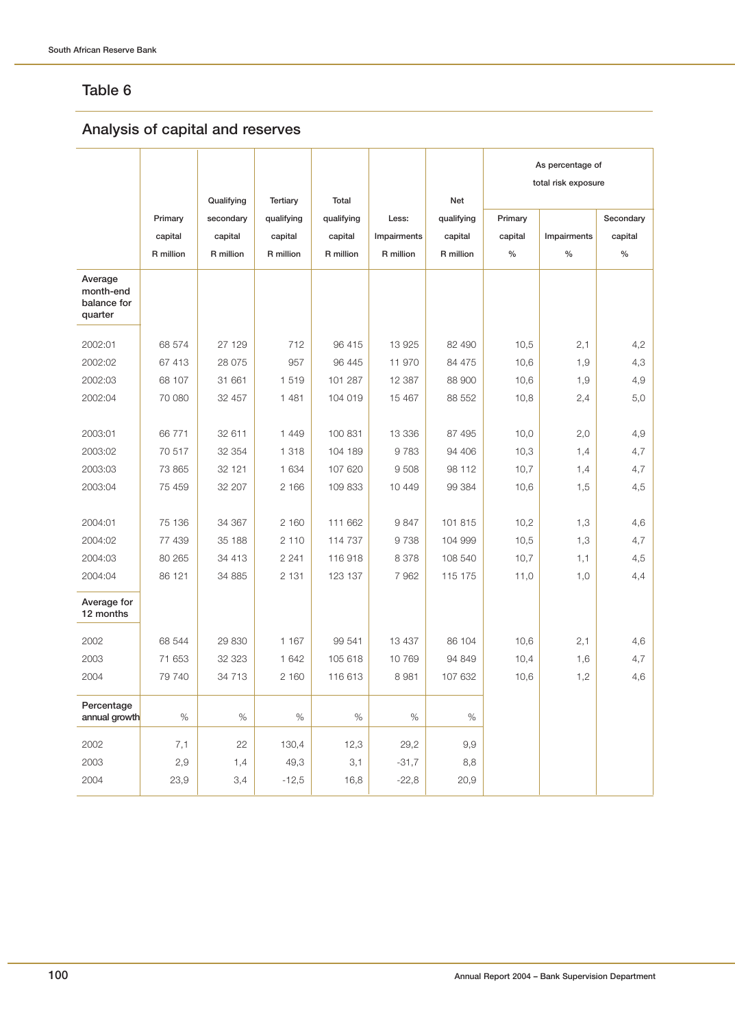## Table 6

## Analysis of capital and reserves

| | Primary capital R million | Qualifying secondary capital R million | Tertiary qualifying capital R million | Total qualifying capital R million | Less: Impairments R million | Net qualifying capital R million | As percentage of total risk exposure | | |
|---|---|---|---|---|---|---|---|---|---|
| | | | | | | | Primary capital % | Impairments % | Secondary capital % |
| **Average month-end balance for quarter** | | | | | | | | | |
| 2002:01 | 68 574 | 27 129 | 712 | 96 415 | 13 925 | 82 490 | 10,5 | 2,1 | 4,2 |
| 2002:02 | 67 413 | 28 075 | 957 | 96 445 | 11 970 | 84 475 | 10,6 | 1,9 | 4,3 |
| 2002:03 | 68 107 | 31 661 | 1 519 | 101 287 | 12 387 | 88 900 | 10,6 | 1,9 | 4,9 |
| 2002:04 | 70 080 | 32 457 | 1 481 | 104 019 | 15 467 | 88 552 | 10,8 | 2,4 | 5,0 |
| 2003:01 | 66 771 | 32 611 | 1 449 | 100 831 | 13 336 | 87 495 | 10,0 | 2,0 | 4,9 |
| 2003:02 | 70 517 | 32 354 | 1 318 | 104 189 | 9 783 | 94 406 | 10,3 | 1,4 | 4,7 |
| 2003:03 | 73 865 | 32 121 | 1 634 | 107 620 | 9 508 | 98 112 | 10,7 | 1,4 | 4,7 |
| 2003:04 | 75 459 | 32 207 | 2 166 | 109 833 | 10 449 | 99 384 | 10,6 | 1,5 | 4,5 |
| 2004:01 | 75 136 | 34 367 | 2 160 | 111 662 | 9 847 | 101 815 | 10,2 | 1,3 | 4,6 |
| 2004:02 | 77 439 | 35 188 | 2 110 | 114 737 | 9 738 | 104 999 | 10,5 | 1,3 | 4,7 |
| 2004:03 | 80 265 | 34 413 | 2 241 | 116 918 | 8 378 | 108 540 | 10,7 | 1,1 | 4,5 |
| 2004:04 | 86 121 | 34 885 | 2 131 | 123 137 | 7 962 | 115 175 | 11,0 | 1,0 | 4,4 |
| **Average for 12 months** | | | | | | | | | |
| 2002 | 68 544 | 29 830 | 1 167 | 99 541 | 13 437 | 86 104 | 10,6 | 2,1 | 4,6 |
| 2003 | 71 653 | 32 323 | 1 642 | 105 618 | 10 769 | 94 849 | 10,4 | 1,6 | 4,7 |
| 2004 | 79 740 | 34 713 | 2 160 | 116 613 | 8 981 | 107 632 | 10,6 | 1,2 | 4,6 |
| **Percentage annual growth** | % | % | % | % | % | % | | | |
| 2002 | 7,1 | 22 | 130,4 | 12,3 | 29,2 | 9,9 | | | |
| 2003 | 2,9 | 1,4 | 49,3 | 3,1 | -31,7 | 8,8 | | | |
| 2004 | 23,9 | 3,4 | -12,5 | 16,8 | -22,8 | 20,9 | | | |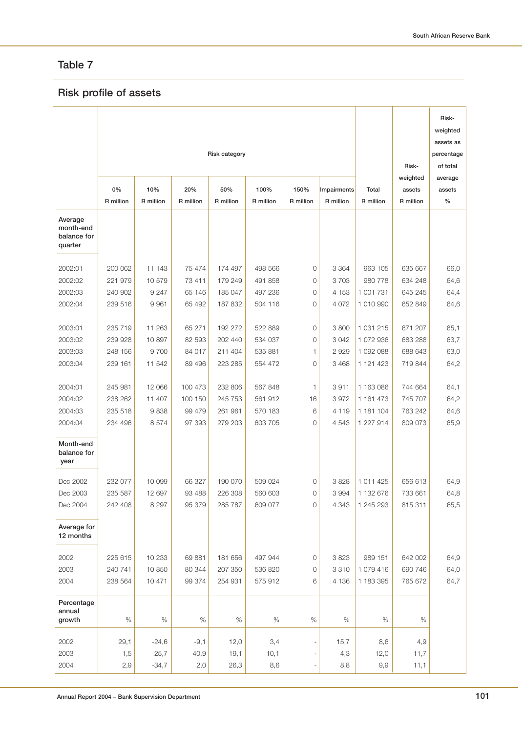## Table 7

## Risk profile of assets

| | Risk category | | | | | | | | | |
|---|---|---|---|---|---|---|---|---|---|---|
| | 0% R million | 10% R million | 20% R million | 50% R million | 100% R million | 150% R million | Impairments R million | Total R million | Risk-weighted assets R million | Risk-weighted assets as percentage of total average assets % |
| **Average month-end balance for quarter** | | | | | | | | | | |
| 2002:01 | 200 062 | 11 143 | 75 474 | 174 497 | 498 566 | 0 | 3 364 | 963 105 | 635 667 | 66,0 |
| 2002:02 | 221 979 | 10 579 | 73 411 | 179 249 | 491 858 | 0 | 3 703 | 980 778 | 634 248 | 64,6 |
| 2002:03 | 240 902 | 9 247 | 65 146 | 185 047 | 497 236 | 0 | 4 153 | 1 001 731 | 645 245 | 64,4 |
| 2002:04 | 239 516 | 9 961 | 65 492 | 187 832 | 504 116 | 0 | 4 072 | 1 010 990 | 652 849 | 64,6 |
| 2003:01 | 235 719 | 11 263 | 65 271 | 192 272 | 522 889 | 0 | 3 800 | 1 031 215 | 671 207 | 65,1 |
| 2003:02 | 239 928 | 10 897 | 82 593 | 202 440 | 534 037 | 0 | 3 042 | 1 072 936 | 683 288 | 63,7 |
| 2003:03 | 248 156 | 9 700 | 84 017 | 211 404 | 535 881 | 1 | 2 929 | 1 092 088 | 688 643 | 63,0 |
| 2003:04 | 239 161 | 11 542 | 89 496 | 223 285 | 554 472 | 0 | 3 468 | 1 121 423 | 719 844 | 64,2 |
| 2004:01 | 245 981 | 12 066 | 100 473 | 232 806 | 567 848 | 1 | 3 911 | 1 163 086 | 744 664 | 64,1 |
| 2004:02 | 238 262 | 11 407 | 100 150 | 245 753 | 561 912 | 16 | 3 972 | 1 161 473 | 745 707 | 64,2 |
| 2004:03 | 235 518 | 9 838 | 99 479 | 261 961 | 570 183 | 6 | 4 119 | 1 181 104 | 763 242 | 64,6 |
| 2004:04 | 234 496 | 8 574 | 97 393 | 279 203 | 603 705 | 0 | 4 543 | 1 227 914 | 809 073 | 65,9 |
| **Month-end balance for year** | | | | | | | | | | |
| Dec 2002 | 232 077 | 10 099 | 66 327 | 190 070 | 509 024 | 0 | 3 828 | 1 011 425 | 656 613 | 64,9 |
| Dec 2003 | 235 587 | 12 697 | 93 488 | 226 308 | 560 603 | 0 | 3 994 | 1 132 676 | 733 661 | 64,8 |
| Dec 2004 | 242 408 | 8 297 | 95 379 | 285 787 | 609 077 | 0 | 4 343 | 1 245 293 | 815 311 | 65,5 |
| **Average for 12 months** | | | | | | | | | | |
| 2002 | 225 615 | 10 233 | 69 881 | 181 656 | 497 944 | 0 | 3 823 | 989 151 | 642 002 | 64,9 |
| 2003 | 240 741 | 10 850 | 80 344 | 207 350 | 536 820 | 0 | 3 310 | 1 079 416 | 690 746 | 64,0 |
| 2004 | 238 564 | 10 471 | 99 374 | 254 931 | 575 912 | 6 | 4 136 | 1 183 395 | 765 672 | 64,7 |
| **Percentage annual growth** | % | % | % | % | % | % | % | % | % | |
| 2002 | 29,1 | -24,6 | -9,1 | 12,0 | 3,4 | - | 15,7 | 8,6 | 4,9 | |
| 2003 | 1,5 | 25,7 | 40,9 | 19,1 | 10,1 | - | 4,3 | 12,0 | 11,7 | |
| 2004 | 2,9 | -34,7 | 2,0 | 26,3 | 8,6 | - | 8,8 | 9,9 | 11,1 | |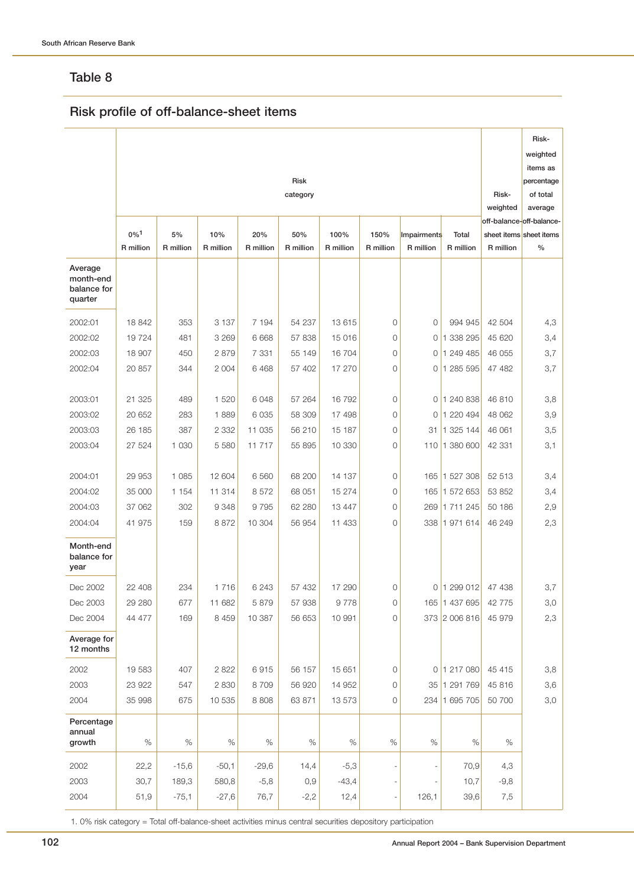## Table 8

### Risk profile of off-balance-sheet items

| | Risk category | | | | | | | | | Risk-weighted off-balance-sheet items | Risk-weighted items as percentage of total average off-balance-sheet items |
|---|---|---|---|---|---|---|---|---|---|---|---|
| | 0%[1] R million | 5% R million | 10% R million | 20% R million | 50% R million | 100% R million | 150% R million | Impairments R million | Total R million | R million | % |
| **Average month-end balance for quarter** | | | | | | | | | | | |
| 2002:01 | 18 842 | 353 | 3 137 | 7 194 | 54 237 | 13 615 | 0 | 0 | 994 945 | 42 504 | 4,3 |
| 2002:02 | 19 724 | 481 | 3 269 | 6 668 | 57 838 | 15 016 | 0 | 0 | 1 338 295 | 45 620 | 3,4 |
| 2002:03 | 18 907 | 450 | 2 879 | 7 331 | 55 149 | 16 704 | 0 | 0 | 1 249 485 | 46 055 | 3,7 |
| 2002:04 | 20 857 | 344 | 2 004 | 6 468 | 57 402 | 17 270 | 0 | 0 | 1 285 595 | 47 482 | 3,7 |
| 2003:01 | 21 325 | 489 | 1 520 | 6 048 | 57 264 | 16 792 | 0 | 0 | 1 240 838 | 46 810 | 3,8 |
| 2003:02 | 20 652 | 283 | 1 889 | 6 035 | 58 309 | 17 498 | 0 | 0 | 1 220 494 | 48 062 | 3,9 |
| 2003:03 | 26 185 | 387 | 2 332 | 11 035 | 56 210 | 15 187 | 0 | 31 | 1 325 144 | 46 061 | 3,5 |
| 2003:04 | 27 524 | 1 030 | 5 580 | 11 717 | 55 895 | 10 330 | 0 | 110 | 1 380 600 | 42 331 | 3,1 |
| 2004:01 | 29 953 | 1 085 | 12 604 | 6 560 | 68 200 | 14 137 | 0 | 165 | 1 527 308 | 52 513 | 3,4 |
| 2004:02 | 35 000 | 1 154 | 11 314 | 8 572 | 68 051 | 15 274 | 0 | 165 | 1 572 653 | 53 852 | 3,4 |
| 2004:03 | 37 062 | 302 | 9 348 | 9 795 | 62 280 | 13 447 | 0 | 269 | 1 711 245 | 50 186 | 2,9 |
| 2004:04 | 41 975 | 159 | 8 872 | 10 304 | 56 954 | 11 433 | 0 | 338 | 1 971 614 | 46 249 | 2,3 |
| **Month-end balance for year** | | | | | | | | | | | |
| Dec 2002 | 22 408 | 234 | 1 716 | 6 243 | 57 432 | 17 290 | 0 | 0 | 1 299 012 | 47 438 | 3,7 |
| Dec 2003 | 29 280 | 677 | 11 682 | 5 879 | 57 938 | 9 778 | 0 | 165 | 1 437 695 | 42 775 | 3,0 |
| Dec 2004 | 44 477 | 169 | 8 459 | 10 387 | 56 653 | 10 991 | 0 | 373 | 2 006 816 | 45 979 | 2,3 |
| **Average for 12 months** | | | | | | | | | | | |
| 2002 | 19 583 | 407 | 2 822 | 6 915 | 56 157 | 15 651 | 0 | 0 | 1 217 080 | 45 415 | 3,8 |
| 2003 | 23 922 | 547 | 2 830 | 8 709 | 56 920 | 14 952 | 0 | 35 | 1 291 769 | 45 816 | 3,6 |
| 2004 | 35 998 | 675 | 10 535 | 8 808 | 63 871 | 13 573 | 0 | 234 | 1 695 705 | 50 700 | 3,0 |
| **Percentage annual growth** | % | % | % | % | % | % | % | % | % | % | |
| 2002 | 22,2 | -15,6 | -50,1 | -29,6 | 14,4 | -5,3 | - | - | 70,9 | 4,3 | |
| 2003 | 30,7 | 189,3 | 580,8 | -5,8 | 0,9 | -43,4 | - | - | 10,7 | -9,8 | |
| 2004 | 51,9 | -75,1 | -27,6 | 76,7 | -2,2 | 12,4 | - | 126,1 | 39,6 | 7,5 | |

1. 0% risk category = Total off-balance-sheet activities minus central securities depository participation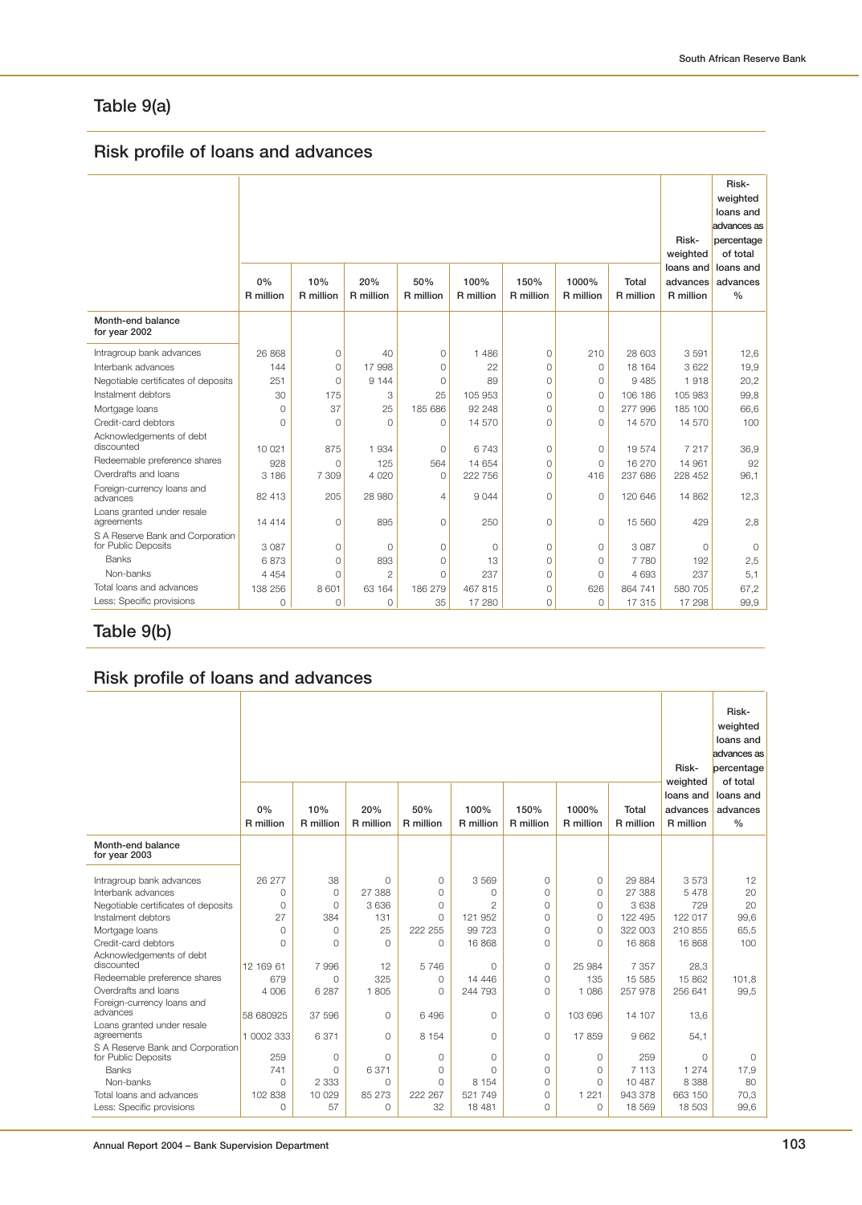## Table 9(a)

## Risk profile of loans and advances

| | 0% R million | 10% R million | 20% R million | 50% R million | 100% R million | 150% R million | 1000% R million | Total R million | Risk-weighted loans and advances R million | Risk-weighted loans and advances as percentage of total loans and advances % |
|---|---|---|---|---|---|---|---|---|---|---|
| **Month-end balance for year 2002** | | | | | | | | | | |
| Intragroup bank advances | 26 868 | 0 | 40 | 0 | 1 486 | 0 | 210 | 28 603 | 3 591 | 12,6 |
| Interbank advances | 144 | 0 | 17 998 | 0 | 22 | 0 | 0 | 18 164 | 3 622 | 19,9 |
| Negotiable certificates of deposits | 251 | 0 | 9 144 | 0 | 89 | 0 | 0 | 9 485 | 1 918 | 20,2 |
| Instalment debtors | 30 | 175 | 3 | 25 | 105 953 | 0 | 0 | 106 186 | 105 983 | 99,8 |
| Mortgage loans | 0 | 37 | 25 | 185 686 | 92 248 | 0 | 0 | 277 996 | 185 100 | 66,6 |
| Credit-card debtors | 0 | 0 | 0 | 0 | 14 570 | 0 | 0 | 14 570 | 14 570 | 100 |
| Acknowledgements of debt discounted | 10 021 | 875 | 1 934 | 0 | 6 743 | 0 | 0 | 19 574 | 7 217 | 36,9 |
| Redeemable preference shares | 928 | 0 | 125 | 564 | 14 654 | 0 | 0 | 16 270 | 14 961 | 92 |
| Overdrafts and loans | 3 186 | 7 309 | 4 020 | 0 | 222 756 | 0 | 416 | 237 686 | 228 452 | 96,1 |
| Foreign-currency loans and advances | 82 413 | 205 | 28 980 | 4 | 9 044 | 0 | 0 | 120 646 | 14 862 | 12,3 |
| Loans granted under resale agreements | 14 414 | 0 | 895 | 0 | 250 | 0 | 0 | 15 560 | 429 | 2,8 |
| S A Reserve Bank and Corporation for Public Deposits | 3 087 | 0 | 0 | 0 | 0 | 0 | 0 | 3 087 | 0 | 0 |
| Banks | 6 873 | 0 | 893 | 0 | 13 | 0 | 0 | 7 780 | 192 | 2,5 |
| Non-banks | 4 454 | 0 | 2 | 0 | 237 | 0 | 0 | 4 693 | 237 | 5,1 |
| Total loans and advances | 138 256 | 8 601 | 63 164 | 186 279 | 467 815 | 0 | 626 | 864 741 | 580 705 | 67,2 |
| Less: Specific provisions | 0 | 0 | 0 | 35 | 17 280 | 0 | 0 | 17 315 | 17 298 | 99,9 |

## Table 9(b)

## Risk profile of loans and advances

| | 0% R million | 10% R million | 20% R million | 50% R million | 100% R million | 150% R million | 1000% R million | Total R million | Risk-weighted loans and advances R million | Risk-weighted loans and advances as percentage of total loans and advances % |
|---|---|---|---|---|---|---|---|---|---|---|
| **Month-end balance for year 2003** | | | | | | | | | | |
| Intragroup bank advances | 26 277 | 38 | 0 | 0 | 3 569 | 0 | 0 | 29 884 | 3 573 | 12 |
| Interbank advances | 0 | 0 | 27 388 | 0 | 0 | 0 | 0 | 27 388 | 5 478 | 20 |
| Negotiable certificates of deposits | 0 | 0 | 3 636 | 0 | 2 | 0 | 0 | 3 638 | 729 | 20 |
| Instalment debtors | 27 | 384 | 131 | 0 | 121 952 | 0 | 0 | 122 495 | 122 017 | 99,6 |
| Mortgage loans | 0 | 0 | 25 | 222 255 | 99 723 | 0 | 0 | 322 003 | 210 855 | 65,5 |
| Credit-card debtors | 0 | 0 | 0 | 0 | 16 868 | 0 | 0 | 16 868 | 16 868 | 100 |
| Acknowledgements of debt discounted | 12 169 61 | 7 996 | 12 | 5 746 | 0 | 0 | 25 984 | 7 357 | 28,3 | |
| Redeemable preference shares | 679 | 0 | 325 | 0 | 14 446 | 0 | 135 | 15 585 | 15 862 | 101,8 |
| Overdrafts and loans | 4 006 | 6 287 | 1 805 | 0 | 244 793 | 0 | 1 086 | 257 978 | 256 641 | 99,5 |
| Foreign-currency loans and advances | 58 680925 | 37 596 | 0 | 6 496 | 0 | 0 | 103 696 | 14 107 | 13,6 | |
| Loans granted under resale agreements | 1 0002 333 | 6 371 | 0 | 8 154 | 0 | 0 | 17 859 | 9 662 | 54,1 | |
| S A Reserve Bank and Corporation for Public Deposits | 259 | 0 | 0 | 0 | 0 | 0 | 0 | 259 | 0 | 0 |
| Banks | 741 | 0 | 6 371 | 0 | 0 | 0 | 0 | 7 113 | 1 274 | 17,9 |
| Non-banks | 0 | 2 333 | 0 | 0 | 8 154 | 0 | 0 | 10 487 | 8 388 | 80 |
| Total loans and advances | 102 838 | 10 029 | 85 273 | 222 267 | 521 749 | 0 | 1 221 | 943 378 | 663 150 | 70,3 |
| Less: Specific provisions | 0 | 57 | 0 | 32 | 18 481 | 0 | 0 | 18 569 | 18 503 | 99,6 |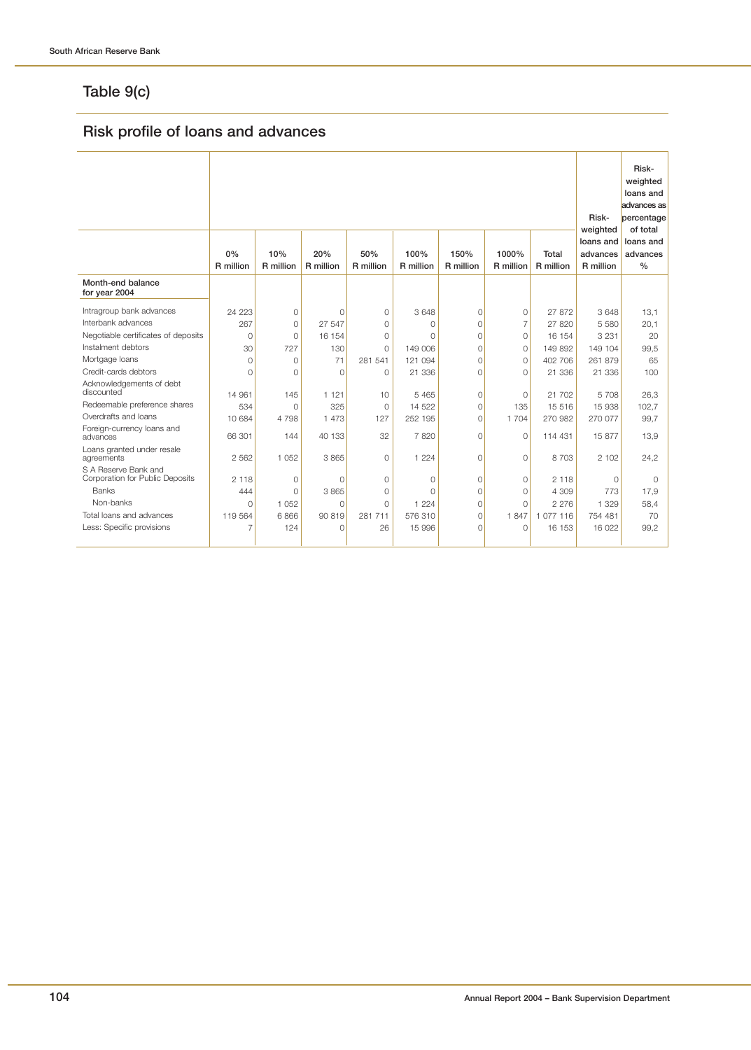## Table 9(c)

## Risk profile of loans and advances

| | 0% R million | 10% R million | 20% R million | 50% R million | 100% R million | 150% R million | 1000% R million | Total R million | Risk-weighted loans and advances R million | Risk-weighted loans and advances as percentage of total loans and advances % |
|---|---|---|---|---|---|---|---|---|---|---|
| **Month-end balance for year 2004** | | | | | | | | | | |
| Intragroup bank advances | 24 223 | 0 | 0 | 0 | 3 648 | 0 | 0 | 27 872 | 3 648 | 13,1 |
| Interbank advances | 267 | 0 | 27 547 | 0 | 0 | 0 | 7 | 27 820 | 5 580 | 20,1 |
| Negotiable certificates of deposits | 0 | 0 | 16 154 | 0 | 0 | 0 | 0 | 16 154 | 3 231 | 20 |
| Instalment debtors | 30 | 727 | 130 | 0 | 149 006 | 0 | 0 | 149 892 | 149 104 | 99,5 |
| Mortgage loans | 0 | 0 | 71 | 281 541 | 121 094 | 0 | 0 | 402 706 | 261 879 | 65 |
| Credit-cards debtors | 0 | 0 | 0 | 0 | 21 336 | 0 | 0 | 21 336 | 21 336 | 100 |
| Acknowledgements of debt discounted | 14 961 | 145 | 1 121 | 10 | 5 465 | 0 | 0 | 21 702 | 5 708 | 26,3 |
| Redeemable preference shares | 534 | 0 | 325 | 0 | 14 522 | 0 | 135 | 15 516 | 15 938 | 102,7 |
| Overdrafts and loans | 10 684 | 4 798 | 1 473 | 127 | 252 195 | 0 | 1 704 | 270 982 | 270 077 | 99,7 |
| Foreign-currency loans and advances | 66 301 | 144 | 40 133 | 32 | 7 820 | 0 | 0 | 114 431 | 15 877 | 13,9 |
| Loans granted under resale agreements | 2 562 | 1 052 | 3 865 | 0 | 1 224 | 0 | 0 | 8 703 | 2 102 | 24,2 |
| S A Reserve Bank and Corporation for Public Deposits | 2 118 | 0 | 0 | 0 | 0 | 0 | 0 | 2 118 | 0 | 0 |
| Banks | 444 | 0 | 3 865 | 0 | 0 | 0 | 0 | 4 309 | 773 | 17,9 |
| Non-banks | 0 | 1 052 | 0 | 0 | 1 224 | 0 | 0 | 2 276 | 1 329 | 58,4 |
| Total loans and advances | 119 564 | 6 866 | 90 819 | 281 711 | 576 310 | 0 | 1 847 | 1 077 116 | 754 481 | 70 |
| Less: Specific provisions | 7 | 124 | 0 | 26 | 15 996 | 0 | 0 | 16 153 | 16 022 | 99,2 |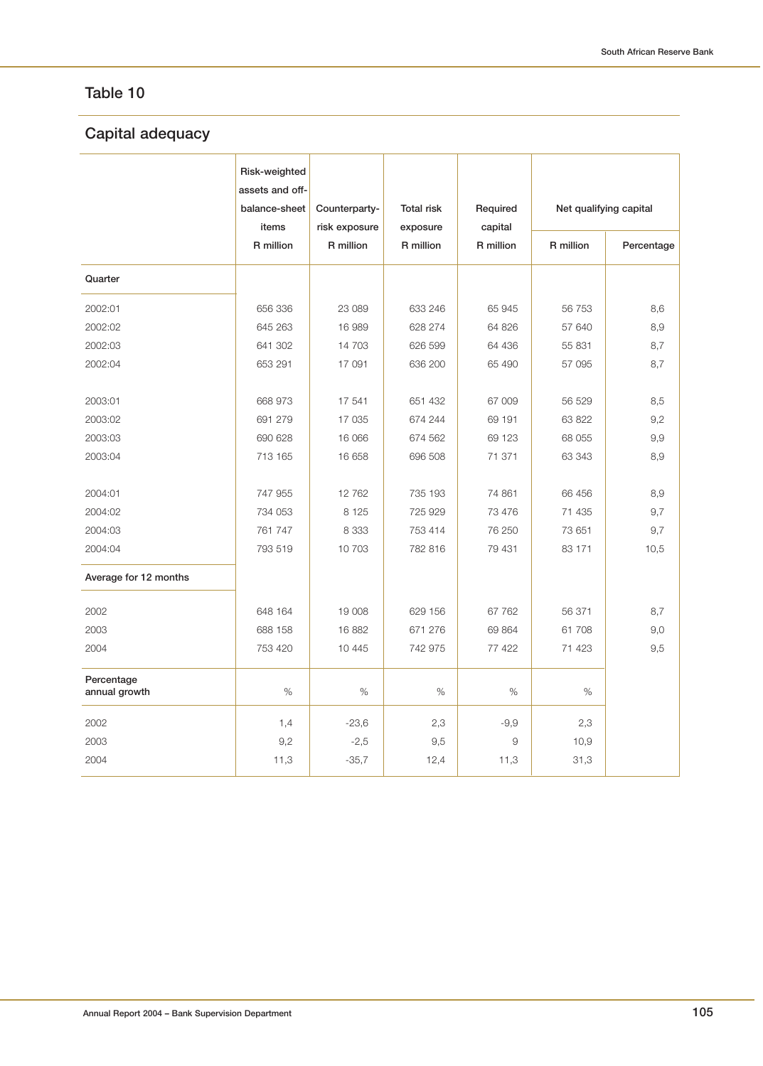## Table 10

## Capital adequacy

| | Risk-weighted assets and off-balance-sheet items R million | Counterparty-risk exposure R million | Total risk exposure R million | Required capital R million | Net qualifying capital | |
|---|---|---|---|---|---|---|
| | | | | | R million | Percentage |
| **Quarter** | | | | | | |
| 2002:01 | 656 336 | 23 089 | 633 246 | 65 945 | 56 753 | 8,6 |
| 2002:02 | 645 263 | 16 989 | 628 274 | 64 826 | 57 640 | 8,9 |
| 2002:03 | 641 302 | 14 703 | 626 599 | 64 436 | 55 831 | 8,7 |
| 2002:04 | 653 291 | 17 091 | 636 200 | 65 490 | 57 095 | 8,7 |
| 2003:01 | 668 973 | 17 541 | 651 432 | 67 009 | 56 529 | 8,5 |
| 2003:02 | 691 279 | 17 035 | 674 244 | 69 191 | 63 822 | 9,2 |
| 2003:03 | 690 628 | 16 066 | 674 562 | 69 123 | 68 055 | 9,9 |
| 2003:04 | 713 165 | 16 658 | 696 508 | 71 371 | 63 343 | 8,9 |
| 2004:01 | 747 955 | 12 762 | 735 193 | 74 861 | 66 456 | 8,9 |
| 2004:02 | 734 053 | 8 125 | 725 929 | 73 476 | 71 435 | 9,7 |
| 2004:03 | 761 747 | 8 333 | 753 414 | 76 250 | 73 651 | 9,7 |
| 2004:04 | 793 519 | 10 703 | 782 816 | 79 431 | 83 171 | 10,5 |
| **Average for 12 months** | | | | | | |
| 2002 | 648 164 | 19 008 | 629 156 | 67 762 | 56 371 | 8,7 |
| 2003 | 688 158 | 16 882 | 671 276 | 69 864 | 61 708 | 9,0 |
| 2004 | 753 420 | 10 445 | 742 975 | 77 422 | 71 423 | 9,5 |
| **Percentage annual growth** | % | % | % | % | % | |
| 2002 | 1,4 | -23,6 | 2,3 | -9,9 | 2,3 | |
| 2003 | 9,2 | -2,5 | 9,5 | 9 | 10,9 | |
| 2004 | 11,3 | -35,7 | 12,4 | 11,3 | 31,3 | |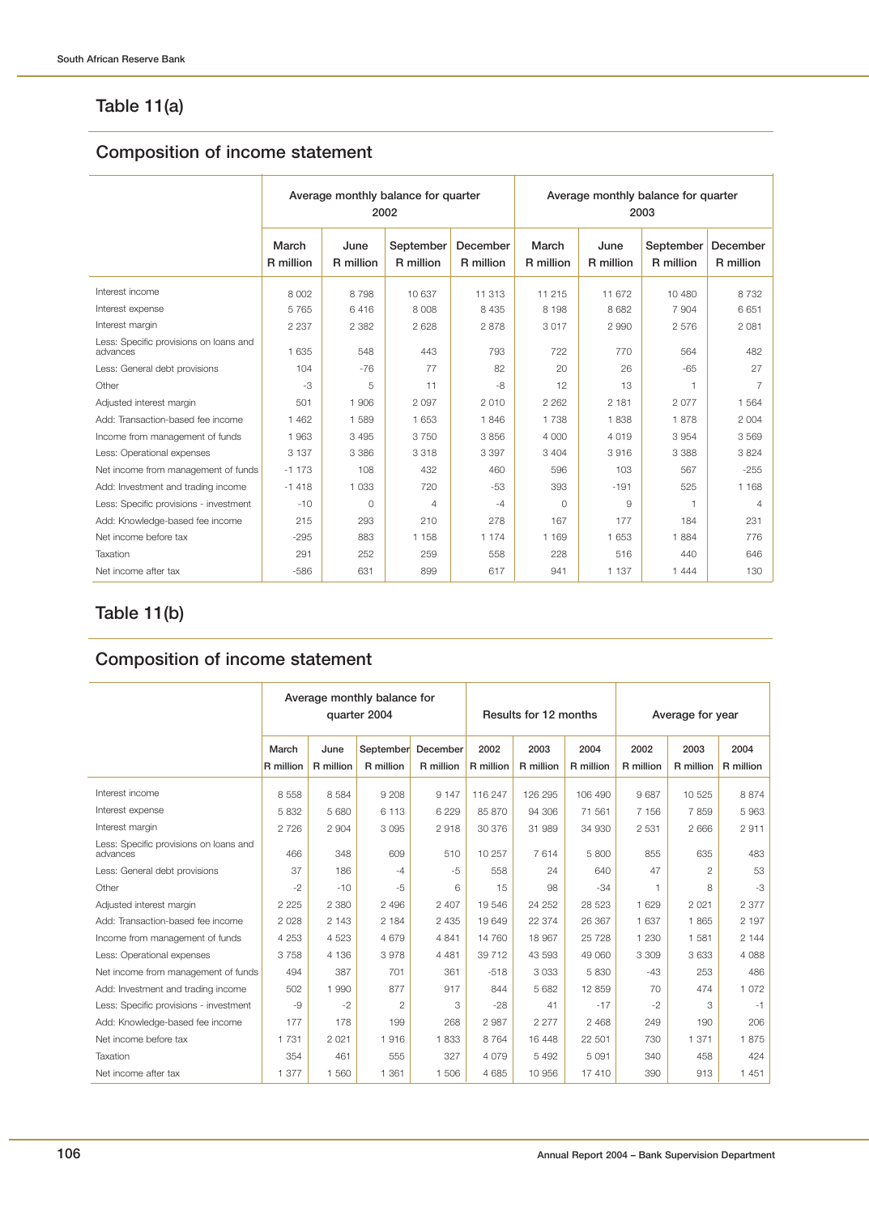## Table 11(a)

## Composition of income statement

| | Average monthly balance for quarter 2002 | | | | Average monthly balance for quarter 2003 | | | |
|---|---|---|---|---|---|---|---|---|
| | March R million | June R million | September R million | December R million | March R million | June R million | September R million | December R million |
| Interest income | 8 002 | 8 798 | 10 637 | 11 313 | 11 215 | 11 672 | 10 480 | 8 732 |
| Interest expense | 5 765 | 6 416 | 8 008 | 8 435 | 8 198 | 8 682 | 7 904 | 6 651 |
| Interest margin | 2 237 | 2 382 | 2 628 | 2 878 | 3 017 | 2 990 | 2 576 | 2 081 |
| Less: Specific provisions on loans and advances | 1 635 | 548 | 443 | 793 | 722 | 770 | 564 | 482 |
| Less: General debt provisions | 104 | -76 | 77 | 82 | 20 | 26 | -65 | 27 |
| Other | -3 | 5 | 11 | -8 | 12 | 13 | 1 | 7 |
| Adjusted interest margin | 501 | 1 906 | 2 097 | 2 010 | 2 262 | 2 181 | 2 077 | 1 564 |
| Add: Transaction-based fee income | 1 462 | 1 589 | 1 653 | 1 846 | 1 738 | 1 838 | 1 878 | 2 004 |
| Income from management of funds | 1 963 | 3 495 | 3 750 | 3 856 | 4 000 | 4 019 | 3 954 | 3 569 |
| Less: Operational expenses | 3 137 | 3 386 | 3 318 | 3 397 | 3 404 | 3 916 | 3 388 | 3 824 |
| Net income from management of funds | -1 173 | 108 | 432 | 460 | 596 | 103 | 567 | -255 |
| Add: Investment and trading income | -1 418 | 1 033 | 720 | -53 | 393 | -191 | 525 | 1 168 |
| Less: Specific provisions - investment | -10 | 0 | 4 | -4 | 0 | 9 | 1 | 4 |
| Add: Knowledge-based fee income | 215 | 293 | 210 | 278 | 167 | 177 | 184 | 231 |
| Net income before tax | -295 | 883 | 1 158 | 1 174 | 1 169 | 1 653 | 1 884 | 776 |
| Taxation | 291 | 252 | 259 | 558 | 228 | 516 | 440 | 646 |
| Net income after tax | -586 | 631 | 899 | 617 | 941 | 1 137 | 1 444 | 130 |

## Table 11(b)

## Composition of income statement

| | Average monthly balance for quarter 2004 | | | | Results for 12 months | | | Average for year | | |
|---|---|---|---|---|---|---|---|---|---|---|
| | March R million | June R million | September R million | December R million | 2002 R million | 2003 R million | 2004 R million | 2002 R million | 2003 R million | 2004 R million |
| Interest income | 8 558 | 8 584 | 9 208 | 9 147 | 116 247 | 126 295 | 106 490 | 9 687 | 10 525 | 8 874 |
| Interest expense | 5 832 | 5 680 | 6 113 | 6 229 | 85 870 | 94 306 | 71 561 | 7 156 | 7 859 | 5 963 |
| Interest margin | 2 726 | 2 904 | 3 095 | 2 918 | 30 376 | 31 989 | 34 930 | 2 531 | 2 666 | 2 911 |
| Less: Specific provisions on loans and advances | 466 | 348 | 609 | 510 | 10 257 | 7 614 | 5 800 | 855 | 635 | 483 |
| Less: General debt provisions | 37 | 186 | -4 | -5 | 558 | 24 | 640 | 47 | 2 | 53 |
| Other | -2 | -10 | -5 | 6 | 15 | 98 | -34 | 1 | 8 | -3 |
| Adjusted interest margin | 2 225 | 2 380 | 2 496 | 2 407 | 19 546 | 24 252 | 28 523 | 1 629 | 2 021 | 2 377 |
| Add: Transaction-based fee income | 2 028 | 2 143 | 2 184 | 2 435 | 19 649 | 22 374 | 26 367 | 1 637 | 1 865 | 2 197 |
| Income from management of funds | 4 253 | 4 523 | 4 679 | 4 841 | 14 760 | 18 967 | 25 728 | 1 230 | 1 581 | 2 144 |
| Less: Operational expenses | 3 758 | 4 136 | 3 978 | 4 481 | 39 712 | 43 593 | 49 060 | 3 309 | 3 633 | 4 088 |
| Net income from management of funds | 494 | 387 | 701 | 361 | -518 | 3 033 | 5 830 | -43 | 253 | 486 |
| Add: Investment and trading income | 502 | 1 990 | 877 | 917 | 844 | 5 682 | 12 859 | 70 | 474 | 1 072 |
| Less: Specific provisions - investment | -9 | -2 | 2 | 3 | -28 | 41 | -17 | -2 | 3 | -1 |
| Add: Knowledge-based fee income | 177 | 178 | 199 | 268 | 2 987 | 2 277 | 2 468 | 249 | 190 | 206 |
| Net income before tax | 1 731 | 2 021 | 1 916 | 1 833 | 8 764 | 16 448 | 22 501 | 730 | 1 371 | 1 875 |
| Taxation | 354 | 461 | 555 | 327 | 4 079 | 5 492 | 5 091 | 340 | 458 | 424 |
| Net income after tax | 1 377 | 1 560 | 1 361 | 1 506 | 4 685 | 10 956 | 17 410 | 390 | 913 | 1 451 |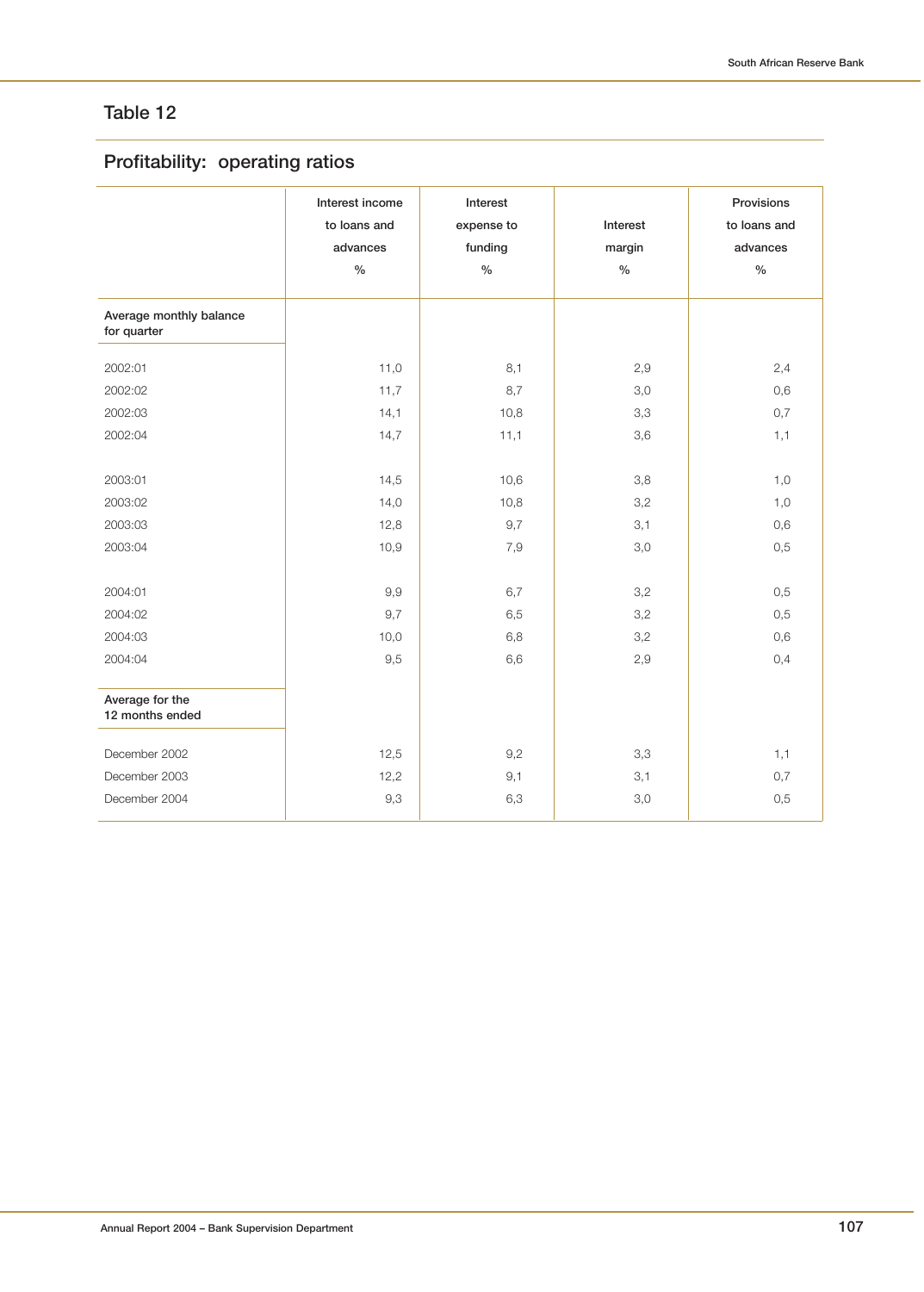## Table 12

## Profitability: operating ratios

| | Interest income to loans and advances % | Interest expense to funding % | Interest margin % | Provisions to loans and advances % |
|---|---|---|---|---|
| **Average monthly balance for quarter** | | | | |
| 2002:01 | 11,0 | 8,1 | 2,9 | 2,4 |
| 2002:02 | 11,7 | 8,7 | 3,0 | 0,6 |
| 2002:03 | 14,1 | 10,8 | 3,3 | 0,7 |
| 2002:04 | 14,7 | 11,1 | 3,6 | 1,1 |
| 2003:01 | 14,5 | 10,6 | 3,8 | 1,0 |
| 2003:02 | 14,0 | 10,8 | 3,2 | 1,0 |
| 2003:03 | 12,8 | 9,7 | 3,1 | 0,6 |
| 2003:04 | 10,9 | 7,9 | 3,0 | 0,5 |
| 2004:01 | 9,9 | 6,7 | 3,2 | 0,5 |
| 2004:02 | 9,7 | 6,5 | 3,2 | 0,5 |
| 2004:03 | 10,0 | 6,8 | 3,2 | 0,6 |
| 2004:04 | 9,5 | 6,6 | 2,9 | 0,4 |
| **Average for the 12 months ended** | | | | |
| December 2002 | 12,5 | 9,2 | 3,3 | 1,1 |
| December 2003 | 12,2 | 9,1 | 3,1 | 0,7 |
| December 2004 | 9,3 | 6,3 | 3,0 | 0,5 |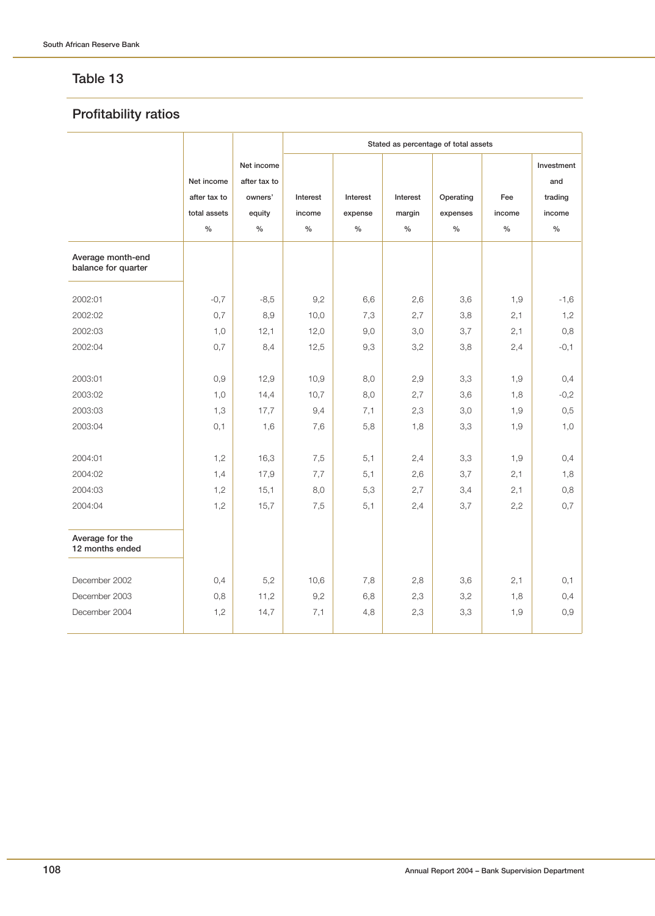## Table 13

## Profitability ratios

| | Net income after tax to total assets % | Net income after tax to owners' equity % | Stated as percentage of total assets | | | | | |
|---|---|---|---|---|---|---|---|---|
| | | | Interest income % | Interest expense % | Interest margin % | Operating expenses % | Fee income % | Investment and trading income % |
| **Average month-end balance for quarter** | | | | | | | | |
| 2002:01 | -0,7 | -8,5 | 9,2 | 6,6 | 2,6 | 3,6 | 1,9 | -1,6 |
| 2002:02 | 0,7 | 8,9 | 10,0 | 7,3 | 2,7 | 3,8 | 2,1 | 1,2 |
| 2002:03 | 1,0 | 12,1 | 12,0 | 9,0 | 3,0 | 3,7 | 2,1 | 0,8 |
| 2002:04 | 0,7 | 8,4 | 12,5 | 9,3 | 3,2 | 3,8 | 2,4 | -0,1 |
| 2003:01 | 0,9 | 12,9 | 10,9 | 8,0 | 2,9 | 3,3 | 1,9 | 0,4 |
| 2003:02 | 1,0 | 14,4 | 10,7 | 8,0 | 2,7 | 3,6 | 1,8 | -0,2 |
| 2003:03 | 1,3 | 17,7 | 9,4 | 7,1 | 2,3 | 3,0 | 1,9 | 0,5 |
| 2003:04 | 0,1 | 1,6 | 7,6 | 5,8 | 1,8 | 3,3 | 1,9 | 1,0 |
| 2004:01 | 1,2 | 16,3 | 7,5 | 5,1 | 2,4 | 3,3 | 1,9 | 0,4 |
| 2004:02 | 1,4 | 17,9 | 7,7 | 5,1 | 2,6 | 3,7 | 2,1 | 1,8 |
| 2004:03 | 1,2 | 15,1 | 8,0 | 5,3 | 2,7 | 3,4 | 2,1 | 0,8 |
| 2004:04 | 1,2 | 15,7 | 7,5 | 5,1 | 2,4 | 3,7 | 2,2 | 0,7 |
| **Average for the 12 months ended** | | | | | | | | |
| December 2002 | 0,4 | 5,2 | 10,6 | 7,8 | 2,8 | 3,6 | 2,1 | 0,1 |
| December 2003 | 0,8 | 11,2 | 9,2 | 6,8 | 2,3 | 3,2 | 1,8 | 0,4 |
| December 2004 | 1,2 | 14,7 | 7,1 | 4,8 | 2,3 | 3,3 | 1,9 | 0,9 |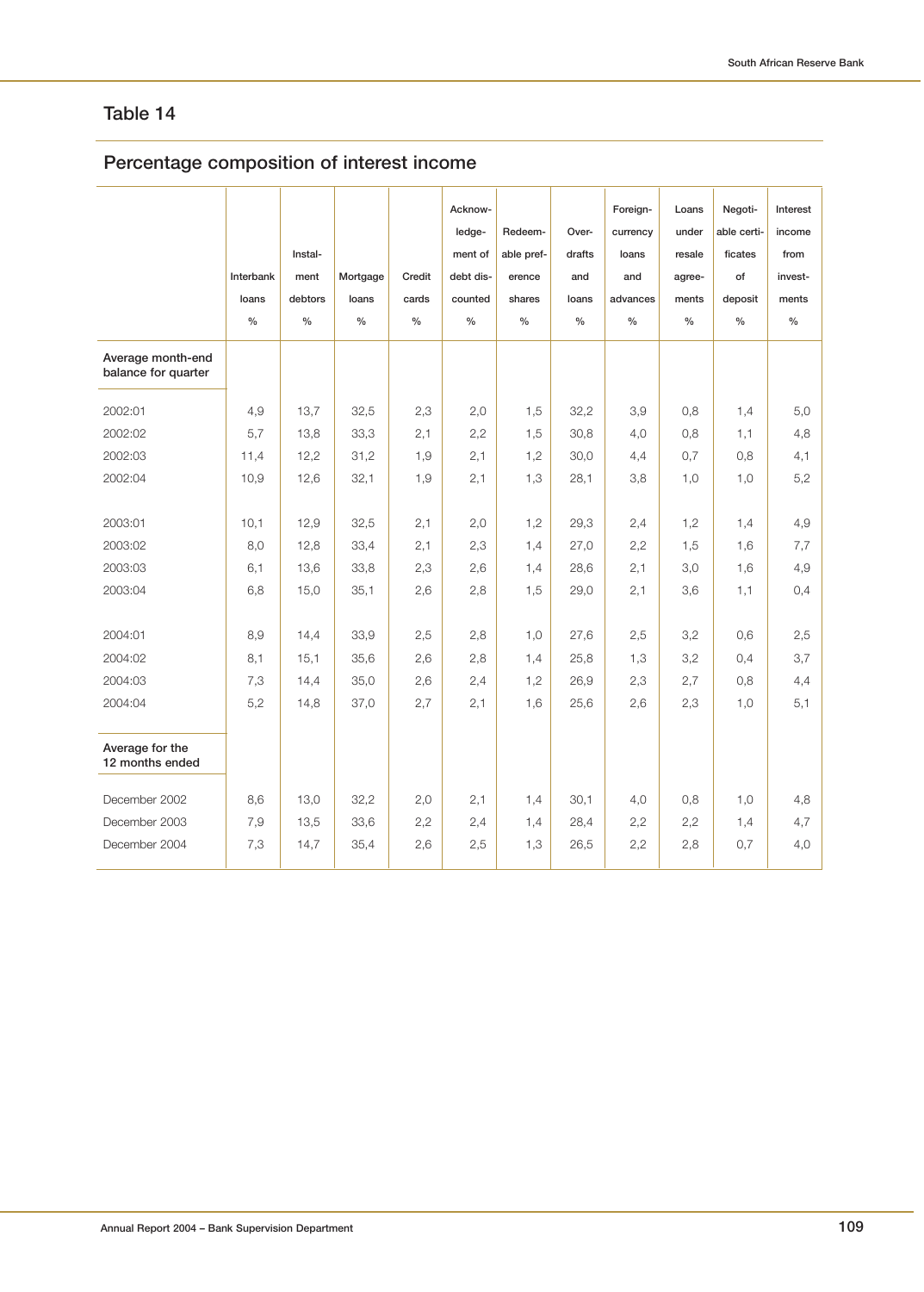## Table 14

## Percentage composition of interest income

| | Interbank loans % | Instalment debtors % | Mortgage loans % | Credit cards % | Acknowledgement of debt discounted % | Redeemable preference shares % | Overdrafts and loans % | Foreign-currency loans and advances % | Loans under resale agreements % | Negotiable certificates of deposit % | Interest income from investments % |
|---|---|---|---|---|---|---|---|---|---|---|---|
| **Average month-end balance for quarter** | | | | | | | | | | | |
| 2002:01 | 4,9 | 13,7 | 32,5 | 2,3 | 2,0 | 1,5 | 32,2 | 3,9 | 0,8 | 1,4 | 5,0 |
| 2002:02 | 5,7 | 13,8 | 33,3 | 2,1 | 2,2 | 1,5 | 30,8 | 4,0 | 0,8 | 1,1 | 4,8 |
| 2002:03 | 11,4 | 12,2 | 31,2 | 1,9 | 2,1 | 1,2 | 30,0 | 4,4 | 0,7 | 0,8 | 4,1 |
| 2002:04 | 10,9 | 12,6 | 32,1 | 1,9 | 2,1 | 1,3 | 28,1 | 3,8 | 1,0 | 1,0 | 5,2 |
| 2003:01 | 10,1 | 12,9 | 32,5 | 2,1 | 2,0 | 1,2 | 29,3 | 2,4 | 1,2 | 1,4 | 4,9 |
| 2003:02 | 8,0 | 12,8 | 33,4 | 2,1 | 2,3 | 1,4 | 27,0 | 2,2 | 1,5 | 1,6 | 7,7 |
| 2003:03 | 6,1 | 13,6 | 33,8 | 2,3 | 2,6 | 1,4 | 28,6 | 2,1 | 3,0 | 1,6 | 4,9 |
| 2003:04 | 6,8 | 15,0 | 35,1 | 2,6 | 2,8 | 1,5 | 29,0 | 2,1 | 3,6 | 1,1 | 0,4 |
| 2004:01 | 8,9 | 14,4 | 33,9 | 2,5 | 2,8 | 1,0 | 27,6 | 2,5 | 3,2 | 0,6 | 2,5 |
| 2004:02 | 8,1 | 15,1 | 35,6 | 2,6 | 2,8 | 1,4 | 25,8 | 1,3 | 3,2 | 0,4 | 3,7 |
| 2004:03 | 7,3 | 14,4 | 35,0 | 2,6 | 2,4 | 1,2 | 26,9 | 2,3 | 2,7 | 0,8 | 4,4 |
| 2004:04 | 5,2 | 14,8 | 37,0 | 2,7 | 2,1 | 1,6 | 25,6 | 2,6 | 2,3 | 1,0 | 5,1 |
| **Average for the 12 months ended** | | | | | | | | | | | |
| December 2002 | 8,6 | 13,0 | 32,2 | 2,0 | 2,1 | 1,4 | 30,1 | 4,0 | 0,8 | 1,0 | 4,8 |
| December 2003 | 7,9 | 13,5 | 33,6 | 2,2 | 2,4 | 1,4 | 28,4 | 2,2 | 2,2 | 1,4 | 4,7 |
| December 2004 | 7,3 | 14,7 | 35,4 | 2,6 | 2,5 | 1,3 | 26,5 | 2,2 | 2,8 | 0,7 | 4,0 |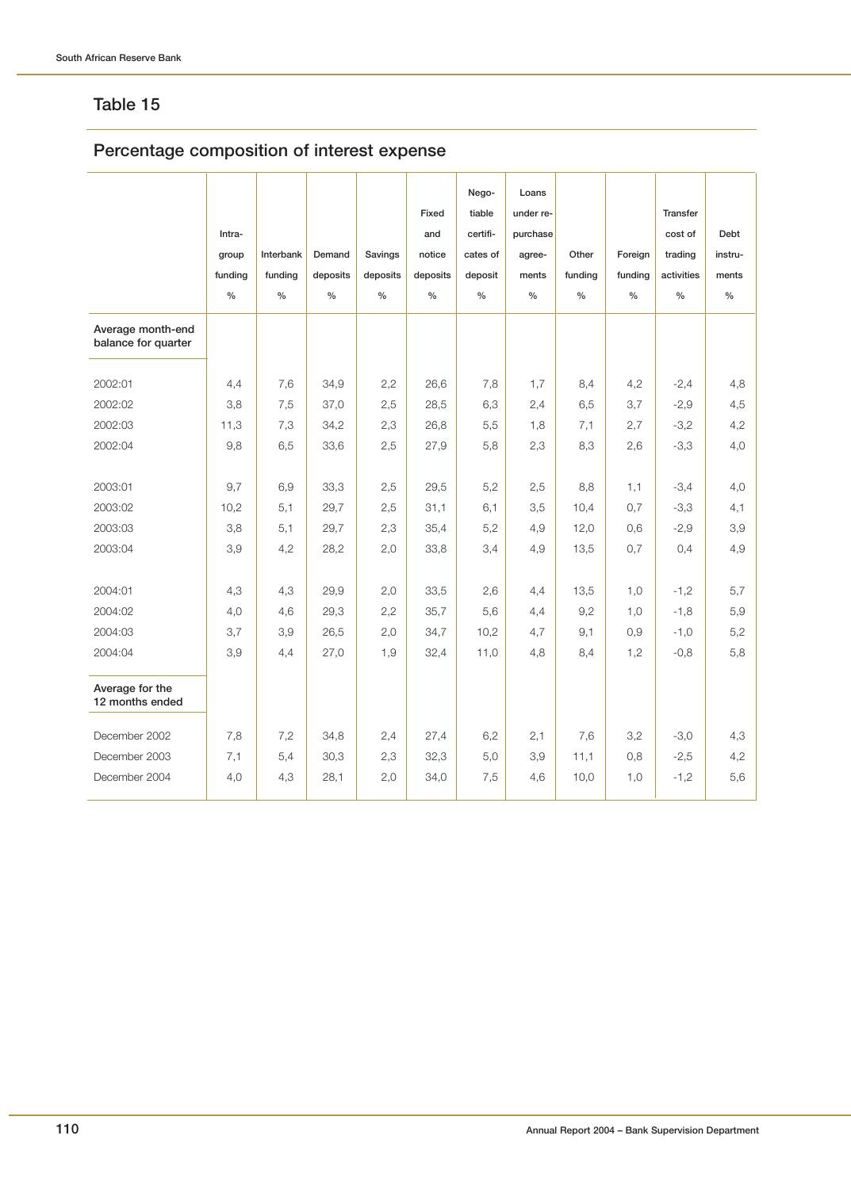## Table 15

### Percentage composition of interest expense

| | Intra-group funding % | Interbank funding % | Demand deposits % | Savings deposits % | Fixed and notice deposits % | Nego-tiable certifi-cates of deposit % | Loans under re-purchase agree-ments % | Other funding % | Foreign funding % | Transfer cost of trading activities % | Debt instru-ments % |
|---|---|---|---|---|---|---|---|---|---|---|---|
| **Average month-end balance for quarter** | | | | | | | | | | | |
| 2002:01 | 4,4 | 7,6 | 34,9 | 2,2 | 26,6 | 7,8 | 1,7 | 8,4 | 4,2 | -2,4 | 4,8 |
| 2002:02 | 3,8 | 7,5 | 37,0 | 2,5 | 28,5 | 6,3 | 2,4 | 6,5 | 3,7 | -2,9 | 4,5 |
| 2002:03 | 11,3 | 7,3 | 34,2 | 2,3 | 26,8 | 5,5 | 1,8 | 7,1 | 2,7 | -3,2 | 4,2 |
| 2002:04 | 9,8 | 6,5 | 33,6 | 2,5 | 27,9 | 5,8 | 2,3 | 8,3 | 2,6 | -3,3 | 4,0 |
| 2003:01 | 9,7 | 6,9 | 33,3 | 2,5 | 29,5 | 5,2 | 2,5 | 8,8 | 1,1 | -3,4 | 4,0 |
| 2003:02 | 10,2 | 5,1 | 29,7 | 2,5 | 31,1 | 6,1 | 3,5 | 10,4 | 0,7 | -3,3 | 4,1 |
| 2003:03 | 3,8 | 5,1 | 29,7 | 2,3 | 35,4 | 5,2 | 4,9 | 12,0 | 0,6 | -2,9 | 3,9 |
| 2003:04 | 3,9 | 4,2 | 28,2 | 2,0 | 33,8 | 3,4 | 4,9 | 13,5 | 0,7 | 0,4 | 4,9 |
| 2004:01 | 4,3 | 4,3 | 29,9 | 2,0 | 33,5 | 2,6 | 4,4 | 13,5 | 1,0 | -1,2 | 5,7 |
| 2004:02 | 4,0 | 4,6 | 29,3 | 2,2 | 35,7 | 5,6 | 4,4 | 9,2 | 1,0 | -1,8 | 5,9 |
| 2004:03 | 3,7 | 3,9 | 26,5 | 2,0 | 34,7 | 10,2 | 4,7 | 9,1 | 0,9 | -1,0 | 5,2 |
| 2004:04 | 3,9 | 4,4 | 27,0 | 1,9 | 32,4 | 11,0 | 4,8 | 8,4 | 1,2 | -0,8 | 5,8 |
| **Average for the 12 months ended** | | | | | | | | | | | |
| December 2002 | 7,8 | 7,2 | 34,8 | 2,4 | 27,4 | 6,2 | 2,1 | 7,6 | 3,2 | -3,0 | 4,3 |
| December 2003 | 7,1 | 5,4 | 30,3 | 2,3 | 32,3 | 5,0 | 3,9 | 11,1 | 0,8 | -2,5 | 4,2 |
| December 2004 | 4,0 | 4,3 | 28,1 | 2,0 | 34,0 | 7,5 | 4,6 | 10,0 | 1,0 | -1,2 | 5,6 |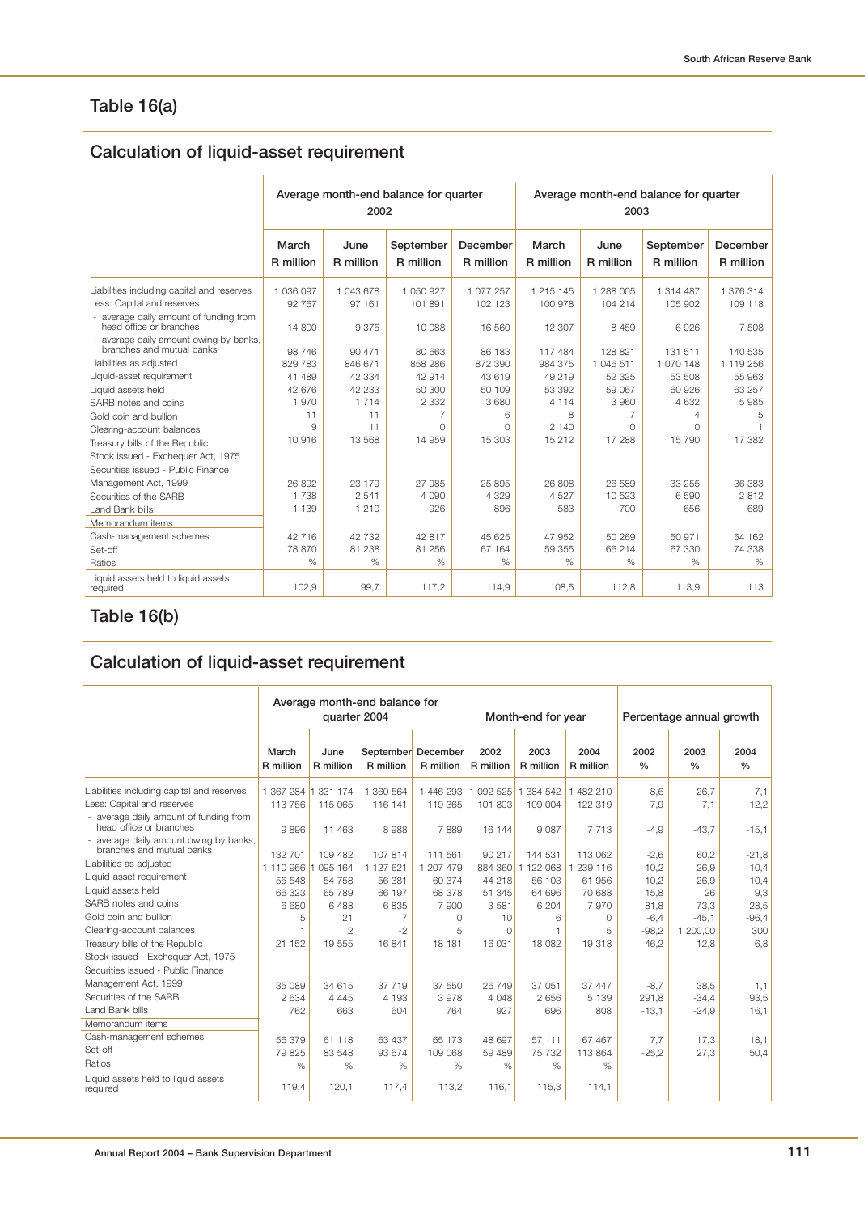## Table 16(a)

## Calculation of liquid-asset requirement

| | Average month-end balance for quarter 2002 | | | | Average month-end balance for quarter 2003 | | | |
|---|---|---|---|---|---|---|---|---|
| | March R million | June R million | September R million | December R million | March R million | June R million | September R million | December R million |
| Liabilities including capital and reserves | 1 036 097 | 1 043 678 | 1 050 927 | 1 077 257 | 1 215 145 | 1 288 005 | 1 314 487 | 1 376 314 |
| Less: Capital and reserves | 92 767 | 97 161 | 101 891 | 102 123 | 100 978 | 104 214 | 105 902 | 109 118 |
| - average daily amount of funding from head office or branches | 14 800 | 9 375 | 10 088 | 16 560 | 12 307 | 8 459 | 6 926 | 7 508 |
| - average daily amount owing by banks, branches and mutual banks | 98 746 | 90 471 | 80 663 | 86 183 | 117 484 | 128 821 | 131 511 | 140 535 |
| Liabilities as adjusted | 829 783 | 846 671 | 858 286 | 872 390 | 984 375 | 1 046 511 | 1 070 148 | 1 119 256 |
| Liquid-asset requirement | 41 489 | 42 334 | 42 914 | 43 619 | 49 219 | 52 325 | 53 508 | 55 963 |
| Liquid assets held | 42 676 | 42 233 | 50 300 | 50 109 | 53 392 | 59 067 | 60 926 | 63 257 |
| SARB notes and coins | 1 970 | 1 714 | 2 332 | 3 680 | 4 114 | 3 960 | 4 632 | 5 985 |
| Gold coin and bullion | 11 | 11 | 7 | 6 | 8 | 7 | 4 | 5 |
| Clearing-account balances | 9 | 11 | 0 | 0 | 2 140 | 0 | 0 | 1 |
| Treasury bills of the Republic | 10 916 | 13 568 | 14 959 | 15 303 | 15 212 | 17 288 | 15 790 | 17 382 |
| Stock issued - Exchequer Act, 1975 Securities issued - Public Finance Management Act, 1999 | 26 892 | 23 179 | 27 985 | 25 895 | 26 808 | 26 589 | 33 255 | 36 383 |
| Securities of the SARB | 1 738 | 2 541 | 4 090 | 4 329 | 4 527 | 10 523 | 6 590 | 2 812 |
| Land Bank bills | 1 139 | 1 210 | 926 | 896 | 583 | 700 | 656 | 689 |
| Memorandum items | | | | | | | | |
| Cash-management schemes | 42 716 | 42 732 | 42 817 | 45 625 | 47 952 | 50 269 | 50 971 | 54 162 |
| Set-off | 78 870 | 81 238 | 81 256 | 67 164 | 59 355 | 66 214 | 67 330 | 74 338 |
| Ratios | % | % | % | % | % | % | % | % |
| Liquid assets held to liquid assets required | 102,9 | 99,7 | 117,2 | 114,9 | 108,5 | 112,8 | 113,9 | 113 |

## Table 16(b)

## Calculation of liquid-asset requirement

| | Average month-end balance for quarter 2004 | | | | Month-end for year | | | Percentage annual growth | | |
|---|---|---|---|---|---|---|---|---|---|---|
| | March R million | June R million | September R million | December R million | 2002 R million | 2003 R million | 2004 R million | 2002 % | 2003 % | 2004 % |
| Liabilities including capital and reserves | 1 367 284 | 1 331 174 | 1 360 564 | 1 446 293 | 1 092 525 | 1 384 542 | 1 482 210 | 8,6 | 26,7 | 7,1 |
| Less: Capital and reserves | 113 756 | 115 065 | 116 141 | 119 365 | 101 803 | 109 004 | 122 319 | 7,9 | 7,1 | 12,2 |
| - average daily amount of funding from head office or branches | 9 896 | 11 463 | 8 988 | 7 889 | 16 144 | 9 087 | 7 713 | -4,9 | -43,7 | -15,1 |
| - average daily amount owing by banks, branches and mutual banks | 132 701 | 109 482 | 107 814 | 111 561 | 90 217 | 144 531 | 113 062 | -2,6 | 60,2 | -21,8 |
| Liabilities as adjusted | 1 110 966 | 1 095 164 | 1 127 621 | 1 207 479 | 884 360 | 1 122 068 | 1 239 116 | 10,2 | 26,9 | 10,4 |
| Liquid-asset requirement | 55 548 | 54 758 | 56 381 | 60 374 | 44 218 | 56 103 | 61 956 | 10,2 | 26,9 | 10,4 |
| Liquid assets held | 66 323 | 65 789 | 66 197 | 68 378 | 51 345 | 64 696 | 70 688 | 15,8 | 26 | 9,3 |
| SARB notes and coins | 6 680 | 6 488 | 6 835 | 7 900 | 3 581 | 6 204 | 7 970 | 81,8 | 73,3 | 28,5 |
| Gold coin and bullion | 5 | 21 | 7 | 0 | 10 | 6 | 0 | -6,4 | -45,1 | -96,4 |
| Clearing-account balances | 1 | 2 | -2 | 5 | 0 | 1 | 5 | -98,2 | 1 200,00 | 300 |
| Treasury bills of the Republic | 21 152 | 19 555 | 16 841 | 18 181 | 16 031 | 18 082 | 19 318 | 46,2 | 12,8 | 6,8 |
| Stock issued - Exchequer Act, 1975 Securities issued - Public Finance Management Act, 1999 | 35 089 | 34 615 | 37 719 | 37 550 | 26 749 | 37 051 | 37 447 | -8,7 | 38,5 | 1,1 |
| Securities of the SARB | 2 634 | 4 445 | 4 193 | 3 978 | 4 048 | 2 656 | 5 139 | 291,8 | -34,4 | 93,5 |
| Land Bank bills | 762 | 663 | 604 | 764 | 927 | 696 | 808 | -13,1 | -24,9 | 16,1 |
| Memorandum items | | | | | | | | | | |
| Cash-management schemes | 56 379 | 61 118 | 63 437 | 65 173 | 48 697 | 57 111 | 67 467 | 7,7 | 17,3 | 18,1 |
| Set-off | 79 825 | 83 548 | 93 674 | 109 068 | 59 489 | 75 732 | 113 864 | -25,2 | 27,3 | 50,4 |
| Ratios | % | % | % | % | % | % | % | | | |
| Liquid assets held to liquid assets required | 119,4 | 120,1 | 117,4 | 113,2 | 116,1 | 115,3 | 114,1 | | | |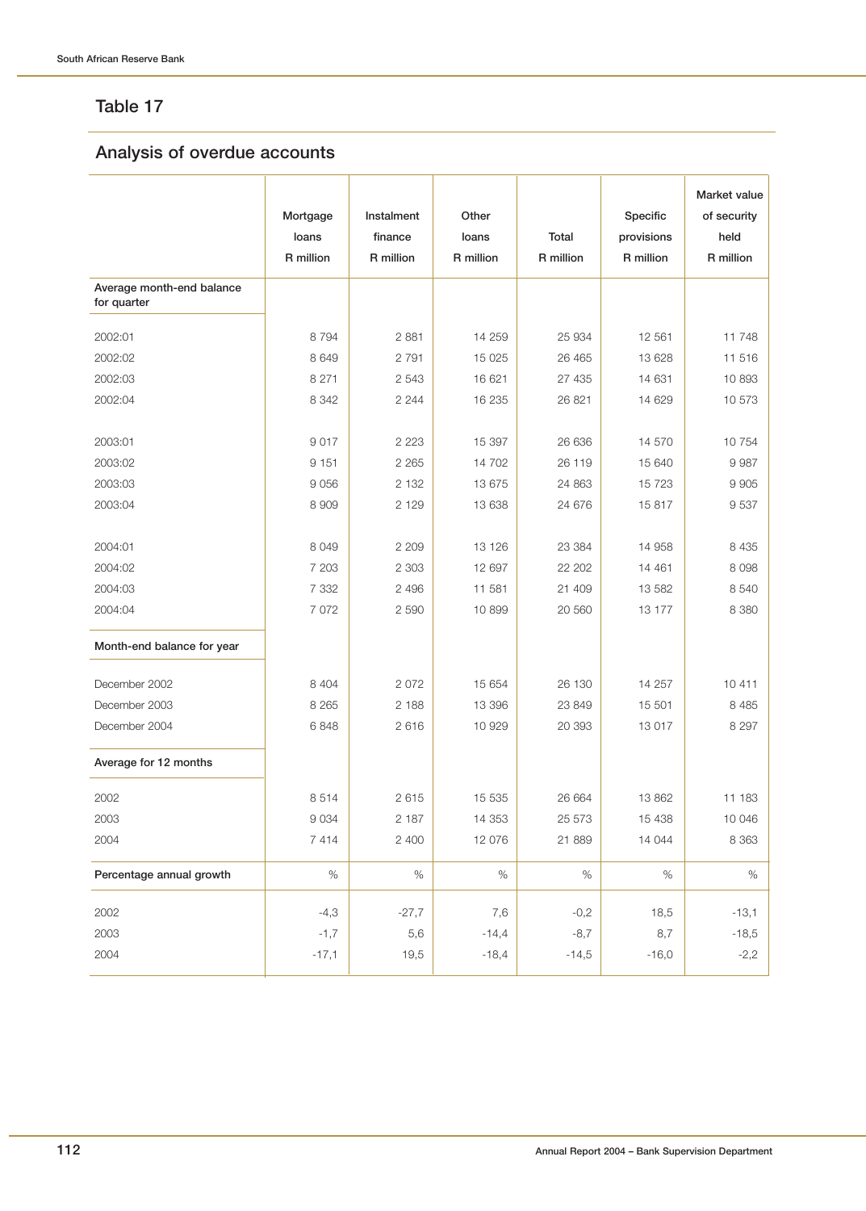## Table 17

### Analysis of overdue accounts

| | Mortgage loans R million | Instalment finance R million | Other loans R million | Total R million | Specific provisions R million | Market value of security held R million |
|---|---|---|---|---|---|---|
| **Average month-end balance for quarter** | | | | | | |
| 2002:01 | 8 794 | 2 881 | 14 259 | 25 934 | 12 561 | 11 748 |
| 2002:02 | 8 649 | 2 791 | 15 025 | 26 465 | 13 628 | 11 516 |
| 2002:03 | 8 271 | 2 543 | 16 621 | 27 435 | 14 631 | 10 893 |
| 2002:04 | 8 342 | 2 244 | 16 235 | 26 821 | 14 629 | 10 573 |
| 2003:01 | 9 017 | 2 223 | 15 397 | 26 636 | 14 570 | 10 754 |
| 2003:02 | 9 151 | 2 265 | 14 702 | 26 119 | 15 640 | 9 987 |
| 2003:03 | 9 056 | 2 132 | 13 675 | 24 863 | 15 723 | 9 905 |
| 2003:04 | 8 909 | 2 129 | 13 638 | 24 676 | 15 817 | 9 537 |
| 2004:01 | 8 049 | 2 209 | 13 126 | 23 384 | 14 958 | 8 435 |
| 2004:02 | 7 203 | 2 303 | 12 697 | 22 202 | 14 461 | 8 098 |
| 2004:03 | 7 332 | 2 496 | 11 581 | 21 409 | 13 582 | 8 540 |
| 2004:04 | 7 072 | 2 590 | 10 899 | 20 560 | 13 177 | 8 380 |
| **Month-end balance for year** | | | | | | |
| December 2002 | 8 404 | 2 072 | 15 654 | 26 130 | 14 257 | 10 411 |
| December 2003 | 8 265 | 2 188 | 13 396 | 23 849 | 15 501 | 8 485 |
| December 2004 | 6 848 | 2 616 | 10 929 | 20 393 | 13 017 | 8 297 |
| **Average for 12 months** | | | | | | |
| 2002 | 8 514 | 2 615 | 15 535 | 26 664 | 13 862 | 11 183 |
| 2003 | 9 034 | 2 187 | 14 353 | 25 573 | 15 438 | 10 046 |
| 2004 | 7 414 | 2 400 | 12 076 | 21 889 | 14 044 | 8 363 |
| **Percentage annual growth** | % | % | % | % | % | % |
| 2002 | -4,3 | -27,7 | 7,6 | -0,2 | 18,5 | -13,1 |
| 2003 | -1,7 | 5,6 | -14,4 | -8,7 | 8,7 | -18,5 |
| 2004 | -17,1 | 19,5 | -18,4 | -14,5 | -16,0 | -2,2 |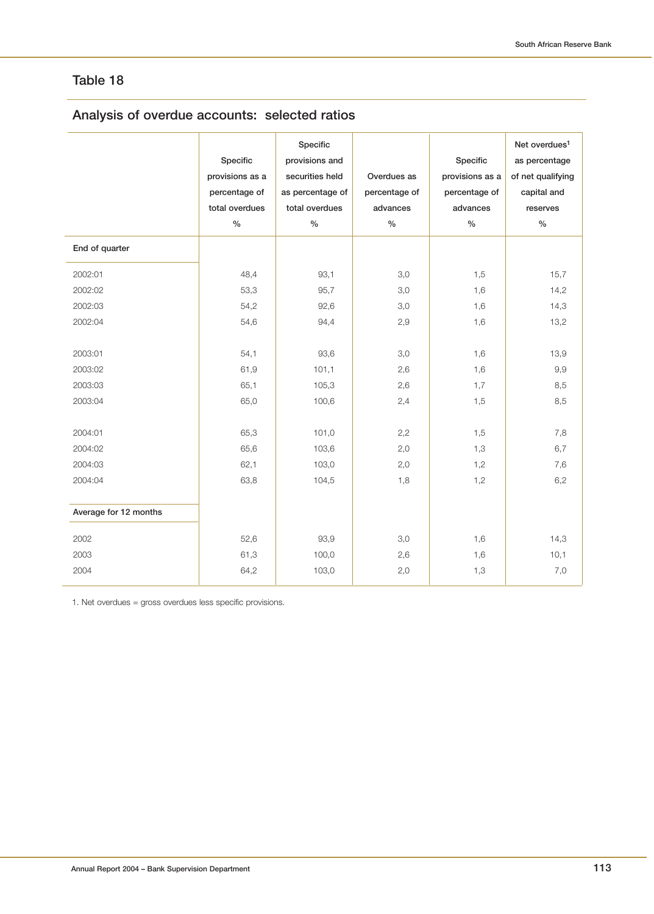## Table 18

## Analysis of overdue accounts: selected ratios

| | Specific provisions as a percentage of total overdues % | Specific provisions and securities held as percentage of total overdues % | Overdues as percentage of advances % | Specific provisions as a percentage of advances % | Net overdues[1] as percentage of net qualifying capital and reserves % |
|---|---|---|---|---|---|
| **End of quarter** | | | | | |
| 2002:01 | 48,4 | 93,1 | 3,0 | 1,5 | 15,7 |
| 2002:02 | 53,3 | 95,7 | 3,0 | 1,6 | 14,2 |
| 2002:03 | 54,2 | 92,6 | 3,0 | 1,6 | 14,3 |
| 2002:04 | 54,6 | 94,4 | 2,9 | 1,6 | 13,2 |
| 2003:01 | 54,1 | 93,6 | 3,0 | 1,6 | 13,9 |
| 2003:02 | 61,9 | 101,1 | 2,6 | 1,6 | 9,9 |
| 2003:03 | 65,1 | 105,3 | 2,6 | 1,7 | 8,5 |
| 2003:04 | 65,0 | 100,6 | 2,4 | 1,5 | 8,5 |
| 2004:01 | 65,3 | 101,0 | 2,2 | 1,5 | 7,8 |
| 2004:02 | 65,6 | 103,6 | 2,0 | 1,3 | 6,7 |
| 2004:03 | 62,1 | 103,0 | 2,0 | 1,2 | 7,6 |
| 2004:04 | 63,8 | 104,5 | 1,8 | 1,2 | 6,2 |
| **Average for 12 months** | | | | | |
| 2002 | 52,6 | 93,9 | 3,0 | 1,6 | 14,3 |
| 2003 | 61,3 | 100,0 | 2,6 | 1,6 | 10,1 |
| 2004 | 64,2 | 103,0 | 2,0 | 1,3 | 7,0 |

1. Net overdues = gross overdues less specific provisions.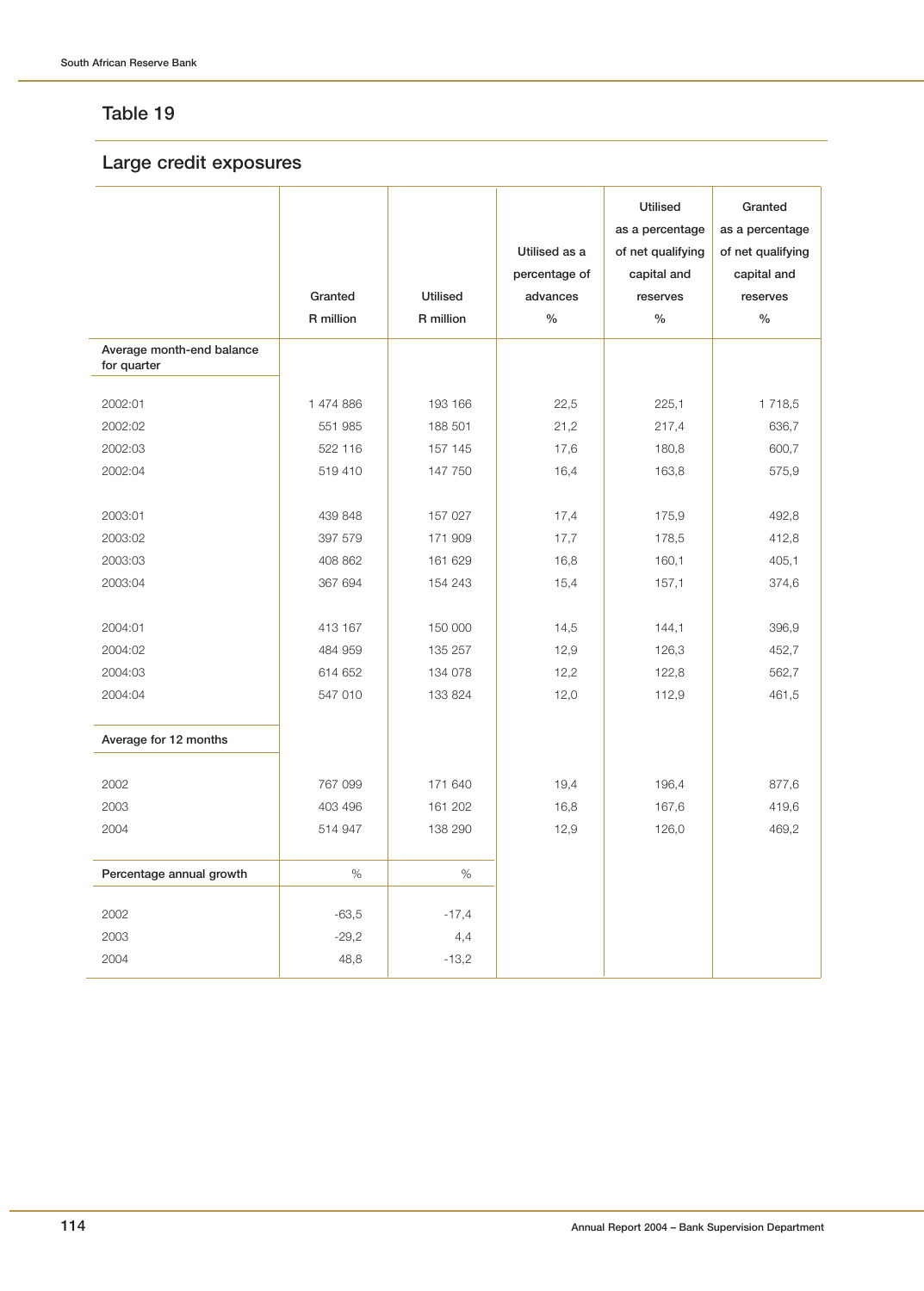## Table 19

### Large credit exposures

| | Granted R million | Utilised R million | Utilised as a percentage of advances % | Utilised as a percentage of net qualifying capital and reserves % | Granted as a percentage of net qualifying capital and reserves % |
|---|---|---|---|---|---|
| **Average month-end balance for quarter** | | | | | |
| 2002:01 | 1 474 886 | 193 166 | 22,5 | 225,1 | 1 718,5 |
| 2002:02 | 551 985 | 188 501 | 21,2 | 217,4 | 636,7 |
| 2002:03 | 522 116 | 157 145 | 17,6 | 180,8 | 600,7 |
| 2002:04 | 519 410 | 147 750 | 16,4 | 163,8 | 575,9 |
| 2003:01 | 439 848 | 157 027 | 17,4 | 175,9 | 492,8 |
| 2003:02 | 397 579 | 171 909 | 17,7 | 178,5 | 412,8 |
| 2003:03 | 408 862 | 161 629 | 16,8 | 160,1 | 405,1 |
| 2003:04 | 367 694 | 154 243 | 15,4 | 157,1 | 374,6 |
| 2004:01 | 413 167 | 150 000 | 14,5 | 144,1 | 396,9 |
| 2004:02 | 484 959 | 135 257 | 12,9 | 126,3 | 452,7 |
| 2004:03 | 614 652 | 134 078 | 12,2 | 122,8 | 562,7 |
| 2004:04 | 547 010 | 133 824 | 12,0 | 112,9 | 461,5 |
| **Average for 12 months** | | | | | |
| 2002 | 767 099 | 171 640 | 19,4 | 196,4 | 877,6 |
| 2003 | 403 496 | 161 202 | 16,8 | 167,6 | 419,6 |
| 2004 | 514 947 | 138 290 | 12,9 | 126,0 | 469,2 |
| **Percentage annual growth** | % | % | | | |
| 2002 | -63,5 | -17,4 | | | |
| 2003 | -29,2 | 4,4 | | | |
| 2004 | 48,8 | -13,2 | | | |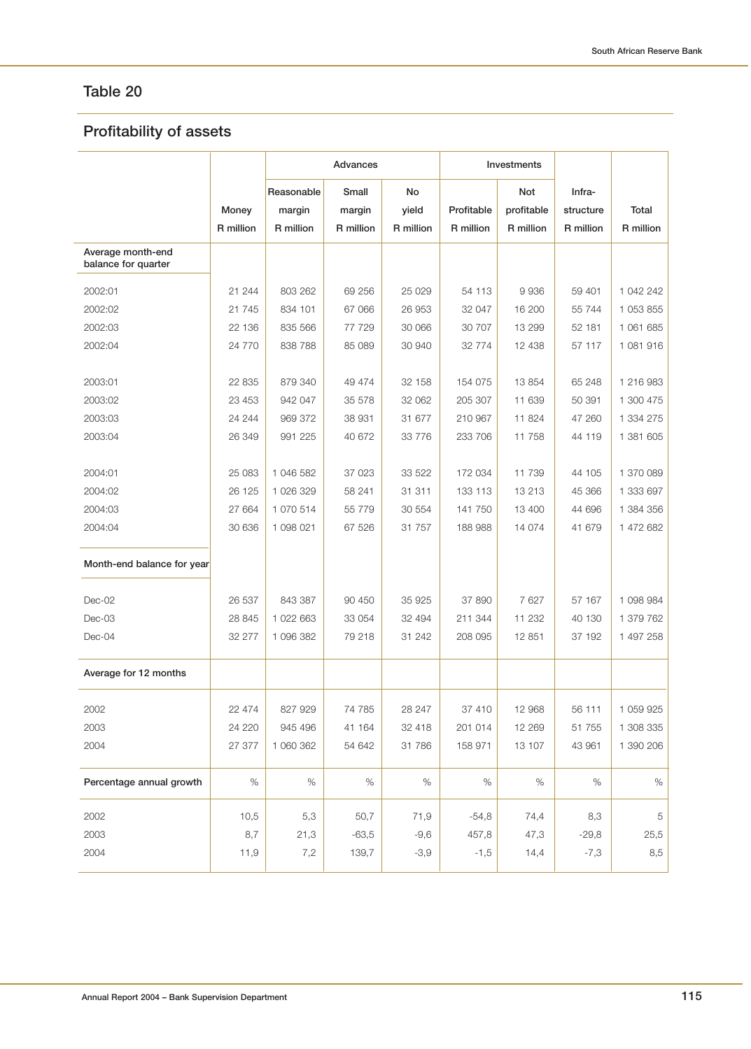## Table 20

## Profitability of assets

| | Money | Advances | | | Investments | | Infra-structure | Total |
|---|---|---|---|---|---|---|---|---|
| | | Reasonable margin | Small margin | No yield | Profitable | Not profitable | | |
| | R million | R million | R million | R million | R million | R million | R million | R million |
| **Average month-end balance for quarter** | | | | | | | | |
| 2002:01 | 21 244 | 803 262 | 69 256 | 25 029 | 54 113 | 9 936 | 59 401 | 1 042 242 |
| 2002:02 | 21 745 | 834 101 | 67 066 | 26 953 | 32 047 | 16 200 | 55 744 | 1 053 855 |
| 2002:03 | 22 136 | 835 566 | 77 729 | 30 066 | 30 707 | 13 299 | 52 181 | 1 061 685 |
| 2002:04 | 24 770 | 838 788 | 85 089 | 30 940 | 32 774 | 12 438 | 57 117 | 1 081 916 |
| 2003:01 | 22 835 | 879 340 | 49 474 | 32 158 | 154 075 | 13 854 | 65 248 | 1 216 983 |
| 2003:02 | 23 453 | 942 047 | 35 578 | 32 062 | 205 307 | 11 639 | 50 391 | 1 300 475 |
| 2003:03 | 24 244 | 969 372 | 38 931 | 31 677 | 210 967 | 11 824 | 47 260 | 1 334 275 |
| 2003:04 | 26 349 | 991 225 | 40 672 | 33 776 | 233 706 | 11 758 | 44 119 | 1 381 605 |
| 2004:01 | 25 083 | 1 046 582 | 37 023 | 33 522 | 172 034 | 11 739 | 44 105 | 1 370 089 |
| 2004:02 | 26 125 | 1 026 329 | 58 241 | 31 311 | 133 113 | 13 213 | 45 366 | 1 333 697 |
| 2004:03 | 27 664 | 1 070 514 | 55 779 | 30 554 | 141 750 | 13 400 | 44 696 | 1 384 356 |
| 2004:04 | 30 636 | 1 098 021 | 67 526 | 31 757 | 188 988 | 14 074 | 41 679 | 1 472 682 |
| **Month-end balance for year** | | | | | | | | |
| Dec-02 | 26 537 | 843 387 | 90 450 | 35 925 | 37 890 | 7 627 | 57 167 | 1 098 984 |
| Dec-03 | 28 845 | 1 022 663 | 33 054 | 32 494 | 211 344 | 11 232 | 40 130 | 1 379 762 |
| Dec-04 | 32 277 | 1 096 382 | 79 218 | 31 242 | 208 095 | 12 851 | 37 192 | 1 497 258 |
| **Average for 12 months** | | | | | | | | |
| 2002 | 22 474 | 827 929 | 74 785 | 28 247 | 37 410 | 12 968 | 56 111 | 1 059 925 |
| 2003 | 24 220 | 945 496 | 41 164 | 32 418 | 201 014 | 12 269 | 51 755 | 1 308 335 |
| 2004 | 27 377 | 1 060 362 | 54 642 | 31 786 | 158 971 | 13 107 | 43 961 | 1 390 206 |
| **Percentage annual growth** | % | % | % | % | % | % | % | % |
| 2002 | 10,5 | 5,3 | 50,7 | 71,9 | -54,8 | 74,4 | 8,3 | 5 |
| 2003 | 8,7 | 21,3 | -63,5 | -9,6 | 457,8 | 47,3 | -29,8 | 25,5 |
| 2004 | 11,9 | 7,2 | 139,7 | -3,9 | -1,5 | 14,4 | -7,3 | 8,5 |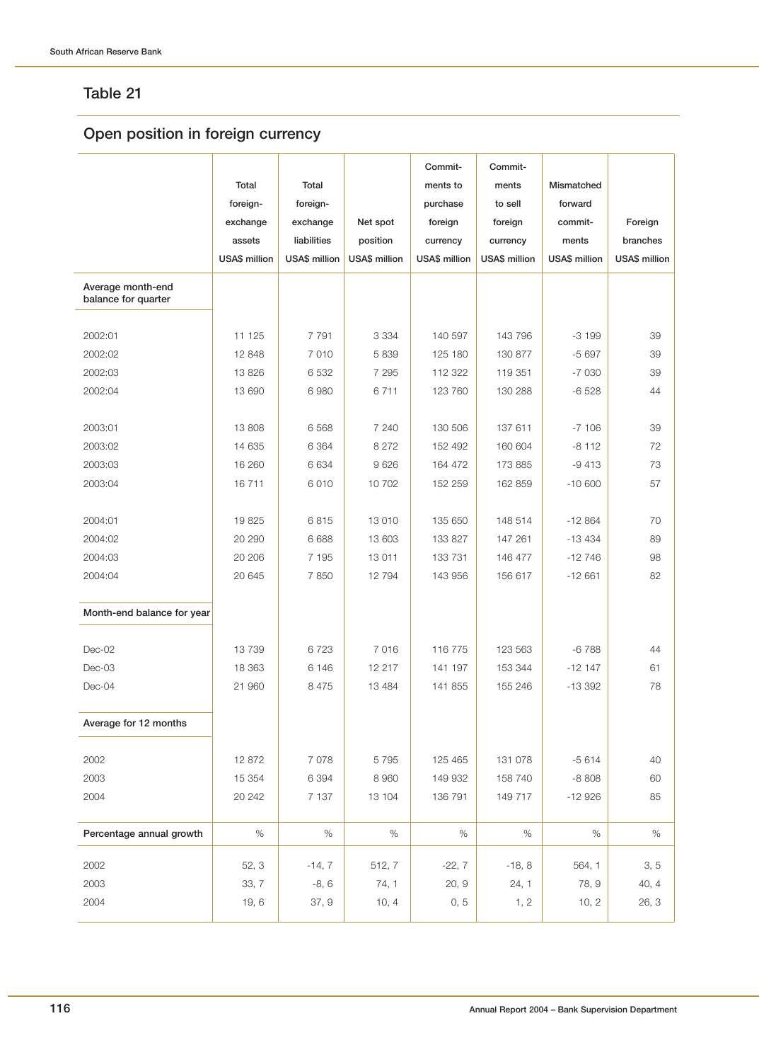## Table 21

## Open position in foreign currency

| | Total foreign-exchange assets USA$ million | Total foreign-exchange liabilities USA$ million | Net spot position USA$ million | Commit-ments to purchase foreign currency USA$ million | Commit-ments to sell foreign currency USA$ million | Mismatched forward commit-ments USA$ million | Foreign branches USA$ million |
|---|---|---|---|---|---|---|---|
| **Average month-end balance for quarter** | | | | | | | |
| 2002:01 | 11 125 | 7 791 | 3 334 | 140 597 | 143 796 | -3 199 | 39 |
| 2002:02 | 12 848 | 7 010 | 5 839 | 125 180 | 130 877 | -5 697 | 39 |
| 2002:03 | 13 826 | 6 532 | 7 295 | 112 322 | 119 351 | -7 030 | 39 |
| 2002:04 | 13 690 | 6 980 | 6 711 | 123 760 | 130 288 | -6 528 | 44 |
| 2003:01 | 13 808 | 6 568 | 7 240 | 130 506 | 137 611 | -7 106 | 39 |
| 2003:02 | 14 635 | 6 364 | 8 272 | 152 492 | 160 604 | -8 112 | 72 |
| 2003:03 | 16 260 | 6 634 | 9 626 | 164 472 | 173 885 | -9 413 | 73 |
| 2003:04 | 16 711 | 6 010 | 10 702 | 152 259 | 162 859 | -10 600 | 57 |
| 2004:01 | 19 825 | 6 815 | 13 010 | 135 650 | 148 514 | -12 864 | 70 |
| 2004:02 | 20 290 | 6 688 | 13 603 | 133 827 | 147 261 | -13 434 | 89 |
| 2004:03 | 20 206 | 7 195 | 13 011 | 133 731 | 146 477 | -12 746 | 98 |
| 2004:04 | 20 645 | 7 850 | 12 794 | 143 956 | 156 617 | -12 661 | 82 |
| **Month-end balance for year** | | | | | | | |
| Dec-02 | 13 739 | 6 723 | 7 016 | 116 775 | 123 563 | -6 788 | 44 |
| Dec-03 | 18 363 | 6 146 | 12 217 | 141 197 | 153 344 | -12 147 | 61 |
| Dec-04 | 21 960 | 8 475 | 13 484 | 141 855 | 155 246 | -13 392 | 78 |
| **Average for 12 months** | | | | | | | |
| 2002 | 12 872 | 7 078 | 5 795 | 125 465 | 131 078 | -5 614 | 40 |
| 2003 | 15 354 | 6 394 | 8 960 | 149 932 | 158 740 | -8 808 | 60 |
| 2004 | 20 242 | 7 137 | 13 104 | 136 791 | 149 717 | -12 926 | 85 |
| **Percentage annual growth** | % | % | % | % | % | % | % |
| 2002 | 52, 3 | -14, 7 | 512, 7 | -22, 7 | -18, 8 | 564, 1 | 3, 5 |
| 2003 | 33, 7 | -8, 6 | 74, 1 | 20, 9 | 24, 1 | 78, 9 | 40, 4 |
| 2004 | 19, 6 | 37, 9 | 10, 4 | 0, 5 | 1, 2 | 10, 2 | 26, 3 |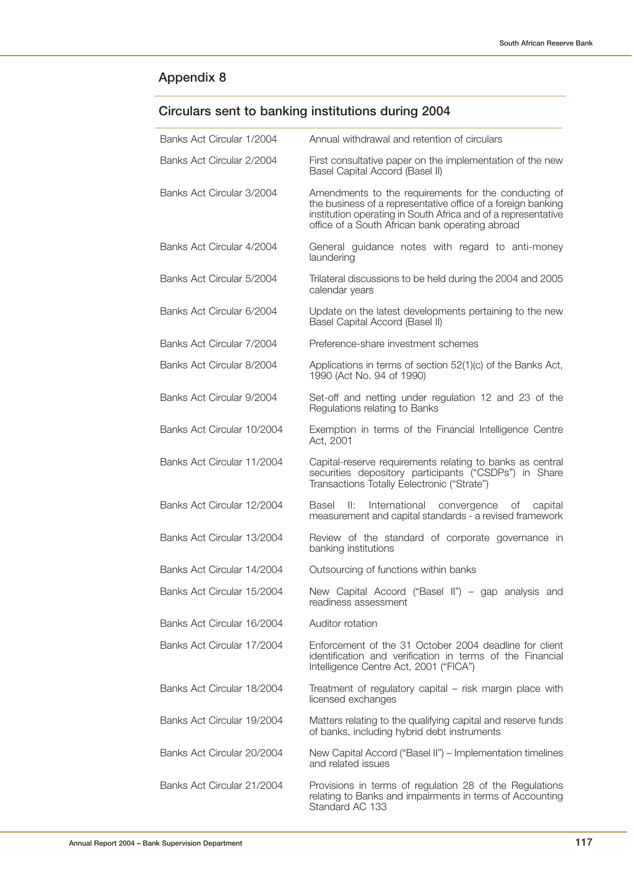## Appendix 8

### Circulars sent to banking institutions during 2004

| | |
|---|---|
| Banks Act Circular 1/2004 | Annual withdrawal and retention of circulars |
| Banks Act Circular 2/2004 | First consultative paper on the implementation of the new Basel Capital Accord (Basel II) |
| Banks Act Circular 3/2004 | Amendments to the requirements for the conducting of the business of a representative office of a foreign banking institution operating in South Africa and of a representative office of a South African bank operating abroad |
| Banks Act Circular 4/2004 | General guidance notes with regard to anti-money laundering |
| Banks Act Circular 5/2004 | Trilateral discussions to be held during the 2004 and 2005 calendar years |
| Banks Act Circular 6/2004 | Update on the latest developments pertaining to the new Basel Capital Accord (Basel II) |
| Banks Act Circular 7/2004 | Preference-share investment schemes |
| Banks Act Circular 8/2004 | Applications in terms of section 52(1)(c) of the Banks Act, 1990 (Act No. 94 of 1990) |
| Banks Act Circular 9/2004 | Set-off and netting under regulation 12 and 23 of the Regulations relating to Banks |
| Banks Act Circular 10/2004 | Exemption in terms of the Financial Intelligence Centre Act, 2001 |
| Banks Act Circular 11/2004 | Capital-reserve requirements relating to banks as central securities depository participants ("CSDPs") in Share Transactions Totally Eelectronic ("Strate") |
| Banks Act Circular 12/2004 | Basel II: International convergence of capital measurement and capital standards - a revised framework |
| Banks Act Circular 13/2004 | Review of the standard of corporate governance in banking institutions |
| Banks Act Circular 14/2004 | Outsourcing of functions within banks |
| Banks Act Circular 15/2004 | New Capital Accord ("Basel II") – gap analysis and readiness assessment |
| Banks Act Circular 16/2004 | Auditor rotation |
| Banks Act Circular 17/2004 | Enforcement of the 31 October 2004 deadline for client identification and verification in terms of the Financial Intelligence Centre Act, 2001 ("FICA") |
| Banks Act Circular 18/2004 | Treatment of regulatory capital – risk margin place with licensed exchanges |
| Banks Act Circular 19/2004 | Matters relating to the qualifying capital and reserve funds of banks, including hybrid debt instruments |
| Banks Act Circular 20/2004 | New Capital Accord ("Basel II") – Implementation timelines and related issues |
| Banks Act Circular 21/2004 | Provisions in terms of regulation 28 of the Regulations relating to Banks and impairments in terms of Accounting Standard AC 133 |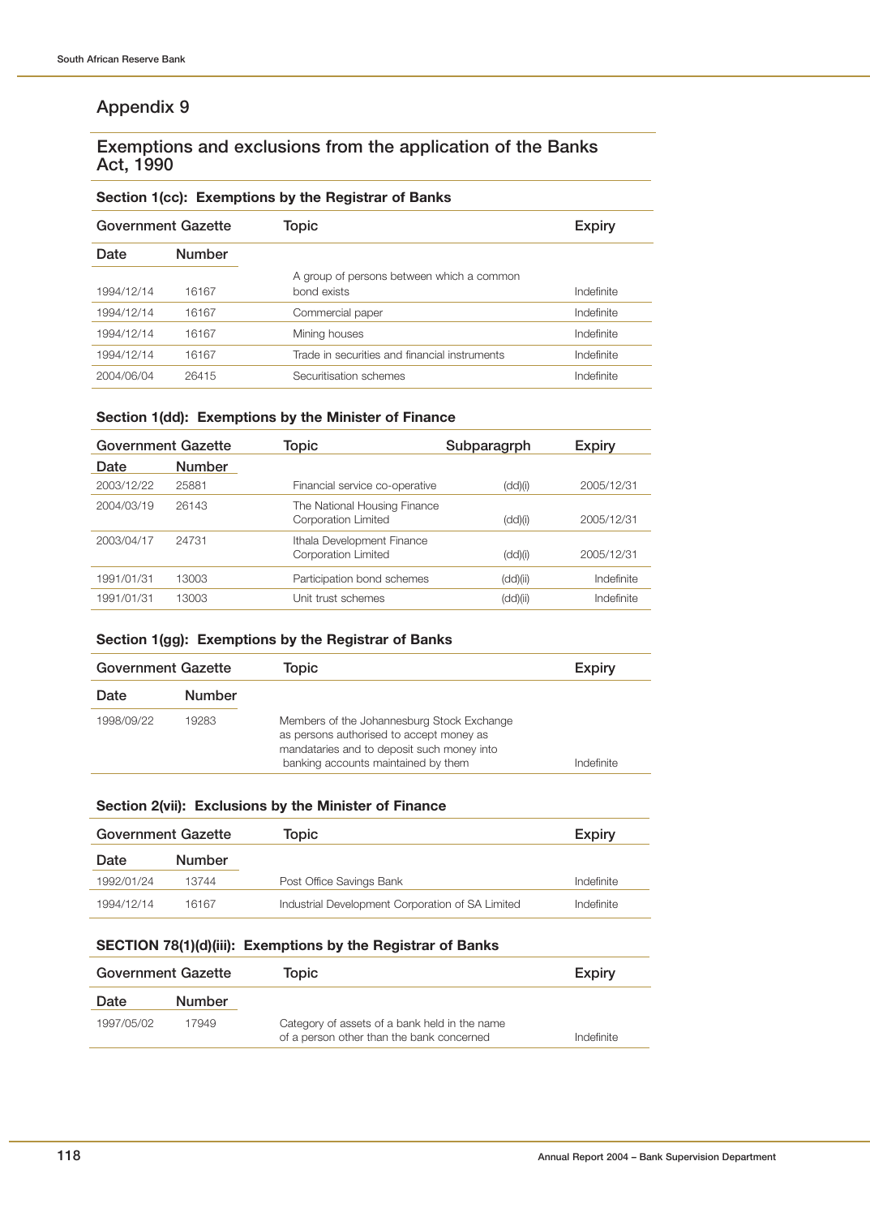# Appendix 9

## Exemptions and exclusions from the application of the Banks Act, 1990

### Section 1(cc): Exemptions by the Registrar of Banks

| Government Gazette | | Topic | Expiry |
|---|---|---|---|
| Date | Number | | |
| 1994/12/14 | 16167 | A group of persons between which a common bond exists | Indefinite |
| 1994/12/14 | 16167 | Commercial paper | Indefinite |
| 1994/12/14 | 16167 | Mining houses | Indefinite |
| 1994/12/14 | 16167 | Trade in securities and financial instruments | Indefinite |
| 2004/06/04 | 26415 | Securitisation schemes | Indefinite |

### Section 1(dd): Exemptions by the Minister of Finance

| Government Gazette | | Topic | Subparagrph | Expiry |
|---|---|---|---|---|
| Date | Number | | | |
| 2003/12/22 | 25881 | Financial service co-operative | (dd)(i) | 2005/12/31 |
| 2004/03/19 | 26143 | The National Housing Finance Corporation Limited | (dd)(i) | 2005/12/31 |
| 2003/04/17 | 24731 | Ithala Development Finance Corporation Limited | (dd)(i) | 2005/12/31 |
| 1991/01/31 | 13003 | Participation bond schemes | (dd)(ii) | Indefinite |
| 1991/01/31 | 13003 | Unit trust schemes | (dd)(ii) | Indefinite |

### Section 1(gg): Exemptions by the Registrar of Banks

| Government Gazette | | Topic | Expiry |
|---|---|---|---|
| Date | Number | | |
| 1998/09/22 | 19283 | Members of the Johannesburg Stock Exchange as persons authorised to accept money as mandataries and to deposit such money into banking accounts maintained by them | Indefinite |

### Section 2(vii): Exclusions by the Minister of Finance

| Government Gazette | | Topic | Expiry |
|---|---|---|---|
| Date | Number | | |
| 1992/01/24 | 13744 | Post Office Savings Bank | Indefinite |
| 1994/12/14 | 16167 | Industrial Development Corporation of SA Limited | Indefinite |

### SECTION 78(1)(d)(iii): Exemptions by the Registrar of Banks

| Government Gazette | | Topic | Expiry |
|---|---|---|---|
| Date | Number | | |
| 1997/05/02 | 17949 | Category of assets of a bank held in the name of a person other than the bank concerned | Indefinite |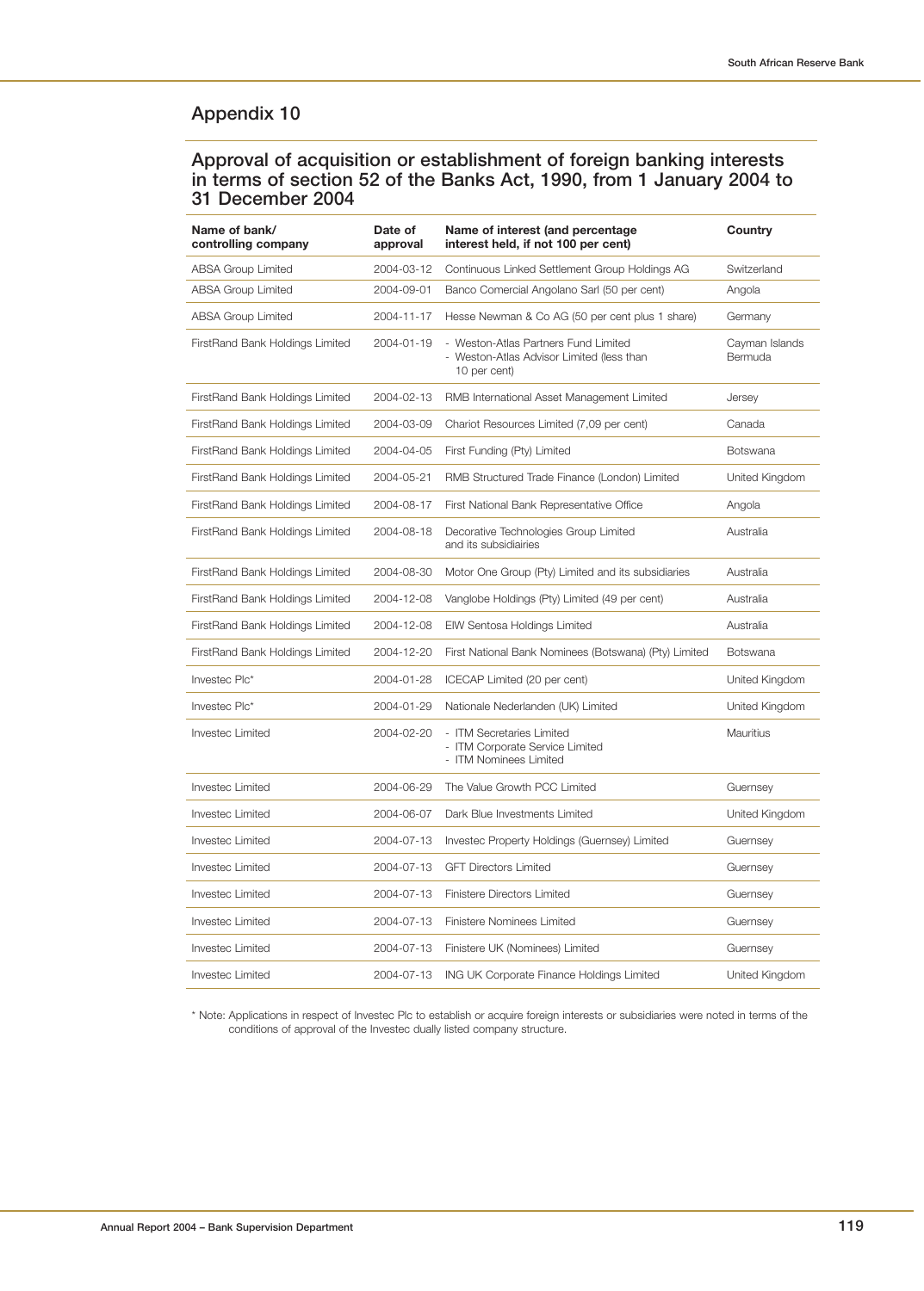## Appendix 10

### Approval of acquisition or establishment of foreign banking interests in terms of section 52 of the Banks Act, 1990, from 1 January 2004 to 31 December 2004

| Name of bank/ controlling company | Date of approval | Name of interest (and percentage interest held, if not 100 per cent) | Country |
|---|---|---|---|
| ABSA Group Limited | 2004-03-12 | Continuous Linked Settlement Group Holdings AG | Switzerland |
| ABSA Group Limited | 2004-09-01 | Banco Comercial Angolano Sarl (50 per cent) | Angola |
| ABSA Group Limited | 2004-11-17 | Hesse Newman & Co AG (50 per cent plus 1 share) | Germany |
| FirstRand Bank Holdings Limited | 2004-01-19 | - Weston-Atlas Partners Fund Limited<br>- Weston-Atlas Advisor Limited (less than 10 per cent) | Cayman Islands<br>Bermuda |
| FirstRand Bank Holdings Limited | 2004-02-13 | RMB International Asset Management Limited | Jersey |
| FirstRand Bank Holdings Limited | 2004-03-09 | Chariot Resources Limited (7,09 per cent) | Canada |
| FirstRand Bank Holdings Limited | 2004-04-05 | First Funding (Pty) Limited | Botswana |
| FirstRand Bank Holdings Limited | 2004-05-21 | RMB Structured Trade Finance (London) Limited | United Kingdom |
| FirstRand Bank Holdings Limited | 2004-08-17 | First National Bank Representative Office | Angola |
| FirstRand Bank Holdings Limited | 2004-08-18 | Decorative Technologies Group Limited and its subsidiairies | Australia |
| FirstRand Bank Holdings Limited | 2004-08-30 | Motor One Group (Pty) Limited and its subsidiaries | Australia |
| FirstRand Bank Holdings Limited | 2004-12-08 | Vanglobe Holdings (Pty) Limited (49 per cent) | Australia |
| FirstRand Bank Holdings Limited | 2004-12-08 | EIW Sentosa Holdings Limited | Australia |
| FirstRand Bank Holdings Limited | 2004-12-20 | First National Bank Nominees (Botswana) (Pty) Limited | Botswana |
| Investec Plc* | 2004-01-28 | ICECAP Limited (20 per cent) | United Kingdom |
| Investec Plc* | 2004-01-29 | Nationale Nederlanden (UK) Limited | United Kingdom |
| Investec Limited | 2004-02-20 | - ITM Secretaries Limited<br>- ITM Corporate Service Limited<br>- ITM Nominees Limited | Mauritius |
| Investec Limited | 2004-06-29 | The Value Growth PCC Limited | Guernsey |
| Investec Limited | 2004-06-07 | Dark Blue Investments Limited | United Kingdom |
| Investec Limited | 2004-07-13 | Investec Property Holdings (Guernsey) Limited | Guernsey |
| Investec Limited | 2004-07-13 | GFT Directors Limited | Guernsey |
| Investec Limited | 2004-07-13 | Finistere Directors Limited | Guernsey |
| Investec Limited | 2004-07-13 | Finistere Nominees Limited | Guernsey |
| Investec Limited | 2004-07-13 | Finistere UK (Nominees) Limited | Guernsey |
| Investec Limited | 2004-07-13 | ING UK Corporate Finance Holdings Limited | United Kingdom |

* Note: Applications in respect of Investec Plc to establish or acquire foreign interests or subsidiaries were noted in terms of the conditions of approval of the Investec dually listed company structure.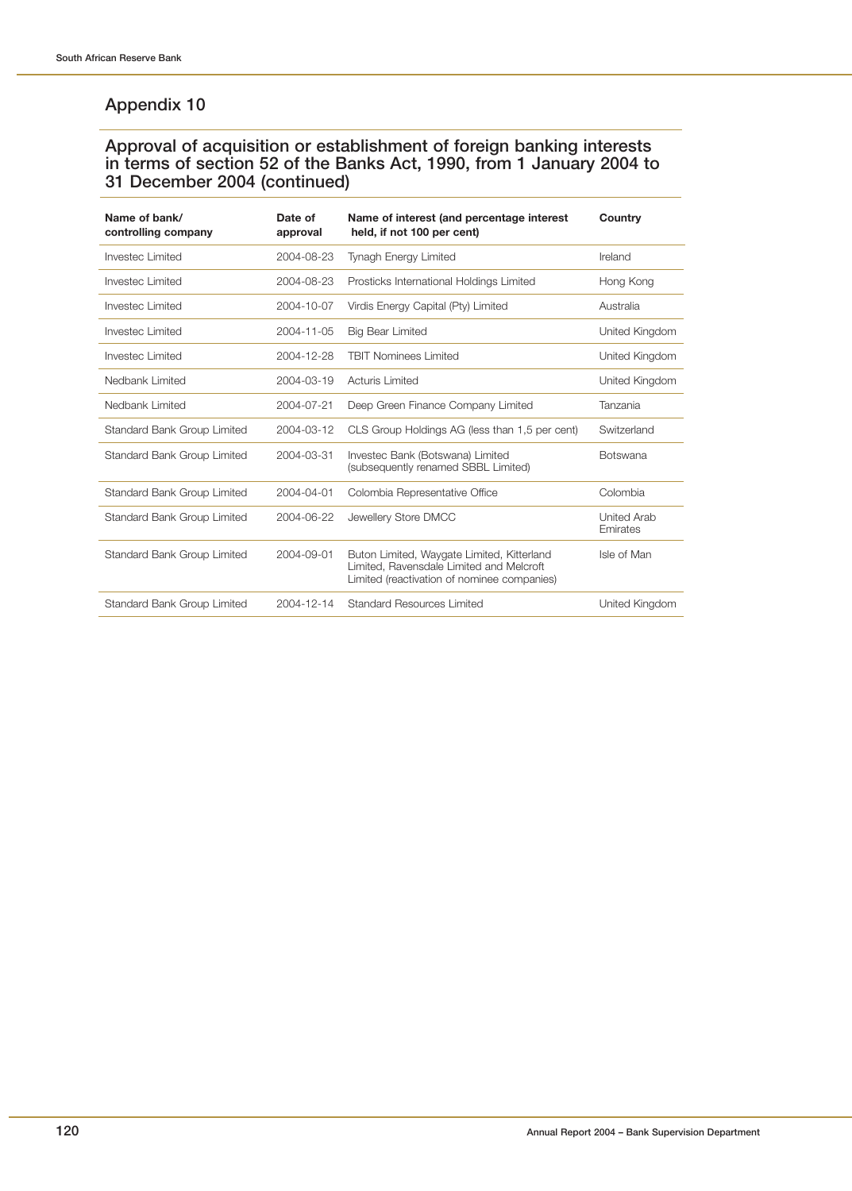## Appendix 10

### Approval of acquisition or establishment of foreign banking interests in terms of section 52 of the Banks Act, 1990, from 1 January 2004 to 31 December 2004 (continued)

| Name of bank/ controlling company | Date of approval | Name of interest (and percentage interest held, if not 100 per cent) | Country |
|---|---|---|---|
| Investec Limited | 2004-08-23 | Tynagh Energy Limited | Ireland |
| Investec Limited | 2004-08-23 | Prosticks International Holdings Limited | Hong Kong |
| Investec Limited | 2004-10-07 | Virdis Energy Capital (Pty) Limited | Australia |
| Investec Limited | 2004-11-05 | Big Bear Limited | United Kingdom |
| Investec Limited | 2004-12-28 | TBIT Nominees Limited | United Kingdom |
| Nedbank Limited | 2004-03-19 | Acturis Limited | United Kingdom |
| Nedbank Limited | 2004-07-21 | Deep Green Finance Company Limited | Tanzania |
| Standard Bank Group Limited | 2004-03-12 | CLS Group Holdings AG (less than 1,5 per cent) | Switzerland |
| Standard Bank Group Limited | 2004-03-31 | Investec Bank (Botswana) Limited (subsequently renamed SBBL Limited) | Botswana |
| Standard Bank Group Limited | 2004-04-01 | Colombia Representative Office | Colombia |
| Standard Bank Group Limited | 2004-06-22 | Jewellery Store DMCC | United Arab Emirates |
| Standard Bank Group Limited | 2004-09-01 | Buton Limited, Waygate Limited, Kitterland Limited, Ravensdale Limited and Melcroft Limited (reactivation of nominee companies) | Isle of Man |
| Standard Bank Group Limited | 2004-12-14 | Standard Resources Limited | United Kingdom |